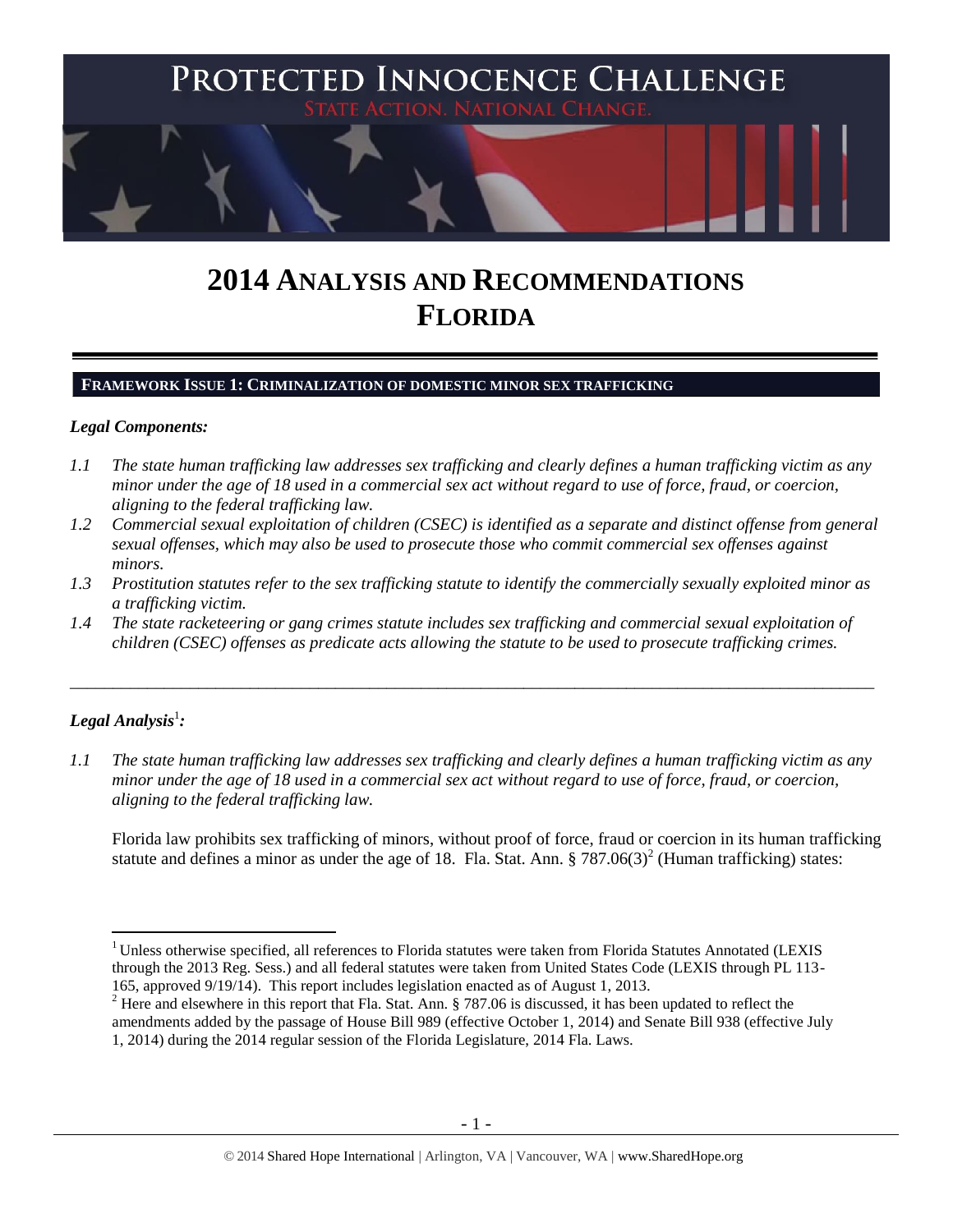# PROTECTED INNOCENCE CHALLENGE

STATE ACTION. NATIONAL CHANGE.

# 2014 ANALYSIS AND RECOMMENDATIONS FLORIDA

## FRAMEWORK ISSUE 1: CRIMINALIZATION OF DOMESTIC MINOR SEX TRAFFICKING

### *Legal Components:*

*1.1 The state human trafficking law addresses sex trafficking and clearly defines a human trafficking victim as any minor under the age of 18 used in a commercial sex act without regard to use of force, fraud, or coercion, aligning to the federal trafficking law.*

*1.2 Commercial sexual exploitation of children (CSEC) is identified as a separate and distinct offense from general sexual offenses, which may also be used to prosecute those who commit commercial sex offenses against minors.*

*1.3 Prostitution statutes refer to the sex trafficking statute to identify the commercially sexually exploited minor as a trafficking victim.*

*1.4 The state racketeering or gang crimes statute includes sex trafficking and commercial sexual exploitation of children (CSEC) offenses as predicate acts allowing the statute to be used to prosecute trafficking crimes.*

---

### *Legal Analysis*[1]*:*

*1.1 The state human trafficking law addresses sex trafficking and clearly defines a human trafficking victim as any minor under the age of 18 used in a commercial sex act without regard to use of force, fraud, or coercion, aligning to the federal trafficking law.*

Florida law prohibits sex trafficking of minors, without proof of force, fraud or coercion in its human trafficking statute and defines a minor as under the age of 18. Fla. Stat. Ann. § 787.06(3)[2] (Human trafficking) states:

---

[1] Unless otherwise specified, all references to Florida statutes were taken from Florida Statutes Annotated (LEXIS through the 2013 Reg. Sess.) and all federal statutes were taken from United States Code (LEXIS through PL 113-165, approved 9/19/14). This report includes legislation enacted as of August 1, 2013.

[2] Here and elsewhere in this report that Fla. Stat. Ann. § 787.06 is discussed, it has been updated to reflect the amendments added by the passage of House Bill 989 (effective October 1, 2014) and Senate Bill 938 (effective July 1, 2014) during the 2014 regular session of the Florida Legislature, 2014 Fla. Laws.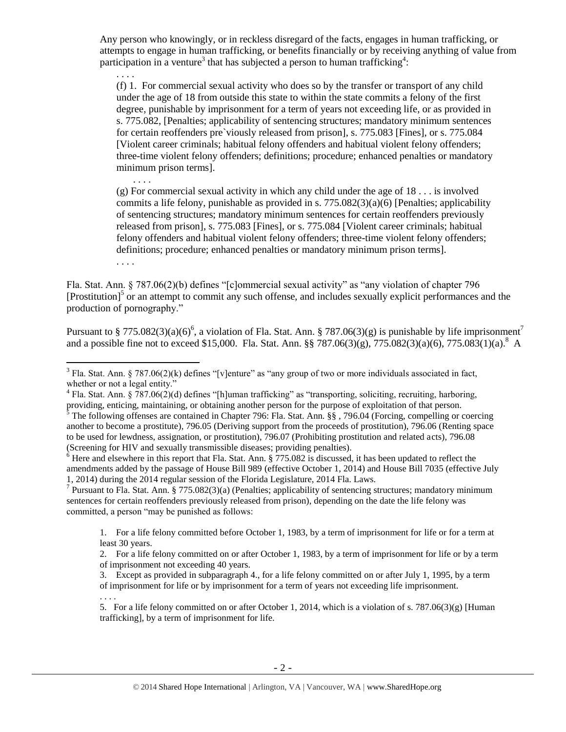Any person who knowingly, or in reckless disregard of the facts, engages in human trafficking, or attempts to engage in human trafficking, or benefits financially or by receiving anything of value from participation in a venture[3] that has subjected a person to human trafficking[4]:

. . . .

(f) 1. For commercial sexual activity who does so by the transfer or transport of any child under the age of 18 from outside this state to within the state commits a felony of the first degree, punishable by imprisonment for a term of years not exceeding life, or as provided in s. 775.082, [Penalties; applicability of sentencing structures; mandatory minimum sentences for certain reoffenders pre`viously released from prison], s. 775.083 [Fines], or s. 775.084 [Violent career criminals; habitual felony offenders and habitual violent felony offenders; three-time violent felony offenders; definitions; procedure; enhanced penalties or mandatory minimum prison terms].

. . . .

(g) For commercial sexual activity in which any child under the age of 18 . . . is involved commits a life felony, punishable as provided in s. 775.082(3)(a)(6) [Penalties; applicability of sentencing structures; mandatory minimum sentences for certain reoffenders previously released from prison], s. 775.083 [Fines], or s. 775.084 [Violent career criminals; habitual felony offenders and habitual violent felony offenders; three-time violent felony offenders; definitions; procedure; enhanced penalties or mandatory minimum prison terms].

. . . .

Fla. Stat. Ann. § 787.06(2)(b) defines "[c]ommercial sexual activity" as "any violation of chapter 796 [Prostitution][5] or an attempt to commit any such offense, and includes sexually explicit performances and the production of pornography."

Pursuant to § 775.082(3)(a)(6)[6], a violation of Fla. Stat. Ann. § 787.06(3)(g) is punishable by life imprisonment[7] and a possible fine not to exceed $15,000. Fla. Stat. Ann. §§ 787.06(3)(g), 775.082(3)(a)(6), 775.083(1)(a).[8] A

---

[3] Fla. Stat. Ann. § 787.06(2)(k) defines "[v]enture" as "any group of two or more individuals associated in fact, whether or not a legal entity."

[4] Fla. Stat. Ann. § 787.06(2)(d) defines "[h]uman trafficking" as "transporting, soliciting, recruiting, harboring, providing, enticing, maintaining, or obtaining another person for the purpose of exploitation of that person.

[5] The following offenses are contained in Chapter 796: Fla. Stat. Ann. §§ , 796.04 (Forcing, compelling or coercing another to become a prostitute), 796.05 (Deriving support from the proceeds of prostitution), 796.06 (Renting space to be used for lewdness, assignation, or prostitution), 796.07 (Prohibiting prostitution and related acts), 796.08 (Screening for HIV and sexually transmissible diseases; providing penalties).

[6] Here and elsewhere in this report that Fla. Stat. Ann. § 775.082 is discussed, it has been updated to reflect the amendments added by the passage of House Bill 989 (effective October 1, 2014) and House Bill 7035 (effective July 1, 2014) during the 2014 regular session of the Florida Legislature, 2014 Fla. Laws.

[7] Pursuant to Fla. Stat. Ann. § 775.082(3)(a) (Penalties; applicability of sentencing structures; mandatory minimum sentences for certain reoffenders previously released from prison), depending on the date the life felony was committed, a person "may be punished as follows:

1. For a life felony committed before October 1, 1983, by a term of imprisonment for life or for a term at least 30 years.

2. For a life felony committed on or after October 1, 1983, by a term of imprisonment for life or by a term of imprisonment not exceeding 40 years.

3. Except as provided in subparagraph 4., for a life felony committed on or after July 1, 1995, by a term of imprisonment for life or by imprisonment for a term of years not exceeding life imprisonment.

. . . .

5. For a life felony committed on or after October 1, 2014, which is a violation of s. 787.06(3)(g) [Human trafficking], by a term of imprisonment for life.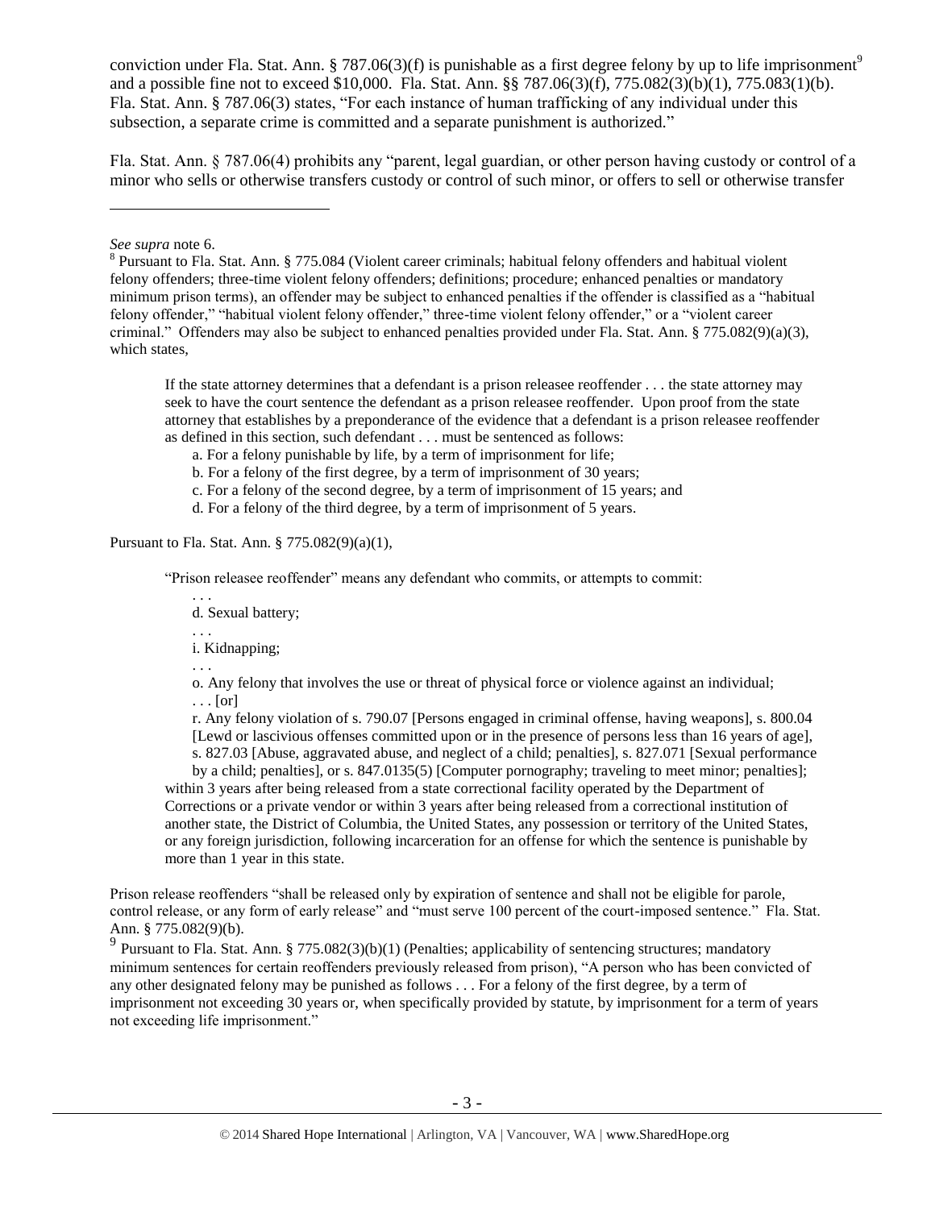conviction under Fla. Stat. Ann. § 787.06(3)(f) is punishable as a first degree felony by up to life imprisonment[9] and a possible fine not to exceed $10,000. Fla. Stat. Ann. §§ 787.06(3)(f), 775.082(3)(b)(1), 775.083(1)(b). Fla. Stat. Ann. § 787.06(3) states, "For each instance of human trafficking of any individual under this subsection, a separate crime is committed and a separate punishment is authorized."

Fla. Stat. Ann. § 787.06(4) prohibits any "parent, legal guardian, or other person having custody or control of a minor who sells or otherwise transfers custody or control of such minor, or offers to sell or otherwise transfer

---

*See supra* note 6.

[8] Pursuant to Fla. Stat. Ann. § 775.084 (Violent career criminals; habitual felony offenders and habitual violent felony offenders; three-time violent felony offenders; definitions; procedure; enhanced penalties or mandatory minimum prison terms), an offender may be subject to enhanced penalties if the offender is classified as a "habitual felony offender," "habitual violent felony offender," three-time violent felony offender," or a "violent career criminal." Offenders may also be subject to enhanced penalties provided under Fla. Stat. Ann. § 775.082(9)(a)(3), which states,

> If the state attorney determines that a defendant is a prison releasee reoffender . . . the state attorney may seek to have the court sentence the defendant as a prison releasee reoffender. Upon proof from the state attorney that establishes by a preponderance of the evidence that a defendant is a prison releasee reoffender as defined in this section, such defendant . . . must be sentenced as follows:
>
> a. For a felony punishable by life, by a term of imprisonment for life;
>
> b. For a felony of the first degree, by a term of imprisonment of 30 years;
>
> c. For a felony of the second degree, by a term of imprisonment of 15 years; and
>
> d. For a felony of the third degree, by a term of imprisonment of 5 years.

Pursuant to Fla. Stat. Ann. § 775.082(9)(a)(1),

> "Prison releasee reoffender" means any defendant who commits, or attempts to commit:
>
> . . .
>
> d. Sexual battery;
>
> . . .
>
> i. Kidnapping;
>
> . . .
>
> o. Any felony that involves the use or threat of physical force or violence against an individual;
>
> . . . [or]
>
> r. Any felony violation of s. 790.07 [Persons engaged in criminal offense, having weapons], s. 800.04 [Lewd or lascivious offenses committed upon or in the presence of persons less than 16 years of age], s. 827.03 [Abuse, aggravated abuse, and neglect of a child; penalties], s. 827.071 [Sexual performance by a child; penalties], or s. 847.0135(5) [Computer pornography; traveling to meet minor; penalties];
>
> within 3 years after being released from a state correctional facility operated by the Department of Corrections or a private vendor or within 3 years after being released from a correctional institution of another state, the District of Columbia, the United States, any possession or territory of the United States, or any foreign jurisdiction, following incarceration for an offense for which the sentence is punishable by more than 1 year in this state.

Prison release reoffenders "shall be released only by expiration of sentence and shall not be eligible for parole, control release, or any form of early release" and "must serve 100 percent of the court-imposed sentence." Fla. Stat. Ann. § 775.082(9)(b).

[9] Pursuant to Fla. Stat. Ann. § 775.082(3)(b)(1) (Penalties; applicability of sentencing structures; mandatory minimum sentences for certain reoffenders previously released from prison), "A person who has been convicted of any other designated felony may be punished as follows . . . For a felony of the first degree, by a term of imprisonment not exceeding 30 years or, when specifically provided by statute, by imprisonment for a term of years not exceeding life imprisonment."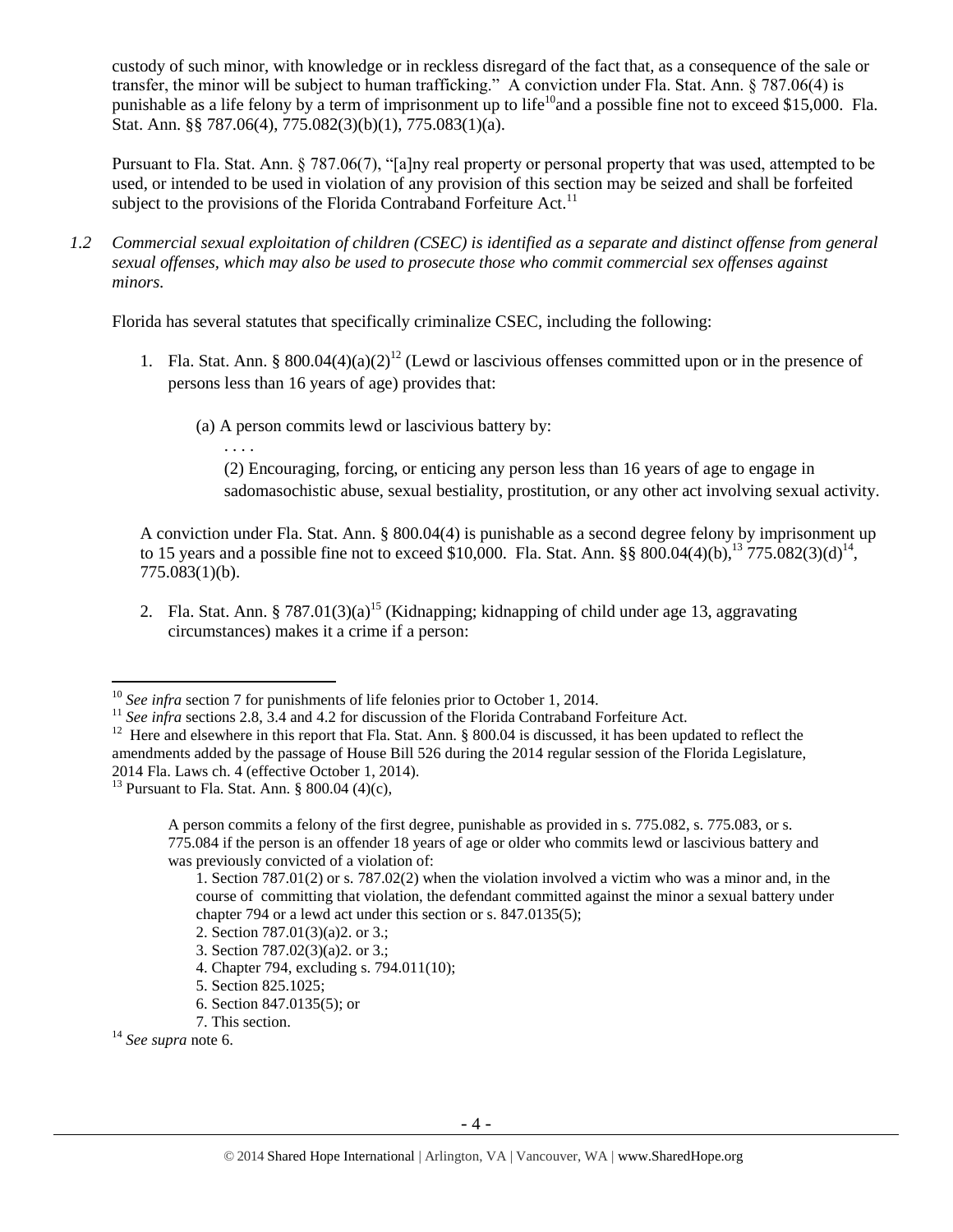custody of such minor, with knowledge or in reckless disregard of the fact that, as a consequence of the sale or transfer, the minor will be subject to human trafficking." A conviction under Fla. Stat. Ann. § 787.06(4) is punishable as a life felony by a term of imprisonment up to life[10] and a possible fine not to exceed $15,000. Fla. Stat. Ann. §§ 787.06(4), 775.082(3)(b)(1), 775.083(1)(a).

Pursuant to Fla. Stat. Ann. § 787.06(7), "[a]ny real property or personal property that was used, attempted to be used, or intended to be used in violation of any provision of this section may be seized and shall be forfeited subject to the provisions of the Florida Contraband Forfeiture Act.[11]

*1.2 Commercial sexual exploitation of children (CSEC) is identified as a separate and distinct offense from general sexual offenses, which may also be used to prosecute those who commit commercial sex offenses against minors.*

Florida has several statutes that specifically criminalize CSEC, including the following:

1. Fla. Stat. Ann. § 800.04(4)(a)(2)[12] (Lewd or lascivious offenses committed upon or in the presence of persons less than 16 years of age) provides that:

   (a) A person commits lewd or lascivious battery by:

   . . . .

   (2) Encouraging, forcing, or enticing any person less than 16 years of age to engage in sadomasochistic abuse, sexual bestiality, prostitution, or any other act involving sexual activity.

   A conviction under Fla. Stat. Ann. § 800.04(4) is punishable as a second degree felony by imprisonment up to 15 years and a possible fine not to exceed $10,000. Fla. Stat. Ann. §§ 800.04(4)(b),[13] 775.082(3)(d)[14], 775.083(1)(b).

2. Fla. Stat. Ann. § 787.01(3)(a)[15] (Kidnapping; kidnapping of child under age 13, aggravating circumstances) makes it a crime if a person:

---

[10] *See infra* section 7 for punishments of life felonies prior to October 1, 2014.

[11] *See infra* sections 2.8, 3.4 and 4.2 for discussion of the Florida Contraband Forfeiture Act.

[12] Here and elsewhere in this report that Fla. Stat. Ann. § 800.04 is discussed, it has been updated to reflect the amendments added by the passage of House Bill 526 during the 2014 regular session of the Florida Legislature, 2014 Fla. Laws ch. 4 (effective October 1, 2014).

[13] Pursuant to Fla. Stat. Ann. § 800.04 (4)(c),

> A person commits a felony of the first degree, punishable as provided in s. 775.082, s. 775.083, or s. 775.084 if the person is an offender 18 years of age or older who commits lewd or lascivious battery and was previously convicted of a violation of:
>
> 1. Section 787.01(2) or s. 787.02(2) when the violation involved a victim who was a minor and, in the course of committing that violation, the defendant committed against the minor a sexual battery under chapter 794 or a lewd act under this section or s. 847.0135(5);
> 2. Section 787.01(3)(a)2. or 3.;
> 3. Section 787.02(3)(a)2. or 3.;
> 4. Chapter 794, excluding s. 794.011(10);
> 5. Section 825.1025;
> 6. Section 847.0135(5); or
> 7. This section.

[14] *See supra* note 6.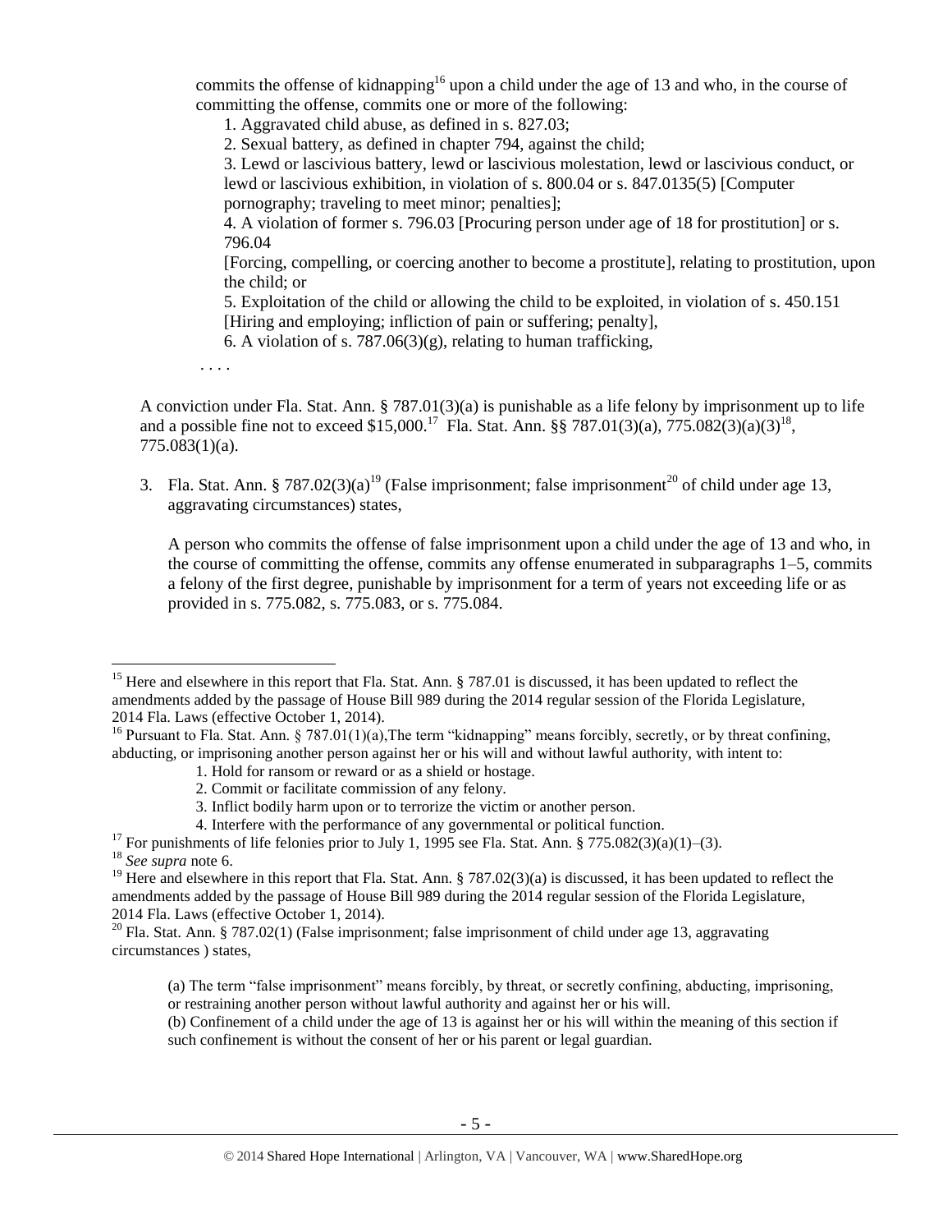commits the offense of kidnapping[16] upon a child under the age of 13 and who, in the course of committing the offense, commits one or more of the following:

1. Aggravated child abuse, as defined in s. 827.03;
2. Sexual battery, as defined in chapter 794, against the child;
3. Lewd or lascivious battery, lewd or lascivious molestation, lewd or lascivious conduct, or lewd or lascivious exhibition, in violation of s. 800.04 or s. 847.0135(5) [Computer pornography; traveling to meet minor; penalties];
4. A violation of former s. 796.03 [Procuring person under age of 18 for prostitution] or s. 796.04 [Forcing, compelling, or coercing another to become a prostitute], relating to prostitution, upon the child; or
5. Exploitation of the child or allowing the child to be exploited, in violation of s. 450.151 [Hiring and employing; infliction of pain or suffering; penalty],
6. A violation of s. 787.06(3)(g), relating to human trafficking,

. . . .

A conviction under Fla. Stat. Ann. § 787.01(3)(a) is punishable as a life felony by imprisonment up to life and a possible fine not to exceed $15,000.[17] Fla. Stat. Ann. §§ 787.01(3)(a), 775.082(3)(a)(3)[18], 775.083(1)(a).

3. Fla. Stat. Ann. § 787.02(3)(a)[19] (False imprisonment; false imprisonment[20] of child under age 13, aggravating circumstances) states,

   A person who commits the offense of false imprisonment upon a child under the age of 13 and who, in the course of committing the offense, commits any offense enumerated in subparagraphs 1–5, commits a felony of the first degree, punishable by imprisonment for a term of years not exceeding life or as provided in s. 775.082, s. 775.083, or s. 775.084.

---

[15] Here and elsewhere in this report that Fla. Stat. Ann. § 787.01 is discussed, it has been updated to reflect the amendments added by the passage of House Bill 989 during the 2014 regular session of the Florida Legislature, 2014 Fla. Laws (effective October 1, 2014).

[16] Pursuant to Fla. Stat. Ann. § 787.01(1)(a),The term "kidnapping" means forcibly, secretly, or by threat confining, abducting, or imprisoning another person against her or his will and without lawful authority, with intent to:

1. Hold for ransom or reward or as a shield or hostage.
2. Commit or facilitate commission of any felony.
3. Inflict bodily harm upon or to terrorize the victim or another person.
4. Interfere with the performance of any governmental or political function.

[17] For punishments of life felonies prior to July 1, 1995 see Fla. Stat. Ann. § 775.082(3)(a)(1)–(3).

[18] *See supra* note 6.

[19] Here and elsewhere in this report that Fla. Stat. Ann. § 787.02(3)(a) is discussed, it has been updated to reflect the amendments added by the passage of House Bill 989 during the 2014 regular session of the Florida Legislature, 2014 Fla. Laws (effective October 1, 2014).

[20] Fla. Stat. Ann. § 787.02(1) (False imprisonment; false imprisonment of child under age 13, aggravating circumstances ) states,

(a) The term "false imprisonment" means forcibly, by threat, or secretly confining, abducting, imprisoning, or restraining another person without lawful authority and against her or his will.
(b) Confinement of a child under the age of 13 is against her or his will within the meaning of this section if such confinement is without the consent of her or his parent or legal guardian.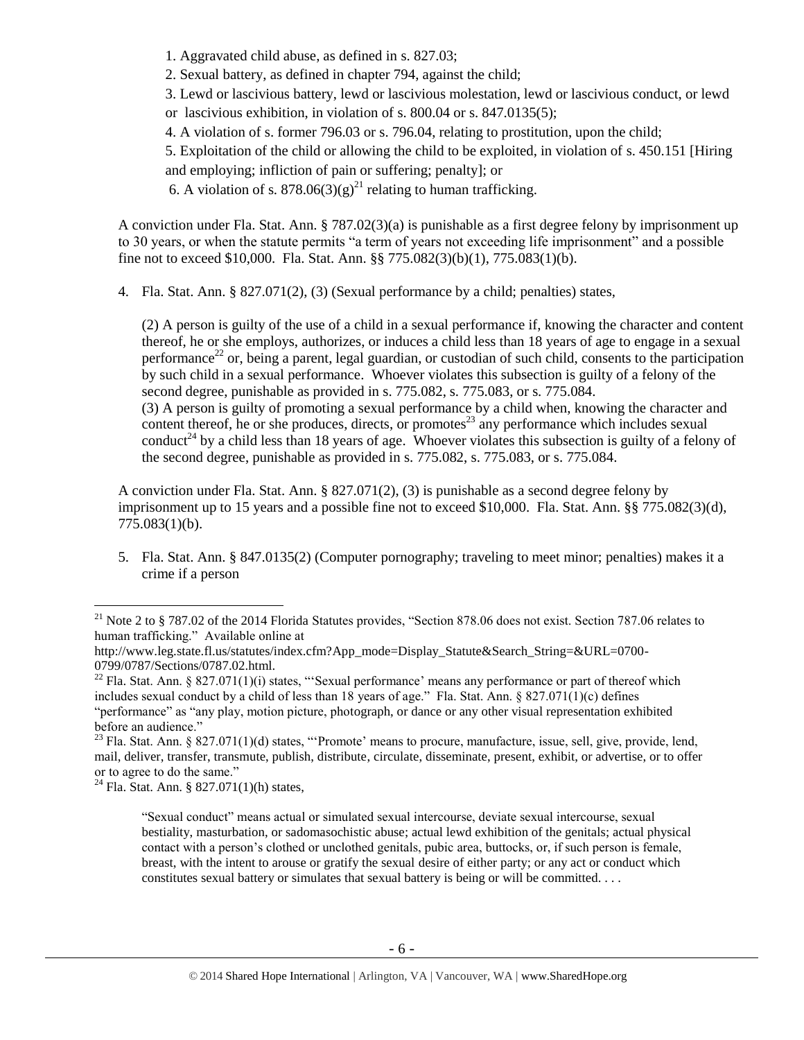1. Aggravated child abuse, as defined in s. 827.03;
2. Sexual battery, as defined in chapter 794, against the child;
3. Lewd or lascivious battery, lewd or lascivious molestation, lewd or lascivious conduct, or lewd or lascivious exhibition, in violation of s. 800.04 or s. 847.0135(5);
4. A violation of s. former 796.03 or s. 796.04, relating to prostitution, upon the child;
5. Exploitation of the child or allowing the child to be exploited, in violation of s. 450.151 [Hiring and employing; infliction of pain or suffering; penalty]; or
6. A violation of s. 878.06(3)(g)[21] relating to human trafficking.

A conviction under Fla. Stat. Ann. § 787.02(3)(a) is punishable as a first degree felony by imprisonment up to 30 years, or when the statute permits "a term of years not exceeding life imprisonment" and a possible fine not to exceed $10,000. Fla. Stat. Ann. §§ 775.082(3)(b)(1), 775.083(1)(b).

4. Fla. Stat. Ann. § 827.071(2), (3) (Sexual performance by a child; penalties) states,

   (2) A person is guilty of the use of a child in a sexual performance if, knowing the character and content thereof, he or she employs, authorizes, or induces a child less than 18 years of age to engage in a sexual performance[22] or, being a parent, legal guardian, or custodian of such child, consents to the participation by such child in a sexual performance. Whoever violates this subsection is guilty of a felony of the second degree, punishable as provided in s. 775.082, s. 775.083, or s. 775.084.
   (3) A person is guilty of promoting a sexual performance by a child when, knowing the character and content thereof, he or she produces, directs, or promotes[23] any performance which includes sexual conduct[24] by a child less than 18 years of age. Whoever violates this subsection is guilty of a felony of the second degree, punishable as provided in s. 775.082, s. 775.083, or s. 775.084.

A conviction under Fla. Stat. Ann. § 827.071(2), (3) is punishable as a second degree felony by imprisonment up to 15 years and a possible fine not to exceed $10,000. Fla. Stat. Ann. §§ 775.082(3)(d), 775.083(1)(b).

5. Fla. Stat. Ann. § 847.0135(2) (Computer pornography; traveling to meet minor; penalties) makes it a crime if a person

---

[21] Note 2 to § 787.02 of the 2014 Florida Statutes provides, "Section 878.06 does not exist. Section 787.06 relates to human trafficking." Available online at http://www.leg.state.fl.us/statutes/index.cfm?App_mode=Display_Statute&Search_String=&URL=0700-0799/0787/Sections/0787.02.html.

[22] Fla. Stat. Ann. § 827.071(1)(i) states, "'Sexual performance' means any performance or part of thereof which includes sexual conduct by a child of less than 18 years of age." Fla. Stat. Ann. § 827.071(1)(c) defines "performance" as "any play, motion picture, photograph, or dance or any other visual representation exhibited before an audience."

[23] Fla. Stat. Ann. § 827.071(1)(d) states, "'Promote' means to procure, manufacture, issue, sell, give, provide, lend, mail, deliver, transfer, transmute, publish, distribute, circulate, disseminate, present, exhibit, or advertise, or to offer or to agree to do the same."

[24] Fla. Stat. Ann. § 827.071(1)(h) states,

> "Sexual conduct" means actual or simulated sexual intercourse, deviate sexual intercourse, sexual bestiality, masturbation, or sadomasochistic abuse; actual lewd exhibition of the genitals; actual physical contact with a person's clothed or unclothed genitals, pubic area, buttocks, or, if such person is female, breast, with the intent to arouse or gratify the sexual desire of either party; or any act or conduct which constitutes sexual battery or simulates that sexual battery is being or will be committed. . . .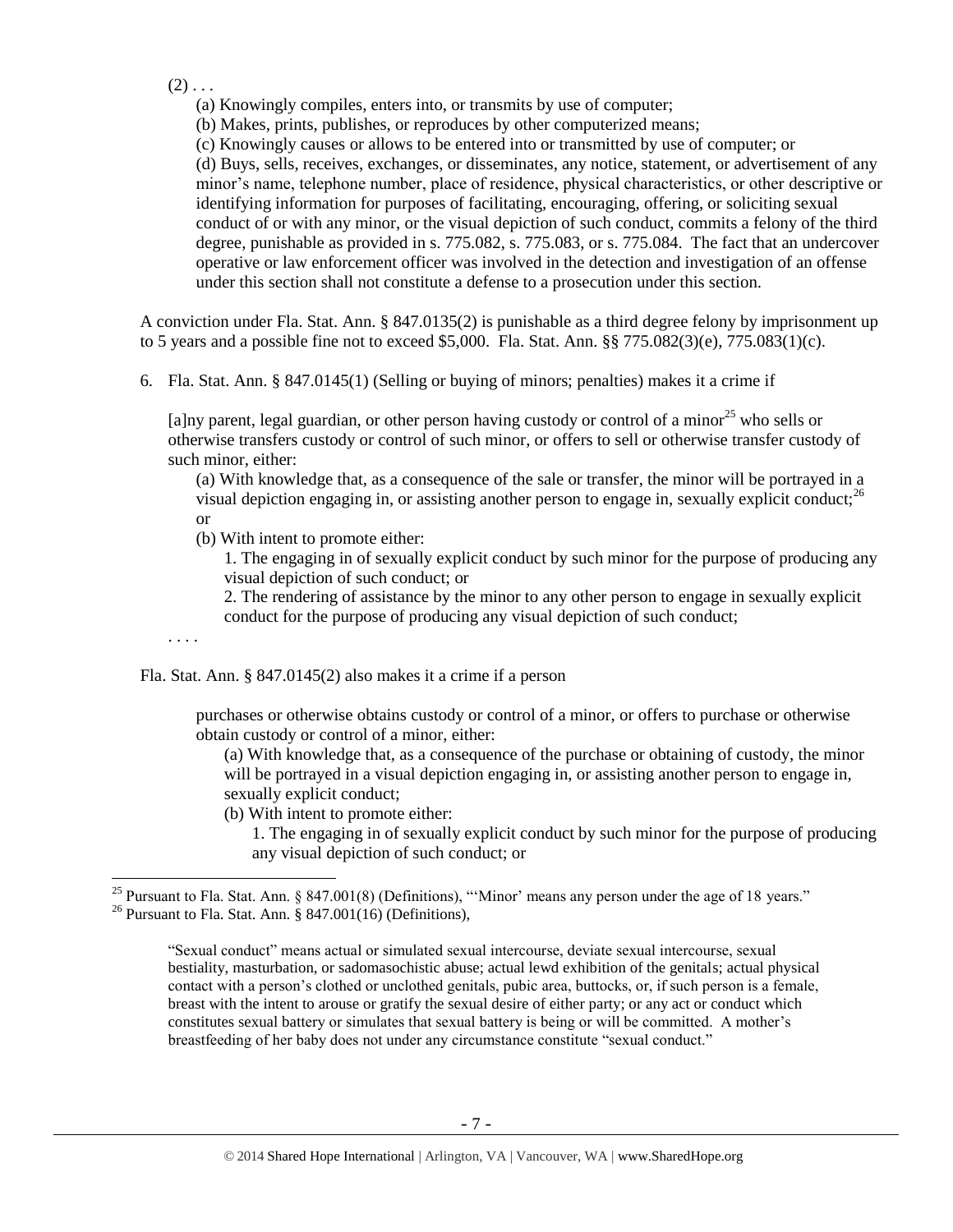(2) . . .

(a) Knowingly compiles, enters into, or transmits by use of computer;

(b) Makes, prints, publishes, or reproduces by other computerized means;

(c) Knowingly causes or allows to be entered into or transmitted by use of computer; or

(d) Buys, sells, receives, exchanges, or disseminates, any notice, statement, or advertisement of any minor's name, telephone number, place of residence, physical characteristics, or other descriptive or identifying information for purposes of facilitating, encouraging, offering, or soliciting sexual conduct of or with any minor, or the visual depiction of such conduct, commits a felony of the third degree, punishable as provided in s. 775.082, s. 775.083, or s. 775.084. The fact that an undercover operative or law enforcement officer was involved in the detection and investigation of an offense under this section shall not constitute a defense to a prosecution under this section.

A conviction under Fla. Stat. Ann. § 847.0135(2) is punishable as a third degree felony by imprisonment up to 5 years and a possible fine not to exceed $5,000. Fla. Stat. Ann. §§ 775.082(3)(e), 775.083(1)(c).

6. Fla. Stat. Ann. § 847.0145(1) (Selling or buying of minors; penalties) makes it a crime if

> [a]ny parent, legal guardian, or other person having custody or control of a minor[25] who sells or otherwise transfers custody or control of such minor, or offers to sell or otherwise transfer custody of such minor, either:
>
> (a) With knowledge that, as a consequence of the sale or transfer, the minor will be portrayed in a visual depiction engaging in, or assisting another person to engage in, sexually explicit conduct;[26] or
>
> (b) With intent to promote either:
>
> 1. The engaging in of sexually explicit conduct by such minor for the purpose of producing any visual depiction of such conduct; or
>
> 2. The rendering of assistance by the minor to any other person to engage in sexually explicit conduct for the purpose of producing any visual depiction of such conduct;
>
> . . . .

Fla. Stat. Ann. § 847.0145(2) also makes it a crime if a person

> purchases or otherwise obtains custody or control of a minor, or offers to purchase or otherwise obtain custody or control of a minor, either:
>
> (a) With knowledge that, as a consequence of the purchase or obtaining of custody, the minor will be portrayed in a visual depiction engaging in, or assisting another person to engage in, sexually explicit conduct;
>
> (b) With intent to promote either:
>
> 1. The engaging in of sexually explicit conduct by such minor for the purpose of producing any visual depiction of such conduct; or

---

[25] Pursuant to Fla. Stat. Ann. § 847.001(8) (Definitions), "'Minor' means any person under the age of 18 years."

[26] Pursuant to Fla. Stat. Ann. § 847.001(16) (Definitions),

> "Sexual conduct" means actual or simulated sexual intercourse, deviate sexual intercourse, sexual bestiality, masturbation, or sadomasochistic abuse; actual lewd exhibition of the genitals; actual physical contact with a person's clothed or unclothed genitals, pubic area, buttocks, or, if such person is a female, breast with the intent to arouse or gratify the sexual desire of either party; or any act or conduct which constitutes sexual battery or simulates that sexual battery is being or will be committed. A mother's breastfeeding of her baby does not under any circumstance constitute "sexual conduct."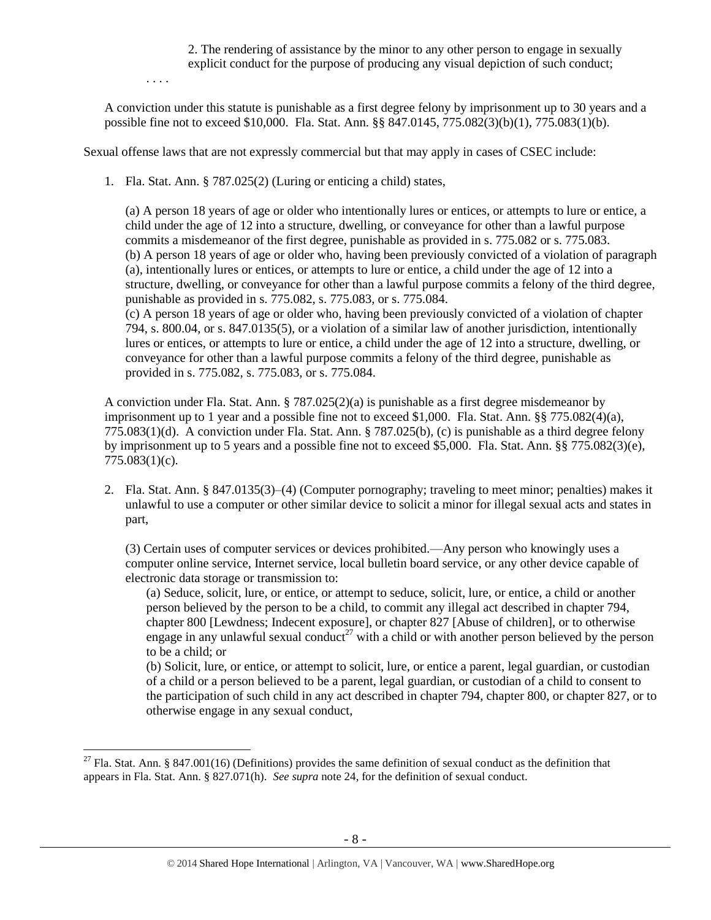2. The rendering of assistance by the minor to any other person to engage in sexually explicit conduct for the purpose of producing any visual depiction of such conduct;

. . . .

A conviction under this statute is punishable as a first degree felony by imprisonment up to 30 years and a possible fine not to exceed $10,000. Fla. Stat. Ann. §§ 847.0145, 775.082(3)(b)(1), 775.083(1)(b).

Sexual offense laws that are not expressly commercial but that may apply in cases of CSEC include:

1. Fla. Stat. Ann. § 787.025(2) (Luring or enticing a child) states,

   (a) A person 18 years of age or older who intentionally lures or entices, or attempts to lure or entice, a child under the age of 12 into a structure, dwelling, or conveyance for other than a lawful purpose commits a misdemeanor of the first degree, punishable as provided in s. 775.082 or s. 775.083.
   (b) A person 18 years of age or older who, having been previously convicted of a violation of paragraph (a), intentionally lures or entices, or attempts to lure or entice, a child under the age of 12 into a structure, dwelling, or conveyance for other than a lawful purpose commits a felony of the third degree, punishable as provided in s. 775.082, s. 775.083, or s. 775.084.
   (c) A person 18 years of age or older who, having been previously convicted of a violation of chapter 794, s. 800.04, or s. 847.0135(5), or a violation of a similar law of another jurisdiction, intentionally lures or entices, or attempts to lure or entice, a child under the age of 12 into a structure, dwelling, or conveyance for other than a lawful purpose commits a felony of the third degree, punishable as provided in s. 775.082, s. 775.083, or s. 775.084.

   A conviction under Fla. Stat. Ann. § 787.025(2)(a) is punishable as a first degree misdemeanor by imprisonment up to 1 year and a possible fine not to exceed $1,000. Fla. Stat. Ann. §§ 775.082(4)(a), 775.083(1)(d). A conviction under Fla. Stat. Ann. § 787.025(b), (c) is punishable as a third degree felony by imprisonment up to 5 years and a possible fine not to exceed $5,000. Fla. Stat. Ann. §§ 775.082(3)(e), 775.083(1)(c).

2. Fla. Stat. Ann. § 847.0135(3)–(4) (Computer pornography; traveling to meet minor; penalties) makes it unlawful to use a computer or other similar device to solicit a minor for illegal sexual acts and states in part,

   (3) Certain uses of computer services or devices prohibited.—Any person who knowingly uses a computer online service, Internet service, local bulletin board service, or any other device capable of electronic data storage or transmission to:

   (a) Seduce, solicit, lure, or entice, or attempt to seduce, solicit, lure, or entice, a child or another person believed by the person to be a child, to commit any illegal act described in chapter 794, chapter 800 [Lewdness; Indecent exposure], or chapter 827 [Abuse of children], or to otherwise engage in any unlawful sexual conduct[27] with a child or with another person believed by the person to be a child; or

   (b) Solicit, lure, or entice, or attempt to solicit, lure, or entice a parent, legal guardian, or custodian of a child or a person believed to be a parent, legal guardian, or custodian of a child to consent to the participation of such child in any act described in chapter 794, chapter 800, or chapter 827, or to otherwise engage in any sexual conduct,

[27] Fla. Stat. Ann. § 847.001(16) (Definitions) provides the same definition of sexual conduct as the definition that appears in Fla. Stat. Ann. § 827.071(h). *See supra* note 24, for the definition of sexual conduct.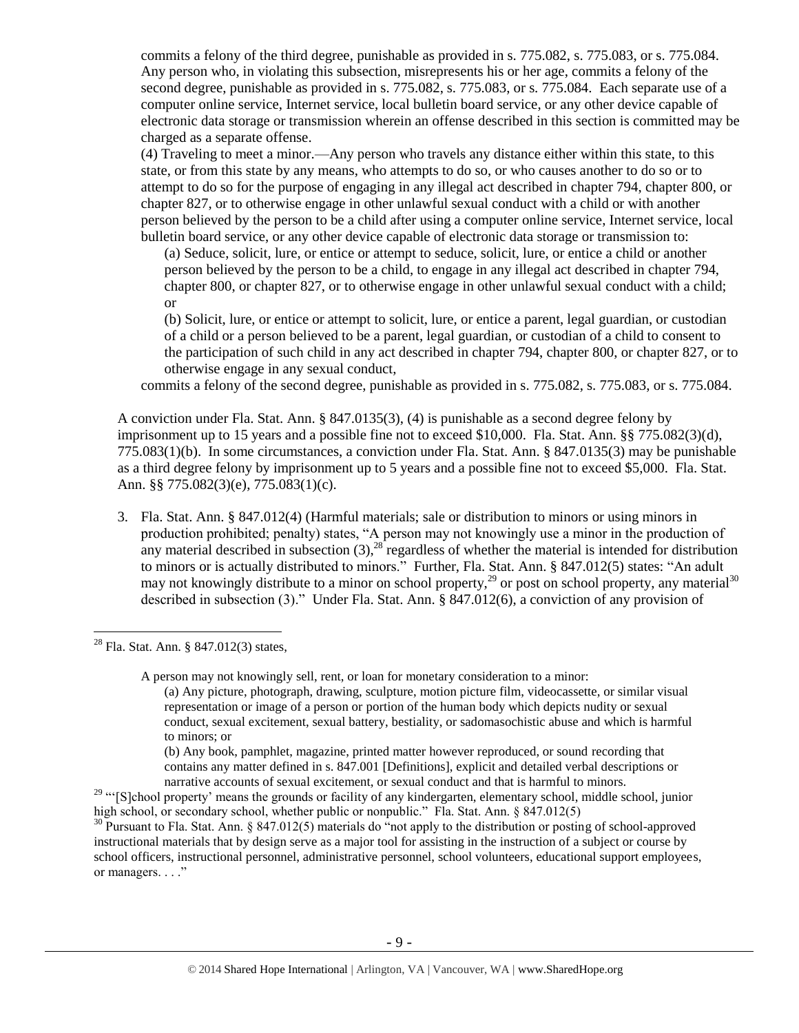commits a felony of the third degree, punishable as provided in s. 775.082, s. 775.083, or s. 775.084. Any person who, in violating this subsection, misrepresents his or her age, commits a felony of the second degree, punishable as provided in s. 775.082, s. 775.083, or s. 775.084. Each separate use of a computer online service, Internet service, local bulletin board service, or any other device capable of electronic data storage or transmission wherein an offense described in this section is committed may be charged as a separate offense.

(4) Traveling to meet a minor.—Any person who travels any distance either within this state, to this state, or from this state by any means, who attempts to do so, or who causes another to do so or to attempt to do so for the purpose of engaging in any illegal act described in chapter 794, chapter 800, or chapter 827, or to otherwise engage in other unlawful sexual conduct with a child or with another person believed by the person to be a child after using a computer online service, Internet service, local bulletin board service, or any other device capable of electronic data storage or transmission to:

(a) Seduce, solicit, lure, or entice or attempt to seduce, solicit, lure, or entice a child or another person believed by the person to be a child, to engage in any illegal act described in chapter 794, chapter 800, or chapter 827, or to otherwise engage in other unlawful sexual conduct with a child; or

(b) Solicit, lure, or entice or attempt to solicit, lure, or entice a parent, legal guardian, or custodian of a child or a person believed to be a parent, legal guardian, or custodian of a child to consent to the participation of such child in any act described in chapter 794, chapter 800, or chapter 827, or to otherwise engage in any sexual conduct,

commits a felony of the second degree, punishable as provided in s. 775.082, s. 775.083, or s. 775.084.

A conviction under Fla. Stat. Ann. § 847.0135(3), (4) is punishable as a second degree felony by imprisonment up to 15 years and a possible fine not to exceed $10,000. Fla. Stat. Ann. §§ 775.082(3)(d), 775.083(1)(b). In some circumstances, a conviction under Fla. Stat. Ann. § 847.0135(3) may be punishable as a third degree felony by imprisonment up to 5 years and a possible fine not to exceed $5,000. Fla. Stat. Ann. §§ 775.082(3)(e), 775.083(1)(c).

3. Fla. Stat. Ann. § 847.012(4) (Harmful materials; sale or distribution to minors or using minors in production prohibited; penalty) states, "A person may not knowingly use a minor in the production of any material described in subsection (3),[28] regardless of whether the material is intended for distribution to minors or is actually distributed to minors." Further, Fla. Stat. Ann. § 847.012(5) states: "An adult may not knowingly distribute to a minor on school property,[29] or post on school property, any material[30] described in subsection (3)." Under Fla. Stat. Ann. § 847.012(6), a conviction of any provision of

[28] Fla. Stat. Ann. § 847.012(3) states,

A person may not knowingly sell, rent, or loan for monetary consideration to a minor:

(a) Any picture, photograph, drawing, sculpture, motion picture film, videocassette, or similar visual representation or image of a person or portion of the human body which depicts nudity or sexual conduct, sexual excitement, sexual battery, bestiality, or sadomasochistic abuse and which is harmful to minors; or

(b) Any book, pamphlet, magazine, printed matter however reproduced, or sound recording that contains any matter defined in s. 847.001 [Definitions], explicit and detailed verbal descriptions or narrative accounts of sexual excitement, or sexual conduct and that is harmful to minors.

[29] "'[S]chool property' means the grounds or facility of any kindergarten, elementary school, middle school, junior high school, or secondary school, whether public or nonpublic." Fla. Stat. Ann. § 847.012(5)

[30] Pursuant to Fla. Stat. Ann. § 847.012(5) materials do "not apply to the distribution or posting of school-approved instructional materials that by design serve as a major tool for assisting in the instruction of a subject or course by school officers, instructional personnel, administrative personnel, school volunteers, educational support employees, or managers. . . ."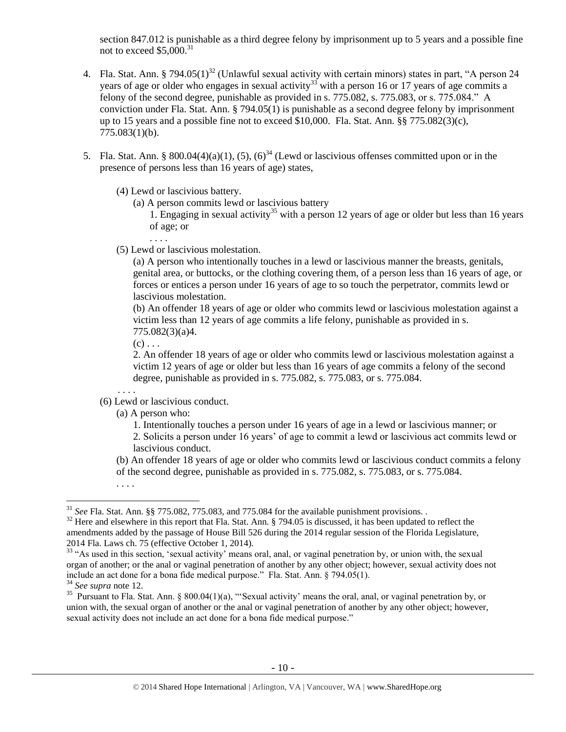section 847.012 is punishable as a third degree felony by imprisonment up to 5 years and a possible fine not to exceed $5,000.[31]

4. Fla. Stat. Ann. § 794.05(1)[32] (Unlawful sexual activity with certain minors) states in part, "A person 24 years of age or older who engages in sexual activity[33] with a person 16 or 17 years of age commits a felony of the second degree, punishable as provided in s. 775.082, s. 775.083, or s. 775.084." A conviction under Fla. Stat. Ann. § 794.05(1) is punishable as a second degree felony by imprisonment up to 15 years and a possible fine not to exceed $10,000. Fla. Stat. Ann. §§ 775.082(3)(c), 775.083(1)(b).

5. Fla. Stat. Ann. § 800.04(4)(a)(1), (5), (6)[34] (Lewd or lascivious offenses committed upon or in the presence of persons less than 16 years of age) states,

   (4) Lewd or lascivious battery.

   (a) A person commits lewd or lascivious battery

   1. Engaging in sexual activity[35] with a person 12 years of age or older but less than 16 years of age; or

   . . . .

   (5) Lewd or lascivious molestation.

   (a) A person who intentionally touches in a lewd or lascivious manner the breasts, genitals, genital area, or buttocks, or the clothing covering them, of a person less than 16 years of age, or forces or entices a person under 16 years of age to so touch the perpetrator, commits lewd or lascivious molestation.

   (b) An offender 18 years of age or older who commits lewd or lascivious molestation against a victim less than 12 years of age commits a life felony, punishable as provided in s. 775.082(3)(a)4.

   (c) . . .

   2. An offender 18 years of age or older who commits lewd or lascivious molestation against a victim 12 years of age or older but less than 16 years of age commits a felony of the second degree, punishable as provided in s. 775.082, s. 775.083, or s. 775.084.

   . . . .

   (6) Lewd or lascivious conduct.

   (a) A person who:

   1. Intentionally touches a person under 16 years of age in a lewd or lascivious manner; or

   2. Solicits a person under 16 years' of age to commit a lewd or lascivious act commits lewd or lascivious conduct.

   (b) An offender 18 years of age or older who commits lewd or lascivious conduct commits a felony of the second degree, punishable as provided in s. 775.082, s. 775.083, or s. 775.084.

   . . . .

---

[31] *See* Fla. Stat. Ann. §§ 775.082, 775.083, and 775.084 for the available punishment provisions. .

[32] Here and elsewhere in this report that Fla. Stat. Ann. § 794.05 is discussed, it has been updated to reflect the amendments added by the passage of House Bill 526 during the 2014 regular session of the Florida Legislature, 2014 Fla. Laws ch. 75 (effective October 1, 2014).

[33] "As used in this section, 'sexual activity' means oral, anal, or vaginal penetration by, or union with, the sexual organ of another; or the anal or vaginal penetration of another by any other object; however, sexual activity does not include an act done for a bona fide medical purpose." Fla. Stat. Ann. § 794.05(1).

[34] *See supra* note 12.

[35] Pursuant to Fla. Stat. Ann. § 800.04(1)(a), "'Sexual activity' means the oral, anal, or vaginal penetration by, or union with, the sexual organ of another or the anal or vaginal penetration of another by any other object; however, sexual activity does not include an act done for a bona fide medical purpose."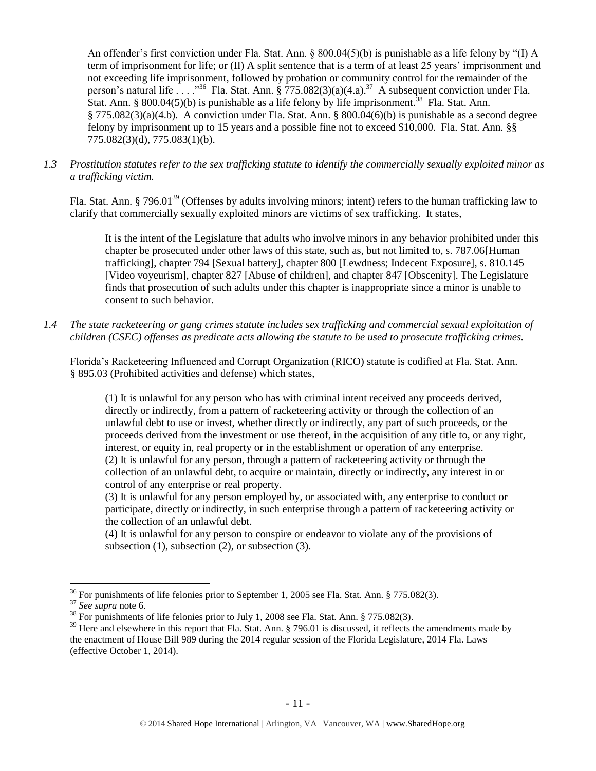An offender's first conviction under Fla. Stat. Ann. § 800.04(5)(b) is punishable as a life felony by "(I) A term of imprisonment for life; or (II) A split sentence that is a term of at least 25 years' imprisonment and not exceeding life imprisonment, followed by probation or community control for the remainder of the person's natural life . . . ."[36] Fla. Stat. Ann. § 775.082(3)(a)(4.a).[37] A subsequent conviction under Fla. Stat. Ann. § 800.04(5)(b) is punishable as a life felony by life imprisonment.[38] Fla. Stat. Ann. § 775.082(3)(a)(4.b). A conviction under Fla. Stat. Ann. § 800.04(6)(b) is punishable as a second degree felony by imprisonment up to 15 years and a possible fine not to exceed $10,000. Fla. Stat. Ann. §§ 775.082(3)(d), 775.083(1)(b).

*1.3 Prostitution statutes refer to the sex trafficking statute to identify the commercially sexually exploited minor as a trafficking victim.*

Fla. Stat. Ann. § 796.01[39] (Offenses by adults involving minors; intent) refers to the human trafficking law to clarify that commercially sexually exploited minors are victims of sex trafficking. It states,

> It is the intent of the Legislature that adults who involve minors in any behavior prohibited under this chapter be prosecuted under other laws of this state, such as, but not limited to, s. 787.06[Human trafficking], chapter 794 [Sexual battery], chapter 800 [Lewdness; Indecent Exposure], s. 810.145 [Video voyeurism], chapter 827 [Abuse of children], and chapter 847 [Obscenity]. The Legislature finds that prosecution of such adults under this chapter is inappropriate since a minor is unable to consent to such behavior.

*1.4 The state racketeering or gang crimes statute includes sex trafficking and commercial sexual exploitation of children (CSEC) offenses as predicate acts allowing the statute to be used to prosecute trafficking crimes.*

Florida's Racketeering Influenced and Corrupt Organization (RICO) statute is codified at Fla. Stat. Ann. § 895.03 (Prohibited activities and defense) which states,

> (1) It is unlawful for any person who has with criminal intent received any proceeds derived, directly or indirectly, from a pattern of racketeering activity or through the collection of an unlawful debt to use or invest, whether directly or indirectly, any part of such proceeds, or the proceeds derived from the investment or use thereof, in the acquisition of any title to, or any right, interest, or equity in, real property or in the establishment or operation of any enterprise.
> (2) It is unlawful for any person, through a pattern of racketeering activity or through the collection of an unlawful debt, to acquire or maintain, directly or indirectly, any interest in or control of any enterprise or real property.
> (3) It is unlawful for any person employed by, or associated with, any enterprise to conduct or participate, directly or indirectly, in such enterprise through a pattern of racketeering activity or the collection of an unlawful debt.
> (4) It is unlawful for any person to conspire or endeavor to violate any of the provisions of subsection (1), subsection (2), or subsection (3).

---

[36] For punishments of life felonies prior to September 1, 2005 see Fla. Stat. Ann. § 775.082(3).
[37] *See supra* note 6.
[38] For punishments of life felonies prior to July 1, 2008 see Fla. Stat. Ann. § 775.082(3).
[39] Here and elsewhere in this report that Fla. Stat. Ann. § 796.01 is discussed, it reflects the amendments made by the enactment of House Bill 989 during the 2014 regular session of the Florida Legislature, 2014 Fla. Laws (effective October 1, 2014).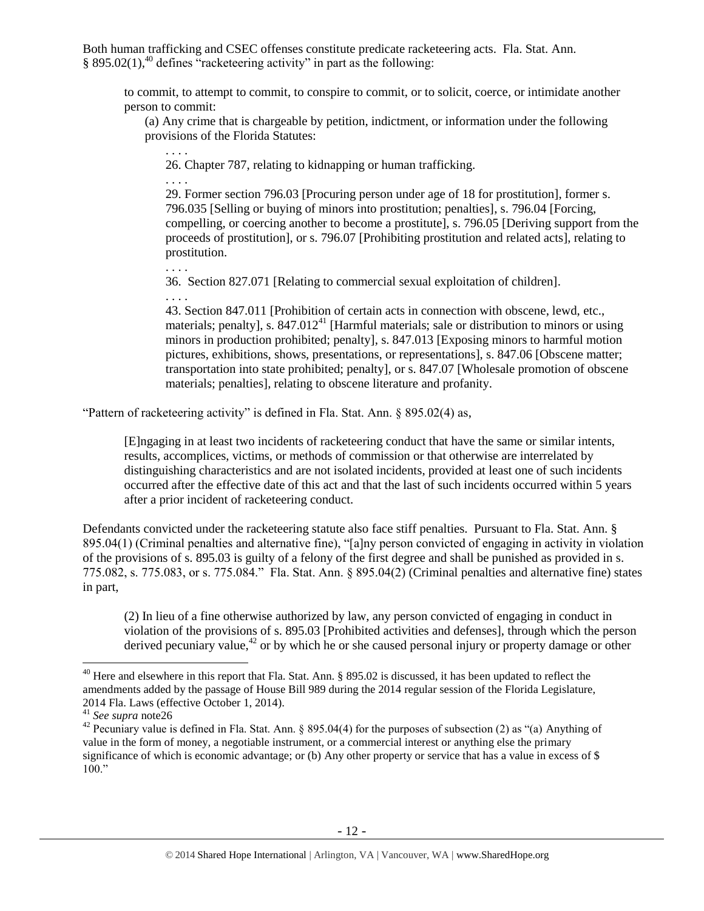Both human trafficking and CSEC offenses constitute predicate racketeering acts. Fla. Stat. Ann. § 895.02(1),[40] defines "racketeering activity" in part as the following:

> to commit, to attempt to commit, to conspire to commit, or to solicit, coerce, or intimidate another person to commit:
>
> (a) Any crime that is chargeable by petition, indictment, or information under the following provisions of the Florida Statutes:
>
> . . . .
>
> 26. Chapter 787, relating to kidnapping or human trafficking.
>
> . . . .
>
> 29. Former section 796.03 [Procuring person under age of 18 for prostitution], former s. 796.035 [Selling or buying of minors into prostitution; penalties], s. 796.04 [Forcing, compelling, or coercing another to become a prostitute], s. 796.05 [Deriving support from the proceeds of prostitution], or s. 796.07 [Prohibiting prostitution and related acts], relating to prostitution.
>
> . . . .
>
> 36. Section 827.071 [Relating to commercial sexual exploitation of children].
>
> . . . .
>
> 43. Section 847.011 [Prohibition of certain acts in connection with obscene, lewd, etc., materials; penalty], s. 847.012[41] [Harmful materials; sale or distribution to minors or using minors in production prohibited; penalty], s. 847.013 [Exposing minors to harmful motion pictures, exhibitions, shows, presentations, or representations], s. 847.06 [Obscene matter; transportation into state prohibited; penalty], or s. 847.07 [Wholesale promotion of obscene materials; penalties], relating to obscene literature and profanity.

"Pattern of racketeering activity" is defined in Fla. Stat. Ann. § 895.02(4) as,

> [E]ngaging in at least two incidents of racketeering conduct that have the same or similar intents, results, accomplices, victims, or methods of commission or that otherwise are interrelated by distinguishing characteristics and are not isolated incidents, provided at least one of such incidents occurred after the effective date of this act and that the last of such incidents occurred within 5 years after a prior incident of racketeering conduct.

Defendants convicted under the racketeering statute also face stiff penalties. Pursuant to Fla. Stat. Ann. § 895.04(1) (Criminal penalties and alternative fine), "[a]ny person convicted of engaging in activity in violation of the provisions of s. 895.03 is guilty of a felony of the first degree and shall be punished as provided in s. 775.082, s. 775.083, or s. 775.084." Fla. Stat. Ann. § 895.04(2) (Criminal penalties and alternative fine) states in part,

> (2) In lieu of a fine otherwise authorized by law, any person convicted of engaging in conduct in violation of the provisions of s. 895.03 [Prohibited activities and defenses], through which the person derived pecuniary value,[42] or by which he or she caused personal injury or property damage or other

---

[40] Here and elsewhere in this report that Fla. Stat. Ann. § 895.02 is discussed, it has been updated to reflect the amendments added by the passage of House Bill 989 during the 2014 regular session of the Florida Legislature, 2014 Fla. Laws (effective October 1, 2014).

[41] *See supra* note26

[42] Pecuniary value is defined in Fla. Stat. Ann. § 895.04(4) for the purposes of subsection (2) as "(a) Anything of value in the form of money, a negotiable instrument, or a commercial interest or anything else the primary significance of which is economic advantage; or (b) Any other property or service that has a value in excess of $ 100."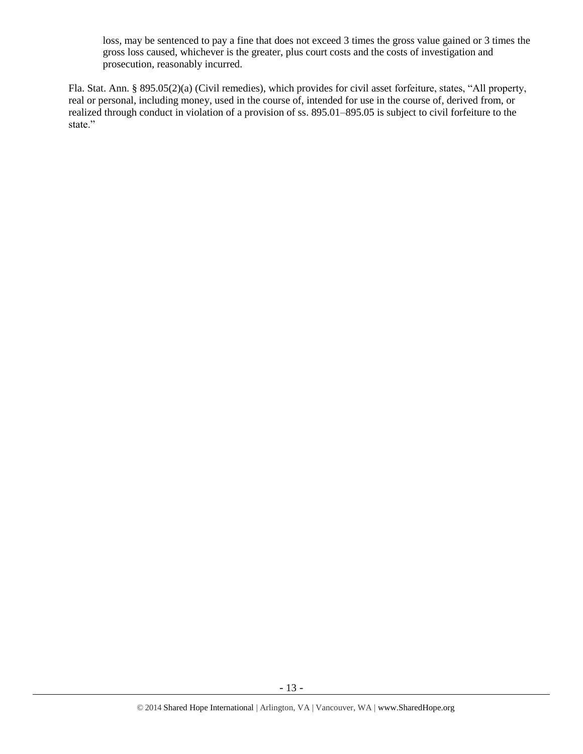loss, may be sentenced to pay a fine that does not exceed 3 times the gross value gained or 3 times the gross loss caused, whichever is the greater, plus court costs and the costs of investigation and prosecution, reasonably incurred.

Fla. Stat. Ann. § 895.05(2)(a) (Civil remedies), which provides for civil asset forfeiture, states, "All property, real or personal, including money, used in the course of, intended for use in the course of, derived from, or realized through conduct in violation of a provision of ss. 895.01–895.05 is subject to civil forfeiture to the state."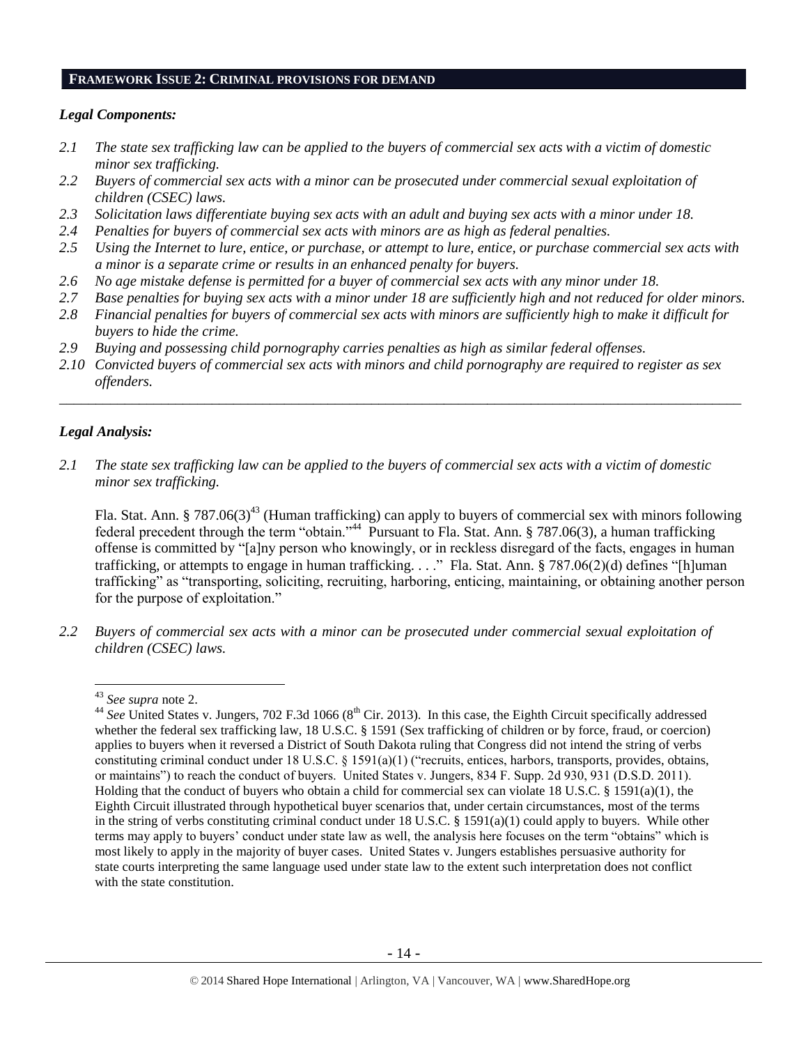## FRAMEWORK ISSUE 2: CRIMINAL PROVISIONS FOR DEMAND

### *Legal Components:*

*2.1 The state sex trafficking law can be applied to the buyers of commercial sex acts with a victim of domestic minor sex trafficking.*

*2.2 Buyers of commercial sex acts with a minor can be prosecuted under commercial sexual exploitation of children (CSEC) laws.*

*2.3 Solicitation laws differentiate buying sex acts with an adult and buying sex acts with a minor under 18.*

*2.4 Penalties for buyers of commercial sex acts with minors are as high as federal penalties.*

*2.5 Using the Internet to lure, entice, or purchase, or attempt to lure, entice, or purchase commercial sex acts with a minor is a separate crime or results in an enhanced penalty for buyers.*

*2.6 No age mistake defense is permitted for a buyer of commercial sex acts with any minor under 18.*

*2.7 Base penalties for buying sex acts with a minor under 18 are sufficiently high and not reduced for older minors.*

*2.8 Financial penalties for buyers of commercial sex acts with minors are sufficiently high to make it difficult for buyers to hide the crime.*

*2.9 Buying and possessing child pornography carries penalties as high as similar federal offenses.*

*2.10 Convicted buyers of commercial sex acts with minors and child pornography are required to register as sex offenders.*

---

### *Legal Analysis:*

*2.1 The state sex trafficking law can be applied to the buyers of commercial sex acts with a victim of domestic minor sex trafficking.*

Fla. Stat. Ann. § 787.06(3)[43] (Human trafficking) can apply to buyers of commercial sex with minors following federal precedent through the term "obtain."[44] Pursuant to Fla. Stat. Ann. § 787.06(3), a human trafficking offense is committed by "[a]ny person who knowingly, or in reckless disregard of the facts, engages in human trafficking, or attempts to engage in human trafficking. . . ." Fla. Stat. Ann. § 787.06(2)(d) defines "[h]uman trafficking" as "transporting, soliciting, recruiting, harboring, enticing, maintaining, or obtaining another person for the purpose of exploitation."

*2.2 Buyers of commercial sex acts with a minor can be prosecuted under commercial sexual exploitation of children (CSEC) laws.*

---

[43] *See supra* note 2.

[44] *See* United States v. Jungers, 702 F.3d 1066 (8th Cir. 2013). In this case, the Eighth Circuit specifically addressed whether the federal sex trafficking law, 18 U.S.C. § 1591 (Sex trafficking of children or by force, fraud, or coercion) applies to buyers when it reversed a District of South Dakota ruling that Congress did not intend the string of verbs constituting criminal conduct under 18 U.S.C. § 1591(a)(1) ("recruits, entices, harbors, transports, provides, obtains, or maintains") to reach the conduct of buyers. United States v. Jungers, 834 F. Supp. 2d 930, 931 (D.S.D. 2011). Holding that the conduct of buyers who obtain a child for commercial sex can violate 18 U.S.C. § 1591(a)(1), the Eighth Circuit illustrated through hypothetical buyer scenarios that, under certain circumstances, most of the terms in the string of verbs constituting criminal conduct under 18 U.S.C. § 1591(a)(1) could apply to buyers. While other terms may apply to buyers' conduct under state law as well, the analysis here focuses on the term "obtains" which is most likely to apply in the majority of buyer cases. United States v. Jungers establishes persuasive authority for state courts interpreting the same language used under state law to the extent such interpretation does not conflict with the state constitution.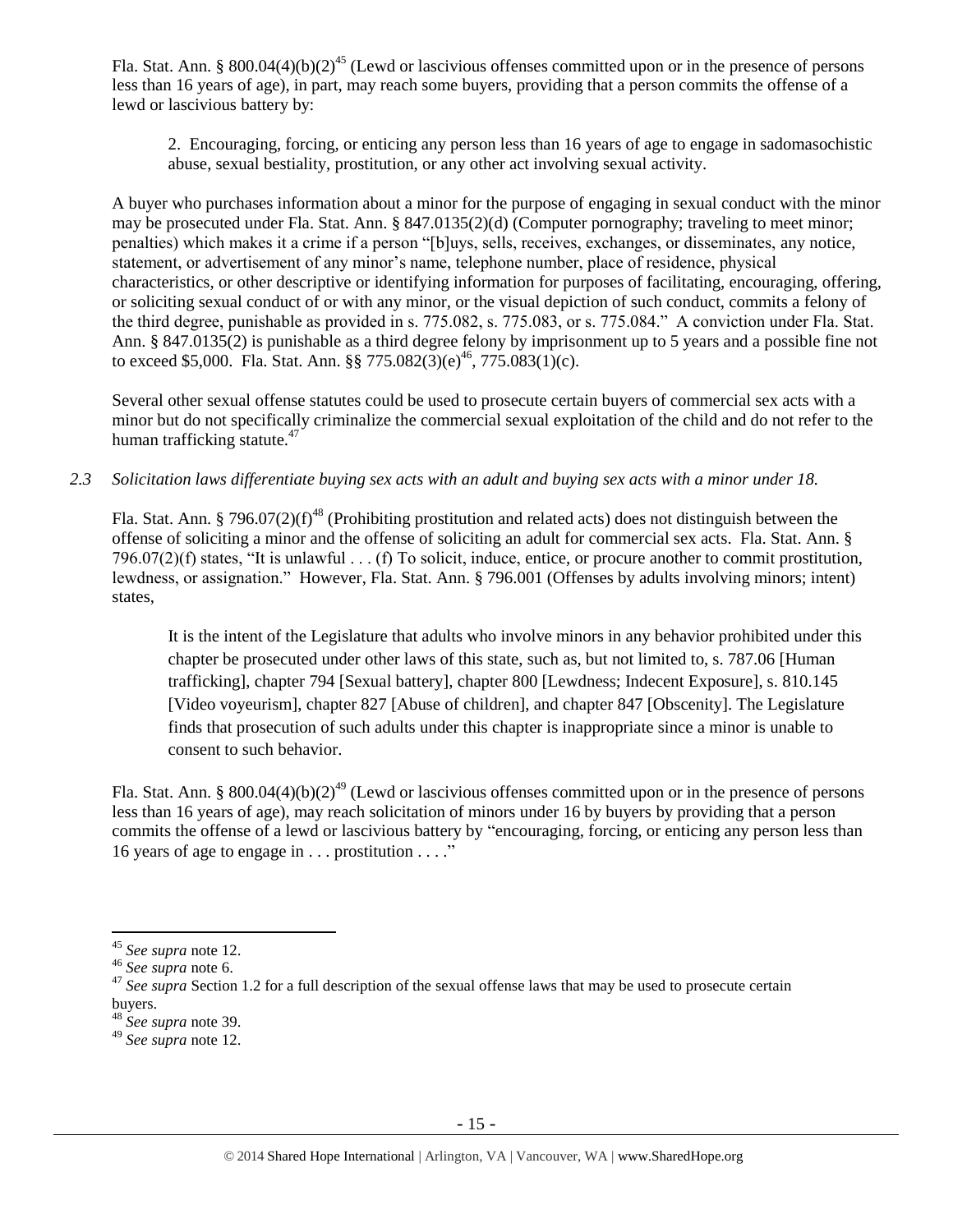Fla. Stat. Ann. § 800.04(4)(b)(2)[45] (Lewd or lascivious offenses committed upon or in the presence of persons less than 16 years of age), in part, may reach some buyers, providing that a person commits the offense of a lewd or lascivious battery by:

> 2. Encouraging, forcing, or enticing any person less than 16 years of age to engage in sadomasochistic abuse, sexual bestiality, prostitution, or any other act involving sexual activity.

A buyer who purchases information about a minor for the purpose of engaging in sexual conduct with the minor may be prosecuted under Fla. Stat. Ann. § 847.0135(2)(d) (Computer pornography; traveling to meet minor; penalties) which makes it a crime if a person "[b]uys, sells, receives, exchanges, or disseminates, any notice, statement, or advertisement of any minor's name, telephone number, place of residence, physical characteristics, or other descriptive or identifying information for purposes of facilitating, encouraging, offering, or soliciting sexual conduct of or with any minor, or the visual depiction of such conduct, commits a felony of the third degree, punishable as provided in s. 775.082, s. 775.083, or s. 775.084." A conviction under Fla. Stat. Ann. § 847.0135(2) is punishable as a third degree felony by imprisonment up to 5 years and a possible fine not to exceed $5,000. Fla. Stat. Ann. §§ 775.082(3)(e)[46], 775.083(1)(c).

Several other sexual offense statutes could be used to prosecute certain buyers of commercial sex acts with a minor but do not specifically criminalize the commercial sexual exploitation of the child and do not refer to the human trafficking statute.[47]

*2.3 Solicitation laws differentiate buying sex acts with an adult and buying sex acts with a minor under 18.*

Fla. Stat. Ann. § 796.07(2)(f)[48] (Prohibiting prostitution and related acts) does not distinguish between the offense of soliciting a minor and the offense of soliciting an adult for commercial sex acts. Fla. Stat. Ann. § 796.07(2)(f) states, "It is unlawful . . . (f) To solicit, induce, entice, or procure another to commit prostitution, lewdness, or assignation." However, Fla. Stat. Ann. § 796.001 (Offenses by adults involving minors; intent) states,

> It is the intent of the Legislature that adults who involve minors in any behavior prohibited under this chapter be prosecuted under other laws of this state, such as, but not limited to, s. 787.06 [Human trafficking], chapter 794 [Sexual battery], chapter 800 [Lewdness; Indecent Exposure], s. 810.145 [Video voyeurism], chapter 827 [Abuse of children], and chapter 847 [Obscenity]. The Legislature finds that prosecution of such adults under this chapter is inappropriate since a minor is unable to consent to such behavior.

Fla. Stat. Ann. § 800.04(4)(b)(2)[49] (Lewd or lascivious offenses committed upon or in the presence of persons less than 16 years of age), may reach solicitation of minors under 16 by buyers by providing that a person commits the offense of a lewd or lascivious battery by "encouraging, forcing, or enticing any person less than 16 years of age to engage in . . . prostitution . . . ."

---

[45] *See supra* note 12.

[46] *See supra* note 6.

[47] *See supra* Section 1.2 for a full description of the sexual offense laws that may be used to prosecute certain buyers.

[48] *See supra* note 39.

[49] *See supra* note 12.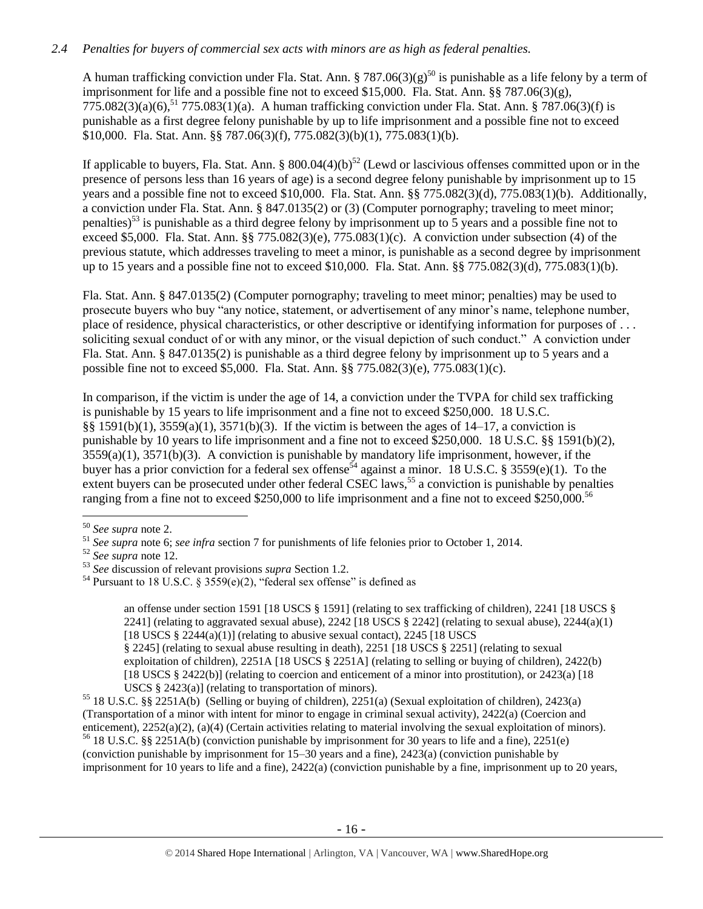*2.4 Penalties for buyers of commercial sex acts with minors are as high as federal penalties.*

A human trafficking conviction under Fla. Stat. Ann. § 787.06(3)(g)[50] is punishable as a life felony by a term of imprisonment for life and a possible fine not to exceed $15,000. Fla. Stat. Ann. §§ 787.06(3)(g), 775.082(3)(a)(6),[51] 775.083(1)(a). A human trafficking conviction under Fla. Stat. Ann. § 787.06(3)(f) is punishable as a first degree felony punishable by up to life imprisonment and a possible fine not to exceed $10,000. Fla. Stat. Ann. §§ 787.06(3)(f), 775.082(3)(b)(1), 775.083(1)(b).

If applicable to buyers, Fla. Stat. Ann. § 800.04(4)(b)[52] (Lewd or lascivious offenses committed upon or in the presence of persons less than 16 years of age) is a second degree felony punishable by imprisonment up to 15 years and a possible fine not to exceed $10,000. Fla. Stat. Ann. §§ 775.082(3)(d), 775.083(1)(b). Additionally, a conviction under Fla. Stat. Ann. § 847.0135(2) or (3) (Computer pornography; traveling to meet minor; penalties)[53] is punishable as a third degree felony by imprisonment up to 5 years and a possible fine not to exceed $5,000. Fla. Stat. Ann. §§ 775.082(3)(e), 775.083(1)(c). A conviction under subsection (4) of the previous statute, which addresses traveling to meet a minor, is punishable as a second degree by imprisonment up to 15 years and a possible fine not to exceed $10,000. Fla. Stat. Ann. §§ 775.082(3)(d), 775.083(1)(b).

Fla. Stat. Ann. § 847.0135(2) (Computer pornography; traveling to meet minor; penalties) may be used to prosecute buyers who buy "any notice, statement, or advertisement of any minor's name, telephone number, place of residence, physical characteristics, or other descriptive or identifying information for purposes of . . . soliciting sexual conduct of or with any minor, or the visual depiction of such conduct." A conviction under Fla. Stat. Ann. § 847.0135(2) is punishable as a third degree felony by imprisonment up to 5 years and a possible fine not to exceed $5,000. Fla. Stat. Ann. §§ 775.082(3)(e), 775.083(1)(c).

In comparison, if the victim is under the age of 14, a conviction under the TVPA for child sex trafficking is punishable by 15 years to life imprisonment and a fine not to exceed $250,000. 18 U.S.C. §§ 1591(b)(1), 3559(a)(1), 3571(b)(3). If the victim is between the ages of 14–17, a conviction is punishable by 10 years to life imprisonment and a fine not to exceed $250,000. 18 U.S.C. §§ 1591(b)(2), 3559(a)(1), 3571(b)(3). A conviction is punishable by mandatory life imprisonment, however, if the buyer has a prior conviction for a federal sex offense[54] against a minor. 18 U.S.C. § 3559(e)(1). To the extent buyers can be prosecuted under other federal CSEC laws,[55] a conviction is punishable by penalties ranging from a fine not to exceed $250,000 to life imprisonment and a fine not to exceed $250,000.[56]

---

[50] *See supra* note 2.

[51] *See supra* note 6; *see infra* section 7 for punishments of life felonies prior to October 1, 2014.

[52] *See supra* note 12.

[53] *See* discussion of relevant provisions *supra* Section 1.2.

[54] Pursuant to 18 U.S.C. § 3559(e)(2), "federal sex offense" is defined as

> an offense under section 1591 [18 USCS § 1591] (relating to sex trafficking of children), 2241 [18 USCS § 2241] (relating to aggravated sexual abuse), 2242 [18 USCS § 2242] (relating to sexual abuse), 2244(a)(1) [18 USCS § 2244(a)(1)] (relating to abusive sexual contact), 2245 [18 USCS § 2245] (relating to sexual abuse resulting in death), 2251 [18 USCS § 2251] (relating to sexual exploitation of children), 2251A [18 USCS § 2251A] (relating to selling or buying of children), 2422(b) [18 USCS § 2422(b)] (relating to coercion and enticement of a minor into prostitution), or 2423(a) [18 USCS § 2423(a)] (relating to transportation of minors).

[55] 18 U.S.C. §§ 2251A(b) (Selling or buying of children), 2251(a) (Sexual exploitation of children), 2423(a) (Transportation of a minor with intent for minor to engage in criminal sexual activity), 2422(a) (Coercion and enticement), 2252(a)(2), (a)(4) (Certain activities relating to material involving the sexual exploitation of minors).

[56] 18 U.S.C. §§ 2251A(b) (conviction punishable by imprisonment for 30 years to life and a fine), 2251(e) (conviction punishable by imprisonment for 15–30 years and a fine), 2423(a) (conviction punishable by imprisonment for 10 years to life and a fine), 2422(a) (conviction punishable by a fine, imprisonment up to 20 years,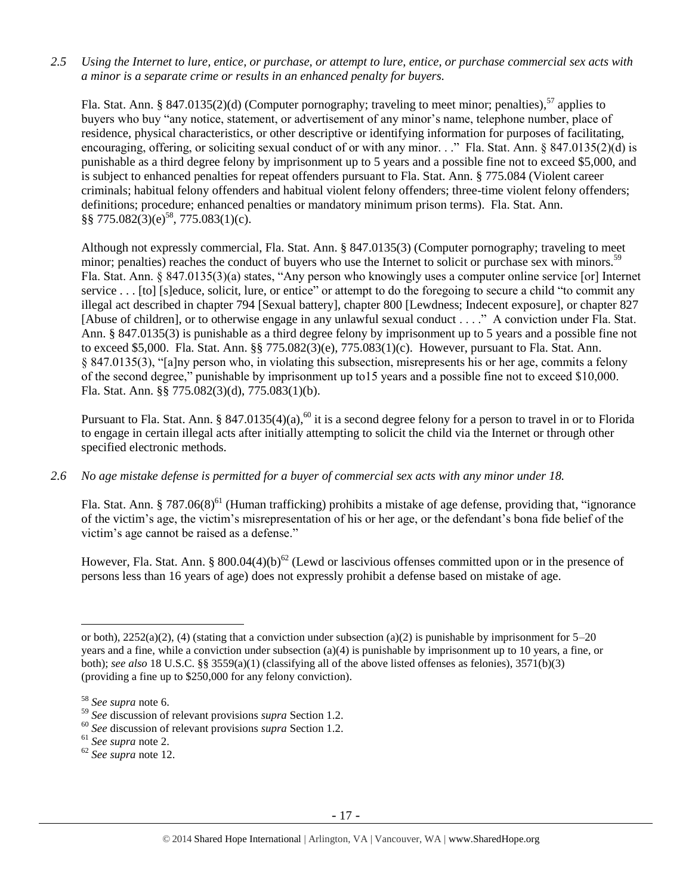*2.5 Using the Internet to lure, entice, or purchase, or attempt to lure, entice, or purchase commercial sex acts with a minor is a separate crime or results in an enhanced penalty for buyers.*

Fla. Stat. Ann. § 847.0135(2)(d) (Computer pornography; traveling to meet minor; penalties),[57] applies to buyers who buy "any notice, statement, or advertisement of any minor's name, telephone number, place of residence, physical characteristics, or other descriptive or identifying information for purposes of facilitating, encouraging, offering, or soliciting sexual conduct of or with any minor. . ." Fla. Stat. Ann. § 847.0135(2)(d) is punishable as a third degree felony by imprisonment up to 5 years and a possible fine not to exceed $5,000, and is subject to enhanced penalties for repeat offenders pursuant to Fla. Stat. Ann. § 775.084 (Violent career criminals; habitual felony offenders and habitual violent felony offenders; three-time violent felony offenders; definitions; procedure; enhanced penalties or mandatory minimum prison terms). Fla. Stat. Ann. §§ 775.082(3)(e)[58], 775.083(1)(c).

Although not expressly commercial, Fla. Stat. Ann. § 847.0135(3) (Computer pornography; traveling to meet minor; penalties) reaches the conduct of buyers who use the Internet to solicit or purchase sex with minors.[59] Fla. Stat. Ann. § 847.0135(3)(a) states, "Any person who knowingly uses a computer online service [or] Internet service . . . [to] [s]educe, solicit, lure, or entice" or attempt to do the foregoing to secure a child "to commit any illegal act described in chapter 794 [Sexual battery], chapter 800 [Lewdness; Indecent exposure], or chapter 827 [Abuse of children], or to otherwise engage in any unlawful sexual conduct . . . ." A conviction under Fla. Stat. Ann. § 847.0135(3) is punishable as a third degree felony by imprisonment up to 5 years and a possible fine not to exceed $5,000. Fla. Stat. Ann. §§ 775.082(3)(e), 775.083(1)(c). However, pursuant to Fla. Stat. Ann. § 847.0135(3), "[a]ny person who, in violating this subsection, misrepresents his or her age, commits a felony of the second degree," punishable by imprisonment up to15 years and a possible fine not to exceed $10,000. Fla. Stat. Ann. §§ 775.082(3)(d), 775.083(1)(b).

Pursuant to Fla. Stat. Ann. § 847.0135(4)(a),[60] it is a second degree felony for a person to travel in or to Florida to engage in certain illegal acts after initially attempting to solicit the child via the Internet or through other specified electronic methods.

*2.6 No age mistake defense is permitted for a buyer of commercial sex acts with any minor under 18.*

Fla. Stat. Ann. § 787.06(8)[61] (Human trafficking) prohibits a mistake of age defense, providing that, "ignorance of the victim's age, the victim's misrepresentation of his or her age, or the defendant's bona fide belief of the victim's age cannot be raised as a defense."

However, Fla. Stat. Ann. § 800.04(4)(b)[62] (Lewd or lascivious offenses committed upon or in the presence of persons less than 16 years of age) does not expressly prohibit a defense based on mistake of age.

---

or both), 2252(a)(2), (4) (stating that a conviction under subsection (a)(2) is punishable by imprisonment for 5–20 years and a fine, while a conviction under subsection (a)(4) is punishable by imprisonment up to 10 years, a fine, or both); *see also* 18 U.S.C. §§ 3559(a)(1) (classifying all of the above listed offenses as felonies), 3571(b)(3) (providing a fine up to $250,000 for any felony conviction).

[58] *See supra* note 6.

[59] *See* discussion of relevant provisions *supra* Section 1.2.

[60] *See* discussion of relevant provisions *supra* Section 1.2.

[61] *See supra* note 2.

[62] *See supra* note 12.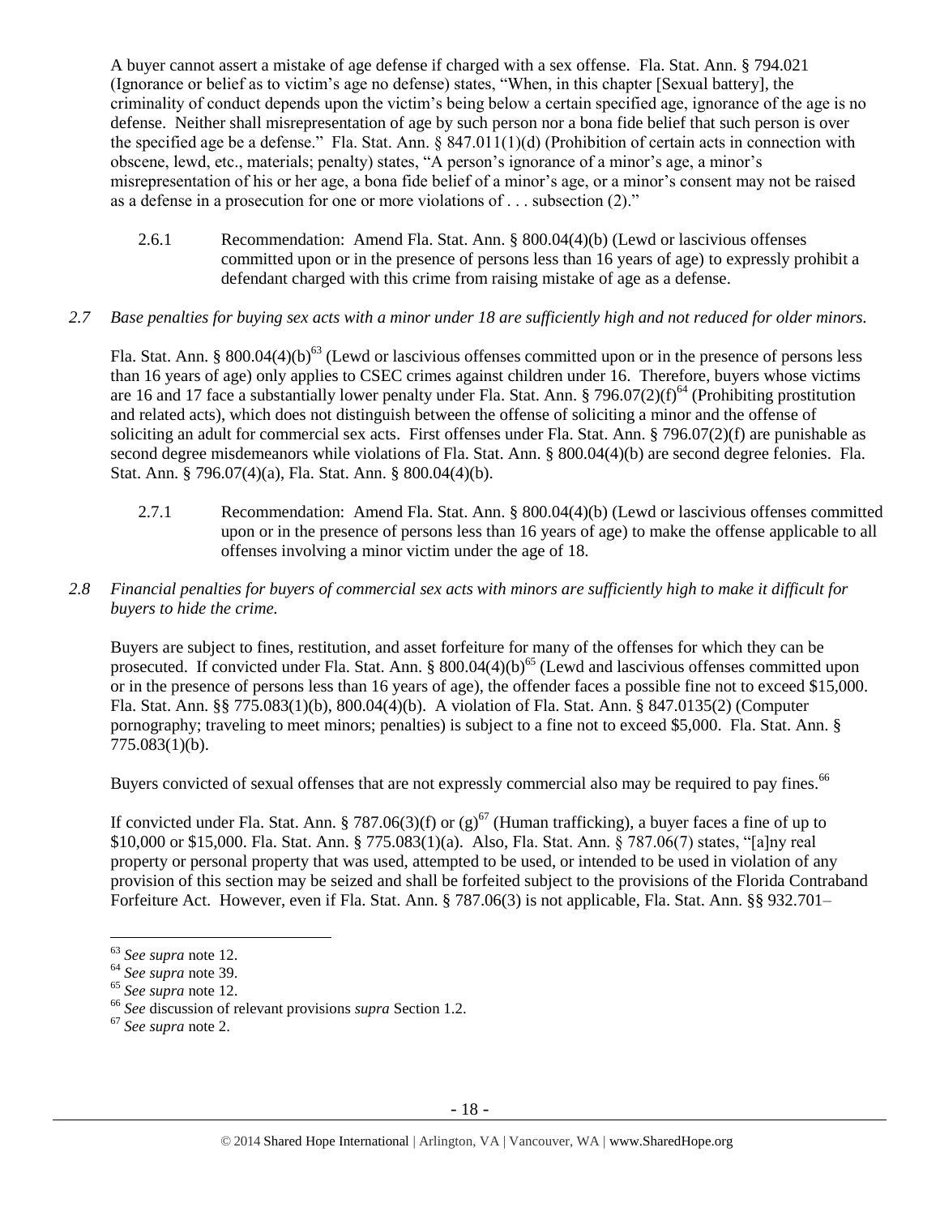A buyer cannot assert a mistake of age defense if charged with a sex offense. Fla. Stat. Ann. § 794.021 (Ignorance or belief as to victim's age no defense) states, "When, in this chapter [Sexual battery], the criminality of conduct depends upon the victim's being below a certain specified age, ignorance of the age is no defense. Neither shall misrepresentation of age by such person nor a bona fide belief that such person is over the specified age be a defense." Fla. Stat. Ann. § 847.011(1)(d) (Prohibition of certain acts in connection with obscene, lewd, etc., materials; penalty) states, "A person's ignorance of a minor's age, a minor's misrepresentation of his or her age, a bona fide belief of a minor's age, or a minor's consent may not be raised as a defense in a prosecution for one or more violations of . . . subsection (2)."

2.6.1 Recommendation: Amend Fla. Stat. Ann. § 800.04(4)(b) (Lewd or lascivious offenses committed upon or in the presence of persons less than 16 years of age) to expressly prohibit a defendant charged with this crime from raising mistake of age as a defense.

*2.7 Base penalties for buying sex acts with a minor under 18 are sufficiently high and not reduced for older minors.*

Fla. Stat. Ann. § 800.04(4)(b)[63] (Lewd or lascivious offenses committed upon or in the presence of persons less than 16 years of age) only applies to CSEC crimes against children under 16. Therefore, buyers whose victims are 16 and 17 face a substantially lower penalty under Fla. Stat. Ann. § 796.07(2)(f)[64] (Prohibiting prostitution and related acts), which does not distinguish between the offense of soliciting a minor and the offense of soliciting an adult for commercial sex acts. First offenses under Fla. Stat. Ann. § 796.07(2)(f) are punishable as second degree misdemeanors while violations of Fla. Stat. Ann. § 800.04(4)(b) are second degree felonies. Fla. Stat. Ann. § 796.07(4)(a), Fla. Stat. Ann. § 800.04(4)(b).

2.7.1 Recommendation: Amend Fla. Stat. Ann. § 800.04(4)(b) (Lewd or lascivious offenses committed upon or in the presence of persons less than 16 years of age) to make the offense applicable to all offenses involving a minor victim under the age of 18.

*2.8 Financial penalties for buyers of commercial sex acts with minors are sufficiently high to make it difficult for buyers to hide the crime.*

Buyers are subject to fines, restitution, and asset forfeiture for many of the offenses for which they can be prosecuted. If convicted under Fla. Stat. Ann. § 800.04(4)(b)[65] (Lewd and lascivious offenses committed upon or in the presence of persons less than 16 years of age), the offender faces a possible fine not to exceed $15,000. Fla. Stat. Ann. §§ 775.083(1)(b), 800.04(4)(b). A violation of Fla. Stat. Ann. § 847.0135(2) (Computer pornography; traveling to meet minors; penalties) is subject to a fine not to exceed $5,000. Fla. Stat. Ann. § 775.083(1)(b).

Buyers convicted of sexual offenses that are not expressly commercial also may be required to pay fines.[66]

If convicted under Fla. Stat. Ann. § 787.06(3)(f) or (g)[67] (Human trafficking), a buyer faces a fine of up to $10,000 or $15,000. Fla. Stat. Ann. § 775.083(1)(a). Also, Fla. Stat. Ann. § 787.06(7) states, "[a]ny real property or personal property that was used, attempted to be used, or intended to be used in violation of any provision of this section may be seized and shall be forfeited subject to the provisions of the Florida Contraband Forfeiture Act. However, even if Fla. Stat. Ann. § 787.06(3) is not applicable, Fla. Stat. Ann. §§ 932.701–

[63] *See supra* note 12.
[64] *See supra* note 39.
[65] *See supra* note 12.
[66] *See* discussion of relevant provisions *supra* Section 1.2.
[67] *See supra* note 2.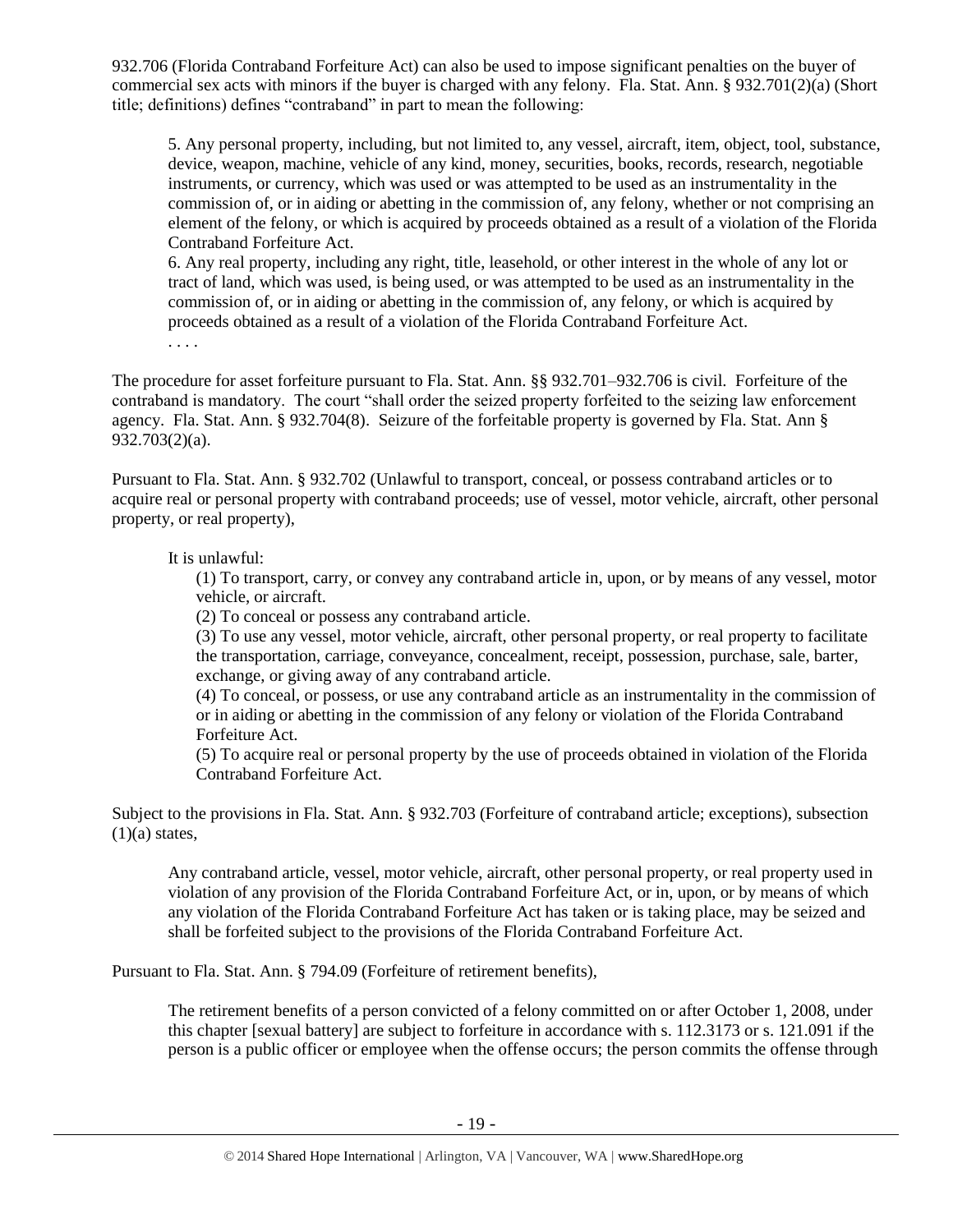932.706 (Florida Contraband Forfeiture Act) can also be used to impose significant penalties on the buyer of commercial sex acts with minors if the buyer is charged with any felony. Fla. Stat. Ann. § 932.701(2)(a) (Short title; definitions) defines "contraband" in part to mean the following:

> 5. Any personal property, including, but not limited to, any vessel, aircraft, item, object, tool, substance, device, weapon, machine, vehicle of any kind, money, securities, books, records, research, negotiable instruments, or currency, which was used or was attempted to be used as an instrumentality in the commission of, or in aiding or abetting in the commission of, any felony, whether or not comprising an element of the felony, or which is acquired by proceeds obtained as a result of a violation of the Florida Contraband Forfeiture Act.
>
> 6. Any real property, including any right, title, leasehold, or other interest in the whole of any lot or tract of land, which was used, is being used, or was attempted to be used as an instrumentality in the commission of, or in aiding or abetting in the commission of, any felony, or which is acquired by proceeds obtained as a result of a violation of the Florida Contraband Forfeiture Act.
>
> . . . .

The procedure for asset forfeiture pursuant to Fla. Stat. Ann. §§ 932.701–932.706 is civil. Forfeiture of the contraband is mandatory. The court "shall order the seized property forfeited to the seizing law enforcement agency. Fla. Stat. Ann. § 932.704(8). Seizure of the forfeitable property is governed by Fla. Stat. Ann § 932.703(2)(a).

Pursuant to Fla. Stat. Ann. § 932.702 (Unlawful to transport, conceal, or possess contraband articles or to acquire real or personal property with contraband proceeds; use of vessel, motor vehicle, aircraft, other personal property, or real property),

> It is unlawful:
>
> (1) To transport, carry, or convey any contraband article in, upon, or by means of any vessel, motor vehicle, or aircraft.
>
> (2) To conceal or possess any contraband article.
>
> (3) To use any vessel, motor vehicle, aircraft, other personal property, or real property to facilitate the transportation, carriage, conveyance, concealment, receipt, possession, purchase, sale, barter, exchange, or giving away of any contraband article.
>
> (4) To conceal, or possess, or use any contraband article as an instrumentality in the commission of or in aiding or abetting in the commission of any felony or violation of the Florida Contraband Forfeiture Act.
>
> (5) To acquire real or personal property by the use of proceeds obtained in violation of the Florida Contraband Forfeiture Act.

Subject to the provisions in Fla. Stat. Ann. § 932.703 (Forfeiture of contraband article; exceptions), subsection (1)(a) states,

> Any contraband article, vessel, motor vehicle, aircraft, other personal property, or real property used in violation of any provision of the Florida Contraband Forfeiture Act, or in, upon, or by means of which any violation of the Florida Contraband Forfeiture Act has taken or is taking place, may be seized and shall be forfeited subject to the provisions of the Florida Contraband Forfeiture Act.

Pursuant to Fla. Stat. Ann. § 794.09 (Forfeiture of retirement benefits),

> The retirement benefits of a person convicted of a felony committed on or after October 1, 2008, under this chapter [sexual battery] are subject to forfeiture in accordance with s. 112.3173 or s. 121.091 if the person is a public officer or employee when the offense occurs; the person commits the offense through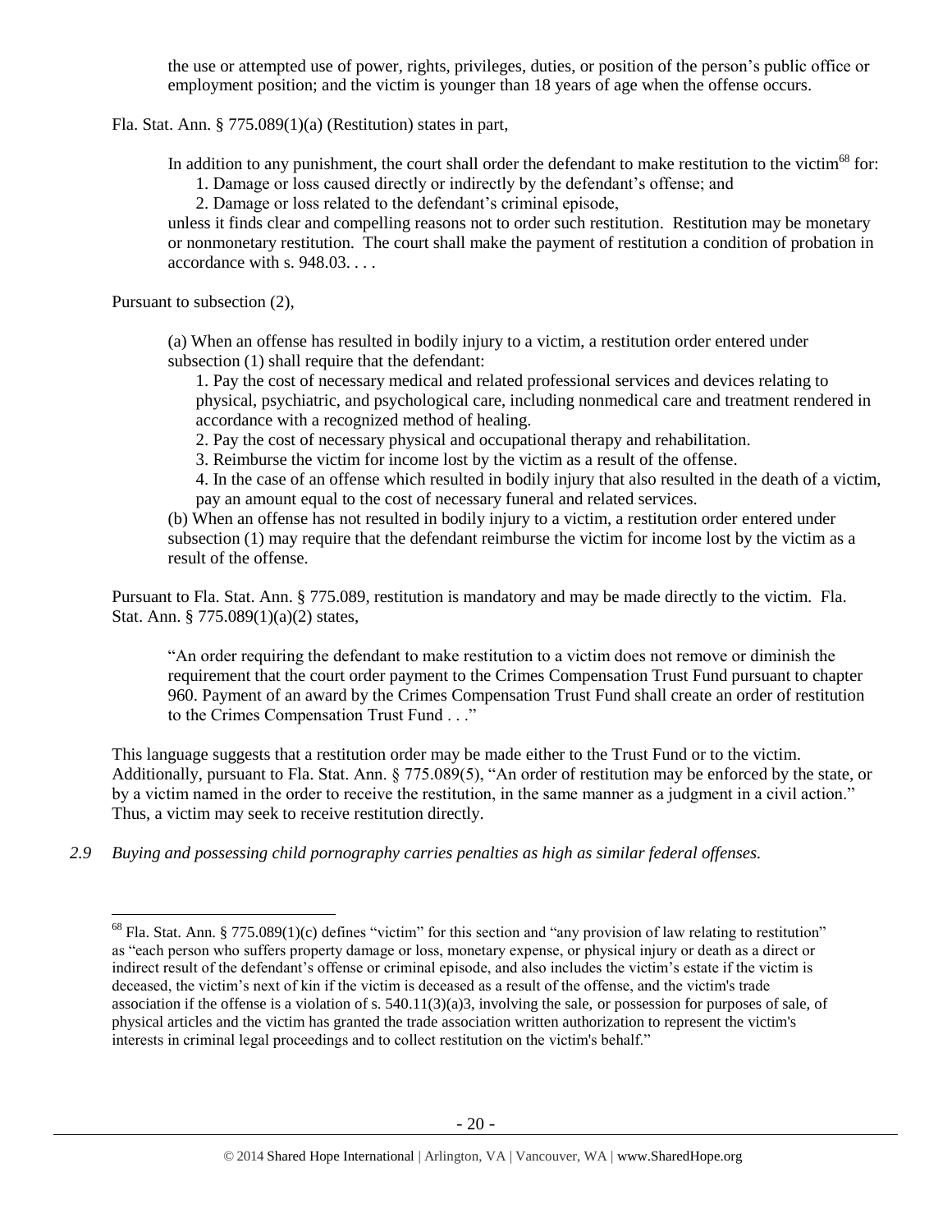the use or attempted use of power, rights, privileges, duties, or position of the person's public office or employment position; and the victim is younger than 18 years of age when the offense occurs.

Fla. Stat. Ann. § 775.089(1)(a) (Restitution) states in part,

> In addition to any punishment, the court shall order the defendant to make restitution to the victim[68] for:
>
> 1. Damage or loss caused directly or indirectly by the defendant's offense; and
> 2. Damage or loss related to the defendant's criminal episode,
>
> unless it finds clear and compelling reasons not to order such restitution. Restitution may be monetary or nonmonetary restitution. The court shall make the payment of restitution a condition of probation in accordance with s. 948.03. . . .

Pursuant to subsection (2),

> (a) When an offense has resulted in bodily injury to a victim, a restitution order entered under subsection (1) shall require that the defendant:
>
> 1. Pay the cost of necessary medical and related professional services and devices relating to physical, psychiatric, and psychological care, including nonmedical care and treatment rendered in accordance with a recognized method of healing.
> 2. Pay the cost of necessary physical and occupational therapy and rehabilitation.
> 3. Reimburse the victim for income lost by the victim as a result of the offense.
> 4. In the case of an offense which resulted in bodily injury that also resulted in the death of a victim, pay an amount equal to the cost of necessary funeral and related services.
>
> (b) When an offense has not resulted in bodily injury to a victim, a restitution order entered under subsection (1) may require that the defendant reimburse the victim for income lost by the victim as a result of the offense.

Pursuant to Fla. Stat. Ann. § 775.089, restitution is mandatory and may be made directly to the victim. Fla. Stat. Ann. § 775.089(1)(a)(2) states,

> "An order requiring the defendant to make restitution to a victim does not remove or diminish the requirement that the court order payment to the Crimes Compensation Trust Fund pursuant to chapter 960. Payment of an award by the Crimes Compensation Trust Fund shall create an order of restitution to the Crimes Compensation Trust Fund . . ."

This language suggests that a restitution order may be made either to the Trust Fund or to the victim. Additionally, pursuant to Fla. Stat. Ann. § 775.089(5), "An order of restitution may be enforced by the state, or by a victim named in the order to receive the restitution, in the same manner as a judgment in a civil action." Thus, a victim may seek to receive restitution directly.

*2.9 Buying and possessing child pornography carries penalties as high as similar federal offenses.*

---

[68] Fla. Stat. Ann. § 775.089(1)(c) defines "victim" for this section and "any provision of law relating to restitution" as "each person who suffers property damage or loss, monetary expense, or physical injury or death as a direct or indirect result of the defendant's offense or criminal episode, and also includes the victim's estate if the victim is deceased, the victim's next of kin if the victim is deceased as a result of the offense, and the victim's trade association if the offense is a violation of s. 540.11(3)(a)3, involving the sale, or possession for purposes of sale, of physical articles and the victim has granted the trade association written authorization to represent the victim's interests in criminal legal proceedings and to collect restitution on the victim's behalf."

© 2014 Shared Hope International | Arlington, VA | Vancouver, WA | www.SharedHope.org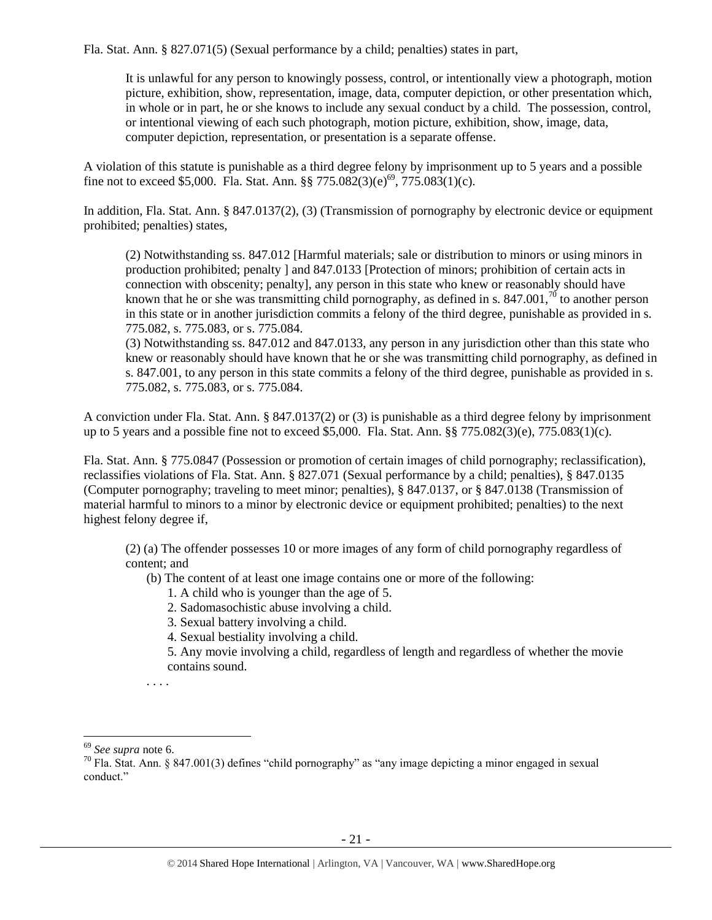Fla. Stat. Ann. § 827.071(5) (Sexual performance by a child; penalties) states in part,

> It is unlawful for any person to knowingly possess, control, or intentionally view a photograph, motion picture, exhibition, show, representation, image, data, computer depiction, or other presentation which, in whole or in part, he or she knows to include any sexual conduct by a child. The possession, control, or intentional viewing of each such photograph, motion picture, exhibition, show, image, data, computer depiction, representation, or presentation is a separate offense.

A violation of this statute is punishable as a third degree felony by imprisonment up to 5 years and a possible fine not to exceed $5,000. Fla. Stat. Ann. §§ 775.082(3)(e)[69], 775.083(1)(c).

In addition, Fla. Stat. Ann. § 847.0137(2), (3) (Transmission of pornography by electronic device or equipment prohibited; penalties) states,

> (2) Notwithstanding ss. 847.012 [Harmful materials; sale or distribution to minors or using minors in production prohibited; penalty ] and 847.0133 [Protection of minors; prohibition of certain acts in connection with obscenity; penalty], any person in this state who knew or reasonably should have known that he or she was transmitting child pornography, as defined in s. 847.001,[70] to another person in this state or in another jurisdiction commits a felony of the third degree, punishable as provided in s. 775.082, s. 775.083, or s. 775.084.
>
> (3) Notwithstanding ss. 847.012 and 847.0133, any person in any jurisdiction other than this state who knew or reasonably should have known that he or she was transmitting child pornography, as defined in s. 847.001, to any person in this state commits a felony of the third degree, punishable as provided in s. 775.082, s. 775.083, or s. 775.084.

A conviction under Fla. Stat. Ann. § 847.0137(2) or (3) is punishable as a third degree felony by imprisonment up to 5 years and a possible fine not to exceed $5,000. Fla. Stat. Ann. §§ 775.082(3)(e), 775.083(1)(c).

Fla. Stat. Ann. § 775.0847 (Possession or promotion of certain images of child pornography; reclassification), reclassifies violations of Fla. Stat. Ann. § 827.071 (Sexual performance by a child; penalties), § 847.0135 (Computer pornography; traveling to meet minor; penalties), § 847.0137, or § 847.0138 (Transmission of material harmful to minors to a minor by electronic device or equipment prohibited; penalties) to the next highest felony degree if,

> (2) (a) The offender possesses 10 or more images of any form of child pornography regardless of content; and
>
> (b) The content of at least one image contains one or more of the following:
>
> 1. A child who is younger than the age of 5.
> 2. Sadomasochistic abuse involving a child.
> 3. Sexual battery involving a child.
> 4. Sexual bestiality involving a child.
> 5. Any movie involving a child, regardless of length and regardless of whether the movie contains sound.
>
> . . . .

[69] *See supra* note 6.

[70] Fla. Stat. Ann. § 847.001(3) defines "child pornography" as "any image depicting a minor engaged in sexual conduct."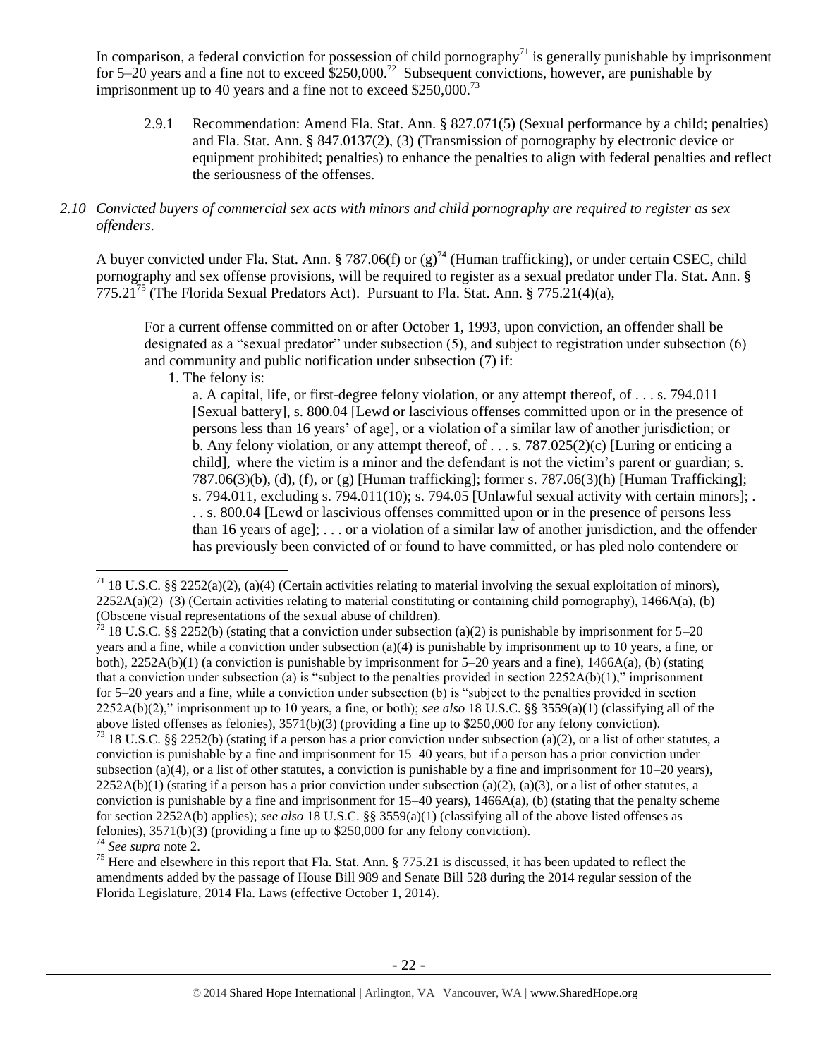In comparison, a federal conviction for possession of child pornography[71] is generally punishable by imprisonment for 5–20 years and a fine not to exceed $250,000.[72] Subsequent convictions, however, are punishable by imprisonment up to 40 years and a fine not to exceed $250,000.[73]

2.9.1 Recommendation: Amend Fla. Stat. Ann. § 827.071(5) (Sexual performance by a child; penalties) and Fla. Stat. Ann. § 847.0137(2), (3) (Transmission of pornography by electronic device or equipment prohibited; penalties) to enhance the penalties to align with federal penalties and reflect the seriousness of the offenses.

*2.10 Convicted buyers of commercial sex acts with minors and child pornography are required to register as sex offenders.*

A buyer convicted under Fla. Stat. Ann. § 787.06(f) or (g)[74] (Human trafficking), or under certain CSEC, child pornography and sex offense provisions, will be required to register as a sexual predator under Fla. Stat. Ann. § 775.21[75] (The Florida Sexual Predators Act). Pursuant to Fla. Stat. Ann. § 775.21(4)(a),

> For a current offense committed on or after October 1, 1993, upon conviction, an offender shall be designated as a "sexual predator" under subsection (5), and subject to registration under subsection (6) and community and public notification under subsection (7) if:
>
> 1. The felony is:
>
> a. A capital, life, or first-degree felony violation, or any attempt thereof, of . . . s. 794.011 [Sexual battery], s. 800.04 [Lewd or lascivious offenses committed upon or in the presence of persons less than 16 years' of age], or a violation of a similar law of another jurisdiction; or
> b. Any felony violation, or any attempt thereof, of . . . s. 787.025(2)(c) [Luring or enticing a child], where the victim is a minor and the defendant is not the victim's parent or guardian; s. 787.06(3)(b), (d), (f), or (g) [Human trafficking]; former s. 787.06(3)(h) [Human Trafficking]; s. 794.011, excluding s. 794.011(10); s. 794.05 [Unlawful sexual activity with certain minors]; . . . s. 800.04 [Lewd or lascivious offenses committed upon or in the presence of persons less than 16 years of age]; . . . or a violation of a similar law of another jurisdiction, and the offender has previously been convicted of or found to have committed, or has pled nolo contendere or

---

[71] 18 U.S.C. §§ 2252(a)(2), (a)(4) (Certain activities relating to material involving the sexual exploitation of minors), 2252A(a)(2)–(3) (Certain activities relating to material constituting or containing child pornography), 1466A(a), (b) (Obscene visual representations of the sexual abuse of children).

[72] 18 U.S.C. §§ 2252(b) (stating that a conviction under subsection (a)(2) is punishable by imprisonment for 5–20 years and a fine, while a conviction under subsection (a)(4) is punishable by imprisonment up to 10 years, a fine, or both), 2252A(b)(1) (a conviction is punishable by imprisonment for 5–20 years and a fine), 1466A(a), (b) (stating that a conviction under subsection (a) is "subject to the penalties provided in section 2252A(b)(1)," imprisonment for 5–20 years and a fine, while a conviction under subsection (b) is "subject to the penalties provided in section 2252A(b)(2)," imprisonment up to 10 years, a fine, or both); *see also* 18 U.S.C. §§ 3559(a)(1) (classifying all of the above listed offenses as felonies), 3571(b)(3) (providing a fine up to $250,000 for any felony conviction).

[73] 18 U.S.C. §§ 2252(b) (stating if a person has a prior conviction under subsection (a)(2), or a list of other statutes, a conviction is punishable by a fine and imprisonment for 15–40 years, but if a person has a prior conviction under subsection (a)(4), or a list of other statutes, a conviction is punishable by a fine and imprisonment for 10–20 years), 2252A(b)(1) (stating if a person has a prior conviction under subsection (a)(2), (a)(3), or a list of other statutes, a conviction is punishable by a fine and imprisonment for 15–40 years), 1466A(a), (b) (stating that the penalty scheme for section 2252A(b) applies); *see also* 18 U.S.C. §§ 3559(a)(1) (classifying all of the above listed offenses as felonies), 3571(b)(3) (providing a fine up to $250,000 for any felony conviction).

[74] *See supra* note 2.

[75] Here and elsewhere in this report that Fla. Stat. Ann. § 775.21 is discussed, it has been updated to reflect the amendments added by the passage of House Bill 989 and Senate Bill 528 during the 2014 regular session of the Florida Legislature, 2014 Fla. Laws (effective October 1, 2014).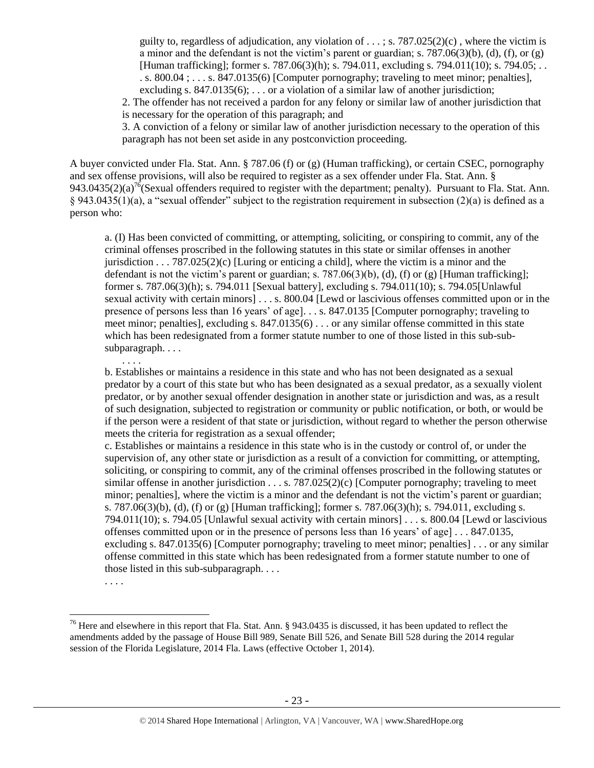guilty to, regardless of adjudication, any violation of . . . ; s. 787.025(2)(c) , where the victim is a minor and the defendant is not the victim's parent or guardian; s. 787.06(3)(b), (d), (f), or (g) [Human trafficking]; former s. 787.06(3)(h); s. 794.011, excluding s. 794.011(10); s. 794.05; . . . s. 800.04 ; . . . s. 847.0135(6) [Computer pornography; traveling to meet minor; penalties], excluding s. 847.0135(6); . . . or a violation of a similar law of another jurisdiction;

2. The offender has not received a pardon for any felony or similar law of another jurisdiction that is necessary for the operation of this paragraph; and

3. A conviction of a felony or similar law of another jurisdiction necessary to the operation of this paragraph has not been set aside in any postconviction proceeding.

A buyer convicted under Fla. Stat. Ann. § 787.06 (f) or (g) (Human trafficking), or certain CSEC, pornography and sex offense provisions, will also be required to register as a sex offender under Fla. Stat. Ann. § 943.0435(2)(a)[76](Sexual offenders required to register with the department; penalty). Pursuant to Fla. Stat. Ann. § 943.0435(1)(a), a "sexual offender" subject to the registration requirement in subsection (2)(a) is defined as a person who:

a. (I) Has been convicted of committing, or attempting, soliciting, or conspiring to commit, any of the criminal offenses proscribed in the following statutes in this state or similar offenses in another jurisdiction . . . 787.025(2)(c) [Luring or enticing a child], where the victim is a minor and the defendant is not the victim's parent or guardian; s. 787.06(3)(b), (d), (f) or (g) [Human trafficking]; former s. 787.06(3)(h); s. 794.011 [Sexual battery], excluding s. 794.011(10); s. 794.05[Unlawful sexual activity with certain minors] . . . s. 800.04 [Lewd or lascivious offenses committed upon or in the presence of persons less than 16 years' of age]. . . s. 847.0135 [Computer pornography; traveling to meet minor; penalties], excluding s. 847.0135(6) . . . or any similar offense committed in this state which has been redesignated from a former statute number to one of those listed in this sub-sub-subparagraph. . . .

. . . .

b. Establishes or maintains a residence in this state and who has not been designated as a sexual predator by a court of this state but who has been designated as a sexual predator, as a sexually violent predator, or by another sexual offender designation in another state or jurisdiction and was, as a result of such designation, subjected to registration or community or public notification, or both, or would be if the person were a resident of that state or jurisdiction, without regard to whether the person otherwise meets the criteria for registration as a sexual offender;

c. Establishes or maintains a residence in this state who is in the custody or control of, or under the supervision of, any other state or jurisdiction as a result of a conviction for committing, or attempting, soliciting, or conspiring to commit, any of the criminal offenses proscribed in the following statutes or similar offense in another jurisdiction . . . s. 787.025(2)(c) [Computer pornography; traveling to meet minor; penalties], where the victim is a minor and the defendant is not the victim's parent or guardian; s. 787.06(3)(b), (d), (f) or (g) [Human trafficking]; former s. 787.06(3)(h); s. 794.011, excluding s. 794.011(10); s. 794.05 [Unlawful sexual activity with certain minors] . . . s. 800.04 [Lewd or lascivious offenses committed upon or in the presence of persons less than 16 years' of age] . . . 847.0135, excluding s. 847.0135(6) [Computer pornography; traveling to meet minor; penalties] . . . or any similar offense committed in this state which has been redesignated from a former statute number to one of those listed in this sub-subparagraph. . . .

. . . .

[76] Here and elsewhere in this report that Fla. Stat. Ann. § 943.0435 is discussed, it has been updated to reflect the amendments added by the passage of House Bill 989, Senate Bill 526, and Senate Bill 528 during the 2014 regular session of the Florida Legislature, 2014 Fla. Laws (effective October 1, 2014).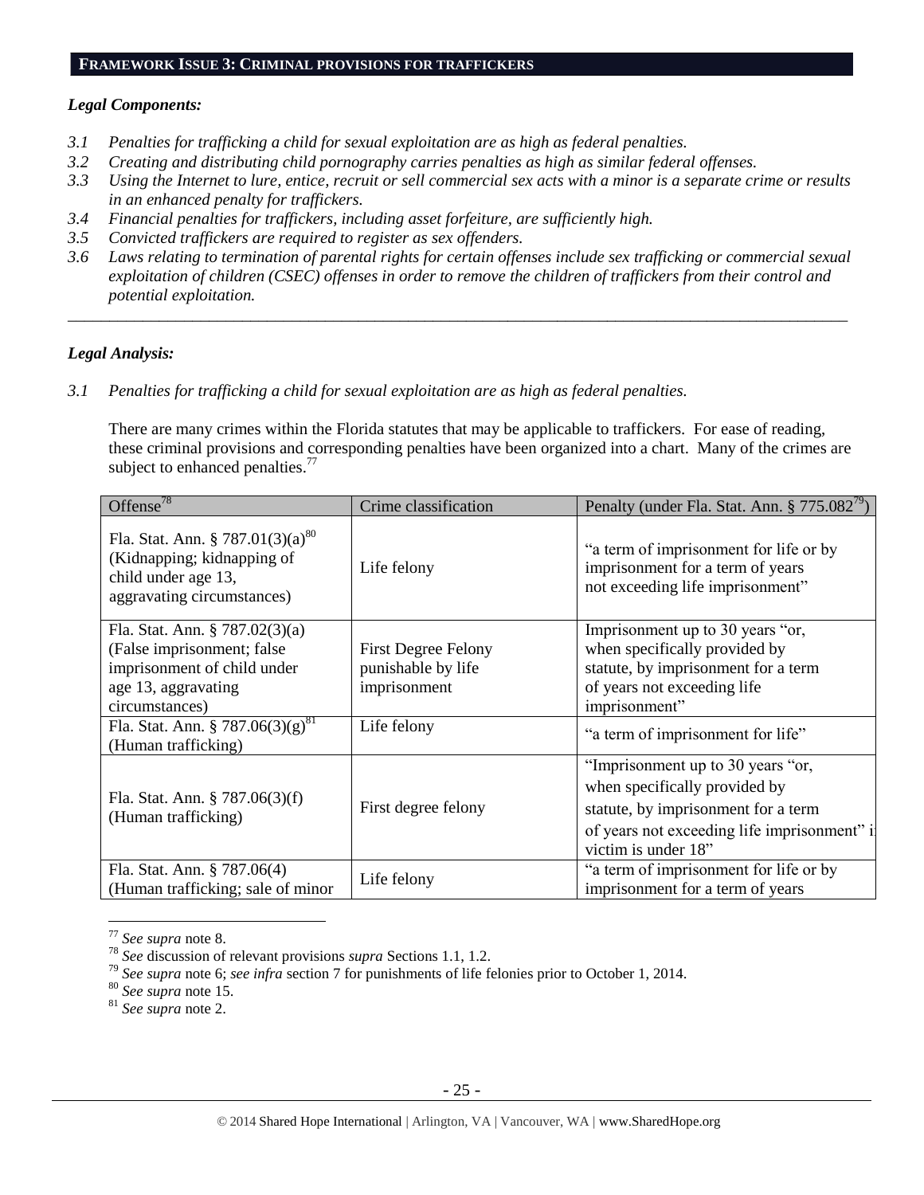## FRAMEWORK ISSUE 3: CRIMINAL PROVISIONS FOR TRAFFICKERS

### *Legal Components:*

*3.1 Penalties for trafficking a child for sexual exploitation are as high as federal penalties.*
*3.2 Creating and distributing child pornography carries penalties as high as similar federal offenses.*
*3.3 Using the Internet to lure, entice, recruit or sell commercial sex acts with a minor is a separate crime or results in an enhanced penalty for traffickers.*
*3.4 Financial penalties for traffickers, including asset forfeiture, are sufficiently high.*
*3.5 Convicted traffickers are required to register as sex offenders.*
*3.6 Laws relating to termination of parental rights for certain offenses include sex trafficking or commercial sexual exploitation of children (CSEC) offenses in order to remove the children of traffickers from their control and potential exploitation.*

---

### *Legal Analysis:*

*3.1 Penalties for trafficking a child for sexual exploitation are as high as federal penalties.*

There are many crimes within the Florida statutes that may be applicable to traffickers. For ease of reading, these criminal provisions and corresponding penalties have been organized into a chart. Many of the crimes are subject to enhanced penalties.[77]

| Offense[78] | Crime classification | Penalty (under Fla. Stat. Ann. § 775.082[79]) |
|---|---|---|
| Fla. Stat. Ann. § 787.01(3)(a)[80] (Kidnapping; kidnapping of child under age 13, aggravating circumstances) | Life felony | "a term of imprisonment for life or by imprisonment for a term of years not exceeding life imprisonment" |
| Fla. Stat. Ann. § 787.02(3)(a) (False imprisonment; false imprisonment of child under age 13, aggravating circumstances) | First Degree Felony punishable by life imprisonment | Imprisonment up to 30 years "or, when specifically provided by statute, by imprisonment for a term of years not exceeding life imprisonment" |
| Fla. Stat. Ann. § 787.06(3)(g)[81] (Human trafficking) | Life felony | "a term of imprisonment for life" |
| Fla. Stat. Ann. § 787.06(3)(f) (Human trafficking) | First degree felony | "Imprisonment up to 30 years "or, when specifically provided by statute, by imprisonment for a term of years not exceeding life imprisonment" if victim is under 18" |
| Fla. Stat. Ann. § 787.06(4) (Human trafficking; sale of minor | Life felony | "a term of imprisonment for life or by imprisonment for a term of years |

[77] *See supra* note 8.
[78] *See* discussion of relevant provisions *supra* Sections 1.1, 1.2.
[79] *See supra* note 6; *see infra* section 7 for punishments of life felonies prior to October 1, 2014.
[80] *See supra* note 15.
[81] *See supra* note 2.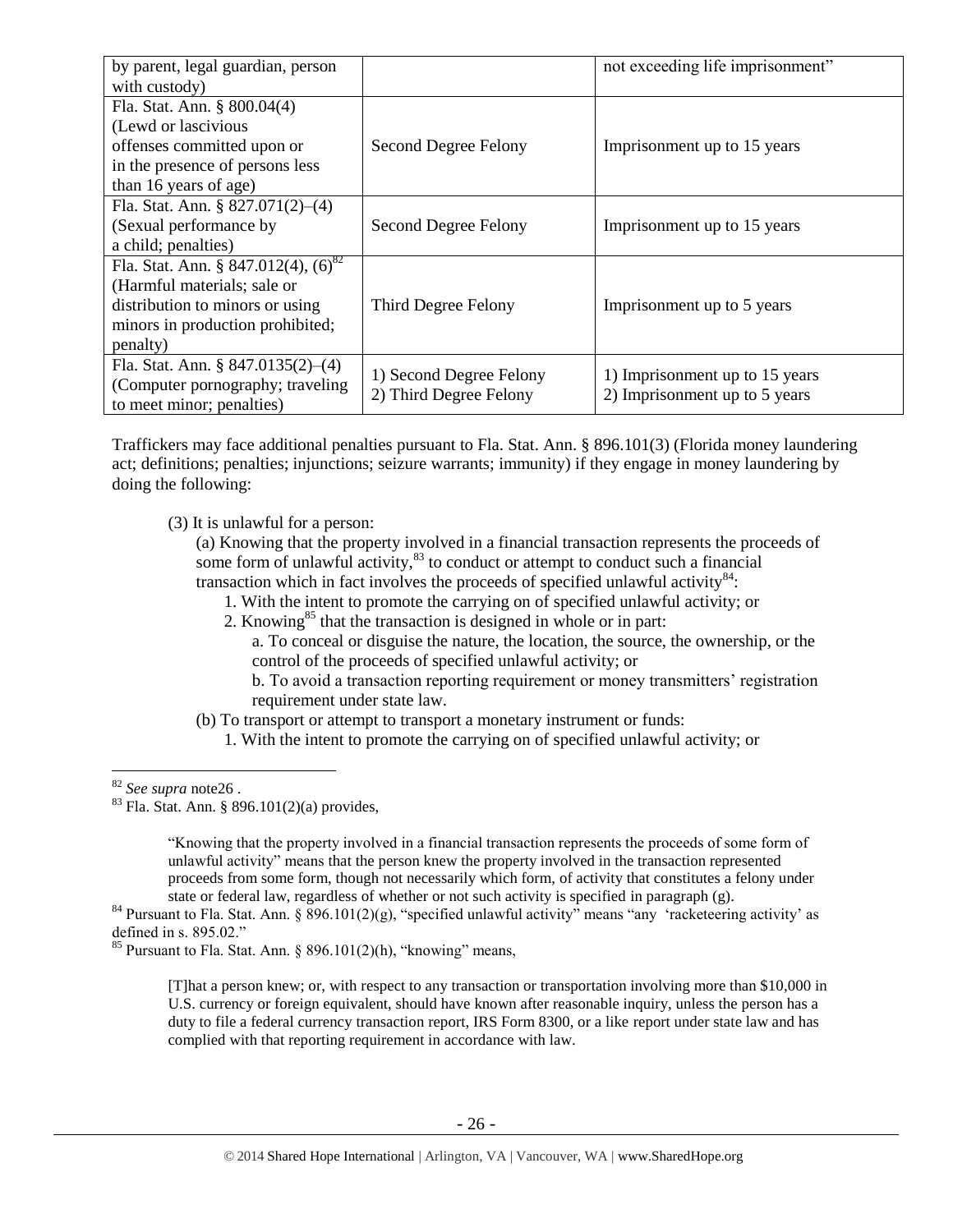| | | |
|---|---|---|
| by parent, legal guardian, person with custody) | | not exceeding life imprisonment" |
| Fla. Stat. Ann. § 800.04(4) (Lewd or lascivious offenses committed upon or in the presence of persons less than 16 years of age) | Second Degree Felony | Imprisonment up to 15 years |
| Fla. Stat. Ann. § 827.071(2)–(4) (Sexual performance by a child; penalties) | Second Degree Felony | Imprisonment up to 15 years |
| Fla. Stat. Ann. § 847.012(4), (6)[82] (Harmful materials; sale or distribution to minors or using minors in production prohibited; penalty) | Third Degree Felony | Imprisonment up to 5 years |
| Fla. Stat. Ann. § 847.0135(2)–(4) (Computer pornography; traveling to meet minor; penalties) | 1) Second Degree Felony<br>2) Third Degree Felony | 1) Imprisonment up to 15 years<br>2) Imprisonment up to 5 years |

Traffickers may face additional penalties pursuant to Fla. Stat. Ann. § 896.101(3) (Florida money laundering act; definitions; penalties; injunctions; seizure warrants; immunity) if they engage in money laundering by doing the following:

> (3) It is unlawful for a person:
>
> (a) Knowing that the property involved in a financial transaction represents the proceeds of some form of unlawful activity,[83] to conduct or attempt to conduct such a financial transaction which in fact involves the proceeds of specified unlawful activity[84]:
>
> 1. With the intent to promote the carrying on of specified unlawful activity; or
> 2. Knowing[85] that the transaction is designed in whole or in part:
>
> a. To conceal or disguise the nature, the location, the source, the ownership, or the control of the proceeds of specified unlawful activity; or
>
> b. To avoid a transaction reporting requirement or money transmitters' registration requirement under state law.
>
> (b) To transport or attempt to transport a monetary instrument or funds:
>
> 1. With the intent to promote the carrying on of specified unlawful activity; or

---

[82] *See supra* note26 .

[83] Fla. Stat. Ann. § 896.101(2)(a) provides,

> "Knowing that the property involved in a financial transaction represents the proceeds of some form of unlawful activity" means that the person knew the property involved in the transaction represented proceeds from some form, though not necessarily which form, of activity that constitutes a felony under state or federal law, regardless of whether or not such activity is specified in paragraph (g).

[84] Pursuant to Fla. Stat. Ann. § 896.101(2)(g), "specified unlawful activity" means "any 'racketeering activity' as defined in s. 895.02."

[85] Pursuant to Fla. Stat. Ann. § 896.101(2)(h), "knowing" means,

> [T]hat a person knew; or, with respect to any transaction or transportation involving more than $10,000 in U.S. currency or foreign equivalent, should have known after reasonable inquiry, unless the person has a duty to file a federal currency transaction report, IRS Form 8300, or a like report under state law and has complied with that reporting requirement in accordance with law.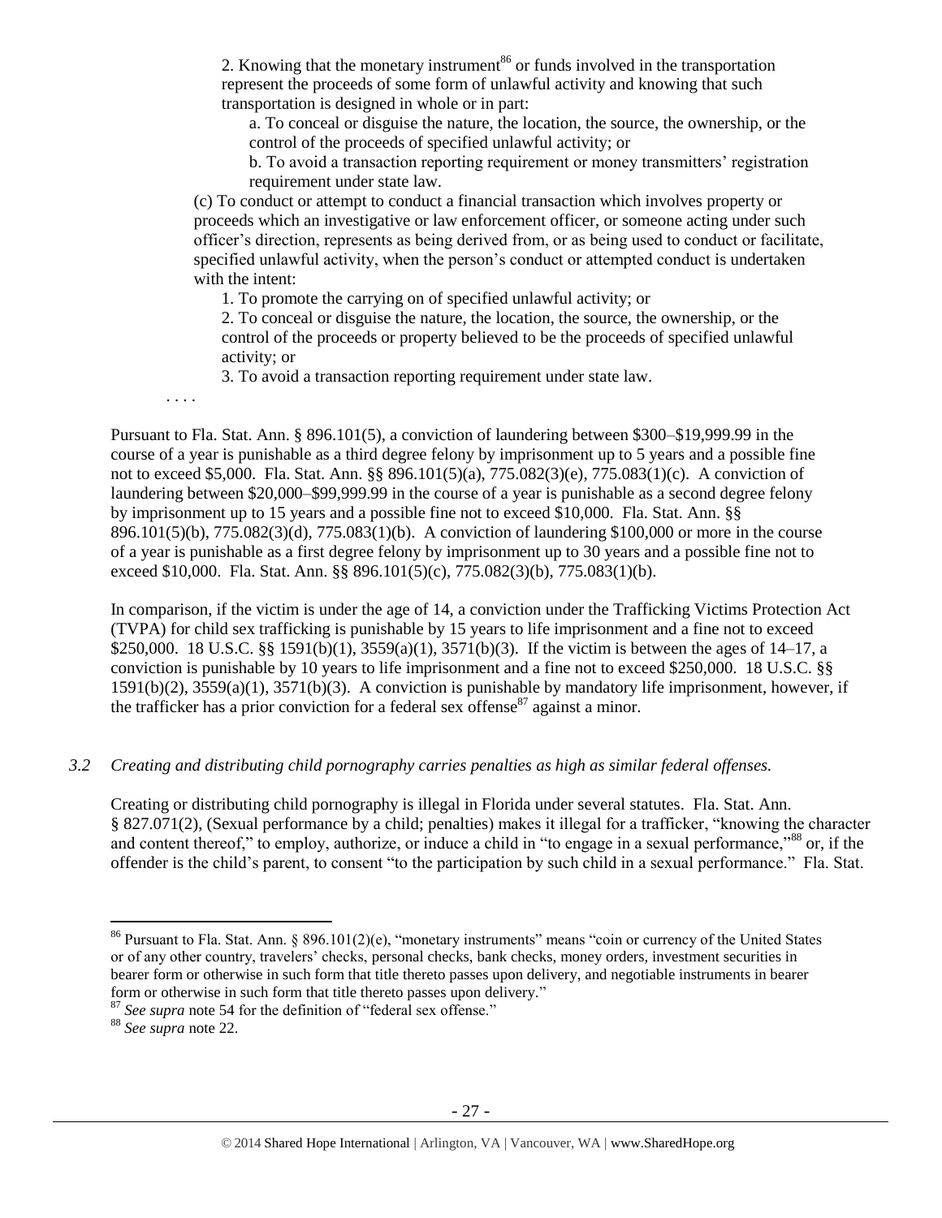2. Knowing that the monetary instrument[86] or funds involved in the transportation represent the proceeds of some form of unlawful activity and knowing that such transportation is designed in whole or in part:

a. To conceal or disguise the nature, the location, the source, the ownership, or the control of the proceeds of specified unlawful activity; or

b. To avoid a transaction reporting requirement or money transmitters' registration requirement under state law.

(c) To conduct or attempt to conduct a financial transaction which involves property or proceeds which an investigative or law enforcement officer, or someone acting under such officer's direction, represents as being derived from, or as being used to conduct or facilitate, specified unlawful activity, when the person's conduct or attempted conduct is undertaken with the intent:

1. To promote the carrying on of specified unlawful activity; or

2. To conceal or disguise the nature, the location, the source, the ownership, or the control of the proceeds or property believed to be the proceeds of specified unlawful activity; or

3. To avoid a transaction reporting requirement under state law.

. . . .

Pursuant to Fla. Stat. Ann. § 896.101(5), a conviction of laundering between $300–$19,999.99 in the course of a year is punishable as a third degree felony by imprisonment up to 5 years and a possible fine not to exceed $5,000. Fla. Stat. Ann. §§ 896.101(5)(a), 775.082(3)(e), 775.083(1)(c). A conviction of laundering between $20,000–$99,999.99 in the course of a year is punishable as a second degree felony by imprisonment up to 15 years and a possible fine not to exceed $10,000. Fla. Stat. Ann. §§ 896.101(5)(b), 775.082(3)(d), 775.083(1)(b). A conviction of laundering $100,000 or more in the course of a year is punishable as a first degree felony by imprisonment up to 30 years and a possible fine not to exceed $10,000. Fla. Stat. Ann. §§ 896.101(5)(c), 775.082(3)(b), 775.083(1)(b).

In comparison, if the victim is under the age of 14, a conviction under the Trafficking Victims Protection Act (TVPA) for child sex trafficking is punishable by 15 years to life imprisonment and a fine not to exceed $250,000. 18 U.S.C. §§ 1591(b)(1), 3559(a)(1), 3571(b)(3). If the victim is between the ages of 14–17, a conviction is punishable by 10 years to life imprisonment and a fine not to exceed $250,000. 18 U.S.C. §§ 1591(b)(2), 3559(a)(1), 3571(b)(3). A conviction is punishable by mandatory life imprisonment, however, if the trafficker has a prior conviction for a federal sex offense[87] against a minor.

### *3.2 Creating and distributing child pornography carries penalties as high as similar federal offenses.*

Creating or distributing child pornography is illegal in Florida under several statutes. Fla. Stat. Ann. § 827.071(2), (Sexual performance by a child; penalties) makes it illegal for a trafficker, "knowing the character and content thereof," to employ, authorize, or induce a child in "to engage in a sexual performance,"[88] or, if the offender is the child's parent, to consent "to the participation by such child in a sexual performance." Fla. Stat.

---

[86] Pursuant to Fla. Stat. Ann. § 896.101(2)(e), "monetary instruments" means "coin or currency of the United States or of any other country, travelers' checks, personal checks, bank checks, money orders, investment securities in bearer form or otherwise in such form that title thereto passes upon delivery, and negotiable instruments in bearer form or otherwise in such form that title thereto passes upon delivery."

[87] *See supra* note 54 for the definition of "federal sex offense."

[88] *See supra* note 22.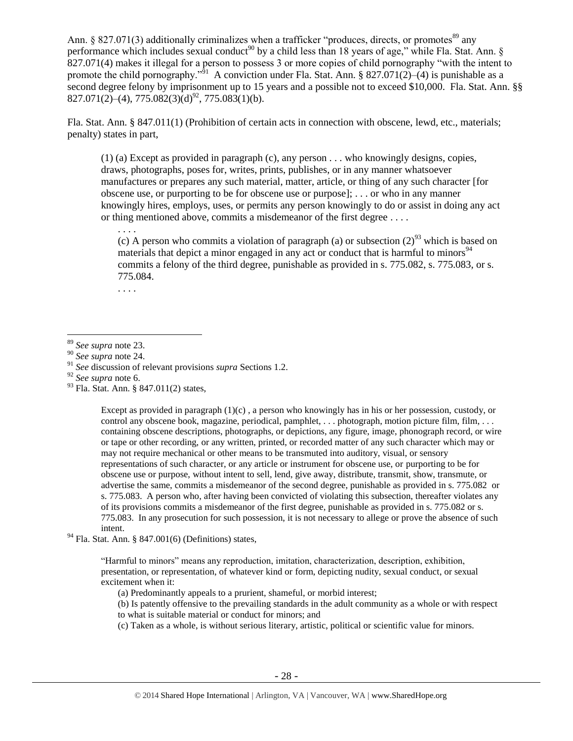Ann. § 827.071(3) additionally criminalizes when a trafficker "produces, directs, or promotes[89] any performance which includes sexual conduct[90] by a child less than 18 years of age," while Fla. Stat. Ann. § 827.071(4) makes it illegal for a person to possess 3 or more copies of child pornography "with the intent to promote the child pornography."[91] A conviction under Fla. Stat. Ann. § 827.071(2)–(4) is punishable as a second degree felony by imprisonment up to 15 years and a possible not to exceed $10,000. Fla. Stat. Ann. §§ 827.071(2)–(4), 775.082(3)(d)[92], 775.083(1)(b).

Fla. Stat. Ann. § 847.011(1) (Prohibition of certain acts in connection with obscene, lewd, etc., materials; penalty) states in part,

> (1) (a) Except as provided in paragraph (c), any person . . . who knowingly designs, copies, draws, photographs, poses for, writes, prints, publishes, or in any manner whatsoever manufactures or prepares any such material, matter, article, or thing of any such character [for obscene use, or purporting to be for obscene use or purpose]; . . . or who in any manner knowingly hires, employs, uses, or permits any person knowingly to do or assist in doing any act or thing mentioned above, commits a misdemeanor of the first degree . . . .
>
> . . . .
>
> (c) A person who commits a violation of paragraph (a) or subsection (2)[93] which is based on materials that depict a minor engaged in any act or conduct that is harmful to minors[94] commits a felony of the third degree, punishable as provided in s. 775.082, s. 775.083, or s. 775.084.
>
> . . . .

---

[89] *See supra* note 23.

[90] *See supra* note 24.

[91] *See* discussion of relevant provisions *supra* Sections 1.2.

[92] *See supra* note 6.

[93] Fla. Stat. Ann. § 847.011(2) states,

> Except as provided in paragraph (1)(c) , a person who knowingly has in his or her possession, custody, or control any obscene book, magazine, periodical, pamphlet, . . . photograph, motion picture film, film, . . . containing obscene descriptions, photographs, or depictions, any figure, image, phonograph record, or wire or tape or other recording, or any written, printed, or recorded matter of any such character which may or may not require mechanical or other means to be transmuted into auditory, visual, or sensory representations of such character, or any article or instrument for obscene use, or purporting to be for obscene use or purpose, without intent to sell, lend, give away, distribute, transmit, show, transmute, or advertise the same, commits a misdemeanor of the second degree, punishable as provided in s. 775.082 or s. 775.083. A person who, after having been convicted of violating this subsection, thereafter violates any of its provisions commits a misdemeanor of the first degree, punishable as provided in s. 775.082 or s. 775.083. In any prosecution for such possession, it is not necessary to allege or prove the absence of such intent.

[94] Fla. Stat. Ann. § 847.001(6) (Definitions) states,

> "Harmful to minors" means any reproduction, imitation, characterization, description, exhibition, presentation, or representation, of whatever kind or form, depicting nudity, sexual conduct, or sexual excitement when it:
>
> (a) Predominantly appeals to a prurient, shameful, or morbid interest;
>
> (b) Is patently offensive to the prevailing standards in the adult community as a whole or with respect to what is suitable material or conduct for minors; and
>
> (c) Taken as a whole, is without serious literary, artistic, political or scientific value for minors.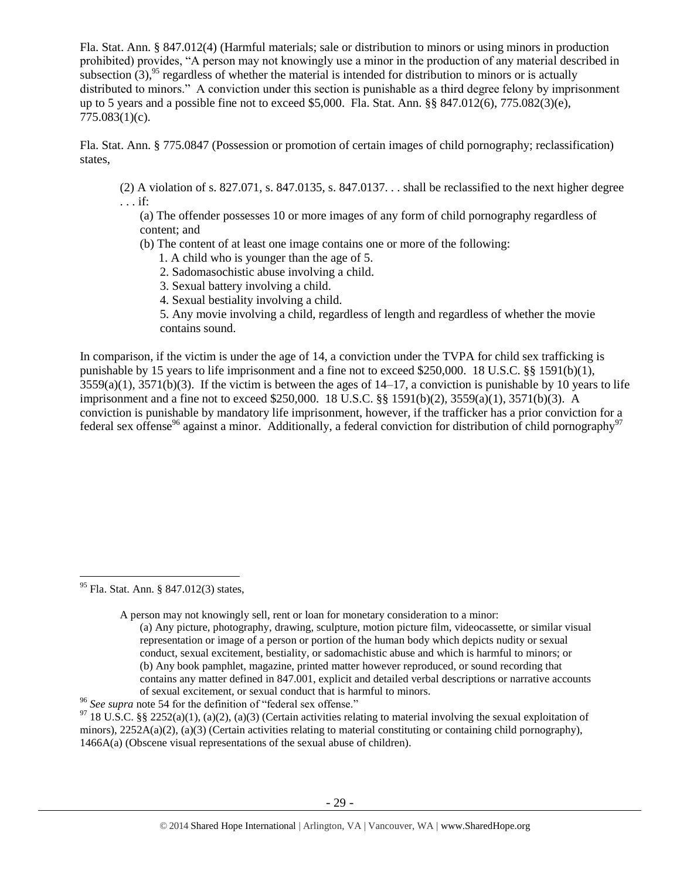Fla. Stat. Ann. § 847.012(4) (Harmful materials; sale or distribution to minors or using minors in production prohibited) provides, "A person may not knowingly use a minor in the production of any material described in subsection (3),[95] regardless of whether the material is intended for distribution to minors or is actually distributed to minors." A conviction under this section is punishable as a third degree felony by imprisonment up to 5 years and a possible fine not to exceed $5,000. Fla. Stat. Ann. §§ 847.012(6), 775.082(3)(e), 775.083(1)(c).

Fla. Stat. Ann. § 775.0847 (Possession or promotion of certain images of child pornography; reclassification) states,

> (2) A violation of s. 827.071, s. 847.0135, s. 847.0137. . . shall be reclassified to the next higher degree . . . if:
>
> > (a) The offender possesses 10 or more images of any form of child pornography regardless of content; and
> >
> > (b) The content of at least one image contains one or more of the following:
> >
> > > 1. A child who is younger than the age of 5.
> > > 2. Sadomasochistic abuse involving a child.
> > > 3. Sexual battery involving a child.
> > > 4. Sexual bestiality involving a child.
> > > 5. Any movie involving a child, regardless of length and regardless of whether the movie contains sound.

In comparison, if the victim is under the age of 14, a conviction under the TVPA for child sex trafficking is punishable by 15 years to life imprisonment and a fine not to exceed $250,000. 18 U.S.C. §§ 1591(b)(1), 3559(a)(1), 3571(b)(3). If the victim is between the ages of 14–17, a conviction is punishable by 10 years to life imprisonment and a fine not to exceed $250,000. 18 U.S.C. §§ 1591(b)(2), 3559(a)(1), 3571(b)(3). A conviction is punishable by mandatory life imprisonment, however, if the trafficker has a prior conviction for a federal sex offense[96] against a minor. Additionally, a federal conviction for distribution of child pornography[97]

---

[95] Fla. Stat. Ann. § 847.012(3) states,

> A person may not knowingly sell, rent or loan for monetary consideration to a minor:
>
> (a) Any picture, photography, drawing, sculpture, motion picture film, videocassette, or similar visual representation or image of a person or portion of the human body which depicts nudity or sexual conduct, sexual excitement, bestiality, or sadomachistic abuse and which is harmful to minors; or
>
> (b) Any book pamphlet, magazine, printed matter however reproduced, or sound recording that contains any matter defined in 847.001, explicit and detailed verbal descriptions or narrative accounts of sexual excitement, or sexual conduct that is harmful to minors.

[96] *See supra* note 54 for the definition of "federal sex offense."

[97] 18 U.S.C. §§ 2252(a)(1), (a)(2), (a)(3) (Certain activities relating to material involving the sexual exploitation of minors), 2252A(a)(2), (a)(3) (Certain activities relating to material constituting or containing child pornography), 1466A(a) (Obscene visual representations of the sexual abuse of children).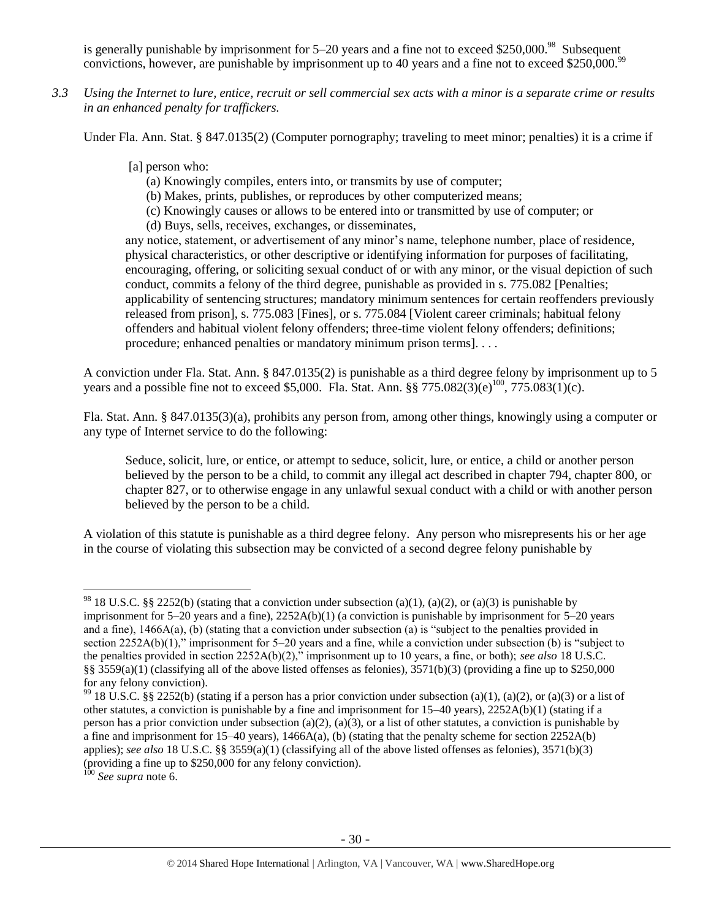is generally punishable by imprisonment for 5–20 years and a fine not to exceed $250,000.[98] Subsequent convictions, however, are punishable by imprisonment up to 40 years and a fine not to exceed $250,000.[99]

*3.3 Using the Internet to lure, entice, recruit or sell commercial sex acts with a minor is a separate crime or results in an enhanced penalty for traffickers.*

Under Fla. Ann. Stat. § 847.0135(2) (Computer pornography; traveling to meet minor; penalties) it is a crime if

> [a] person who:
>
> (a) Knowingly compiles, enters into, or transmits by use of computer;
> (b) Makes, prints, publishes, or reproduces by other computerized means;
> (c) Knowingly causes or allows to be entered into or transmitted by use of computer; or
> (d) Buys, sells, receives, exchanges, or disseminates,
>
> any notice, statement, or advertisement of any minor's name, telephone number, place of residence, physical characteristics, or other descriptive or identifying information for purposes of facilitating, encouraging, offering, or soliciting sexual conduct of or with any minor, or the visual depiction of such conduct, commits a felony of the third degree, punishable as provided in s. 775.082 [Penalties; applicability of sentencing structures; mandatory minimum sentences for certain reoffenders previously released from prison], s. 775.083 [Fines], or s. 775.084 [Violent career criminals; habitual felony offenders and habitual violent felony offenders; three-time violent felony offenders; definitions; procedure; enhanced penalties or mandatory minimum prison terms]. . . .

A conviction under Fla. Stat. Ann. § 847.0135(2) is punishable as a third degree felony by imprisonment up to 5 years and a possible fine not to exceed $5,000. Fla. Stat. Ann. §§ 775.082(3)(e)[100], 775.083(1)(c).

Fla. Stat. Ann. § 847.0135(3)(a), prohibits any person from, among other things, knowingly using a computer or any type of Internet service to do the following:

> Seduce, solicit, lure, or entice, or attempt to seduce, solicit, lure, or entice, a child or another person believed by the person to be a child, to commit any illegal act described in chapter 794, chapter 800, or chapter 827, or to otherwise engage in any unlawful sexual conduct with a child or with another person believed by the person to be a child.

A violation of this statute is punishable as a third degree felony. Any person who misrepresents his or her age in the course of violating this subsection may be convicted of a second degree felony punishable by

---

[98] 18 U.S.C. §§ 2252(b) (stating that a conviction under subsection (a)(1), (a)(2), or (a)(3) is punishable by imprisonment for 5–20 years and a fine), 2252A(b)(1) (a conviction is punishable by imprisonment for 5–20 years and a fine), 1466A(a), (b) (stating that a conviction under subsection (a) is "subject to the penalties provided in section 2252A(b)(1)," imprisonment for 5–20 years and a fine, while a conviction under subsection (b) is "subject to the penalties provided in section 2252A(b)(2)," imprisonment up to 10 years, a fine, or both); *see also* 18 U.S.C. §§ 3559(a)(1) (classifying all of the above listed offenses as felonies), 3571(b)(3) (providing a fine up to $250,000 for any felony conviction).

[99] 18 U.S.C. §§ 2252(b) (stating if a person has a prior conviction under subsection (a)(1), (a)(2), or (a)(3) or a list of other statutes, a conviction is punishable by a fine and imprisonment for 15–40 years), 2252A(b)(1) (stating if a person has a prior conviction under subsection (a)(2), (a)(3), or a list of other statutes, a conviction is punishable by a fine and imprisonment for 15–40 years), 1466A(a), (b) (stating that the penalty scheme for section 2252A(b) applies); *see also* 18 U.S.C. §§ 3559(a)(1) (classifying all of the above listed offenses as felonies), 3571(b)(3) (providing a fine up to $250,000 for any felony conviction).

[100] *See supra* note 6.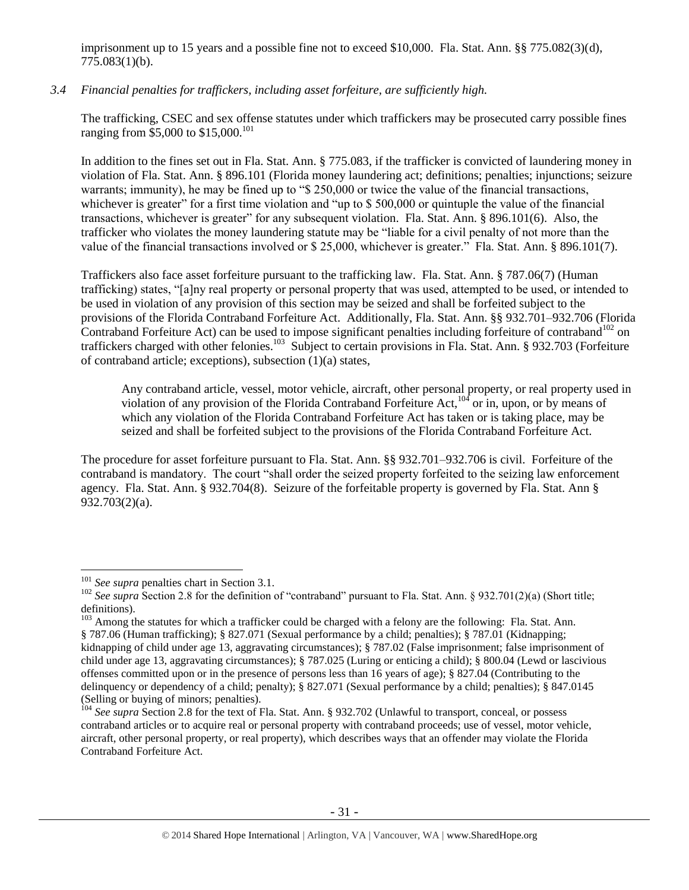imprisonment up to 15 years and a possible fine not to exceed $10,000. Fla. Stat. Ann. §§ 775.082(3)(d), 775.083(1)(b).

*3.4 Financial penalties for traffickers, including asset forfeiture, are sufficiently high.*

The trafficking, CSEC and sex offense statutes under which traffickers may be prosecuted carry possible fines ranging from $5,000 to $15,000.[101]

In addition to the fines set out in Fla. Stat. Ann. § 775.083, if the trafficker is convicted of laundering money in violation of Fla. Stat. Ann. § 896.101 (Florida money laundering act; definitions; penalties; injunctions; seizure warrants; immunity), he may be fined up to "$ 250,000 or twice the value of the financial transactions, whichever is greater" for a first time violation and "up to $ 500,000 or quintuple the value of the financial transactions, whichever is greater" for any subsequent violation. Fla. Stat. Ann. § 896.101(6). Also, the trafficker who violates the money laundering statute may be "liable for a civil penalty of not more than the value of the financial transactions involved or $ 25,000, whichever is greater." Fla. Stat. Ann. § 896.101(7).

Traffickers also face asset forfeiture pursuant to the trafficking law. Fla. Stat. Ann. § 787.06(7) (Human trafficking) states, "[a]ny real property or personal property that was used, attempted to be used, or intended to be used in violation of any provision of this section may be seized and shall be forfeited subject to the provisions of the Florida Contraband Forfeiture Act. Additionally, Fla. Stat. Ann. §§ 932.701–932.706 (Florida Contraband Forfeiture Act) can be used to impose significant penalties including forfeiture of contraband[102] on traffickers charged with other felonies.[103] Subject to certain provisions in Fla. Stat. Ann. § 932.703 (Forfeiture of contraband article; exceptions), subsection (1)(a) states,

> Any contraband article, vessel, motor vehicle, aircraft, other personal property, or real property used in violation of any provision of the Florida Contraband Forfeiture Act,[104] or in, upon, or by means of which any violation of the Florida Contraband Forfeiture Act has taken or is taking place, may be seized and shall be forfeited subject to the provisions of the Florida Contraband Forfeiture Act.

The procedure for asset forfeiture pursuant to Fla. Stat. Ann. §§ 932.701–932.706 is civil. Forfeiture of the contraband is mandatory. The court "shall order the seized property forfeited to the seizing law enforcement agency. Fla. Stat. Ann. § 932.704(8). Seizure of the forfeitable property is governed by Fla. Stat. Ann § 932.703(2)(a).

---

[101] *See supra* penalties chart in Section 3.1.

[102] *See supra* Section 2.8 for the definition of "contraband" pursuant to Fla. Stat. Ann. § 932.701(2)(a) (Short title; definitions).

[103] Among the statutes for which a trafficker could be charged with a felony are the following: Fla. Stat. Ann. § 787.06 (Human trafficking); § 827.071 (Sexual performance by a child; penalties); § 787.01 (Kidnapping; kidnapping of child under age 13, aggravating circumstances); § 787.02 (False imprisonment; false imprisonment of child under age 13, aggravating circumstances); § 787.025 (Luring or enticing a child); § 800.04 (Lewd or lascivious offenses committed upon or in the presence of persons less than 16 years of age); § 827.04 (Contributing to the delinquency or dependency of a child; penalty); § 827.071 (Sexual performance by a child; penalties); § 847.0145 (Selling or buying of minors; penalties).

[104] *See supra* Section 2.8 for the text of Fla. Stat. Ann. § 932.702 (Unlawful to transport, conceal, or possess contraband articles or to acquire real or personal property with contraband proceeds; use of vessel, motor vehicle, aircraft, other personal property, or real property), which describes ways that an offender may violate the Florida Contraband Forfeiture Act.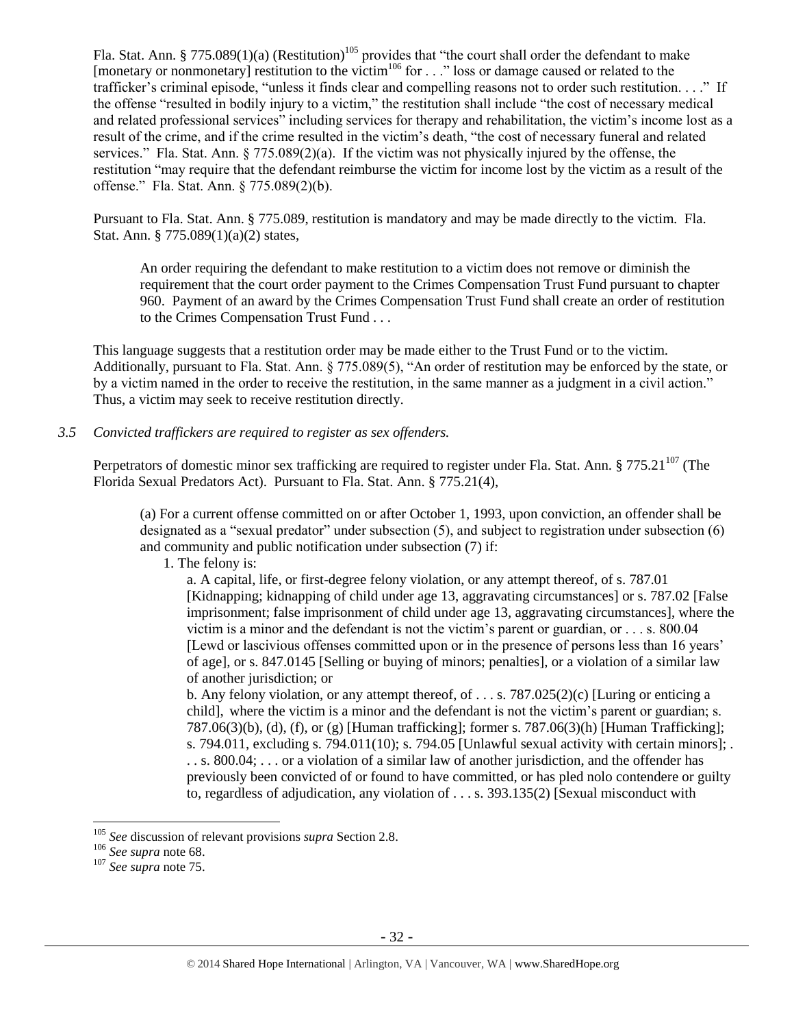Fla. Stat. Ann. § 775.089(1)(a) (Restitution)[105] provides that "the court shall order the defendant to make [monetary or nonmonetary] restitution to the victim[106] for . . ." loss or damage caused or related to the trafficker's criminal episode, "unless it finds clear and compelling reasons not to order such restitution. . . ." If the offense "resulted in bodily injury to a victim," the restitution shall include "the cost of necessary medical and related professional services" including services for therapy and rehabilitation, the victim's income lost as a result of the crime, and if the crime resulted in the victim's death, "the cost of necessary funeral and related services." Fla. Stat. Ann. § 775.089(2)(a). If the victim was not physically injured by the offense, the restitution "may require that the defendant reimburse the victim for income lost by the victim as a result of the offense." Fla. Stat. Ann. § 775.089(2)(b).

Pursuant to Fla. Stat. Ann. § 775.089, restitution is mandatory and may be made directly to the victim. Fla. Stat. Ann. § 775.089(1)(a)(2) states,

> An order requiring the defendant to make restitution to a victim does not remove or diminish the requirement that the court order payment to the Crimes Compensation Trust Fund pursuant to chapter 960. Payment of an award by the Crimes Compensation Trust Fund shall create an order of restitution to the Crimes Compensation Trust Fund . . .

This language suggests that a restitution order may be made either to the Trust Fund or to the victim. Additionally, pursuant to Fla. Stat. Ann. § 775.089(5), "An order of restitution may be enforced by the state, or by a victim named in the order to receive the restitution, in the same manner as a judgment in a civil action." Thus, a victim may seek to receive restitution directly.

### *3.5 Convicted traffickers are required to register as sex offenders.*

Perpetrators of domestic minor sex trafficking are required to register under Fla. Stat. Ann. § 775.21[107] (The Florida Sexual Predators Act). Pursuant to Fla. Stat. Ann. § 775.21(4),

> (a) For a current offense committed on or after October 1, 1993, upon conviction, an offender shall be designated as a "sexual predator" under subsection (5), and subject to registration under subsection (6) and community and public notification under subsection (7) if:
>
> 1. The felony is:
>
> a. A capital, life, or first-degree felony violation, or any attempt thereof, of s. 787.01 [Kidnapping; kidnapping of child under age 13, aggravating circumstances] or s. 787.02 [False imprisonment; false imprisonment of child under age 13, aggravating circumstances], where the victim is a minor and the defendant is not the victim's parent or guardian, or . . . s. 800.04 [Lewd or lascivious offenses committed upon or in the presence of persons less than 16 years' of age], or s. 847.0145 [Selling or buying of minors; penalties], or a violation of a similar law of another jurisdiction; or
>
> b. Any felony violation, or any attempt thereof, of . . . s. 787.025(2)(c) [Luring or enticing a child], where the victim is a minor and the defendant is not the victim's parent or guardian; s. 787.06(3)(b), (d), (f), or (g) [Human trafficking]; former s. 787.06(3)(h) [Human Trafficking]; s. 794.011, excluding s. 794.011(10); s. 794.05 [Unlawful sexual activity with certain minors]; . . . s. 800.04; . . . or a violation of a similar law of another jurisdiction, and the offender has previously been convicted of or found to have committed, or has pled nolo contendere or guilty to, regardless of adjudication, any violation of . . . s. 393.135(2) [Sexual misconduct with

---

[105] *See* discussion of relevant provisions *supra* Section 2.8.

[106] *See supra* note 68.

[107] *See supra* note 75.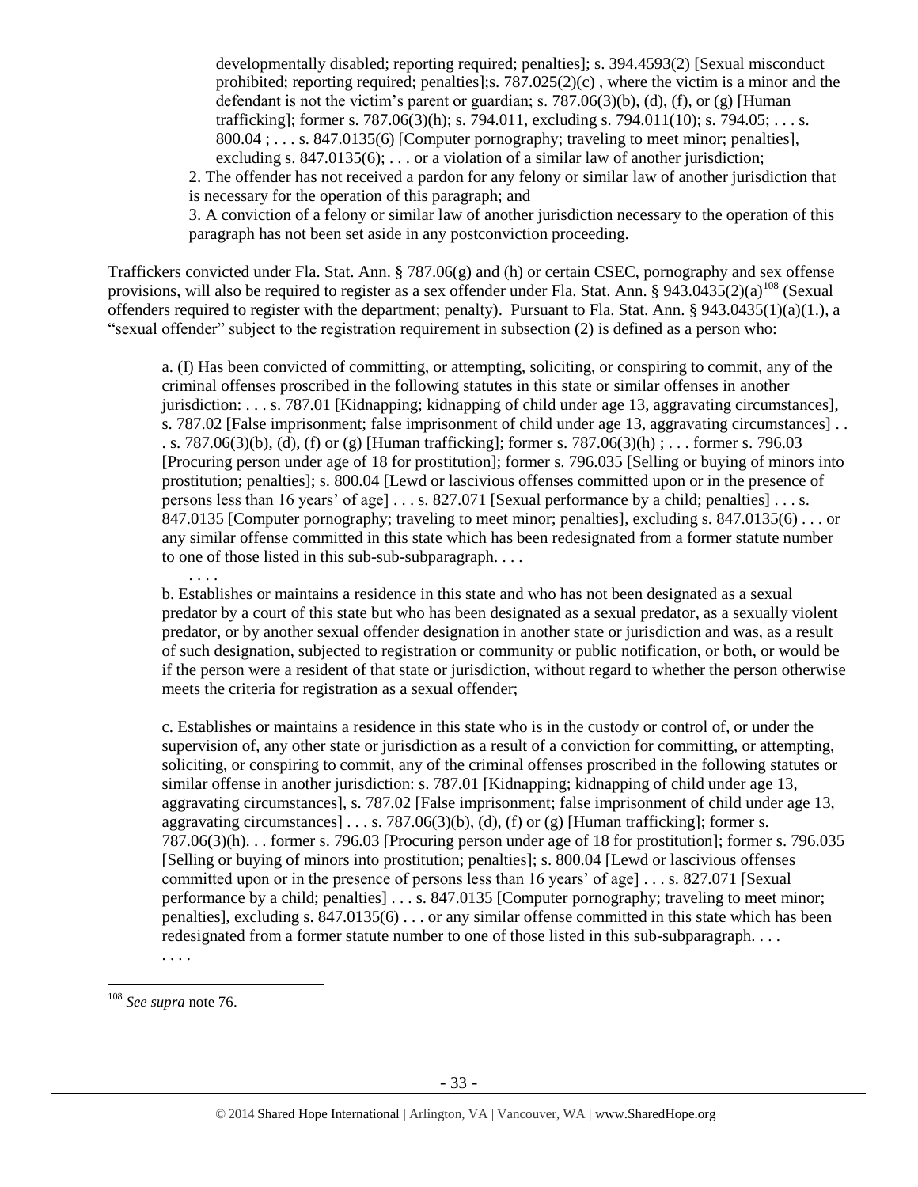developmentally disabled; reporting required; penalties]; s. 394.4593(2) [Sexual misconduct prohibited; reporting required; penalties];s. 787.025(2)(c) , where the victim is a minor and the defendant is not the victim's parent or guardian; s. 787.06(3)(b), (d), (f), or (g) [Human trafficking]; former s. 787.06(3)(h); s. 794.011, excluding s. 794.011(10); s. 794.05; . . . s. 800.04 ; . . . s. 847.0135(6) [Computer pornography; traveling to meet minor; penalties], excluding s. 847.0135(6); . . . or a violation of a similar law of another jurisdiction;

2. The offender has not received a pardon for any felony or similar law of another jurisdiction that is necessary for the operation of this paragraph; and

3. A conviction of a felony or similar law of another jurisdiction necessary to the operation of this paragraph has not been set aside in any postconviction proceeding.

Traffickers convicted under Fla. Stat. Ann. § 787.06(g) and (h) or certain CSEC, pornography and sex offense provisions, will also be required to register as a sex offender under Fla. Stat. Ann. § 943.0435(2)(a)[108] (Sexual offenders required to register with the department; penalty). Pursuant to Fla. Stat. Ann. § 943.0435(1)(a)(1.), a "sexual offender" subject to the registration requirement in subsection (2) is defined as a person who:

> a. (I) Has been convicted of committing, or attempting, soliciting, or conspiring to commit, any of the criminal offenses proscribed in the following statutes in this state or similar offenses in another jurisdiction: . . . s. 787.01 [Kidnapping; kidnapping of child under age 13, aggravating circumstances], s. 787.02 [False imprisonment; false imprisonment of child under age 13, aggravating circumstances] . . . s. 787.06(3)(b), (d), (f) or (g) [Human trafficking]; former s. 787.06(3)(h) ; . . . former s. 796.03 [Procuring person under age of 18 for prostitution]; former s. 796.035 [Selling or buying of minors into prostitution; penalties]; s. 800.04 [Lewd or lascivious offenses committed upon or in the presence of persons less than 16 years' of age] . . . s. 827.071 [Sexual performance by a child; penalties] . . . s. 847.0135 [Computer pornography; traveling to meet minor; penalties], excluding s. 847.0135(6) . . . or any similar offense committed in this state which has been redesignated from a former statute number to one of those listed in this sub-sub-subparagraph. . . .
>
> . . . .
>
> b. Establishes or maintains a residence in this state and who has not been designated as a sexual predator by a court of this state but who has been designated as a sexual predator, as a sexually violent predator, or by another sexual offender designation in another state or jurisdiction and was, as a result of such designation, subjected to registration or community or public notification, or both, or would be if the person were a resident of that state or jurisdiction, without regard to whether the person otherwise meets the criteria for registration as a sexual offender;
>
> c. Establishes or maintains a residence in this state who is in the custody or control of, or under the supervision of, any other state or jurisdiction as a result of a conviction for committing, or attempting, soliciting, or conspiring to commit, any of the criminal offenses proscribed in the following statutes or similar offense in another jurisdiction: s. 787.01 [Kidnapping; kidnapping of child under age 13, aggravating circumstances], s. 787.02 [False imprisonment; false imprisonment of child under age 13, aggravating circumstances] . . . s. 787.06(3)(b), (d), (f) or (g) [Human trafficking]; former s. 787.06(3)(h). . . former s. 796.03 [Procuring person under age of 18 for prostitution]; former s. 796.035 [Selling or buying of minors into prostitution; penalties]; s. 800.04 [Lewd or lascivious offenses committed upon or in the presence of persons less than 16 years' of age] . . . s. 827.071 [Sexual performance by a child; penalties] . . . s. 847.0135 [Computer pornography; traveling to meet minor; penalties], excluding s. 847.0135(6) . . . or any similar offense committed in this state which has been redesignated from a former statute number to one of those listed in this sub-subparagraph. . . .
>
> . . . .

[108] *See supra* note 76.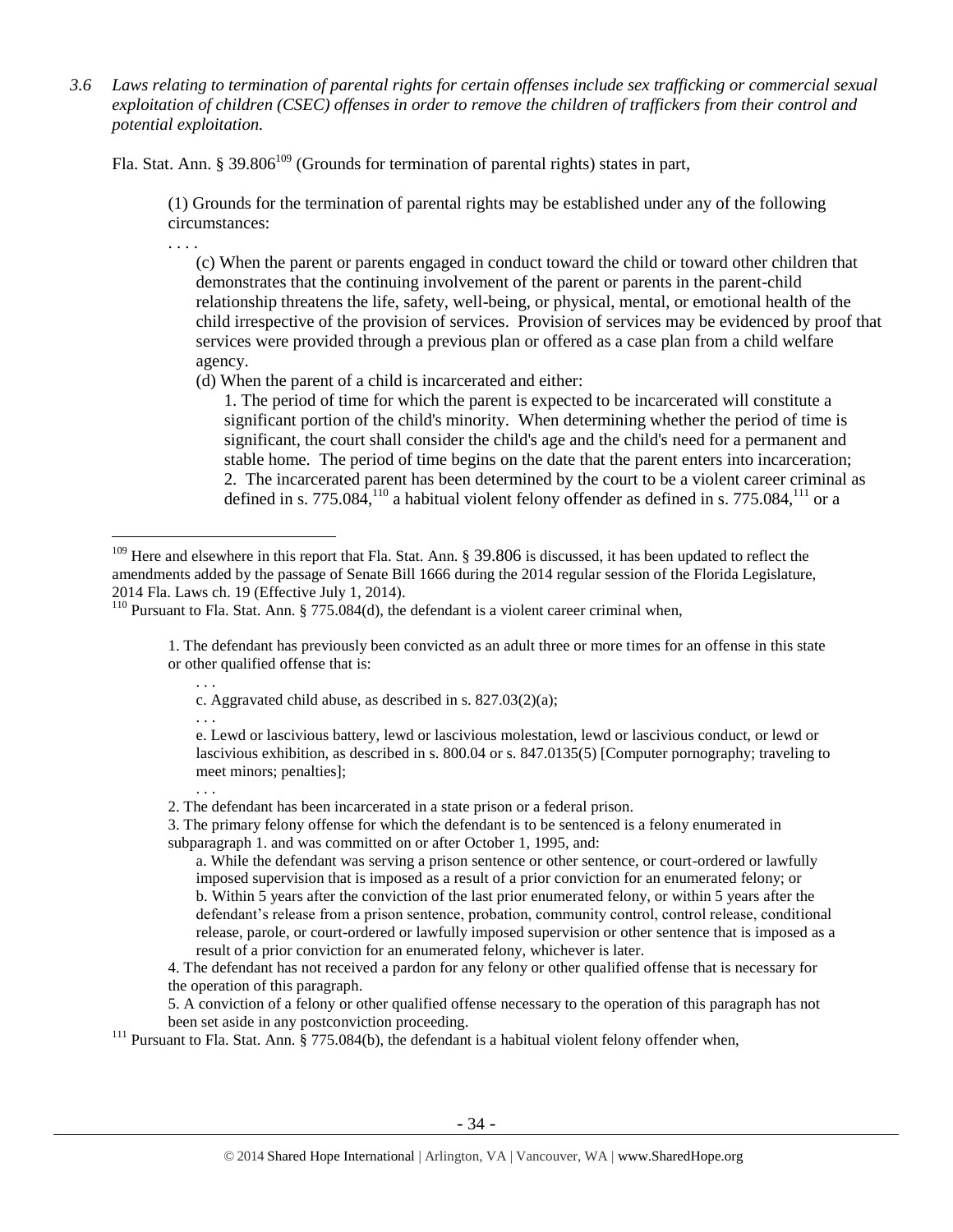*3.6 Laws relating to termination of parental rights for certain offenses include sex trafficking or commercial sexual exploitation of children (CSEC) offenses in order to remove the children of traffickers from their control and potential exploitation.*

Fla. Stat. Ann. § 39.806[109] (Grounds for termination of parental rights) states in part,

> (1) Grounds for the termination of parental rights may be established under any of the following circumstances:
>
> . . . .
>
> (c) When the parent or parents engaged in conduct toward the child or toward other children that demonstrates that the continuing involvement of the parent or parents in the parent-child relationship threatens the life, safety, well-being, or physical, mental, or emotional health of the child irrespective of the provision of services. Provision of services may be evidenced by proof that services were provided through a previous plan or offered as a case plan from a child welfare agency.
>
> (d) When the parent of a child is incarcerated and either:
>
> 1. The period of time for which the parent is expected to be incarcerated will constitute a significant portion of the child's minority. When determining whether the period of time is significant, the court shall consider the child's age and the child's need for a permanent and stable home. The period of time begins on the date that the parent enters into incarceration;
> 2. The incarcerated parent has been determined by the court to be a violent career criminal as defined in s. 775.084,[110] a habitual violent felony offender as defined in s. 775.084,[111] or a

---

[109] Here and elsewhere in this report that Fla. Stat. Ann. § 39.806 is discussed, it has been updated to reflect the amendments added by the passage of Senate Bill 1666 during the 2014 regular session of the Florida Legislature, 2014 Fla. Laws ch. 19 (Effective July 1, 2014).

[110] Pursuant to Fla. Stat. Ann. § 775.084(d), the defendant is a violent career criminal when,

> 1. The defendant has previously been convicted as an adult three or more times for an offense in this state or other qualified offense that is:
>
> . . .
>
> c. Aggravated child abuse, as described in s. 827.03(2)(a);
>
> . . .
>
> e. Lewd or lascivious battery, lewd or lascivious molestation, lewd or lascivious conduct, or lewd or lascivious exhibition, as described in s. 800.04 or s. 847.0135(5) [Computer pornography; traveling to meet minors; penalties];
>
> . . .
>
> 2. The defendant has been incarcerated in a state prison or a federal prison.
>
> 3. The primary felony offense for which the defendant is to be sentenced is a felony enumerated in subparagraph 1. and was committed on or after October 1, 1995, and:
>
> a. While the defendant was serving a prison sentence or other sentence, or court-ordered or lawfully imposed supervision that is imposed as a result of a prior conviction for an enumerated felony; or
>
> b. Within 5 years after the conviction of the last prior enumerated felony, or within 5 years after the defendant's release from a prison sentence, probation, community control, control release, conditional release, parole, or court-ordered or lawfully imposed supervision or other sentence that is imposed as a result of a prior conviction for an enumerated felony, whichever is later.
>
> 4. The defendant has not received a pardon for any felony or other qualified offense that is necessary for the operation of this paragraph.
>
> 5. A conviction of a felony or other qualified offense necessary to the operation of this paragraph has not been set aside in any postconviction proceeding.

[111] Pursuant to Fla. Stat. Ann. § 775.084(b), the defendant is a habitual violent felony offender when,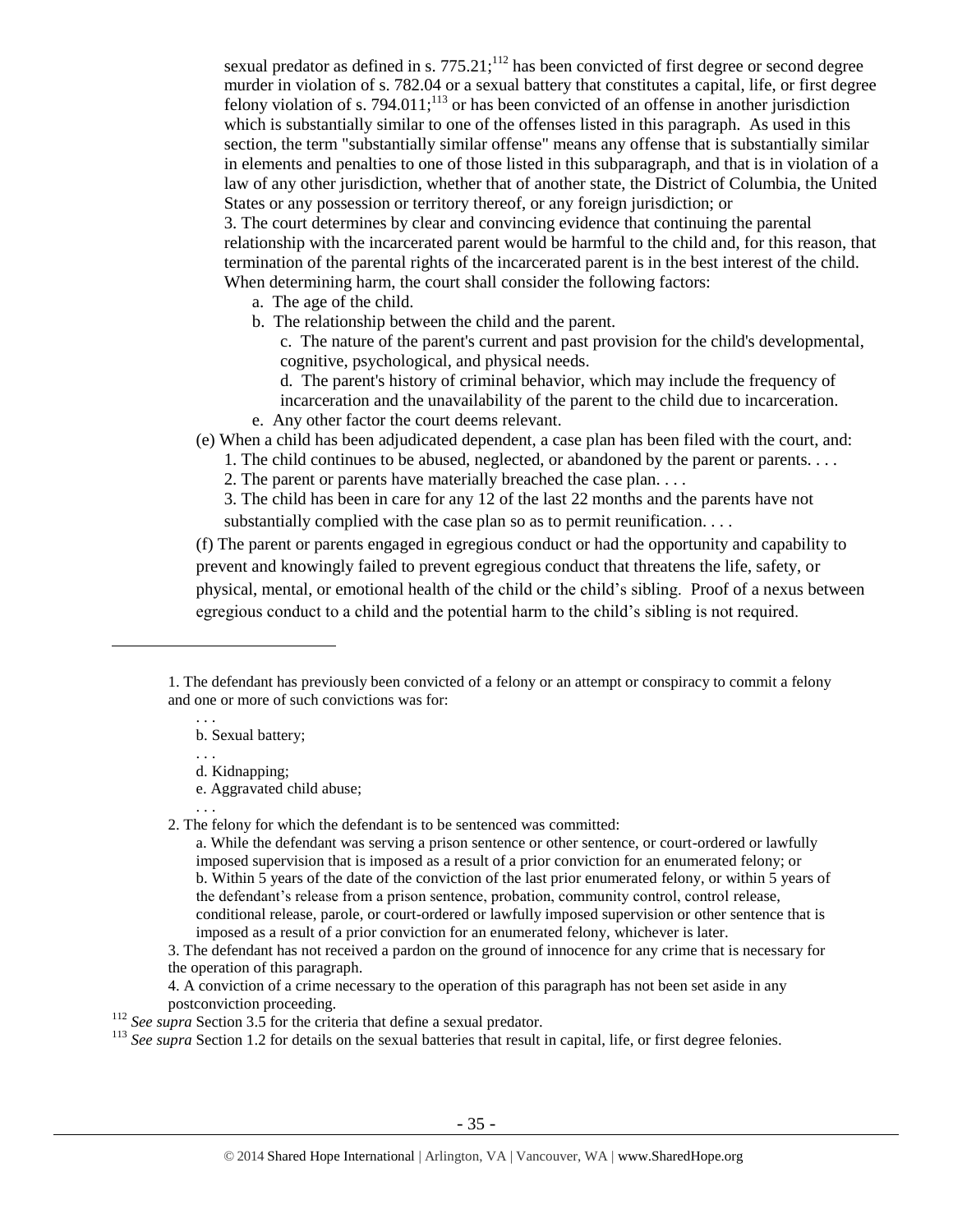sexual predator as defined in s. 775.21;[112] has been convicted of first degree or second degree murder in violation of s. 782.04 or a sexual battery that constitutes a capital, life, or first degree felony violation of s. 794.011;[113] or has been convicted of an offense in another jurisdiction which is substantially similar to one of the offenses listed in this paragraph. As used in this section, the term "substantially similar offense" means any offense that is substantially similar in elements and penalties to one of those listed in this subparagraph, and that is in violation of a law of any other jurisdiction, whether that of another state, the District of Columbia, the United States or any possession or territory thereof, or any foreign jurisdiction; or

3. The court determines by clear and convincing evidence that continuing the parental relationship with the incarcerated parent would be harmful to the child and, for this reason, that termination of the parental rights of the incarcerated parent is in the best interest of the child. When determining harm, the court shall consider the following factors:

a. The age of the child.

b. The relationship between the child and the parent.

c. The nature of the parent's current and past provision for the child's developmental, cognitive, psychological, and physical needs.

d. The parent's history of criminal behavior, which may include the frequency of incarceration and the unavailability of the parent to the child due to incarceration.

e. Any other factor the court deems relevant.

(e) When a child has been adjudicated dependent, a case plan has been filed with the court, and:

1. The child continues to be abused, neglected, or abandoned by the parent or parents. . . .

2. The parent or parents have materially breached the case plan. . . .

3. The child has been in care for any 12 of the last 22 months and the parents have not substantially complied with the case plan so as to permit reunification. . . .

(f) The parent or parents engaged in egregious conduct or had the opportunity and capability to prevent and knowingly failed to prevent egregious conduct that threatens the life, safety, or physical, mental, or emotional health of the child or the child's sibling. Proof of a nexus between egregious conduct to a child and the potential harm to the child's sibling is not required.

---

1. The defendant has previously been convicted of a felony or an attempt or conspiracy to commit a felony and one or more of such convictions was for:

. . .

b. Sexual battery;

. . .

d. Kidnapping;

e. Aggravated child abuse;

. . .

2. The felony for which the defendant is to be sentenced was committed:

a. While the defendant was serving a prison sentence or other sentence, or court-ordered or lawfully imposed supervision that is imposed as a result of a prior conviction for an enumerated felony; or

b. Within 5 years of the date of the conviction of the last prior enumerated felony, or within 5 years of the defendant's release from a prison sentence, probation, community control, control release, conditional release, parole, or court-ordered or lawfully imposed supervision or other sentence that is imposed as a result of a prior conviction for an enumerated felony, whichever is later.

3. The defendant has not received a pardon on the ground of innocence for any crime that is necessary for the operation of this paragraph.

4. A conviction of a crime necessary to the operation of this paragraph has not been set aside in any postconviction proceeding.

[112] *See supra* Section 3.5 for the criteria that define a sexual predator.

[113] *See supra* Section 1.2 for details on the sexual batteries that result in capital, life, or first degree felonies.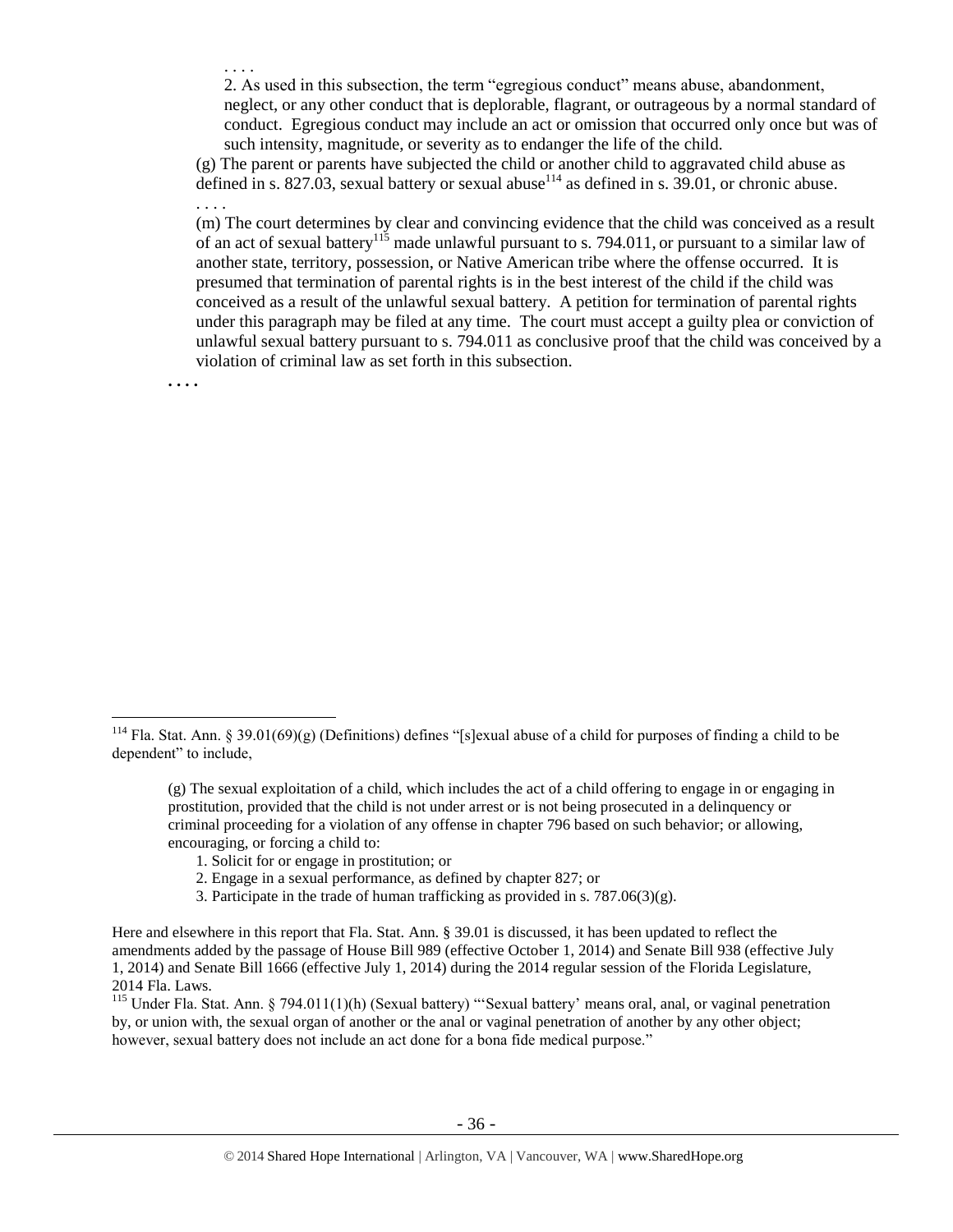. . . .

2. As used in this subsection, the term "egregious conduct" means abuse, abandonment, neglect, or any other conduct that is deplorable, flagrant, or outrageous by a normal standard of conduct. Egregious conduct may include an act or omission that occurred only once but was of such intensity, magnitude, or severity as to endanger the life of the child.

(g) The parent or parents have subjected the child or another child to aggravated child abuse as defined in s. 827.03, sexual battery or sexual abuse[114] as defined in s. 39.01, or chronic abuse.

. . . .

(m) The court determines by clear and convincing evidence that the child was conceived as a result of an act of sexual battery[115] made unlawful pursuant to s. 794.011, or pursuant to a similar law of another state, territory, possession, or Native American tribe where the offense occurred. It is presumed that termination of parental rights is in the best interest of the child if the child was conceived as a result of the unlawful sexual battery. A petition for termination of parental rights under this paragraph may be filed at any time. The court must accept a guilty plea or conviction of unlawful sexual battery pursuant to s. 794.011 as conclusive proof that the child was conceived by a violation of criminal law as set forth in this subsection.

. . . .

---

[114] Fla. Stat. Ann. § 39.01(69)(g) (Definitions) defines "[s]exual abuse of a child for purposes of finding a child to be dependent" to include,

> (g) The sexual exploitation of a child, which includes the act of a child offering to engage in or engaging in prostitution, provided that the child is not under arrest or is not being prosecuted in a delinquency or criminal proceeding for a violation of any offense in chapter 796 based on such behavior; or allowing, encouraging, or forcing a child to:
>
> 1. Solicit for or engage in prostitution; or
> 2. Engage in a sexual performance, as defined by chapter 827; or
> 3. Participate in the trade of human trafficking as provided in s. 787.06(3)(g).

Here and elsewhere in this report that Fla. Stat. Ann. § 39.01 is discussed, it has been updated to reflect the amendments added by the passage of House Bill 989 (effective October 1, 2014) and Senate Bill 938 (effective July 1, 2014) and Senate Bill 1666 (effective July 1, 2014) during the 2014 regular session of the Florida Legislature, 2014 Fla. Laws.

[115] Under Fla. Stat. Ann. § 794.011(1)(h) (Sexual battery) "'Sexual battery' means oral, anal, or vaginal penetration by, or union with, the sexual organ of another or the anal or vaginal penetration of another by any other object; however, sexual battery does not include an act done for a bona fide medical purpose."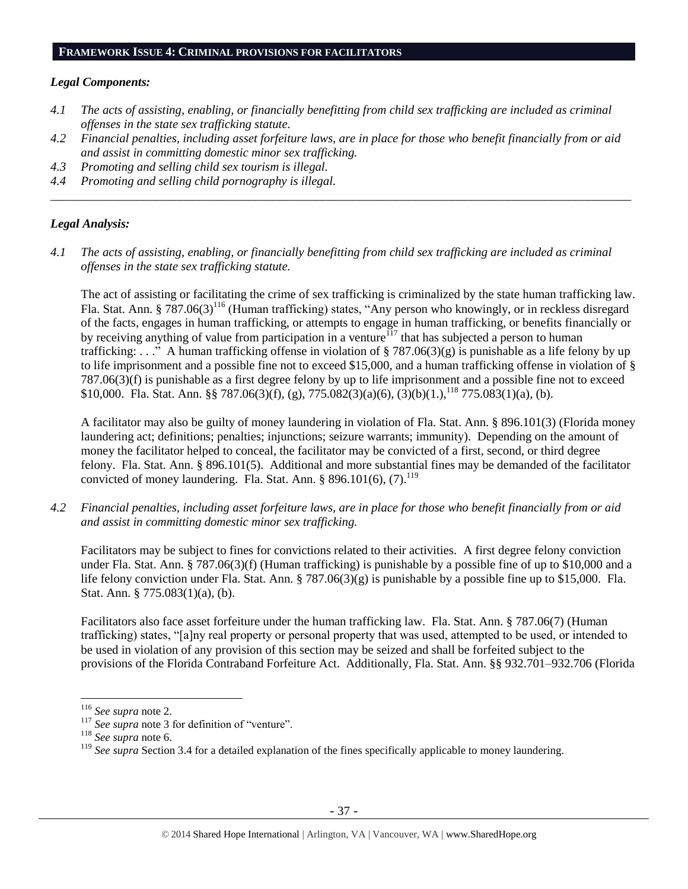## FRAMEWORK ISSUE 4: CRIMINAL PROVISIONS FOR FACILITATORS

### *Legal Components:*

*4.1 The acts of assisting, enabling, or financially benefitting from child sex trafficking are included as criminal offenses in the state sex trafficking statute.*

*4.2 Financial penalties, including asset forfeiture laws, are in place for those who benefit financially from or aid and assist in committing domestic minor sex trafficking.*

*4.3 Promoting and selling child sex tourism is illegal.*

*4.4 Promoting and selling child pornography is illegal.*

---

### *Legal Analysis:*

*4.1 The acts of assisting, enabling, or financially benefitting from child sex trafficking are included as criminal offenses in the state sex trafficking statute.*

The act of assisting or facilitating the crime of sex trafficking is criminalized by the state human trafficking law. Fla. Stat. Ann. § 787.06(3)[116] (Human trafficking) states, "Any person who knowingly, or in reckless disregard of the facts, engages in human trafficking, or attempts to engage in human trafficking, or benefits financially or by receiving anything of value from participation in a venture[117] that has subjected a person to human trafficking: . . ." A human trafficking offense in violation of § 787.06(3)(g) is punishable as a life felony by up to life imprisonment and a possible fine not to exceed $15,000, and a human trafficking offense in violation of § 787.06(3)(f) is punishable as a first degree felony by up to life imprisonment and a possible fine not to exceed $10,000. Fla. Stat. Ann. §§ 787.06(3)(f), (g), 775.082(3)(a)(6), (3)(b)(1.),[118] 775.083(1)(a), (b).

A facilitator may also be guilty of money laundering in violation of Fla. Stat. Ann. § 896.101(3) (Florida money laundering act; definitions; penalties; injunctions; seizure warrants; immunity). Depending on the amount of money the facilitator helped to conceal, the facilitator may be convicted of a first, second, or third degree felony. Fla. Stat. Ann. § 896.101(5). Additional and more substantial fines may be demanded of the facilitator convicted of money laundering. Fla. Stat. Ann. § 896.101(6), (7).[119]

*4.2 Financial penalties, including asset forfeiture laws, are in place for those who benefit financially from or aid and assist in committing domestic minor sex trafficking.*

Facilitators may be subject to fines for convictions related to their activities. A first degree felony conviction under Fla. Stat. Ann. § 787.06(3)(f) (Human trafficking) is punishable by a possible fine of up to $10,000 and a life felony conviction under Fla. Stat. Ann. § 787.06(3)(g) is punishable by a possible fine up to $15,000. Fla. Stat. Ann. § 775.083(1)(a), (b).

Facilitators also face asset forfeiture under the human trafficking law. Fla. Stat. Ann. § 787.06(7) (Human trafficking) states, "[a]ny real property or personal property that was used, attempted to be used, or intended to be used in violation of any provision of this section may be seized and shall be forfeited subject to the provisions of the Florida Contraband Forfeiture Act. Additionally, Fla. Stat. Ann. §§ 932.701–932.706 (Florida

---

[116] *See supra* note 2.

[117] *See supra* note 3 for definition of "venture".

[118] *See supra* note 6.

[119] *See supra* Section 3.4 for a detailed explanation of the fines specifically applicable to money laundering.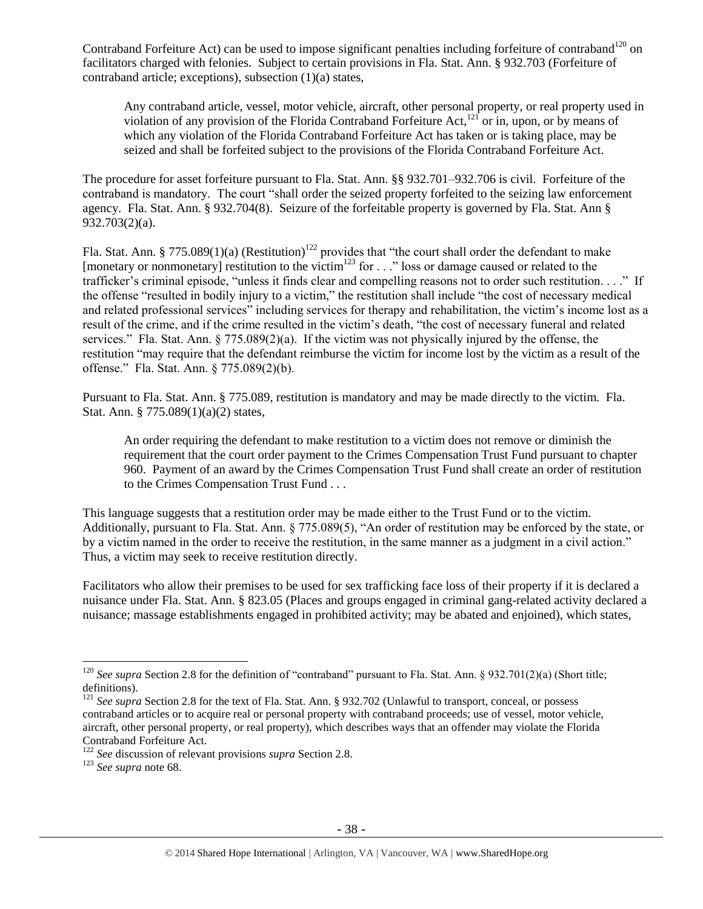Contraband Forfeiture Act) can be used to impose significant penalties including forfeiture of contraband[120] on facilitators charged with felonies. Subject to certain provisions in Fla. Stat. Ann. § 932.703 (Forfeiture of contraband article; exceptions), subsection (1)(a) states,

> Any contraband article, vessel, motor vehicle, aircraft, other personal property, or real property used in violation of any provision of the Florida Contraband Forfeiture Act,[121] or in, upon, or by means of which any violation of the Florida Contraband Forfeiture Act has taken or is taking place, may be seized and shall be forfeited subject to the provisions of the Florida Contraband Forfeiture Act.

The procedure for asset forfeiture pursuant to Fla. Stat. Ann. §§ 932.701–932.706 is civil. Forfeiture of the contraband is mandatory. The court "shall order the seized property forfeited to the seizing law enforcement agency. Fla. Stat. Ann. § 932.704(8). Seizure of the forfeitable property is governed by Fla. Stat. Ann § 932.703(2)(a).

Fla. Stat. Ann. § 775.089(1)(a) (Restitution)[122] provides that "the court shall order the defendant to make [monetary or nonmonetary] restitution to the victim[123] for . . ." loss or damage caused or related to the trafficker's criminal episode, "unless it finds clear and compelling reasons not to order such restitution. . . ." If the offense "resulted in bodily injury to a victim," the restitution shall include "the cost of necessary medical and related professional services" including services for therapy and rehabilitation, the victim's income lost as a result of the crime, and if the crime resulted in the victim's death, "the cost of necessary funeral and related services." Fla. Stat. Ann. § 775.089(2)(a). If the victim was not physically injured by the offense, the restitution "may require that the defendant reimburse the victim for income lost by the victim as a result of the offense." Fla. Stat. Ann. § 775.089(2)(b).

Pursuant to Fla. Stat. Ann. § 775.089, restitution is mandatory and may be made directly to the victim. Fla. Stat. Ann. § 775.089(1)(a)(2) states,

> An order requiring the defendant to make restitution to a victim does not remove or diminish the requirement that the court order payment to the Crimes Compensation Trust Fund pursuant to chapter 960. Payment of an award by the Crimes Compensation Trust Fund shall create an order of restitution to the Crimes Compensation Trust Fund . . .

This language suggests that a restitution order may be made either to the Trust Fund or to the victim. Additionally, pursuant to Fla. Stat. Ann. § 775.089(5), "An order of restitution may be enforced by the state, or by a victim named in the order to receive the restitution, in the same manner as a judgment in a civil action." Thus, a victim may seek to receive restitution directly.

Facilitators who allow their premises to be used for sex trafficking face loss of their property if it is declared a nuisance under Fla. Stat. Ann. § 823.05 (Places and groups engaged in criminal gang-related activity declared a nuisance; massage establishments engaged in prohibited activity; may be abated and enjoined), which states,

---

[120] *See supra* Section 2.8 for the definition of "contraband" pursuant to Fla. Stat. Ann. § 932.701(2)(a) (Short title; definitions).

[121] *See supra* Section 2.8 for the text of Fla. Stat. Ann. § 932.702 (Unlawful to transport, conceal, or possess contraband articles or to acquire real or personal property with contraband proceeds; use of vessel, motor vehicle, aircraft, other personal property, or real property), which describes ways that an offender may violate the Florida Contraband Forfeiture Act.

[122] *See* discussion of relevant provisions *supra* Section 2.8.

[123] *See supra* note 68.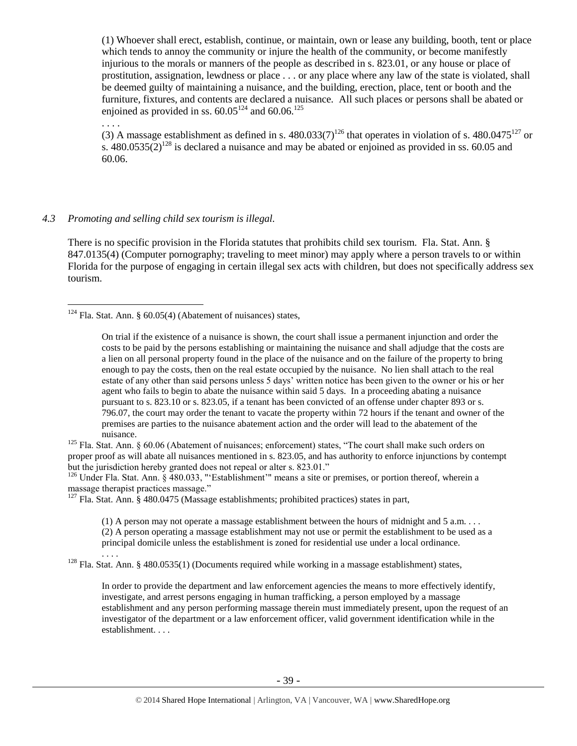(1) Whoever shall erect, establish, continue, or maintain, own or lease any building, booth, tent or place which tends to annoy the community or injure the health of the community, or become manifestly injurious to the morals or manners of the people as described in s. 823.01, or any house or place of prostitution, assignation, lewdness or place . . . or any place where any law of the state is violated, shall be deemed guilty of maintaining a nuisance, and the building, erection, place, tent or booth and the furniture, fixtures, and contents are declared a nuisance. All such places or persons shall be abated or enjoined as provided in ss. 60.05[124] and 60.06.[125]

. . . .

(3) A massage establishment as defined in s. 480.033(7)[126] that operates in violation of s. 480.0475[127] or s. 480.0535(2)[128] is declared a nuisance and may be abated or enjoined as provided in ss. 60.05 and 60.06.

*4.3 Promoting and selling child sex tourism is illegal.*

There is no specific provision in the Florida statutes that prohibits child sex tourism. Fla. Stat. Ann. § 847.0135(4) (Computer pornography; traveling to meet minor) may apply where a person travels to or within Florida for the purpose of engaging in certain illegal sex acts with children, but does not specifically address sex tourism.

---

[124] Fla. Stat. Ann. § 60.05(4) (Abatement of nuisances) states,

> On trial if the existence of a nuisance is shown, the court shall issue a permanent injunction and order the costs to be paid by the persons establishing or maintaining the nuisance and shall adjudge that the costs are a lien on all personal property found in the place of the nuisance and on the failure of the property to bring enough to pay the costs, then on the real estate occupied by the nuisance. No lien shall attach to the real estate of any other than said persons unless 5 days' written notice has been given to the owner or his or her agent who fails to begin to abate the nuisance within said 5 days. In a proceeding abating a nuisance pursuant to s. 823.10 or s. 823.05, if a tenant has been convicted of an offense under chapter 893 or s. 796.07, the court may order the tenant to vacate the property within 72 hours if the tenant and owner of the premises are parties to the nuisance abatement action and the order will lead to the abatement of the nuisance.

[125] Fla. Stat. Ann. § 60.06 (Abatement of nuisances; enforcement) states, "The court shall make such orders on proper proof as will abate all nuisances mentioned in s. 823.05, and has authority to enforce injunctions by contempt but the jurisdiction hereby granted does not repeal or alter s. 823.01."

[126] Under Fla. Stat. Ann. § 480.033, "'Establishment'" means a site or premises, or portion thereof, wherein a massage therapist practices massage."

[127] Fla. Stat. Ann. § 480.0475 (Massage establishments; prohibited practices) states in part,

> (1) A person may not operate a massage establishment between the hours of midnight and 5 a.m. . . .
> (2) A person operating a massage establishment may not use or permit the establishment to be used as a principal domicile unless the establishment is zoned for residential use under a local ordinance.
> . . . .

[128] Fla. Stat. Ann. § 480.0535(1) (Documents required while working in a massage establishment) states,

> In order to provide the department and law enforcement agencies the means to more effectively identify, investigate, and arrest persons engaging in human trafficking, a person employed by a massage establishment and any person performing massage therein must immediately present, upon the request of an investigator of the department or a law enforcement officer, valid government identification while in the establishment. . . .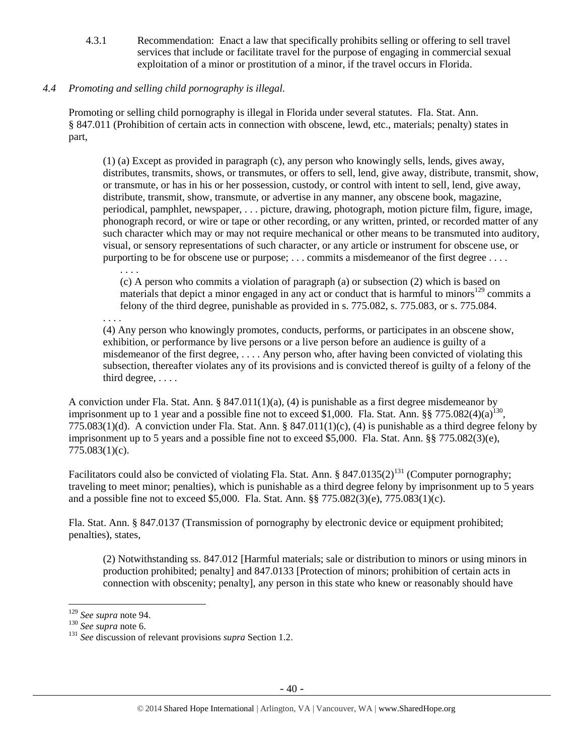4.3.1 Recommendation: Enact a law that specifically prohibits selling or offering to sell travel services that include or facilitate travel for the purpose of engaging in commercial sexual exploitation of a minor or prostitution of a minor, if the travel occurs in Florida.

*4.4 Promoting and selling child pornography is illegal.*

Promoting or selling child pornography is illegal in Florida under several statutes. Fla. Stat. Ann. § 847.011 (Prohibition of certain acts in connection with obscene, lewd, etc., materials; penalty) states in part,

> (1) (a) Except as provided in paragraph (c), any person who knowingly sells, lends, gives away, distributes, transmits, shows, or transmutes, or offers to sell, lend, give away, distribute, transmit, show, or transmute, or has in his or her possession, custody, or control with intent to sell, lend, give away, distribute, transmit, show, transmute, or advertise in any manner, any obscene book, magazine, periodical, pamphlet, newspaper, . . . picture, drawing, photograph, motion picture film, figure, image, phonograph record, or wire or tape or other recording, or any written, printed, or recorded matter of any such character which may or may not require mechanical or other means to be transmuted into auditory, visual, or sensory representations of such character, or any article or instrument for obscene use, or purporting to be for obscene use or purpose; . . . commits a misdemeanor of the first degree . . . .
>
> . . . .
>
> (c) A person who commits a violation of paragraph (a) or subsection (2) which is based on materials that depict a minor engaged in any act or conduct that is harmful to minors[129] commits a felony of the third degree, punishable as provided in s. 775.082, s. 775.083, or s. 775.084.
>
> . . . .
>
> (4) Any person who knowingly promotes, conducts, performs, or participates in an obscene show, exhibition, or performance by live persons or a live person before an audience is guilty of a misdemeanor of the first degree, . . . . Any person who, after having been convicted of violating this subsection, thereafter violates any of its provisions and is convicted thereof is guilty of a felony of the third degree, . . . .

A conviction under Fla. Stat. Ann. § 847.011(1)(a), (4) is punishable as a first degree misdemeanor by imprisonment up to 1 year and a possible fine not to exceed $1,000. Fla. Stat. Ann. §§ 775.082(4)(a)[130], 775.083(1)(d). A conviction under Fla. Stat. Ann. § 847.011(1)(c), (4) is punishable as a third degree felony by imprisonment up to 5 years and a possible fine not to exceed $5,000. Fla. Stat. Ann. §§ 775.082(3)(e), 775.083(1)(c).

Facilitators could also be convicted of violating Fla. Stat. Ann. § 847.0135(2)[131] (Computer pornography; traveling to meet minor; penalties), which is punishable as a third degree felony by imprisonment up to 5 years and a possible fine not to exceed $5,000. Fla. Stat. Ann. §§ 775.082(3)(e), 775.083(1)(c).

Fla. Stat. Ann. § 847.0137 (Transmission of pornography by electronic device or equipment prohibited; penalties), states,

> (2) Notwithstanding ss. 847.012 [Harmful materials; sale or distribution to minors or using minors in production prohibited; penalty] and 847.0133 [Protection of minors; prohibition of certain acts in connection with obscenity; penalty], any person in this state who knew or reasonably should have

---

[129] *See supra* note 94.

[130] *See supra* note 6.

[131] *See* discussion of relevant provisions *supra* Section 1.2.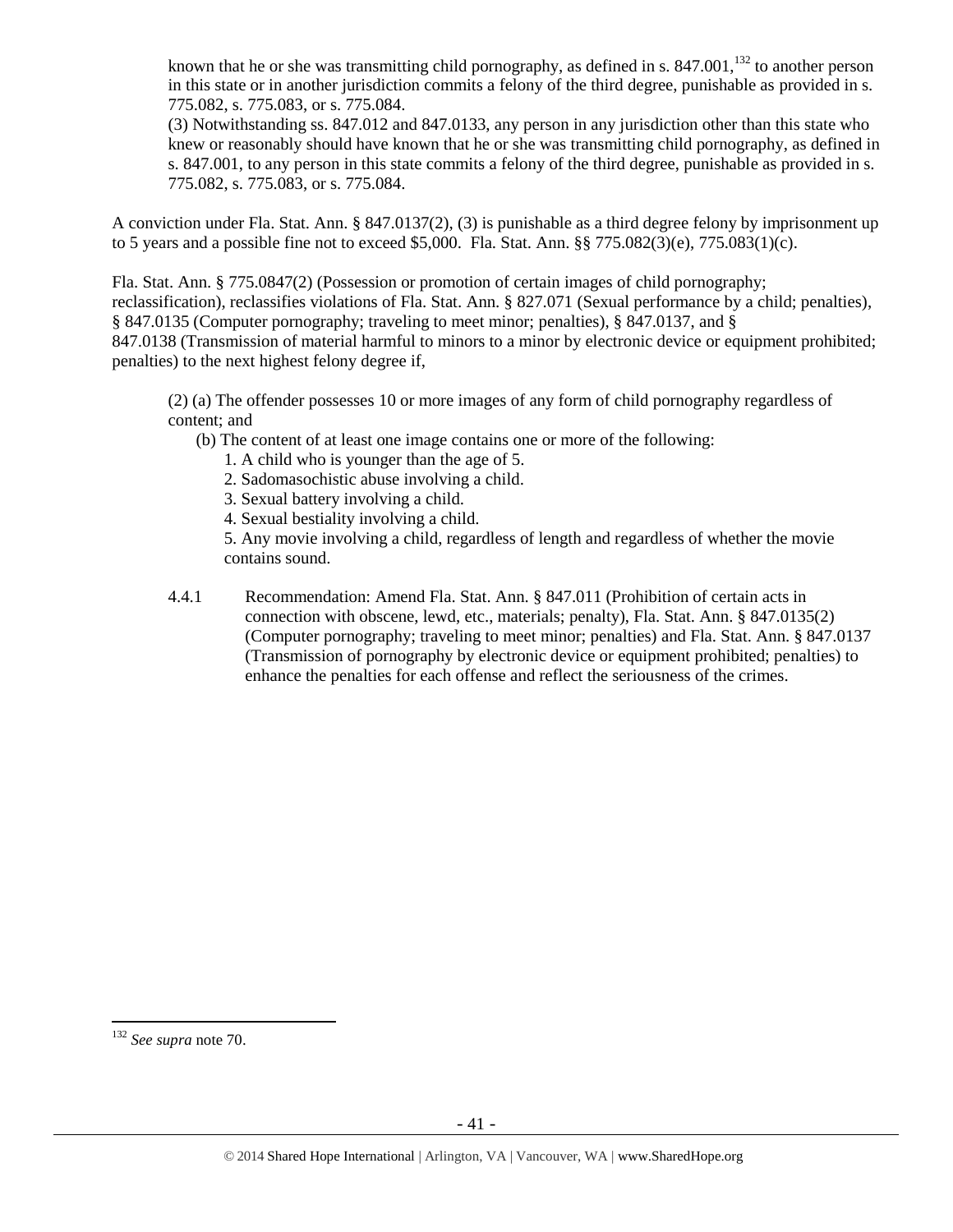known that he or she was transmitting child pornography, as defined in s. 847.001,[132] to another person in this state or in another jurisdiction commits a felony of the third degree, punishable as provided in s. 775.082, s. 775.083, or s. 775.084.

(3) Notwithstanding ss. 847.012 and 847.0133, any person in any jurisdiction other than this state who knew or reasonably should have known that he or she was transmitting child pornography, as defined in s. 847.001, to any person in this state commits a felony of the third degree, punishable as provided in s. 775.082, s. 775.083, or s. 775.084.

A conviction under Fla. Stat. Ann. § 847.0137(2), (3) is punishable as a third degree felony by imprisonment up to 5 years and a possible fine not to exceed $5,000. Fla. Stat. Ann. §§ 775.082(3)(e), 775.083(1)(c).

Fla. Stat. Ann. § 775.0847(2) (Possession or promotion of certain images of child pornography; reclassification), reclassifies violations of Fla. Stat. Ann. § 827.071 (Sexual performance by a child; penalties), § 847.0135 (Computer pornography; traveling to meet minor; penalties), § 847.0137, and § 847.0138 (Transmission of material harmful to minors to a minor by electronic device or equipment prohibited; penalties) to the next highest felony degree if,

> (2) (a) The offender possesses 10 or more images of any form of child pornography regardless of content; and
>
> (b) The content of at least one image contains one or more of the following:
>
> 1. A child who is younger than the age of 5.
> 2. Sadomasochistic abuse involving a child.
> 3. Sexual battery involving a child.
> 4. Sexual bestiality involving a child.
> 5. Any movie involving a child, regardless of length and regardless of whether the movie contains sound.

4.4.1 Recommendation: Amend Fla. Stat. Ann. § 847.011 (Prohibition of certain acts in connection with obscene, lewd, etc., materials; penalty), Fla. Stat. Ann. § 847.0135(2) (Computer pornography; traveling to meet minor; penalties) and Fla. Stat. Ann. § 847.0137 (Transmission of pornography by electronic device or equipment prohibited; penalties) to enhance the penalties for each offense and reflect the seriousness of the crimes.

[132] *See supra* note 70.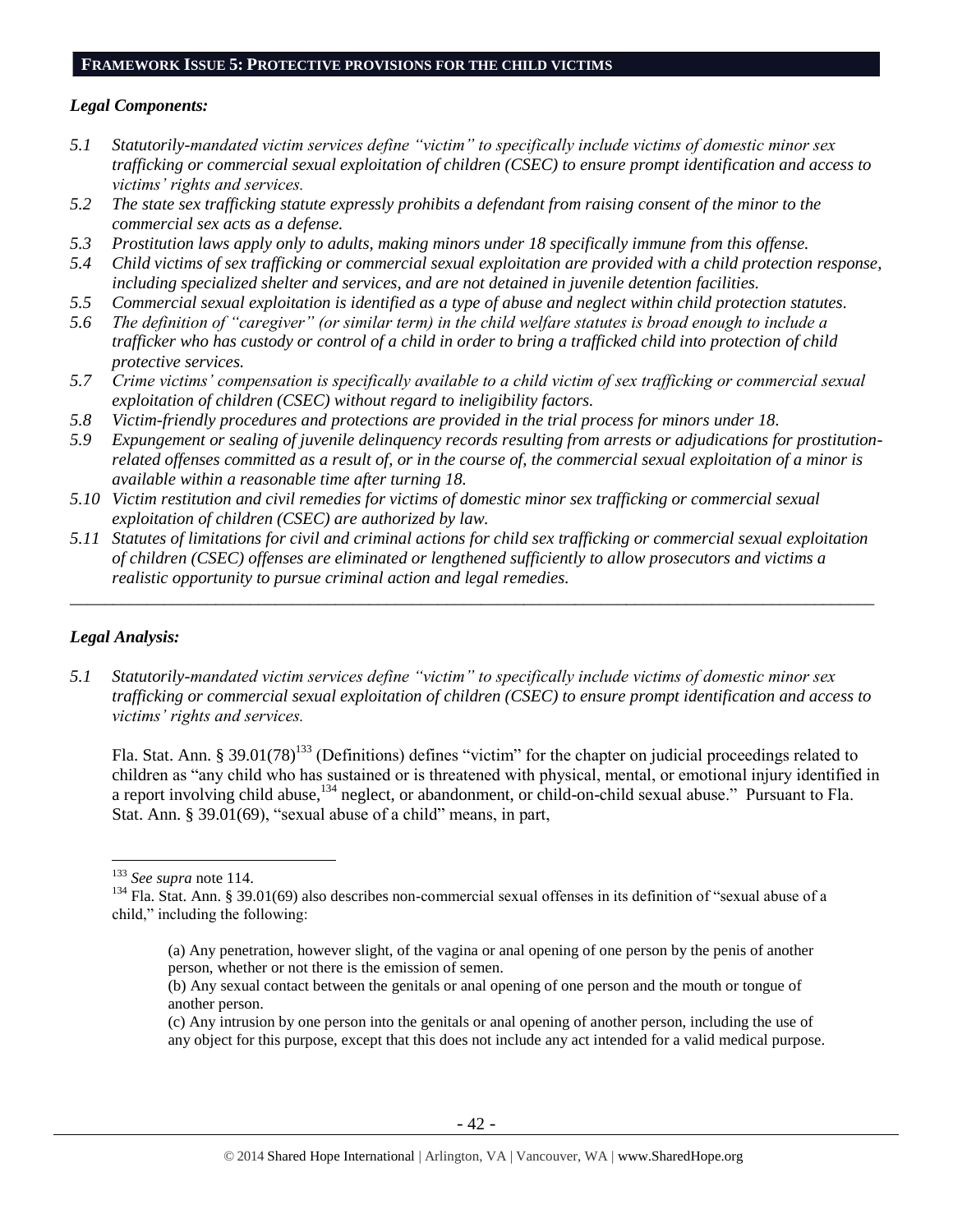## FRAMEWORK ISSUE 5: PROTECTIVE PROVISIONS FOR THE CHILD VICTIMS

### *Legal Components:*

*5.1 Statutorily-mandated victim services define "victim" to specifically include victims of domestic minor sex trafficking or commercial sexual exploitation of children (CSEC) to ensure prompt identification and access to victims' rights and services.*

*5.2 The state sex trafficking statute expressly prohibits a defendant from raising consent of the minor to the commercial sex acts as a defense.*

*5.3 Prostitution laws apply only to adults, making minors under 18 specifically immune from this offense.*

*5.4 Child victims of sex trafficking or commercial sexual exploitation are provided with a child protection response, including specialized shelter and services, and are not detained in juvenile detention facilities.*

*5.5 Commercial sexual exploitation is identified as a type of abuse and neglect within child protection statutes.*

*5.6 The definition of "caregiver" (or similar term) in the child welfare statutes is broad enough to include a trafficker who has custody or control of a child in order to bring a trafficked child into protection of child protective services.*

*5.7 Crime victims' compensation is specifically available to a child victim of sex trafficking or commercial sexual exploitation of children (CSEC) without regard to ineligibility factors.*

*5.8 Victim-friendly procedures and protections are provided in the trial process for minors under 18.*

*5.9 Expungement or sealing of juvenile delinquency records resulting from arrests or adjudications for prostitution-related offenses committed as a result of, or in the course of, the commercial sexual exploitation of a minor is available within a reasonable time after turning 18.*

*5.10 Victim restitution and civil remedies for victims of domestic minor sex trafficking or commercial sexual exploitation of children (CSEC) are authorized by law.*

*5.11 Statutes of limitations for civil and criminal actions for child sex trafficking or commercial sexual exploitation of children (CSEC) offenses are eliminated or lengthened sufficiently to allow prosecutors and victims a realistic opportunity to pursue criminal action and legal remedies.*

---

### *Legal Analysis:*

*5.1 Statutorily-mandated victim services define "victim" to specifically include victims of domestic minor sex trafficking or commercial sexual exploitation of children (CSEC) to ensure prompt identification and access to victims' rights and services.*

Fla. Stat. Ann. § 39.01(78)[133] (Definitions) defines "victim" for the chapter on judicial proceedings related to children as "any child who has sustained or is threatened with physical, mental, or emotional injury identified in a report involving child abuse,[134] neglect, or abandonment, or child-on-child sexual abuse." Pursuant to Fla. Stat. Ann. § 39.01(69), "sexual abuse of a child" means, in part,

---

[133] *See supra* note 114.

[134] Fla. Stat. Ann. § 39.01(69) also describes non-commercial sexual offenses in its definition of "sexual abuse of a child," including the following:

> (a) Any penetration, however slight, of the vagina or anal opening of one person by the penis of another person, whether or not there is the emission of semen.
>
> (b) Any sexual contact between the genitals or anal opening of one person and the mouth or tongue of another person.
>
> (c) Any intrusion by one person into the genitals or anal opening of another person, including the use of any object for this purpose, except that this does not include any act intended for a valid medical purpose.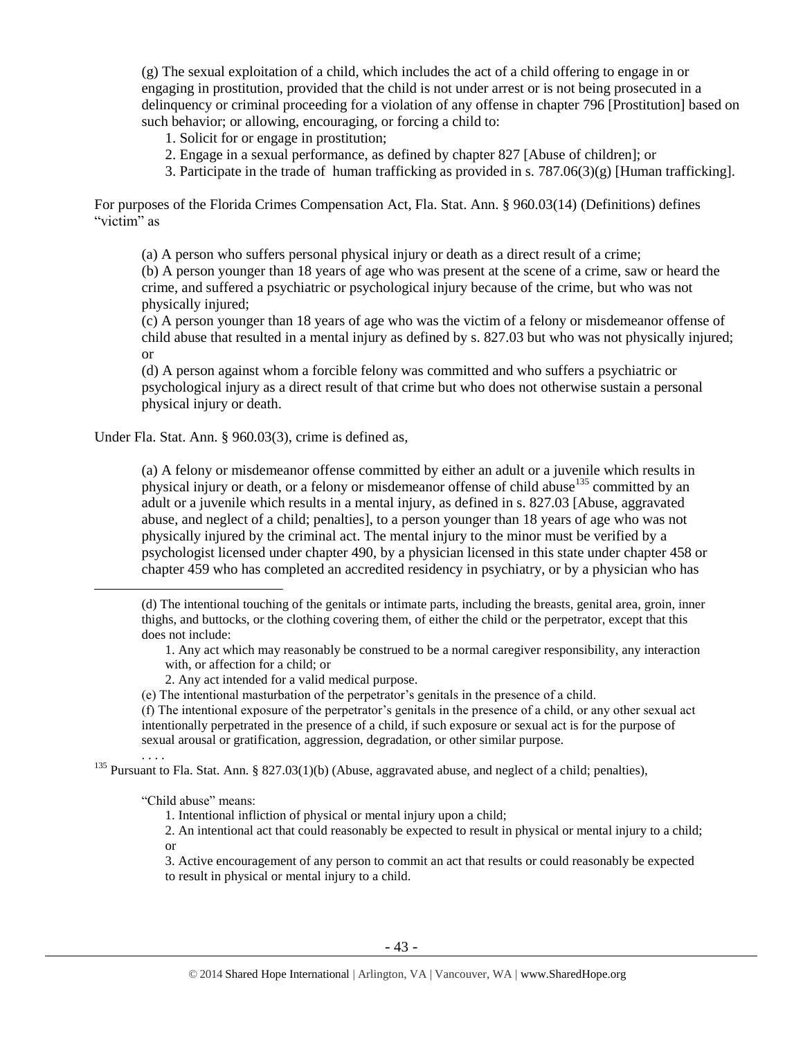(g) The sexual exploitation of a child, which includes the act of a child offering to engage in or engaging in prostitution, provided that the child is not under arrest or is not being prosecuted in a delinquency or criminal proceeding for a violation of any offense in chapter 796 [Prostitution] based on such behavior; or allowing, encouraging, or forcing a child to:

1. Solicit for or engage in prostitution;
2. Engage in a sexual performance, as defined by chapter 827 [Abuse of children]; or
3. Participate in the trade of human trafficking as provided in s. 787.06(3)(g) [Human trafficking].

For purposes of the Florida Crimes Compensation Act, Fla. Stat. Ann. § 960.03(14) (Definitions) defines "victim" as

> (a) A person who suffers personal physical injury or death as a direct result of a crime;
> (b) A person younger than 18 years of age who was present at the scene of a crime, saw or heard the crime, and suffered a psychiatric or psychological injury because of the crime, but who was not physically injured;
> (c) A person younger than 18 years of age who was the victim of a felony or misdemeanor offense of child abuse that resulted in a mental injury as defined by s. 827.03 but who was not physically injured; or
> (d) A person against whom a forcible felony was committed and who suffers a psychiatric or psychological injury as a direct result of that crime but who does not otherwise sustain a personal physical injury or death.

Under Fla. Stat. Ann. § 960.03(3), crime is defined as,

> (a) A felony or misdemeanor offense committed by either an adult or a juvenile which results in physical injury or death, or a felony or misdemeanor offense of child abuse[135] committed by an adult or a juvenile which results in a mental injury, as defined in s. 827.03 [Abuse, aggravated abuse, and neglect of a child; penalties], to a person younger than 18 years of age who was not physically injured by the criminal act. The mental injury to the minor must be verified by a psychologist licensed under chapter 490, by a physician licensed in this state under chapter 458 or chapter 459 who has completed an accredited residency in psychiatry, or by a physician who has

---

(d) The intentional touching of the genitals or intimate parts, including the breasts, genital area, groin, inner thighs, and buttocks, or the clothing covering them, of either the child or the perpetrator, except that this does not include:

1. Any act which may reasonably be construed to be a normal caregiver responsibility, any interaction with, or affection for a child; or
2. Any act intended for a valid medical purpose.

(e) The intentional masturbation of the perpetrator's genitals in the presence of a child.
(f) The intentional exposure of the perpetrator's genitals in the presence of a child, or any other sexual act intentionally perpetrated in the presence of a child, if such exposure or sexual act is for the purpose of sexual arousal or gratification, aggression, degradation, or other similar purpose.
. . . .

[135] Pursuant to Fla. Stat. Ann. § 827.03(1)(b) (Abuse, aggravated abuse, and neglect of a child; penalties),

"Child abuse" means:

1. Intentional infliction of physical or mental injury upon a child;
2. An intentional act that could reasonably be expected to result in physical or mental injury to a child; or
3. Active encouragement of any person to commit an act that results or could reasonably be expected to result in physical or mental injury to a child.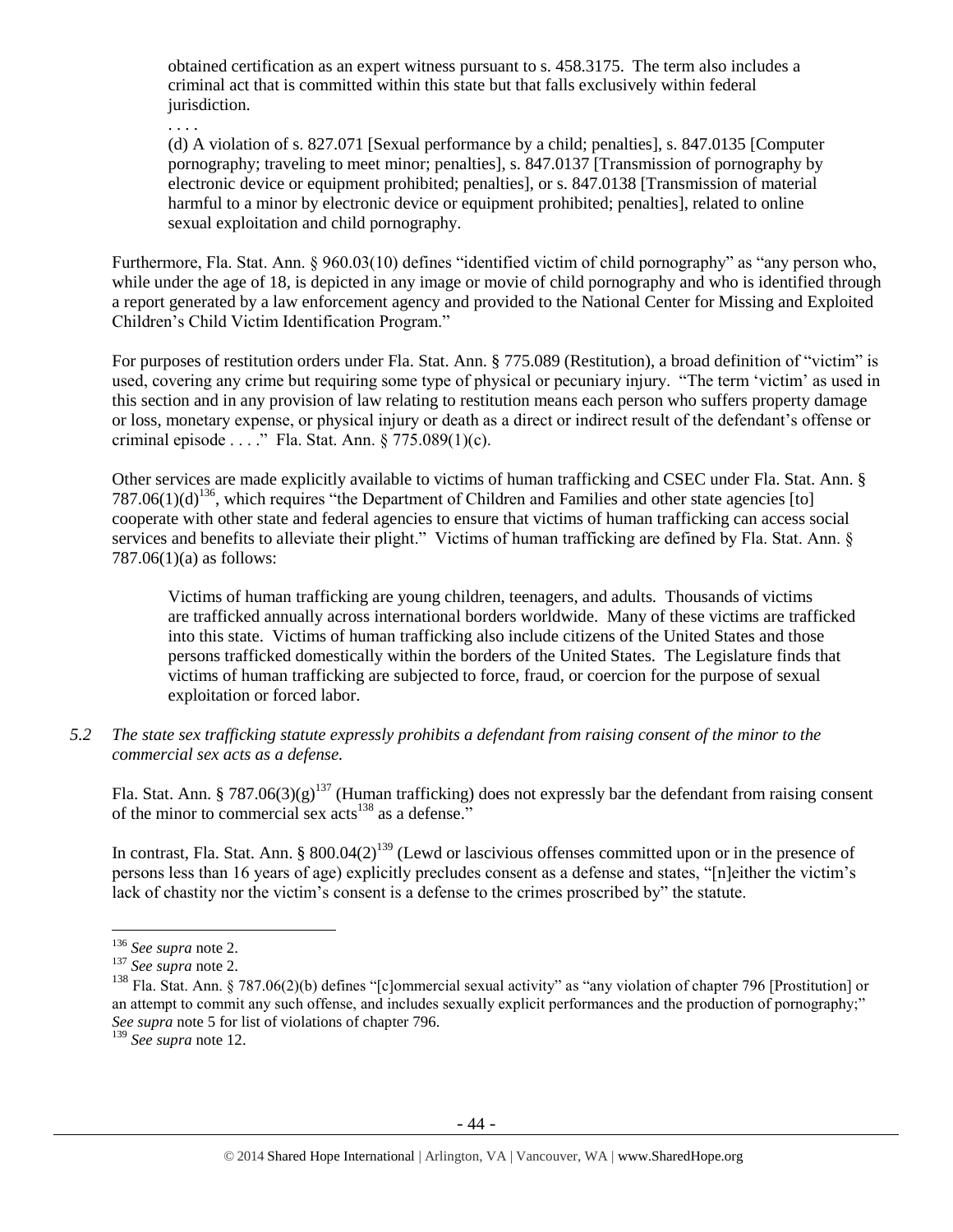> obtained certification as an expert witness pursuant to s. 458.3175. The term also includes a criminal act that is committed within this state but that falls exclusively within federal jurisdiction.
>
> . . . .
>
> (d) A violation of s. 827.071 [Sexual performance by a child; penalties], s. 847.0135 [Computer pornography; traveling to meet minor; penalties], s. 847.0137 [Transmission of pornography by electronic device or equipment prohibited; penalties], or s. 847.0138 [Transmission of material harmful to a minor by electronic device or equipment prohibited; penalties], related to online sexual exploitation and child pornography.

Furthermore, Fla. Stat. Ann. § 960.03(10) defines "identified victim of child pornography" as "any person who, while under the age of 18, is depicted in any image or movie of child pornography and who is identified through a report generated by a law enforcement agency and provided to the National Center for Missing and Exploited Children's Child Victim Identification Program."

For purposes of restitution orders under Fla. Stat. Ann. § 775.089 (Restitution), a broad definition of "victim" is used, covering any crime but requiring some type of physical or pecuniary injury. "The term 'victim' as used in this section and in any provision of law relating to restitution means each person who suffers property damage or loss, monetary expense, or physical injury or death as a direct or indirect result of the defendant's offense or criminal episode . . . ." Fla. Stat. Ann. § 775.089(1)(c).

Other services are made explicitly available to victims of human trafficking and CSEC under Fla. Stat. Ann. § 787.06(1)(d)[136], which requires "the Department of Children and Families and other state agencies [to] cooperate with other state and federal agencies to ensure that victims of human trafficking can access social services and benefits to alleviate their plight." Victims of human trafficking are defined by Fla. Stat. Ann. § 787.06(1)(a) as follows:

> Victims of human trafficking are young children, teenagers, and adults. Thousands of victims are trafficked annually across international borders worldwide. Many of these victims are trafficked into this state. Victims of human trafficking also include citizens of the United States and those persons trafficked domestically within the borders of the United States. The Legislature finds that victims of human trafficking are subjected to force, fraud, or coercion for the purpose of sexual exploitation or forced labor.

*5.2 The state sex trafficking statute expressly prohibits a defendant from raising consent of the minor to the commercial sex acts as a defense.*

Fla. Stat. Ann. § 787.06(3)(g)[137] (Human trafficking) does not expressly bar the defendant from raising consent of the minor to commercial sex acts[138] as a defense."

In contrast, Fla. Stat. Ann. § 800.04(2)[139] (Lewd or lascivious offenses committed upon or in the presence of persons less than 16 years of age) explicitly precludes consent as a defense and states, "[n]either the victim's lack of chastity nor the victim's consent is a defense to the crimes proscribed by" the statute.

---

[136] *See supra* note 2.

[137] *See supra* note 2.

[138] Fla. Stat. Ann. § 787.06(2)(b) defines "[c]ommercial sexual activity" as "any violation of chapter 796 [Prostitution] or an attempt to commit any such offense, and includes sexually explicit performances and the production of pornography;" *See supra* note 5 for list of violations of chapter 796.

[139] *See supra* note 12.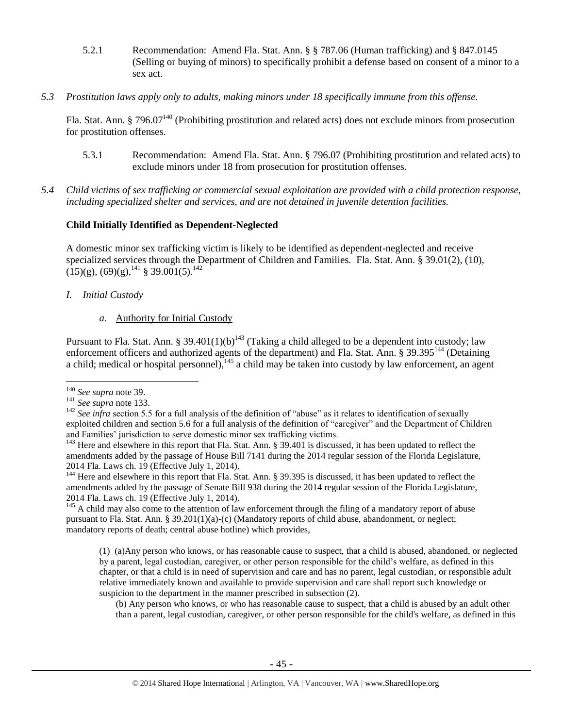5.2.1 Recommendation: Amend Fla. Stat. Ann. § § 787.06 (Human trafficking) and § 847.0145 (Selling or buying of minors) to specifically prohibit a defense based on consent of a minor to a sex act.

*5.3 Prostitution laws apply only to adults, making minors under 18 specifically immune from this offense.*

Fla. Stat. Ann. § 796.07[140] (Prohibiting prostitution and related acts) does not exclude minors from prosecution for prostitution offenses.

5.3.1 Recommendation: Amend Fla. Stat. Ann. § 796.07 (Prohibiting prostitution and related acts) to exclude minors under 18 from prosecution for prostitution offenses.

*5.4 Child victims of sex trafficking or commercial sexual exploitation are provided with a child protection response, including specialized shelter and services, and are not detained in juvenile detention facilities.*

**Child Initially Identified as Dependent-Neglected**

A domestic minor sex trafficking victim is likely to be identified as dependent-neglected and receive specialized services through the Department of Children and Families. Fla. Stat. Ann. § 39.01(2), (10), (15)(g), (69)(g),[141] § 39.001(5).[142]

*I. Initial Custody*

*a.* Authority for Initial Custody

Pursuant to Fla. Stat. Ann. § 39.401(1)(b)[143] (Taking a child alleged to be a dependent into custody; law enforcement officers and authorized agents of the department) and Fla. Stat. Ann. § 39.395[144] (Detaining a child; medical or hospital personnel),[145] a child may be taken into custody by law enforcement, an agent

---

[140] *See supra* note 39.

[141] *See supra* note 133.

[142] *See infra* section 5.5 for a full analysis of the definition of "abuse" as it relates to identification of sexually exploited children and section 5.6 for a full analysis of the definition of "caregiver" and the Department of Children and Families' jurisdiction to serve domestic minor sex trafficking victims.

[143] Here and elsewhere in this report that Fla. Stat. Ann. § 39.401 is discussed, it has been updated to reflect the amendments added by the passage of House Bill 7141 during the 2014 regular session of the Florida Legislature, 2014 Fla. Laws ch. 19 (Effective July 1, 2014).

[144] Here and elsewhere in this report that Fla. Stat. Ann. § 39.395 is discussed, it has been updated to reflect the amendments added by the passage of Senate Bill 938 during the 2014 regular session of the Florida Legislature, 2014 Fla. Laws ch. 19 (Effective July 1, 2014).

[145] A child may also come to the attention of law enforcement through the filing of a mandatory report of abuse pursuant to Fla. Stat. Ann. § 39.201(1)(a)-(c) (Mandatory reports of child abuse, abandonment, or neglect; mandatory reports of death; central abuse hotline) which provides,

> (1) (a)Any person who knows, or has reasonable cause to suspect, that a child is abused, abandoned, or neglected by a parent, legal custodian, caregiver, or other person responsible for the child's welfare, as defined in this chapter, or that a child is in need of supervision and care and has no parent, legal custodian, or responsible adult relative immediately known and available to provide supervision and care shall report such knowledge or suspicion to the department in the manner prescribed in subsection (2).
>
> (b) Any person who knows, or who has reasonable cause to suspect, that a child is abused by an adult other than a parent, legal custodian, caregiver, or other person responsible for the child's welfare, as defined in this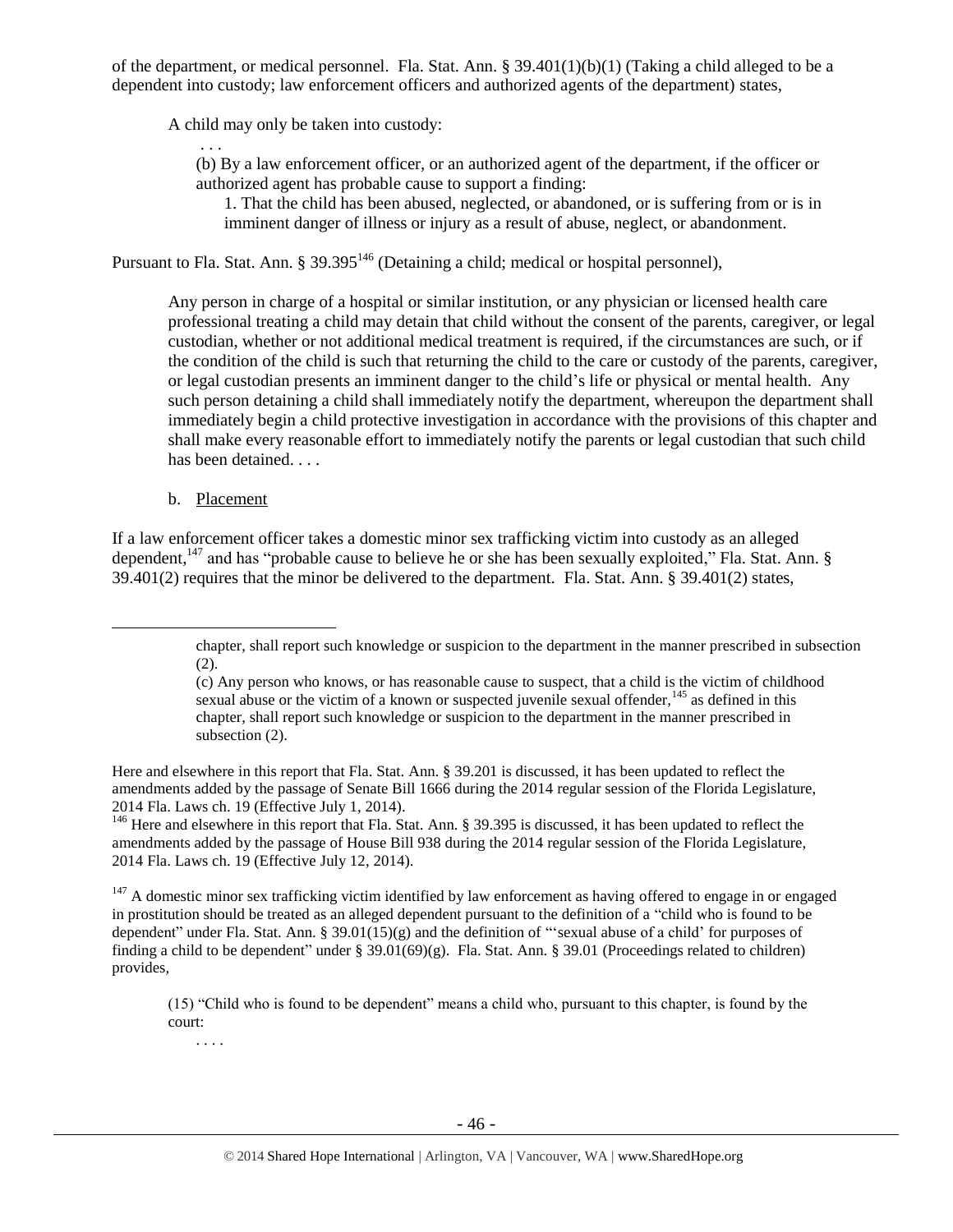of the department, or medical personnel. Fla. Stat. Ann. § 39.401(1)(b)(1) (Taking a child alleged to be a dependent into custody; law enforcement officers and authorized agents of the department) states,

> A child may only be taken into custody:
>
> . . .
>
> (b) By a law enforcement officer, or an authorized agent of the department, if the officer or authorized agent has probable cause to support a finding:
>
> 1. That the child has been abused, neglected, or abandoned, or is suffering from or is in imminent danger of illness or injury as a result of abuse, neglect, or abandonment.

Pursuant to Fla. Stat. Ann. § 39.395[146] (Detaining a child; medical or hospital personnel),

> Any person in charge of a hospital or similar institution, or any physician or licensed health care professional treating a child may detain that child without the consent of the parents, caregiver, or legal custodian, whether or not additional medical treatment is required, if the circumstances are such, or if the condition of the child is such that returning the child to the care or custody of the parents, caregiver, or legal custodian presents an imminent danger to the child's life or physical or mental health. Any such person detaining a child shall immediately notify the department, whereupon the department shall immediately begin a child protective investigation in accordance with the provisions of this chapter and shall make every reasonable effort to immediately notify the parents or legal custodian that such child has been detained. . . .

b. <u>Placement</u>

If a law enforcement officer takes a domestic minor sex trafficking victim into custody as an alleged dependent,[147] and has "probable cause to believe he or she has been sexually exploited," Fla. Stat. Ann. § 39.401(2) requires that the minor be delivered to the department. Fla. Stat. Ann. § 39.401(2) states,

---

> chapter, shall report such knowledge or suspicion to the department in the manner prescribed in subsection (2).
>
> (c) Any person who knows, or has reasonable cause to suspect, that a child is the victim of childhood sexual abuse or the victim of a known or suspected juvenile sexual offender,[145] as defined in this chapter, shall report such knowledge or suspicion to the department in the manner prescribed in subsection (2).

Here and elsewhere in this report that Fla. Stat. Ann. § 39.201 is discussed, it has been updated to reflect the amendments added by the passage of Senate Bill 1666 during the 2014 regular session of the Florida Legislature, 2014 Fla. Laws ch. 19 (Effective July 1, 2014).

[146] Here and elsewhere in this report that Fla. Stat. Ann. § 39.395 is discussed, it has been updated to reflect the amendments added by the passage of House Bill 938 during the 2014 regular session of the Florida Legislature, 2014 Fla. Laws ch. 19 (Effective July 12, 2014).

[147] A domestic minor sex trafficking victim identified by law enforcement as having offered to engage in or engaged in prostitution should be treated as an alleged dependent pursuant to the definition of a "child who is found to be dependent" under Fla. Stat. Ann. § 39.01(15)(g) and the definition of "'sexual abuse of a child' for purposes of finding a child to be dependent" under § 39.01(69)(g). Fla. Stat. Ann. § 39.01 (Proceedings related to children) provides,

> (15) "Child who is found to be dependent" means a child who, pursuant to this chapter, is found by the court:
>
> . . . .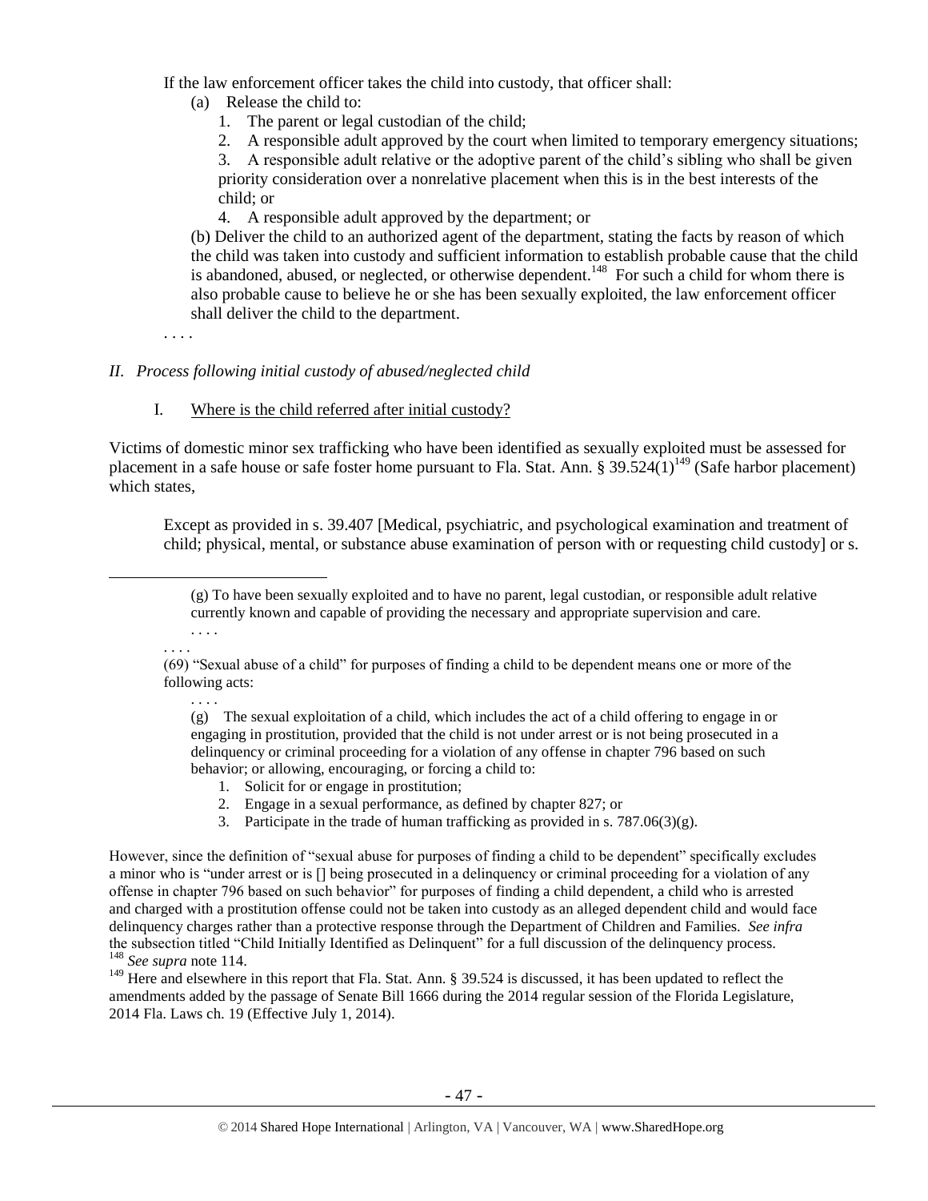If the law enforcement officer takes the child into custody, that officer shall:

> (a) Release the child to:
>
> 1. The parent or legal custodian of the child;
> 2. A responsible adult approved by the court when limited to temporary emergency situations;
> 3. A responsible adult relative or the adoptive parent of the child's sibling who shall be given priority consideration over a nonrelative placement when this is in the best interests of the child; or
> 4. A responsible adult approved by the department; or
>
> (b) Deliver the child to an authorized agent of the department, stating the facts by reason of which the child was taken into custody and sufficient information to establish probable cause that the child is abandoned, abused, or neglected, or otherwise dependent.[148] For such a child for whom there is also probable cause to believe he or she has been sexually exploited, the law enforcement officer shall deliver the child to the department.

. . . .

*II. Process following initial custody of abused/neglected child*

I. Where is the child referred after initial custody?

Victims of domestic minor sex trafficking who have been identified as sexually exploited must be assessed for placement in a safe house or safe foster home pursuant to Fla. Stat. Ann. § 39.524(1)[149] (Safe harbor placement) which states,

> Except as provided in s. 39.407 [Medical, psychiatric, and psychological examination and treatment of child; physical, mental, or substance abuse examination of person with or requesting child custody] or s.

---

> (g) To have been sexually exploited and to have no parent, legal custodian, or responsible adult relative currently known and capable of providing the necessary and appropriate supervision and care.
>
> . . . .
>
> . . . .
>
> (69) "Sexual abuse of a child" for purposes of finding a child to be dependent means one or more of the following acts:
>
> . . . .
>
> (g) The sexual exploitation of a child, which includes the act of a child offering to engage in or engaging in prostitution, provided that the child is not under arrest or is not being prosecuted in a delinquency or criminal proceeding for a violation of any offense in chapter 796 based on such behavior; or allowing, encouraging, or forcing a child to:
>
> 1. Solicit for or engage in prostitution;
> 2. Engage in a sexual performance, as defined by chapter 827; or
> 3. Participate in the trade of human trafficking as provided in s. 787.06(3)(g).

However, since the definition of "sexual abuse for purposes of finding a child to be dependent" specifically excludes a minor who is "under arrest or is [] being prosecuted in a delinquency or criminal proceeding for a violation of any offense in chapter 796 based on such behavior" for purposes of finding a child dependent, a child who is arrested and charged with a prostitution offense could not be taken into custody as an alleged dependent child and would face delinquency charges rather than a protective response through the Department of Children and Families. *See infra* the subsection titled "Child Initially Identified as Delinquent" for a full discussion of the delinquency process.

[148] *See supra* note 114.

[149] Here and elsewhere in this report that Fla. Stat. Ann. § 39.524 is discussed, it has been updated to reflect the amendments added by the passage of Senate Bill 1666 during the 2014 regular session of the Florida Legislature, 2014 Fla. Laws ch. 19 (Effective July 1, 2014).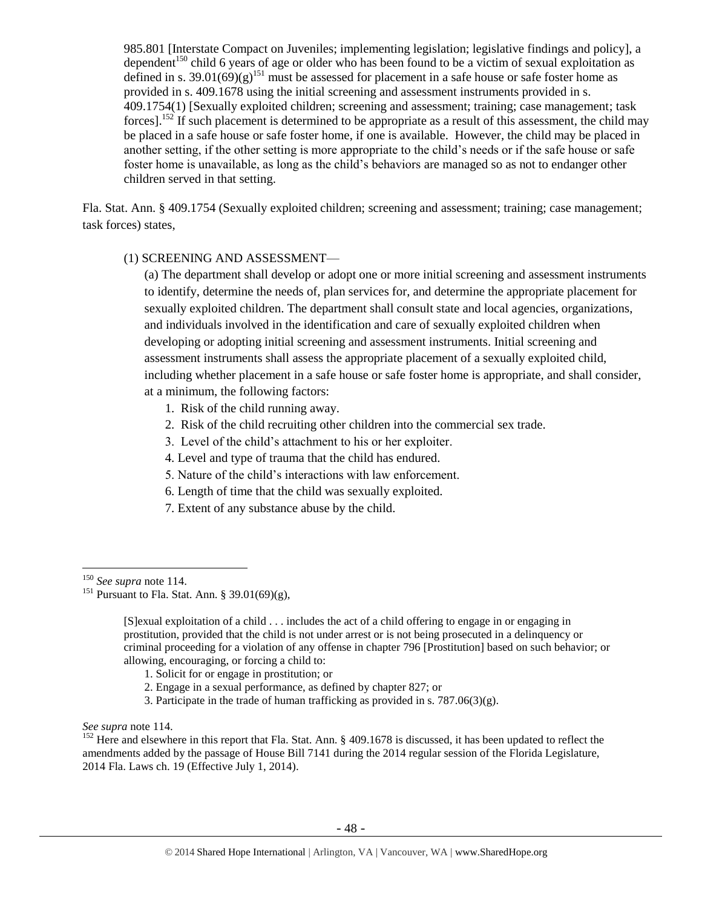985.801 [Interstate Compact on Juveniles; implementing legislation; legislative findings and policy], a dependent[150] child 6 years of age or older who has been found to be a victim of sexual exploitation as defined in s. 39.01(69)(g)[151] must be assessed for placement in a safe house or safe foster home as provided in s. 409.1678 using the initial screening and assessment instruments provided in s. 409.1754(1) [Sexually exploited children; screening and assessment; training; case management; task forces].[152] If such placement is determined to be appropriate as a result of this assessment, the child may be placed in a safe house or safe foster home, if one is available. However, the child may be placed in another setting, if the other setting is more appropriate to the child's needs or if the safe house or safe foster home is unavailable, as long as the child's behaviors are managed so as not to endanger other children served in that setting.

Fla. Stat. Ann. § 409.1754 (Sexually exploited children; screening and assessment; training; case management; task forces) states,

> (1) SCREENING AND ASSESSMENT—
>
> (a) The department shall develop or adopt one or more initial screening and assessment instruments to identify, determine the needs of, plan services for, and determine the appropriate placement for sexually exploited children. The department shall consult state and local agencies, organizations, and individuals involved in the identification and care of sexually exploited children when developing or adopting initial screening and assessment instruments. Initial screening and assessment instruments shall assess the appropriate placement of a sexually exploited child, including whether placement in a safe house or safe foster home is appropriate, and shall consider, at a minimum, the following factors:
>
> 1. Risk of the child running away.
> 2. Risk of the child recruiting other children into the commercial sex trade.
> 3. Level of the child's attachment to his or her exploiter.
> 4. Level and type of trauma that the child has endured.
> 5. Nature of the child's interactions with law enforcement.
> 6. Length of time that the child was sexually exploited.
> 7. Extent of any substance abuse by the child.

---

[150] *See supra* note 114.

[151] Pursuant to Fla. Stat. Ann. § 39.01(69)(g),

> [S]exual exploitation of a child . . . includes the act of a child offering to engage in or engaging in prostitution, provided that the child is not under arrest or is not being prosecuted in a delinquency or criminal proceeding for a violation of any offense in chapter 796 [Prostitution] based on such behavior; or allowing, encouraging, or forcing a child to:
>
> 1. Solicit for or engage in prostitution; or
> 2. Engage in a sexual performance, as defined by chapter 827; or
> 3. Participate in the trade of human trafficking as provided in s. 787.06(3)(g).

*See supra* note 114.

[152] Here and elsewhere in this report that Fla. Stat. Ann. § 409.1678 is discussed, it has been updated to reflect the amendments added by the passage of House Bill 7141 during the 2014 regular session of the Florida Legislature, 2014 Fla. Laws ch. 19 (Effective July 1, 2014).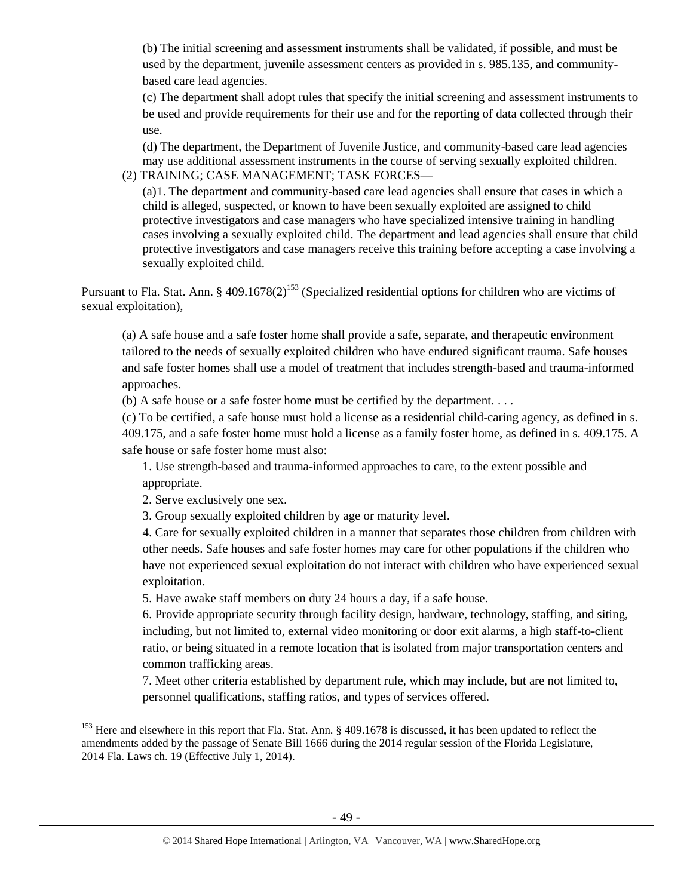(b) The initial screening and assessment instruments shall be validated, if possible, and must be used by the department, juvenile assessment centers as provided in s. 985.135, and community-based care lead agencies.

(c) The department shall adopt rules that specify the initial screening and assessment instruments to be used and provide requirements for their use and for the reporting of data collected through their use.

(d) The department, the Department of Juvenile Justice, and community-based care lead agencies may use additional assessment instruments in the course of serving sexually exploited children.

(2) TRAINING; CASE MANAGEMENT; TASK FORCES—

(a)1. The department and community-based care lead agencies shall ensure that cases in which a child is alleged, suspected, or known to have been sexually exploited are assigned to child protective investigators and case managers who have specialized intensive training in handling cases involving a sexually exploited child. The department and lead agencies shall ensure that child protective investigators and case managers receive this training before accepting a case involving a sexually exploited child.

Pursuant to Fla. Stat. Ann. § 409.1678(2)[153] (Specialized residential options for children who are victims of sexual exploitation),

> (a) A safe house and a safe foster home shall provide a safe, separate, and therapeutic environment tailored to the needs of sexually exploited children who have endured significant trauma. Safe houses and safe foster homes shall use a model of treatment that includes strength-based and trauma-informed approaches.
>
> (b) A safe house or a safe foster home must be certified by the department. . . .
>
> (c) To be certified, a safe house must hold a license as a residential child-caring agency, as defined in s. 409.175, and a safe foster home must hold a license as a family foster home, as defined in s. 409.175. A safe house or safe foster home must also:
>
> 1. Use strength-based and trauma-informed approaches to care, to the extent possible and appropriate.
> 2. Serve exclusively one sex.
> 3. Group sexually exploited children by age or maturity level.
> 4. Care for sexually exploited children in a manner that separates those children from children with other needs. Safe houses and safe foster homes may care for other populations if the children who have not experienced sexual exploitation do not interact with children who have experienced sexual exploitation.
> 5. Have awake staff members on duty 24 hours a day, if a safe house.
> 6. Provide appropriate security through facility design, hardware, technology, staffing, and siting, including, but not limited to, external video monitoring or door exit alarms, a high staff-to-client ratio, or being situated in a remote location that is isolated from major transportation centers and common trafficking areas.
> 7. Meet other criteria established by department rule, which may include, but are not limited to, personnel qualifications, staffing ratios, and types of services offered.

[153] Here and elsewhere in this report that Fla. Stat. Ann. § 409.1678 is discussed, it has been updated to reflect the amendments added by the passage of Senate Bill 1666 during the 2014 regular session of the Florida Legislature, 2014 Fla. Laws ch. 19 (Effective July 1, 2014).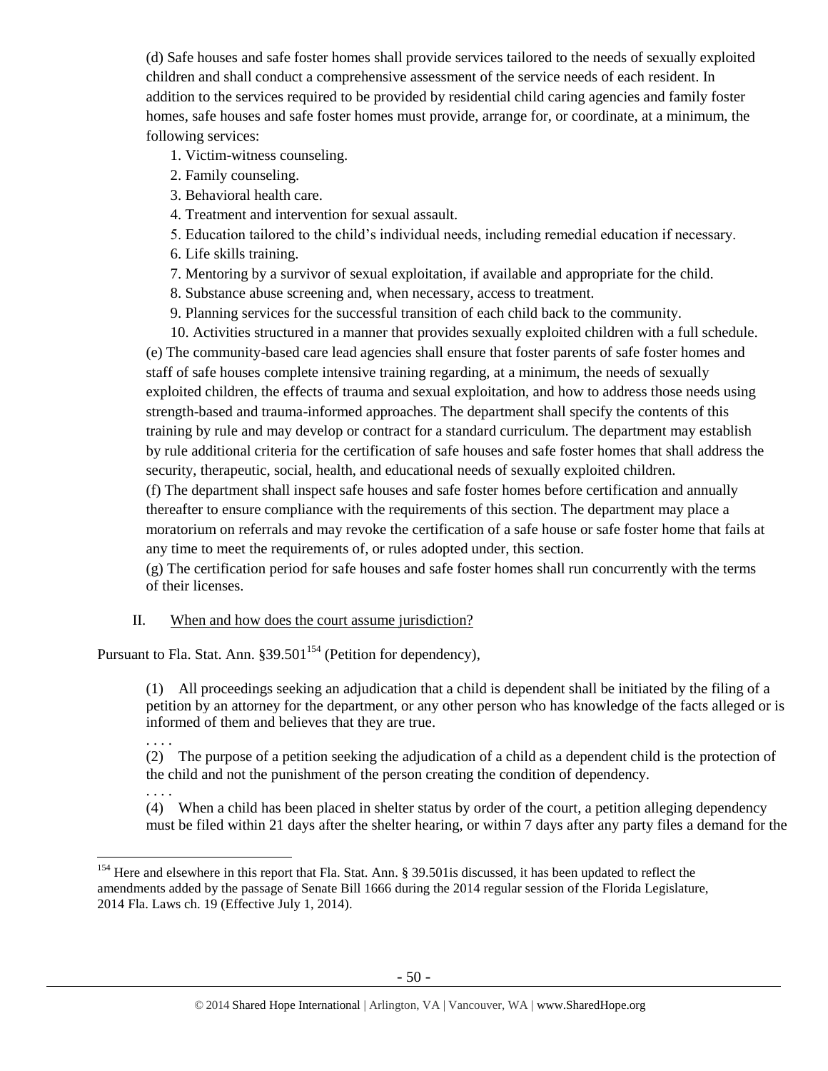(d) Safe houses and safe foster homes shall provide services tailored to the needs of sexually exploited children and shall conduct a comprehensive assessment of the service needs of each resident. In addition to the services required to be provided by residential child caring agencies and family foster homes, safe houses and safe foster homes must provide, arrange for, or coordinate, at a minimum, the following services:

1. Victim-witness counseling.
2. Family counseling.
3. Behavioral health care.
4. Treatment and intervention for sexual assault.
5. Education tailored to the child's individual needs, including remedial education if necessary.
6. Life skills training.
7. Mentoring by a survivor of sexual exploitation, if available and appropriate for the child.
8. Substance abuse screening and, when necessary, access to treatment.
9. Planning services for the successful transition of each child back to the community.
10. Activities structured in a manner that provides sexually exploited children with a full schedule.

(e) The community-based care lead agencies shall ensure that foster parents of safe foster homes and staff of safe houses complete intensive training regarding, at a minimum, the needs of sexually exploited children, the effects of trauma and sexual exploitation, and how to address those needs using strength-based and trauma-informed approaches. The department shall specify the contents of this training by rule and may develop or contract for a standard curriculum. The department may establish by rule additional criteria for the certification of safe houses and safe foster homes that shall address the security, therapeutic, social, health, and educational needs of sexually exploited children.

(f) The department shall inspect safe houses and safe foster homes before certification and annually thereafter to ensure compliance with the requirements of this section. The department may place a moratorium on referrals and may revoke the certification of a safe house or safe foster home that fails at any time to meet the requirements of, or rules adopted under, this section.

(g) The certification period for safe houses and safe foster homes shall run concurrently with the terms of their licenses.

II. When and how does the court assume jurisdiction?

Pursuant to Fla. Stat. Ann. §39.501[154] (Petition for dependency),

(1) All proceedings seeking an adjudication that a child is dependent shall be initiated by the filing of a petition by an attorney for the department, or any other person who has knowledge of the facts alleged or is informed of them and believes that they are true.

. . . .

(2) The purpose of a petition seeking the adjudication of a child as a dependent child is the protection of the child and not the punishment of the person creating the condition of dependency.

. . . .

(4) When a child has been placed in shelter status by order of the court, a petition alleging dependency must be filed within 21 days after the shelter hearing, or within 7 days after any party files a demand for the

[154] Here and elsewhere in this report that Fla. Stat. Ann. § 39.501is discussed, it has been updated to reflect the amendments added by the passage of Senate Bill 1666 during the 2014 regular session of the Florida Legislature, 2014 Fla. Laws ch. 19 (Effective July 1, 2014).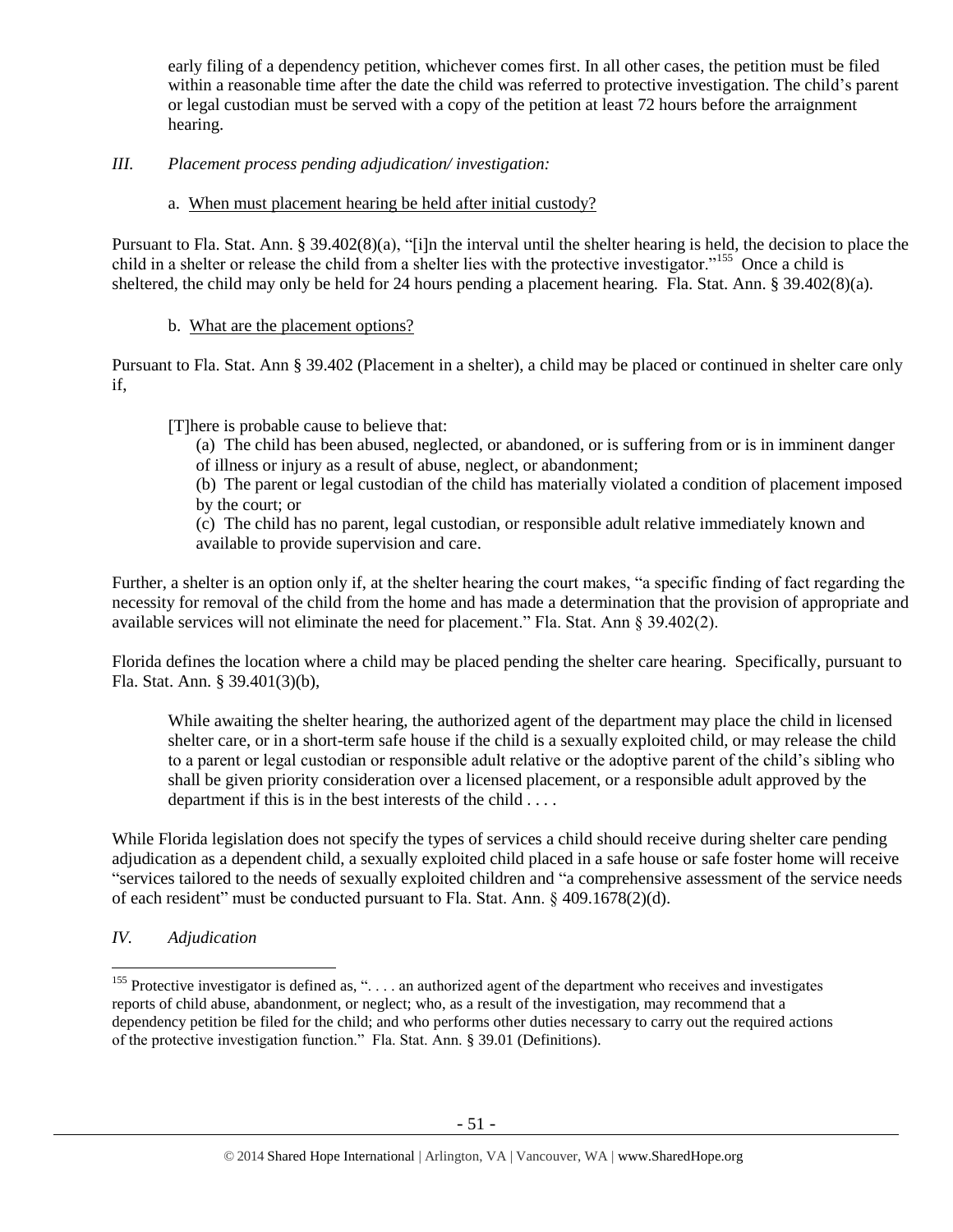early filing of a dependency petition, whichever comes first. In all other cases, the petition must be filed within a reasonable time after the date the child was referred to protective investigation. The child's parent or legal custodian must be served with a copy of the petition at least 72 hours before the arraignment hearing.

*III. Placement process pending adjudication/ investigation:*

a. When must placement hearing be held after initial custody?

Pursuant to Fla. Stat. Ann. § 39.402(8)(a), "[i]n the interval until the shelter hearing is held, the decision to place the child in a shelter or release the child from a shelter lies with the protective investigator."[155] Once a child is sheltered, the child may only be held for 24 hours pending a placement hearing. Fla. Stat. Ann. § 39.402(8)(a).

b. What are the placement options?

Pursuant to Fla. Stat Ann § 39.402 (Placement in a shelter), a child may be placed or continued in shelter care only if,

> [T]here is probable cause to believe that:
>
> (a) The child has been abused, neglected, or abandoned, or is suffering from or is in imminent danger of illness or injury as a result of abuse, neglect, or abandonment;
>
> (b) The parent or legal custodian of the child has materially violated a condition of placement imposed by the court; or
>
> (c) The child has no parent, legal custodian, or responsible adult relative immediately known and available to provide supervision and care.

Further, a shelter is an option only if, at the shelter hearing the court makes, "a specific finding of fact regarding the necessity for removal of the child from the home and has made a determination that the provision of appropriate and available services will not eliminate the need for placement." Fla. Stat. Ann § 39.402(2).

Florida defines the location where a child may be placed pending the shelter care hearing. Specifically, pursuant to Fla. Stat. Ann. § 39.401(3)(b),

> While awaiting the shelter hearing, the authorized agent of the department may place the child in licensed shelter care, or in a short-term safe house if the child is a sexually exploited child, or may release the child to a parent or legal custodian or responsible adult relative or the adoptive parent of the child's sibling who shall be given priority consideration over a licensed placement, or a responsible adult approved by the department if this is in the best interests of the child . . . .

While Florida legislation does not specify the types of services a child should receive during shelter care pending adjudication as a dependent child, a sexually exploited child placed in a safe house or safe foster home will receive "services tailored to the needs of sexually exploited children and "a comprehensive assessment of the service needs of each resident" must be conducted pursuant to Fla. Stat. Ann. § 409.1678(2)(d).

*IV. Adjudication*

[155] Protective investigator is defined as, ". . . . an authorized agent of the department who receives and investigates reports of child abuse, abandonment, or neglect; who, as a result of the investigation, may recommend that a dependency petition be filed for the child; and who performs other duties necessary to carry out the required actions of the protective investigation function." Fla. Stat. Ann. § 39.01 (Definitions).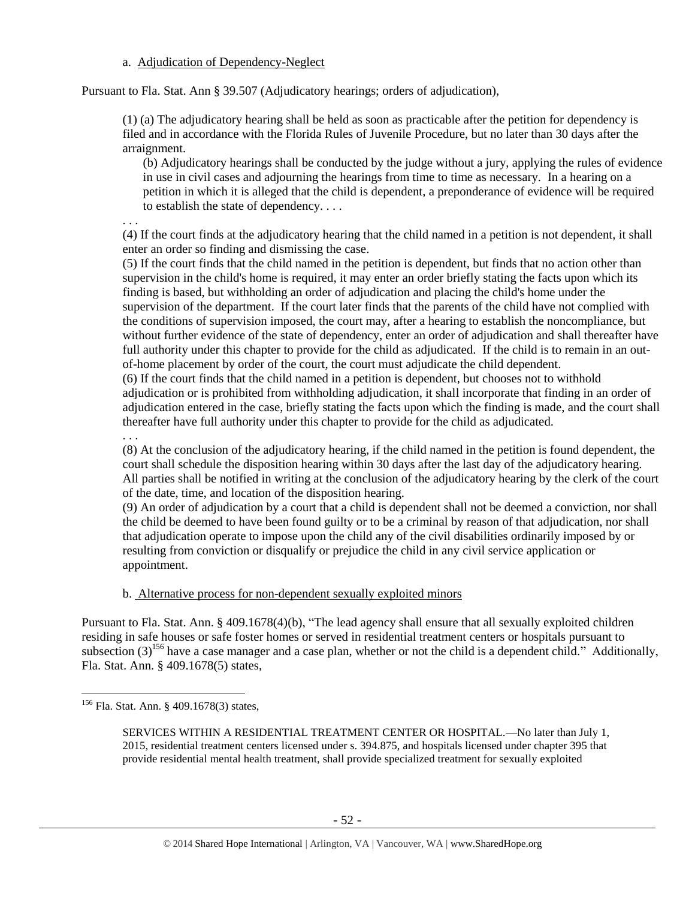a. Adjudication of Dependency-Neglect

Pursuant to Fla. Stat. Ann § 39.507 (Adjudicatory hearings; orders of adjudication),

> (1) (a) The adjudicatory hearing shall be held as soon as practicable after the petition for dependency is filed and in accordance with the Florida Rules of Juvenile Procedure, but no later than 30 days after the arraignment.
>
> > (b) Adjudicatory hearings shall be conducted by the judge without a jury, applying the rules of evidence in use in civil cases and adjourning the hearings from time to time as necessary. In a hearing on a petition in which it is alleged that the child is dependent, a preponderance of evidence will be required to establish the state of dependency. . . .
>
> . . .
>
> (4) If the court finds at the adjudicatory hearing that the child named in a petition is not dependent, it shall enter an order so finding and dismissing the case.
>
> (5) If the court finds that the child named in the petition is dependent, but finds that no action other than supervision in the child's home is required, it may enter an order briefly stating the facts upon which its finding is based, but withholding an order of adjudication and placing the child's home under the supervision of the department. If the court later finds that the parents of the child have not complied with the conditions of supervision imposed, the court may, after a hearing to establish the noncompliance, but without further evidence of the state of dependency, enter an order of adjudication and shall thereafter have full authority under this chapter to provide for the child as adjudicated. If the child is to remain in an out-of-home placement by order of the court, the court must adjudicate the child dependent.
>
> (6) If the court finds that the child named in a petition is dependent, but chooses not to withhold adjudication or is prohibited from withholding adjudication, it shall incorporate that finding in an order of adjudication entered in the case, briefly stating the facts upon which the finding is made, and the court shall thereafter have full authority under this chapter to provide for the child as adjudicated.
>
> . . .
>
> (8) At the conclusion of the adjudicatory hearing, if the child named in the petition is found dependent, the court shall schedule the disposition hearing within 30 days after the last day of the adjudicatory hearing. All parties shall be notified in writing at the conclusion of the adjudicatory hearing by the clerk of the court of the date, time, and location of the disposition hearing.
>
> (9) An order of adjudication by a court that a child is dependent shall not be deemed a conviction, nor shall the child be deemed to have been found guilty or to be a criminal by reason of that adjudication, nor shall that adjudication operate to impose upon the child any of the civil disabilities ordinarily imposed by or resulting from conviction or disqualify or prejudice the child in any civil service application or appointment.

b. Alternative process for non-dependent sexually exploited minors

Pursuant to Fla. Stat. Ann. § 409.1678(4)(b), "The lead agency shall ensure that all sexually exploited children residing in safe houses or safe foster homes or served in residential treatment centers or hospitals pursuant to subsection (3)[156] have a case manager and a case plan, whether or not the child is a dependent child." Additionally, Fla. Stat. Ann. § 409.1678(5) states,

---

[156] Fla. Stat. Ann. § 409.1678(3) states,

> SERVICES WITHIN A RESIDENTIAL TREATMENT CENTER OR HOSPITAL.—No later than July 1, 2015, residential treatment centers licensed under s. 394.875, and hospitals licensed under chapter 395 that provide residential mental health treatment, shall provide specialized treatment for sexually exploited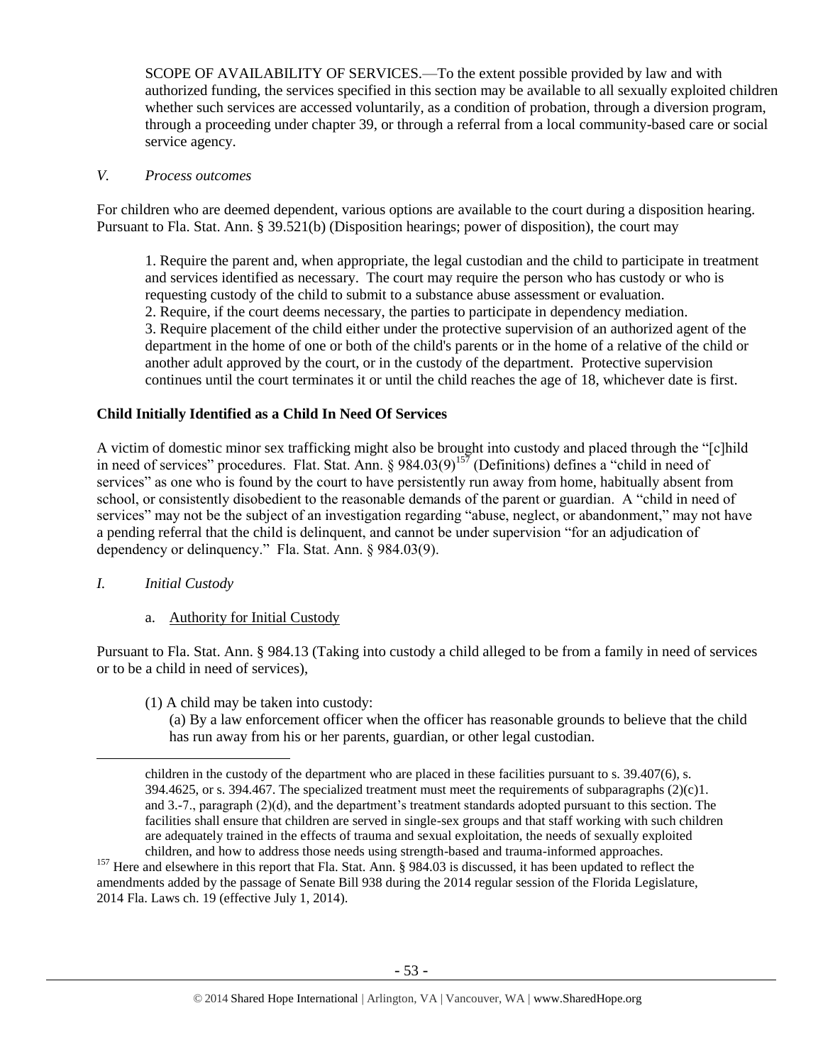SCOPE OF AVAILABILITY OF SERVICES.—To the extent possible provided by law and with authorized funding, the services specified in this section may be available to all sexually exploited children whether such services are accessed voluntarily, as a condition of probation, through a diversion program, through a proceeding under chapter 39, or through a referral from a local community-based care or social service agency.

*V. Process outcomes*

For children who are deemed dependent, various options are available to the court during a disposition hearing. Pursuant to Fla. Stat. Ann. § 39.521(b) (Disposition hearings; power of disposition), the court may

> 1. Require the parent and, when appropriate, the legal custodian and the child to participate in treatment and services identified as necessary. The court may require the person who has custody or who is requesting custody of the child to submit to a substance abuse assessment or evaluation.
> 2. Require, if the court deems necessary, the parties to participate in dependency mediation.
> 3. Require placement of the child either under the protective supervision of an authorized agent of the department in the home of one or both of the child's parents or in the home of a relative of the child or another adult approved by the court, or in the custody of the department. Protective supervision continues until the court terminates it or until the child reaches the age of 18, whichever date is first.

**Child Initially Identified as a Child In Need Of Services**

A victim of domestic minor sex trafficking might also be brought into custody and placed through the "[c]hild in need of services" procedures. Flat. Stat. Ann. § 984.03(9)[157] (Definitions) defines a "child in need of services" as one who is found by the court to have persistently run away from home, habitually absent from school, or consistently disobedient to the reasonable demands of the parent or guardian. A "child in need of services" may not be the subject of an investigation regarding "abuse, neglect, or abandonment," may not have a pending referral that the child is delinquent, and cannot be under supervision "for an adjudication of dependency or delinquency." Fla. Stat. Ann. § 984.03(9).

*I. Initial Custody*

a. Authority for Initial Custody

Pursuant to Fla. Stat. Ann. § 984.13 (Taking into custody a child alleged to be from a family in need of services or to be a child in need of services),

> (1) A child may be taken into custody:
> (a) By a law enforcement officer when the officer has reasonable grounds to believe that the child has run away from his or her parents, guardian, or other legal custodian.

---

children in the custody of the department who are placed in these facilities pursuant to s. 39.407(6), s. 394.4625, or s. 394.467. The specialized treatment must meet the requirements of subparagraphs (2)(c)1. and 3.-7., paragraph (2)(d), and the department's treatment standards adopted pursuant to this section. The facilities shall ensure that children are served in single-sex groups and that staff working with such children are adequately trained in the effects of trauma and sexual exploitation, the needs of sexually exploited children, and how to address those needs using strength-based and trauma-informed approaches.

[157] Here and elsewhere in this report that Fla. Stat. Ann. § 984.03 is discussed, it has been updated to reflect the amendments added by the passage of Senate Bill 938 during the 2014 regular session of the Florida Legislature, 2014 Fla. Laws ch. 19 (effective July 1, 2014).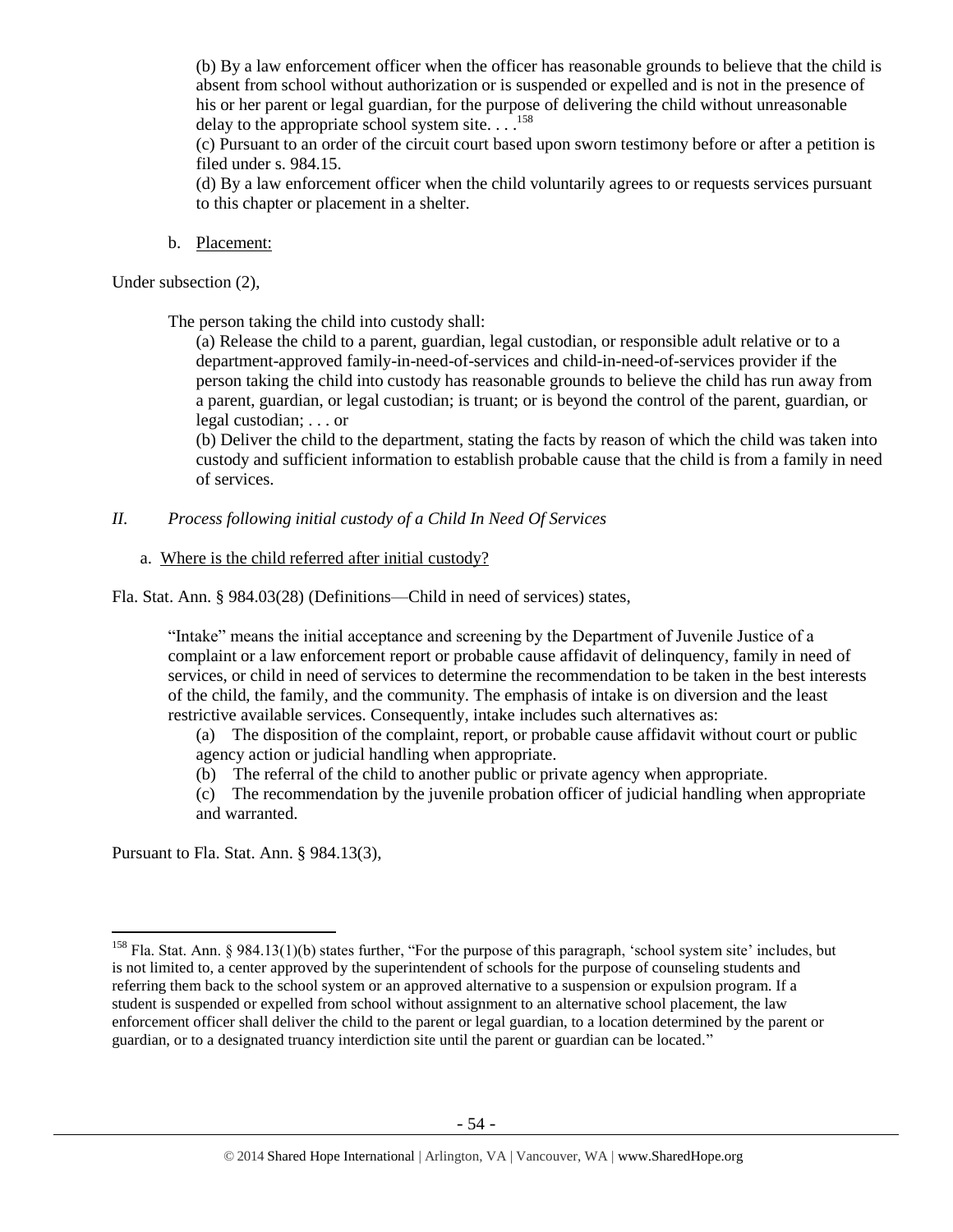> (b) By a law enforcement officer when the officer has reasonable grounds to believe that the child is absent from school without authorization or is suspended or expelled and is not in the presence of his or her parent or legal guardian, for the purpose of delivering the child without unreasonable delay to the appropriate school system site. . . .[158]
>
> (c) Pursuant to an order of the circuit court based upon sworn testimony before or after a petition is filed under s. 984.15.
>
> (d) By a law enforcement officer when the child voluntarily agrees to or requests services pursuant to this chapter or placement in a shelter.

b. Placement:

Under subsection (2),

> The person taking the child into custody shall:
>
> (a) Release the child to a parent, guardian, legal custodian, or responsible adult relative or to a department-approved family-in-need-of-services and child-in-need-of-services provider if the person taking the child into custody has reasonable grounds to believe the child has run away from a parent, guardian, or legal custodian; is truant; or is beyond the control of the parent, guardian, or legal custodian; . . . or
>
> (b) Deliver the child to the department, stating the facts by reason of which the child was taken into custody and sufficient information to establish probable cause that the child is from a family in need of services.

*II. Process following initial custody of a Child In Need Of Services*

a. Where is the child referred after initial custody?

Fla. Stat. Ann. § 984.03(28) (Definitions—Child in need of services) states,

> "Intake" means the initial acceptance and screening by the Department of Juvenile Justice of a complaint or a law enforcement report or probable cause affidavit of delinquency, family in need of services, or child in need of services to determine the recommendation to be taken in the best interests of the child, the family, and the community. The emphasis of intake is on diversion and the least restrictive available services. Consequently, intake includes such alternatives as:
>
> (a) The disposition of the complaint, report, or probable cause affidavit without court or public agency action or judicial handling when appropriate.
>
> (b) The referral of the child to another public or private agency when appropriate.
>
> (c) The recommendation by the juvenile probation officer of judicial handling when appropriate and warranted.

Pursuant to Fla. Stat. Ann. § 984.13(3),

---

[158] Fla. Stat. Ann. § 984.13(1)(b) states further, "For the purpose of this paragraph, 'school system site' includes, but is not limited to, a center approved by the superintendent of schools for the purpose of counseling students and referring them back to the school system or an approved alternative to a suspension or expulsion program. If a student is suspended or expelled from school without assignment to an alternative school placement, the law enforcement officer shall deliver the child to the parent or legal guardian, to a location determined by the parent or guardian, or to a designated truancy interdiction site until the parent or guardian can be located."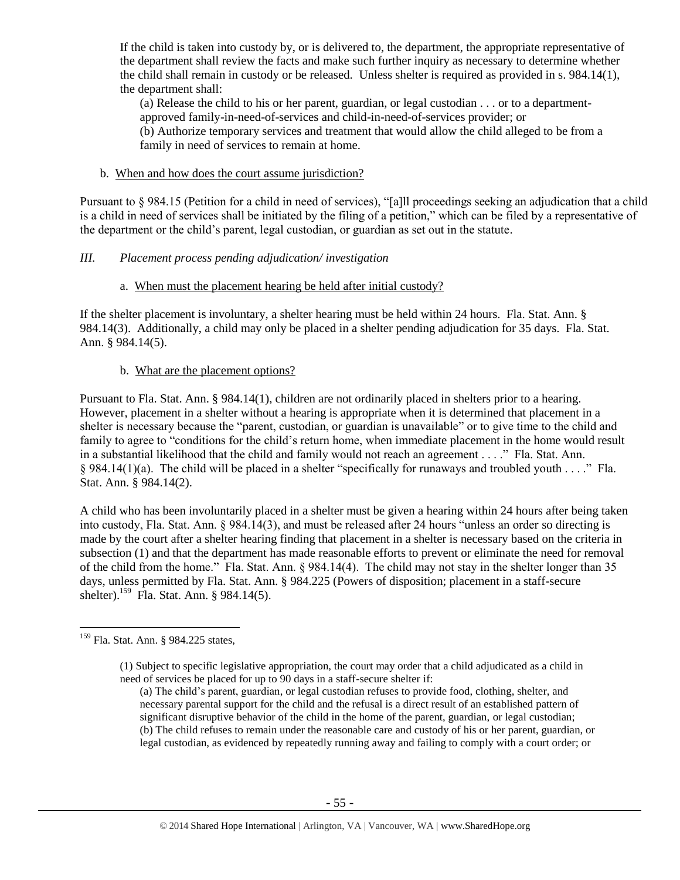> If the child is taken into custody by, or is delivered to, the department, the appropriate representative of the department shall review the facts and make such further inquiry as necessary to determine whether the child shall remain in custody or be released. Unless shelter is required as provided in s. 984.14(1), the department shall:
>
> (a) Release the child to his or her parent, guardian, or legal custodian . . . or to a department-approved family-in-need-of-services and child-in-need-of-services provider; or
>
> (b) Authorize temporary services and treatment that would allow the child alleged to be from a family in need of services to remain at home.

b. When and how does the court assume jurisdiction?

Pursuant to § 984.15 (Petition for a child in need of services), "[a]ll proceedings seeking an adjudication that a child is a child in need of services shall be initiated by the filing of a petition," which can be filed by a representative of the department or the child's parent, legal custodian, or guardian as set out in the statute.

*III. Placement process pending adjudication/ investigation*

a. When must the placement hearing be held after initial custody?

If the shelter placement is involuntary, a shelter hearing must be held within 24 hours. Fla. Stat. Ann. § 984.14(3). Additionally, a child may only be placed in a shelter pending adjudication for 35 days. Fla. Stat. Ann. § 984.14(5).

b. What are the placement options?

Pursuant to Fla. Stat. Ann. § 984.14(1), children are not ordinarily placed in shelters prior to a hearing. However, placement in a shelter without a hearing is appropriate when it is determined that placement in a shelter is necessary because the "parent, custodian, or guardian is unavailable" or to give time to the child and family to agree to "conditions for the child's return home, when immediate placement in the home would result in a substantial likelihood that the child and family would not reach an agreement . . . ." Fla. Stat. Ann. § 984.14(1)(a). The child will be placed in a shelter "specifically for runaways and troubled youth . . . ." Fla. Stat. Ann. § 984.14(2).

A child who has been involuntarily placed in a shelter must be given a hearing within 24 hours after being taken into custody, Fla. Stat. Ann. § 984.14(3), and must be released after 24 hours "unless an order so directing is made by the court after a shelter hearing finding that placement in a shelter is necessary based on the criteria in subsection (1) and that the department has made reasonable efforts to prevent or eliminate the need for removal of the child from the home." Fla. Stat. Ann. § 984.14(4). The child may not stay in the shelter longer than 35 days, unless permitted by Fla. Stat. Ann. § 984.225 (Powers of disposition; placement in a staff-secure shelter).[159] Fla. Stat. Ann. § 984.14(5).

---

[159] Fla. Stat. Ann. § 984.225 states,

> (1) Subject to specific legislative appropriation, the court may order that a child adjudicated as a child in need of services be placed for up to 90 days in a staff-secure shelter if:
>
> (a) The child's parent, guardian, or legal custodian refuses to provide food, clothing, shelter, and necessary parental support for the child and the refusal is a direct result of an established pattern of significant disruptive behavior of the child in the home of the parent, guardian, or legal custodian;
>
> (b) The child refuses to remain under the reasonable care and custody of his or her parent, guardian, or legal custodian, as evidenced by repeatedly running away and failing to comply with a court order; or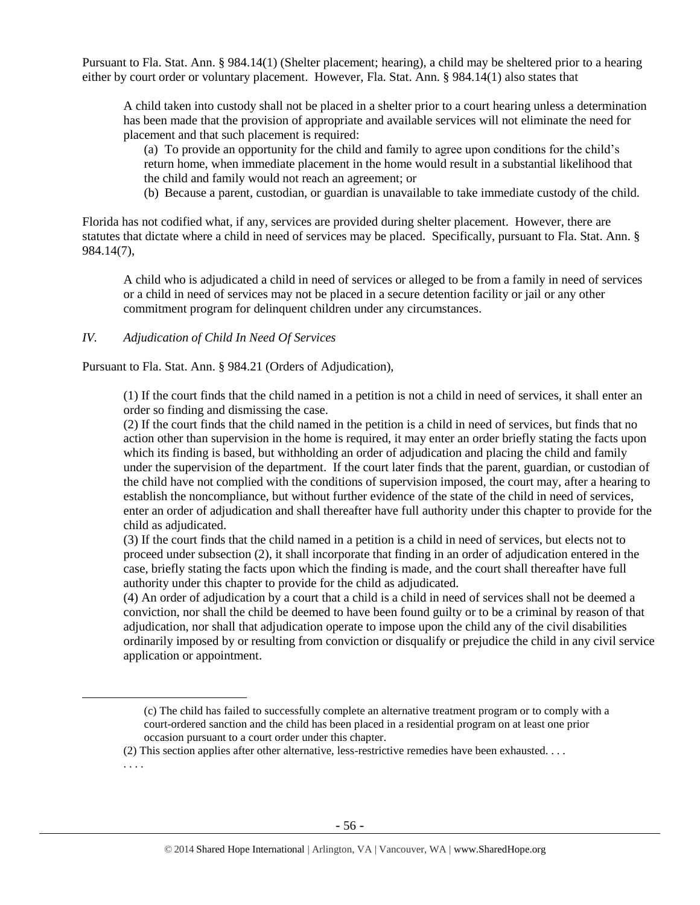Pursuant to Fla. Stat. Ann. § 984.14(1) (Shelter placement; hearing), a child may be sheltered prior to a hearing either by court order or voluntary placement. However, Fla. Stat. Ann. § 984.14(1) also states that

> A child taken into custody shall not be placed in a shelter prior to a court hearing unless a determination has been made that the provision of appropriate and available services will not eliminate the need for placement and that such placement is required:
>
> (a) To provide an opportunity for the child and family to agree upon conditions for the child's return home, when immediate placement in the home would result in a substantial likelihood that the child and family would not reach an agreement; or
>
> (b) Because a parent, custodian, or guardian is unavailable to take immediate custody of the child.

Florida has not codified what, if any, services are provided during shelter placement. However, there are statutes that dictate where a child in need of services may be placed. Specifically, pursuant to Fla. Stat. Ann. § 984.14(7),

> A child who is adjudicated a child in need of services or alleged to be from a family in need of services or a child in need of services may not be placed in a secure detention facility or jail or any other commitment program for delinquent children under any circumstances.

*IV. Adjudication of Child In Need Of Services*

Pursuant to Fla. Stat. Ann. § 984.21 (Orders of Adjudication),

> (1) If the court finds that the child named in a petition is not a child in need of services, it shall enter an order so finding and dismissing the case.
>
> (2) If the court finds that the child named in the petition is a child in need of services, but finds that no action other than supervision in the home is required, it may enter an order briefly stating the facts upon which its finding is based, but withholding an order of adjudication and placing the child and family under the supervision of the department. If the court later finds that the parent, guardian, or custodian of the child have not complied with the conditions of supervision imposed, the court may, after a hearing to establish the noncompliance, but without further evidence of the state of the child in need of services, enter an order of adjudication and shall thereafter have full authority under this chapter to provide for the child as adjudicated.
>
> (3) If the court finds that the child named in a petition is a child in need of services, but elects not to proceed under subsection (2), it shall incorporate that finding in an order of adjudication entered in the case, briefly stating the facts upon which the finding is made, and the court shall thereafter have full authority under this chapter to provide for the child as adjudicated.
>
> (4) An order of adjudication by a court that a child is a child in need of services shall not be deemed a conviction, nor shall the child be deemed to have been found guilty or to be a criminal by reason of that adjudication, nor shall that adjudication operate to impose upon the child any of the civil disabilities ordinarily imposed by or resulting from conviction or disqualify or prejudice the child in any civil service application or appointment.

---

> (c) The child has failed to successfully complete an alternative treatment program or to comply with a court-ordered sanction and the child has been placed in a residential program on at least one prior occasion pursuant to a court order under this chapter.

(2) This section applies after other alternative, less-restrictive remedies have been exhausted. . . .

. . . .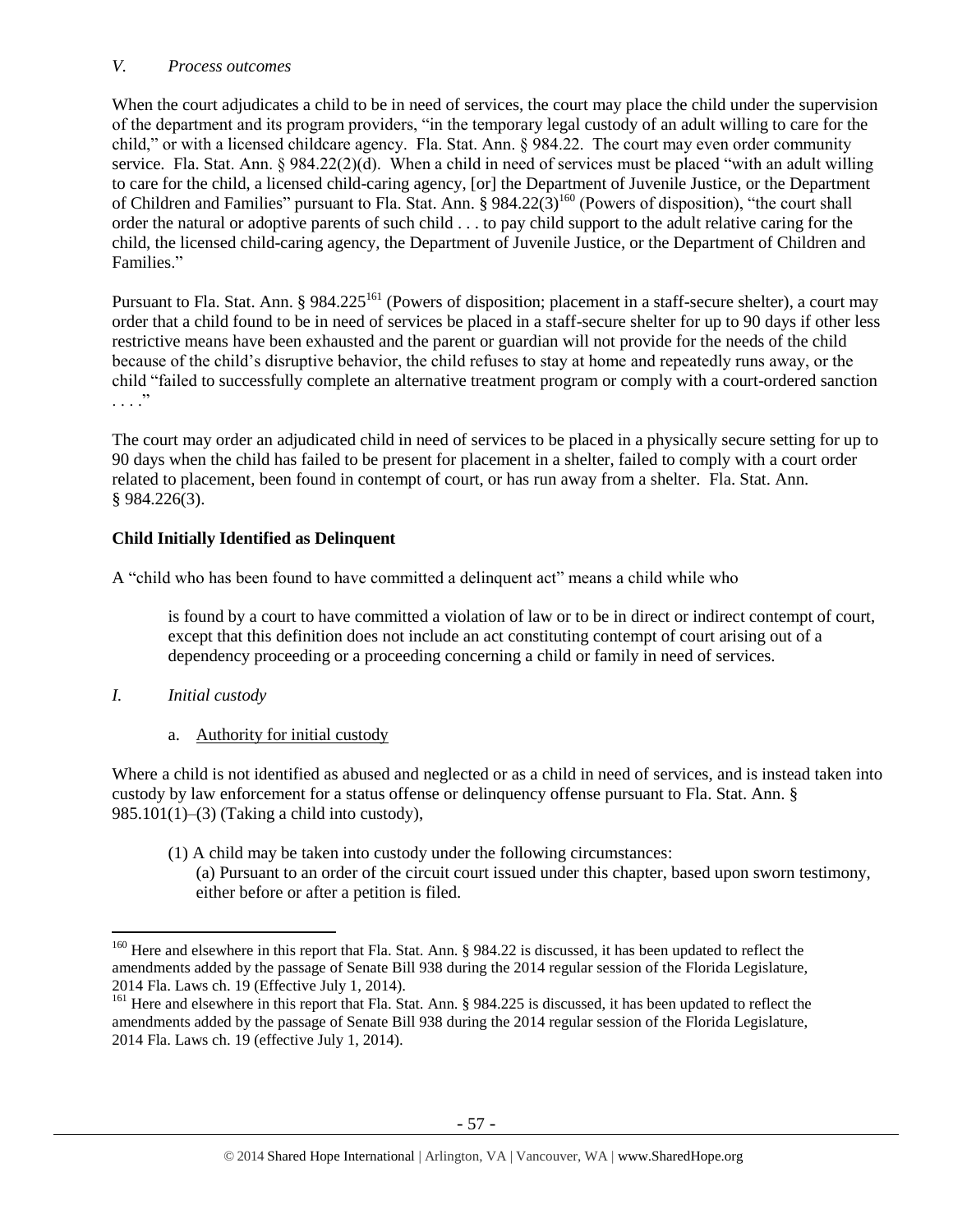*V. Process outcomes*

When the court adjudicates a child to be in need of services, the court may place the child under the supervision of the department and its program providers, "in the temporary legal custody of an adult willing to care for the child," or with a licensed childcare agency. Fla. Stat. Ann. § 984.22. The court may even order community service. Fla. Stat. Ann. § 984.22(2)(d). When a child in need of services must be placed "with an adult willing to care for the child, a licensed child-caring agency, [or] the Department of Juvenile Justice, or the Department of Children and Families" pursuant to Fla. Stat. Ann. § 984.22(3)[160] (Powers of disposition), "the court shall order the natural or adoptive parents of such child . . . to pay child support to the adult relative caring for the child, the licensed child-caring agency, the Department of Juvenile Justice, or the Department of Children and Families."

Pursuant to Fla. Stat. Ann. § 984.225[161] (Powers of disposition; placement in a staff-secure shelter), a court may order that a child found to be in need of services be placed in a staff-secure shelter for up to 90 days if other less restrictive means have been exhausted and the parent or guardian will not provide for the needs of the child because of the child's disruptive behavior, the child refuses to stay at home and repeatedly runs away, or the child "failed to successfully complete an alternative treatment program or comply with a court-ordered sanction . . . ."

The court may order an adjudicated child in need of services to be placed in a physically secure setting for up to 90 days when the child has failed to be present for placement in a shelter, failed to comply with a court order related to placement, been found in contempt of court, or has run away from a shelter. Fla. Stat. Ann. § 984.226(3).

**Child Initially Identified as Delinquent**

A "child who has been found to have committed a delinquent act" means a child while who

> is found by a court to have committed a violation of law or to be in direct or indirect contempt of court, except that this definition does not include an act constituting contempt of court arising out of a dependency proceeding or a proceeding concerning a child or family in need of services.

*I. Initial custody*

a. Authority for initial custody

Where a child is not identified as abused and neglected or as a child in need of services, and is instead taken into custody by law enforcement for a status offense or delinquency offense pursuant to Fla. Stat. Ann. § 985.101(1)–(3) (Taking a child into custody),

> (1) A child may be taken into custody under the following circumstances:
> (a) Pursuant to an order of the circuit court issued under this chapter, based upon sworn testimony, either before or after a petition is filed.

---

[160] Here and elsewhere in this report that Fla. Stat. Ann. § 984.22 is discussed, it has been updated to reflect the amendments added by the passage of Senate Bill 938 during the 2014 regular session of the Florida Legislature, 2014 Fla. Laws ch. 19 (Effective July 1, 2014).

[161] Here and elsewhere in this report that Fla. Stat. Ann. § 984.225 is discussed, it has been updated to reflect the amendments added by the passage of Senate Bill 938 during the 2014 regular session of the Florida Legislature, 2014 Fla. Laws ch. 19 (effective July 1, 2014).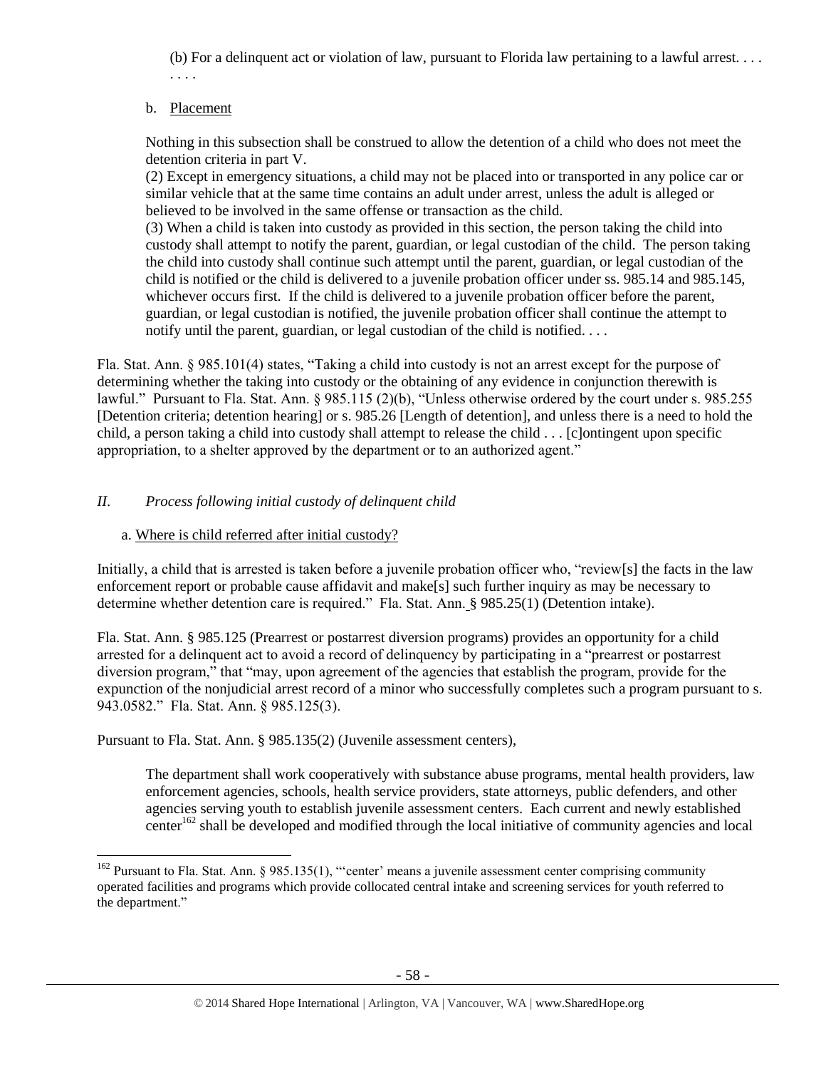(b) For a delinquent act or violation of law, pursuant to Florida law pertaining to a lawful arrest. . . .
. . . .

b. Placement

Nothing in this subsection shall be construed to allow the detention of a child who does not meet the detention criteria in part V.
(2) Except in emergency situations, a child may not be placed into or transported in any police car or similar vehicle that at the same time contains an adult under arrest, unless the adult is alleged or believed to be involved in the same offense or transaction as the child.
(3) When a child is taken into custody as provided in this section, the person taking the child into custody shall attempt to notify the parent, guardian, or legal custodian of the child. The person taking the child into custody shall continue such attempt until the parent, guardian, or legal custodian of the child is notified or the child is delivered to a juvenile probation officer under ss. 985.14 and 985.145, whichever occurs first. If the child is delivered to a juvenile probation officer before the parent, guardian, or legal custodian is notified, the juvenile probation officer shall continue the attempt to notify until the parent, guardian, or legal custodian of the child is notified. . . .

Fla. Stat. Ann. § 985.101(4) states, "Taking a child into custody is not an arrest except for the purpose of determining whether the taking into custody or the obtaining of any evidence in conjunction therewith is lawful." Pursuant to Fla. Stat. Ann. § 985.115 (2)(b), "Unless otherwise ordered by the court under s. 985.255 [Detention criteria; detention hearing] or s. 985.26 [Length of detention], and unless there is a need to hold the child, a person taking a child into custody shall attempt to release the child . . . [c]ontingent upon specific appropriation, to a shelter approved by the department or to an authorized agent."

## *II. Process following initial custody of delinquent child*

a. Where is child referred after initial custody?

Initially, a child that is arrested is taken before a juvenile probation officer who, "review[s] the facts in the law enforcement report or probable cause affidavit and make[s] such further inquiry as may be necessary to determine whether detention care is required." Fla. Stat. Ann. § 985.25(1) (Detention intake).

Fla. Stat. Ann. § 985.125 (Prearrest or postarrest diversion programs) provides an opportunity for a child arrested for a delinquent act to avoid a record of delinquency by participating in a "prearrest or postarrest diversion program," that "may, upon agreement of the agencies that establish the program, provide for the expunction of the nonjudicial arrest record of a minor who successfully completes such a program pursuant to s. 943.0582." Fla. Stat. Ann. § 985.125(3).

Pursuant to Fla. Stat. Ann. § 985.135(2) (Juvenile assessment centers),

> The department shall work cooperatively with substance abuse programs, mental health providers, law enforcement agencies, schools, health service providers, state attorneys, public defenders, and other agencies serving youth to establish juvenile assessment centers. Each current and newly established center[162] shall be developed and modified through the local initiative of community agencies and local

[162] Pursuant to Fla. Stat. Ann. § 985.135(1), "'center' means a juvenile assessment center comprising community operated facilities and programs which provide collocated central intake and screening services for youth referred to the department."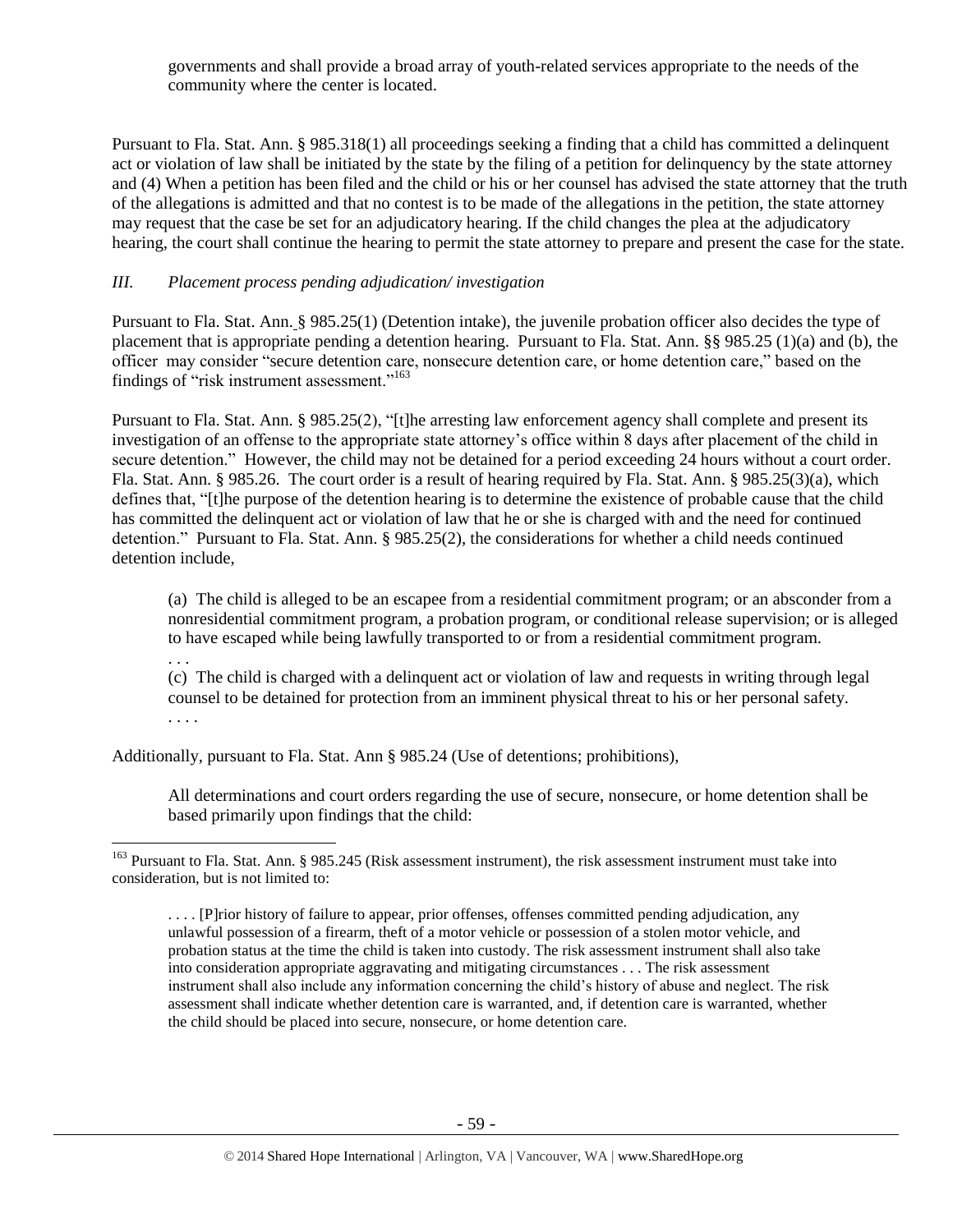governments and shall provide a broad array of youth-related services appropriate to the needs of the community where the center is located.

Pursuant to Fla. Stat. Ann. § 985.318(1) all proceedings seeking a finding that a child has committed a delinquent act or violation of law shall be initiated by the state by the filing of a petition for delinquency by the state attorney and (4) When a petition has been filed and the child or his or her counsel has advised the state attorney that the truth of the allegations is admitted and that no contest is to be made of the allegations in the petition, the state attorney may request that the case be set for an adjudicatory hearing. If the child changes the plea at the adjudicatory hearing, the court shall continue the hearing to permit the state attorney to prepare and present the case for the state.

*III. Placement process pending adjudication/ investigation*

Pursuant to Fla. Stat. Ann. § 985.25(1) (Detention intake), the juvenile probation officer also decides the type of placement that is appropriate pending a detention hearing. Pursuant to Fla. Stat. Ann. §§ 985.25 (1)(a) and (b), the officer may consider "secure detention care, nonsecure detention care, or home detention care," based on the findings of "risk instrument assessment."[163]

Pursuant to Fla. Stat. Ann. § 985.25(2), "[t]he arresting law enforcement agency shall complete and present its investigation of an offense to the appropriate state attorney's office within 8 days after placement of the child in secure detention." However, the child may not be detained for a period exceeding 24 hours without a court order. Fla. Stat. Ann. § 985.26. The court order is a result of hearing required by Fla. Stat. Ann. § 985.25(3)(a), which defines that, "[t]he purpose of the detention hearing is to determine the existence of probable cause that the child has committed the delinquent act or violation of law that he or she is charged with and the need for continued detention." Pursuant to Fla. Stat. Ann. § 985.25(2), the considerations for whether a child needs continued detention include,

> (a) The child is alleged to be an escapee from a residential commitment program; or an absconder from a nonresidential commitment program, a probation program, or conditional release supervision; or is alleged to have escaped while being lawfully transported to or from a residential commitment program.
> . . .
> (c) The child is charged with a delinquent act or violation of law and requests in writing through legal counsel to be detained for protection from an imminent physical threat to his or her personal safety.
> . . . .

Additionally, pursuant to Fla. Stat Ann § 985.24 (Use of detentions; prohibitions),

> All determinations and court orders regarding the use of secure, nonsecure, or home detention shall be based primarily upon findings that the child:

[163] Pursuant to Fla. Stat. Ann. § 985.245 (Risk assessment instrument), the risk assessment instrument must take into consideration, but is not limited to:

> . . . . [P]rior history of failure to appear, prior offenses, offenses committed pending adjudication, any unlawful possession of a firearm, theft of a motor vehicle or possession of a stolen motor vehicle, and probation status at the time the child is taken into custody. The risk assessment instrument shall also take into consideration appropriate aggravating and mitigating circumstances . . . The risk assessment instrument shall also include any information concerning the child's history of abuse and neglect. The risk assessment shall indicate whether detention care is warranted, and, if detention care is warranted, whether the child should be placed into secure, nonsecure, or home detention care.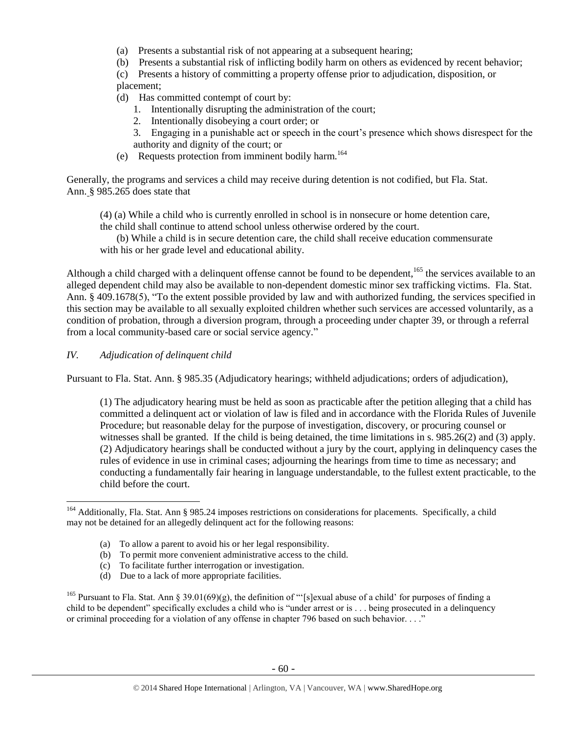(a) Presents a substantial risk of not appearing at a subsequent hearing;

(b) Presents a substantial risk of inflicting bodily harm on others as evidenced by recent behavior;

(c) Presents a history of committing a property offense prior to adjudication, disposition, or placement;

(d) Has committed contempt of court by:

1. Intentionally disrupting the administration of the court;
2. Intentionally disobeying a court order; or
3. Engaging in a punishable act or speech in the court's presence which shows disrespect for the authority and dignity of the court; or

(e) Requests protection from imminent bodily harm.[164]

Generally, the programs and services a child may receive during detention is not codified, but Fla. Stat. Ann. § 985.265 does state that

> (4) (a) While a child who is currently enrolled in school is in nonsecure or home detention care, the child shall continue to attend school unless otherwise ordered by the court.
>
> (b) While a child is in secure detention care, the child shall receive education commensurate with his or her grade level and educational ability.

Although a child charged with a delinquent offense cannot be found to be dependent,[165] the services available to an alleged dependent child may also be available to non-dependent domestic minor sex trafficking victims. Fla. Stat. Ann. § 409.1678(5), "To the extent possible provided by law and with authorized funding, the services specified in this section may be available to all sexually exploited children whether such services are accessed voluntarily, as a condition of probation, through a diversion program, through a proceeding under chapter 39, or through a referral from a local community-based care or social service agency."

*IV. Adjudication of delinquent child*

Pursuant to Fla. Stat. Ann. § 985.35 (Adjudicatory hearings; withheld adjudications; orders of adjudication),

> (1) The adjudicatory hearing must be held as soon as practicable after the petition alleging that a child has committed a delinquent act or violation of law is filed and in accordance with the Florida Rules of Juvenile Procedure; but reasonable delay for the purpose of investigation, discovery, or procuring counsel or witnesses shall be granted. If the child is being detained, the time limitations in s. 985.26(2) and (3) apply.
>
> (2) Adjudicatory hearings shall be conducted without a jury by the court, applying in delinquency cases the rules of evidence in use in criminal cases; adjourning the hearings from time to time as necessary; and conducting a fundamentally fair hearing in language understandable, to the fullest extent practicable, to the child before the court.

---

[164] Additionally, Fla. Stat. Ann § 985.24 imposes restrictions on considerations for placements. Specifically, a child may not be detained for an allegedly delinquent act for the following reasons:

> (a) To allow a parent to avoid his or her legal responsibility.
> (b) To permit more convenient administrative access to the child.
> (c) To facilitate further interrogation or investigation.
> (d) Due to a lack of more appropriate facilities.

[165] Pursuant to Fla. Stat. Ann § 39.01(69)(g), the definition of "'[s]exual abuse of a child' for purposes of finding a child to be dependent" specifically excludes a child who is "under arrest or is . . . being prosecuted in a delinquency or criminal proceeding for a violation of any offense in chapter 796 based on such behavior. . . ."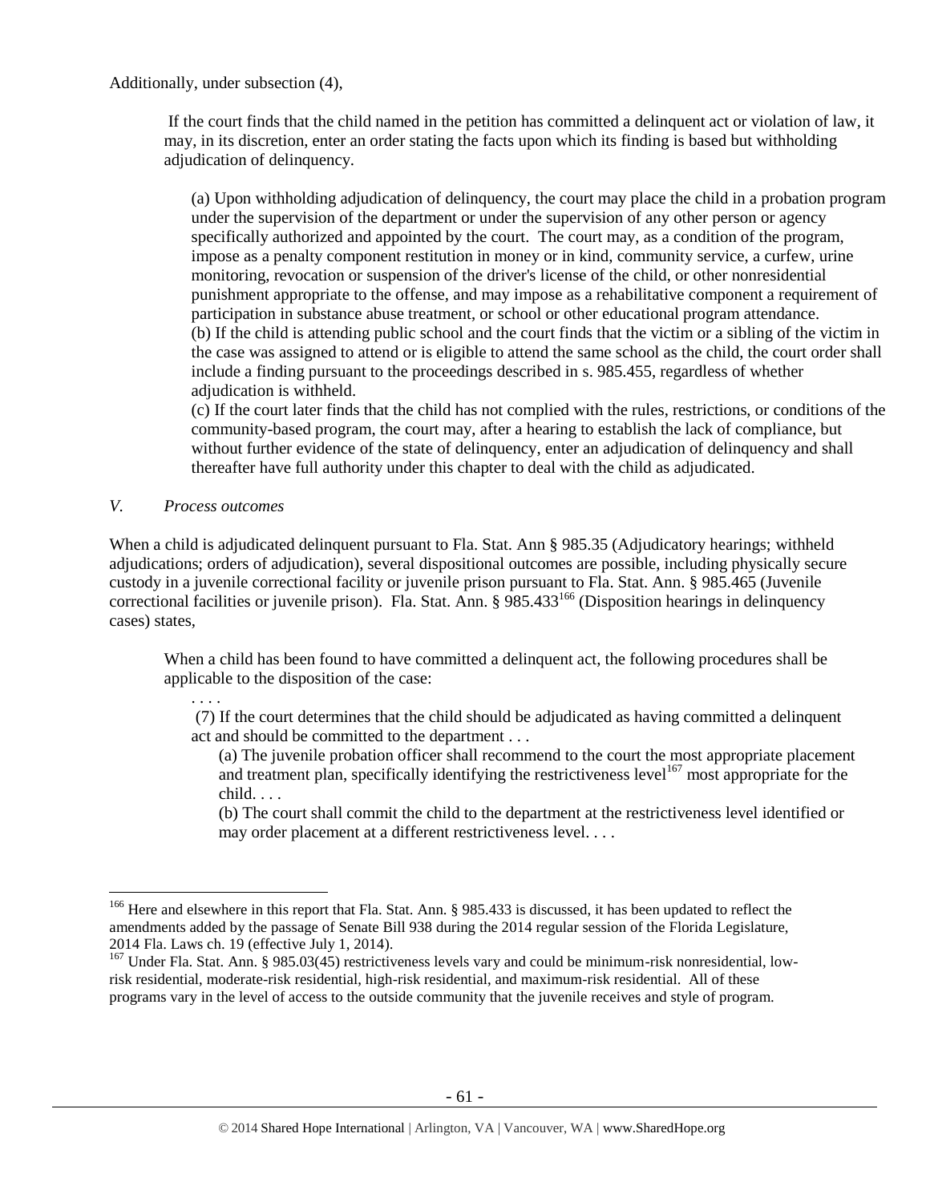Additionally, under subsection (4),

> If the court finds that the child named in the petition has committed a delinquent act or violation of law, it may, in its discretion, enter an order stating the facts upon which its finding is based but withholding adjudication of delinquency.
>
> (a) Upon withholding adjudication of delinquency, the court may place the child in a probation program under the supervision of the department or under the supervision of any other person or agency specifically authorized and appointed by the court. The court may, as a condition of the program, impose as a penalty component restitution in money or in kind, community service, a curfew, urine monitoring, revocation or suspension of the driver's license of the child, or other nonresidential punishment appropriate to the offense, and may impose as a rehabilitative component a requirement of participation in substance abuse treatment, or school or other educational program attendance.
> (b) If the child is attending public school and the court finds that the victim or a sibling of the victim in the case was assigned to attend or is eligible to attend the same school as the child, the court order shall include a finding pursuant to the proceedings described in s. 985.455, regardless of whether adjudication is withheld.
> (c) If the court later finds that the child has not complied with the rules, restrictions, or conditions of the community-based program, the court may, after a hearing to establish the lack of compliance, but without further evidence of the state of delinquency, enter an adjudication of delinquency and shall thereafter have full authority under this chapter to deal with the child as adjudicated.

*V. Process outcomes*

When a child is adjudicated delinquent pursuant to Fla. Stat. Ann § 985.35 (Adjudicatory hearings; withheld adjudications; orders of adjudication), several dispositional outcomes are possible, including physically secure custody in a juvenile correctional facility or juvenile prison pursuant to Fla. Stat. Ann. § 985.465 (Juvenile correctional facilities or juvenile prison). Fla. Stat. Ann. § 985.433[166] (Disposition hearings in delinquency cases) states,

> When a child has been found to have committed a delinquent act, the following procedures shall be applicable to the disposition of the case:
>
> . . . .
>
> (7) If the court determines that the child should be adjudicated as having committed a delinquent act and should be committed to the department . . .
>
> (a) The juvenile probation officer shall recommend to the court the most appropriate placement and treatment plan, specifically identifying the restrictiveness level[167] most appropriate for the child. . . .
>
> (b) The court shall commit the child to the department at the restrictiveness level identified or may order placement at a different restrictiveness level. . . .

---

[166] Here and elsewhere in this report that Fla. Stat. Ann. § 985.433 is discussed, it has been updated to reflect the amendments added by the passage of Senate Bill 938 during the 2014 regular session of the Florida Legislature, 2014 Fla. Laws ch. 19 (effective July 1, 2014).

[167] Under Fla. Stat. Ann. § 985.03(45) restrictiveness levels vary and could be minimum-risk nonresidential, low-risk residential, moderate-risk residential, high-risk residential, and maximum-risk residential. All of these programs vary in the level of access to the outside community that the juvenile receives and style of program.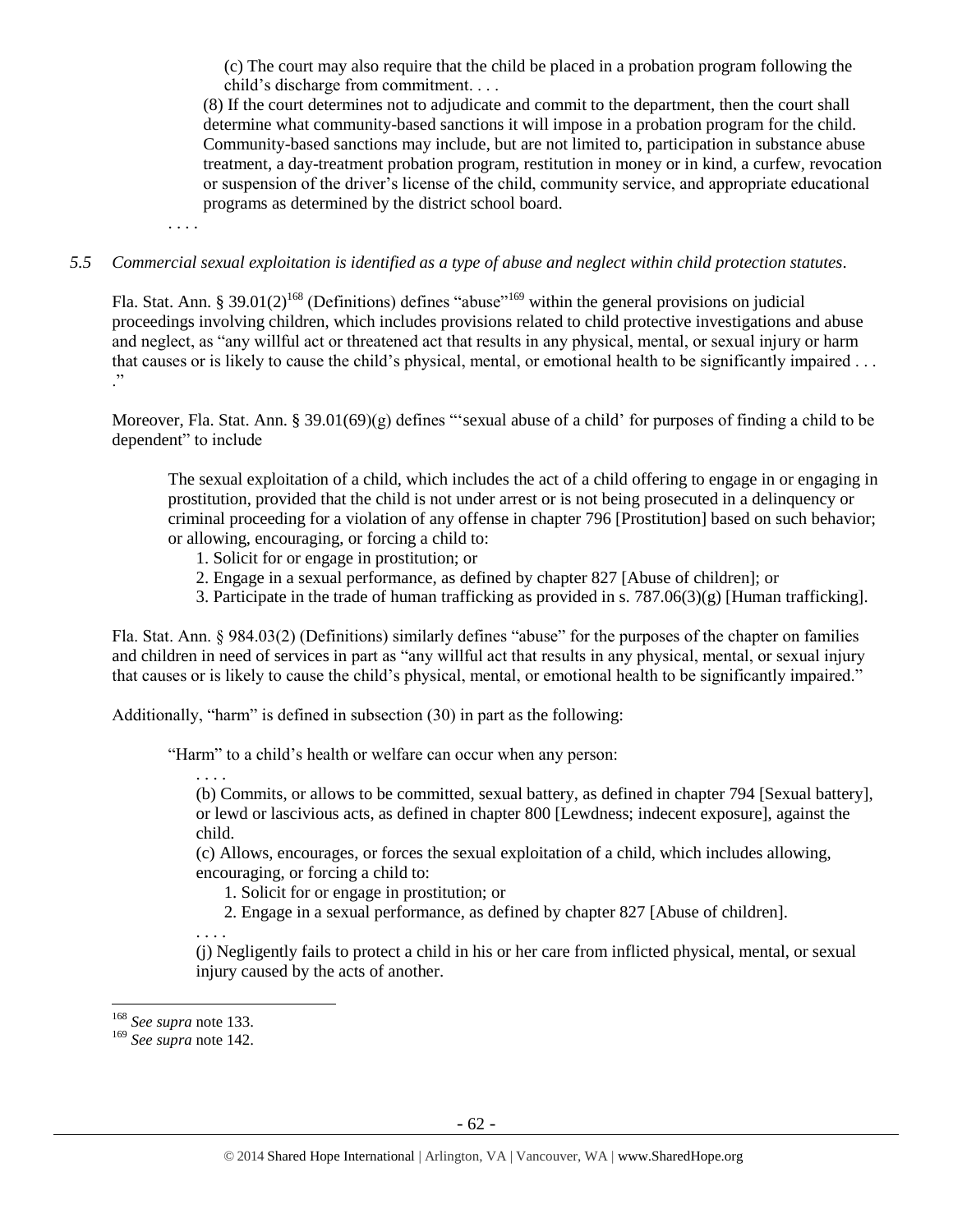(c) The court may also require that the child be placed in a probation program following the child's discharge from commitment. . . .

(8) If the court determines not to adjudicate and commit to the department, then the court shall determine what community-based sanctions it will impose in a probation program for the child. Community-based sanctions may include, but are not limited to, participation in substance abuse treatment, a day-treatment probation program, restitution in money or in kind, a curfew, revocation or suspension of the driver's license of the child, community service, and appropriate educational programs as determined by the district school board.

. . . .

*5.5 Commercial sexual exploitation is identified as a type of abuse and neglect within child protection statutes.*

Fla. Stat. Ann. § 39.01(2)[168] (Definitions) defines "abuse"[169] within the general provisions on judicial proceedings involving children, which includes provisions related to child protective investigations and abuse and neglect, as "any willful act or threatened act that results in any physical, mental, or sexual injury or harm that causes or is likely to cause the child's physical, mental, or emotional health to be significantly impaired . . . ."

Moreover, Fla. Stat. Ann. § 39.01(69)(g) defines "'sexual abuse of a child' for purposes of finding a child to be dependent" to include

> The sexual exploitation of a child, which includes the act of a child offering to engage in or engaging in prostitution, provided that the child is not under arrest or is not being prosecuted in a delinquency or criminal proceeding for a violation of any offense in chapter 796 [Prostitution] based on such behavior; or allowing, encouraging, or forcing a child to:
>
> 1. Solicit for or engage in prostitution; or
> 2. Engage in a sexual performance, as defined by chapter 827 [Abuse of children]; or
> 3. Participate in the trade of human trafficking as provided in s. 787.06(3)(g) [Human trafficking].

Fla. Stat. Ann. § 984.03(2) (Definitions) similarly defines "abuse" for the purposes of the chapter on families and children in need of services in part as "any willful act that results in any physical, mental, or sexual injury that causes or is likely to cause the child's physical, mental, or emotional health to be significantly impaired."

Additionally, "harm" is defined in subsection (30) in part as the following:

> "Harm" to a child's health or welfare can occur when any person:
>
> . . . .
>
> (b) Commits, or allows to be committed, sexual battery, as defined in chapter 794 [Sexual battery], or lewd or lascivious acts, as defined in chapter 800 [Lewdness; indecent exposure], against the child.
>
> (c) Allows, encourages, or forces the sexual exploitation of a child, which includes allowing, encouraging, or forcing a child to:
>
> 1. Solicit for or engage in prostitution; or
> 2. Engage in a sexual performance, as defined by chapter 827 [Abuse of children].
>
> . . . .
>
> (j) Negligently fails to protect a child in his or her care from inflicted physical, mental, or sexual injury caused by the acts of another.

---

[168] *See supra* note 133.

[169] *See supra* note 142.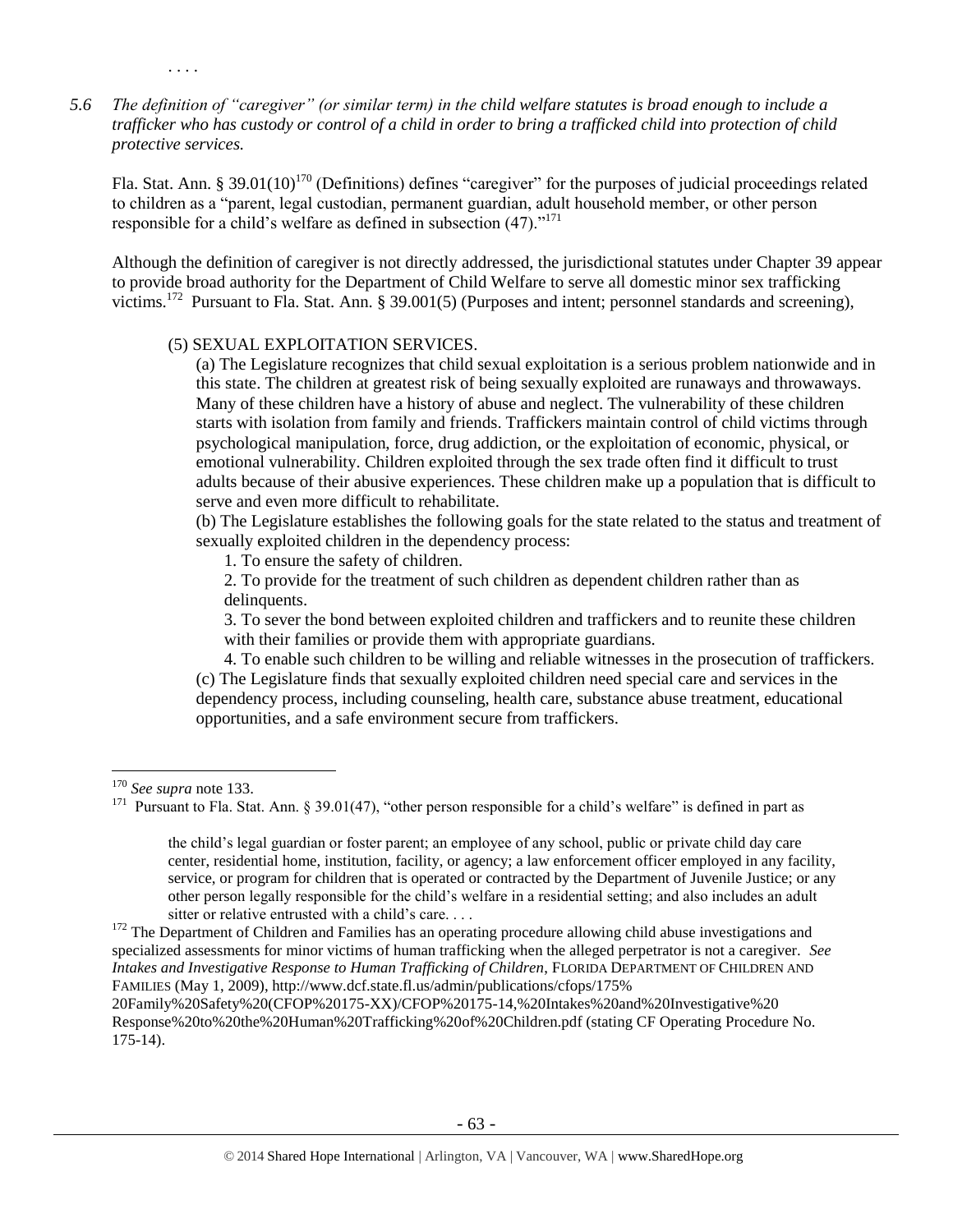. . . .

*5.6 The definition of "caregiver" (or similar term) in the child welfare statutes is broad enough to include a trafficker who has custody or control of a child in order to bring a trafficked child into protection of child protective services.*

Fla. Stat. Ann. § 39.01(10)[170] (Definitions) defines "caregiver" for the purposes of judicial proceedings related to children as a "parent, legal custodian, permanent guardian, adult household member, or other person responsible for a child's welfare as defined in subsection (47)."[171]

Although the definition of caregiver is not directly addressed, the jurisdictional statutes under Chapter 39 appear to provide broad authority for the Department of Child Welfare to serve all domestic minor sex trafficking victims.[172] Pursuant to Fla. Stat. Ann. § 39.001(5) (Purposes and intent; personnel standards and screening),

> (5) SEXUAL EXPLOITATION SERVICES.
>
> (a) The Legislature recognizes that child sexual exploitation is a serious problem nationwide and in this state. The children at greatest risk of being sexually exploited are runaways and throwaways. Many of these children have a history of abuse and neglect. The vulnerability of these children starts with isolation from family and friends. Traffickers maintain control of child victims through psychological manipulation, force, drug addiction, or the exploitation of economic, physical, or emotional vulnerability. Children exploited through the sex trade often find it difficult to trust adults because of their abusive experiences. These children make up a population that is difficult to serve and even more difficult to rehabilitate.
>
> (b) The Legislature establishes the following goals for the state related to the status and treatment of sexually exploited children in the dependency process:
>
> 1. To ensure the safety of children.
> 2. To provide for the treatment of such children as dependent children rather than as delinquents.
> 3. To sever the bond between exploited children and traffickers and to reunite these children with their families or provide them with appropriate guardians.
> 4. To enable such children to be willing and reliable witnesses in the prosecution of traffickers.
>
> (c) The Legislature finds that sexually exploited children need special care and services in the dependency process, including counseling, health care, substance abuse treatment, educational opportunities, and a safe environment secure from traffickers.

---

[170] *See supra* note 133.

[171] Pursuant to Fla. Stat. Ann. § 39.01(47), "other person responsible for a child's welfare" is defined in part as

> the child's legal guardian or foster parent; an employee of any school, public or private child day care center, residential home, institution, facility, or agency; a law enforcement officer employed in any facility, service, or program for children that is operated or contracted by the Department of Juvenile Justice; or any other person legally responsible for the child's welfare in a residential setting; and also includes an adult sitter or relative entrusted with a child's care. . . .

[172] The Department of Children and Families has an operating procedure allowing child abuse investigations and specialized assessments for minor victims of human trafficking when the alleged perpetrator is not a caregiver. *See Intakes and Investigative Response to Human Trafficking of Children*, FLORIDA DEPARTMENT OF CHILDREN AND FAMILIES (May 1, 2009), http://www.dcf.state.fl.us/admin/publications/cfops/175%20Family%20Safety%20(CFOP%20175-XX)/CFOP%20175-14,%20Intakes%20and%20Investigative%20Response%20to%20the%20Human%20Trafficking%20of%20Children.pdf (stating CF Operating Procedure No. 175-14).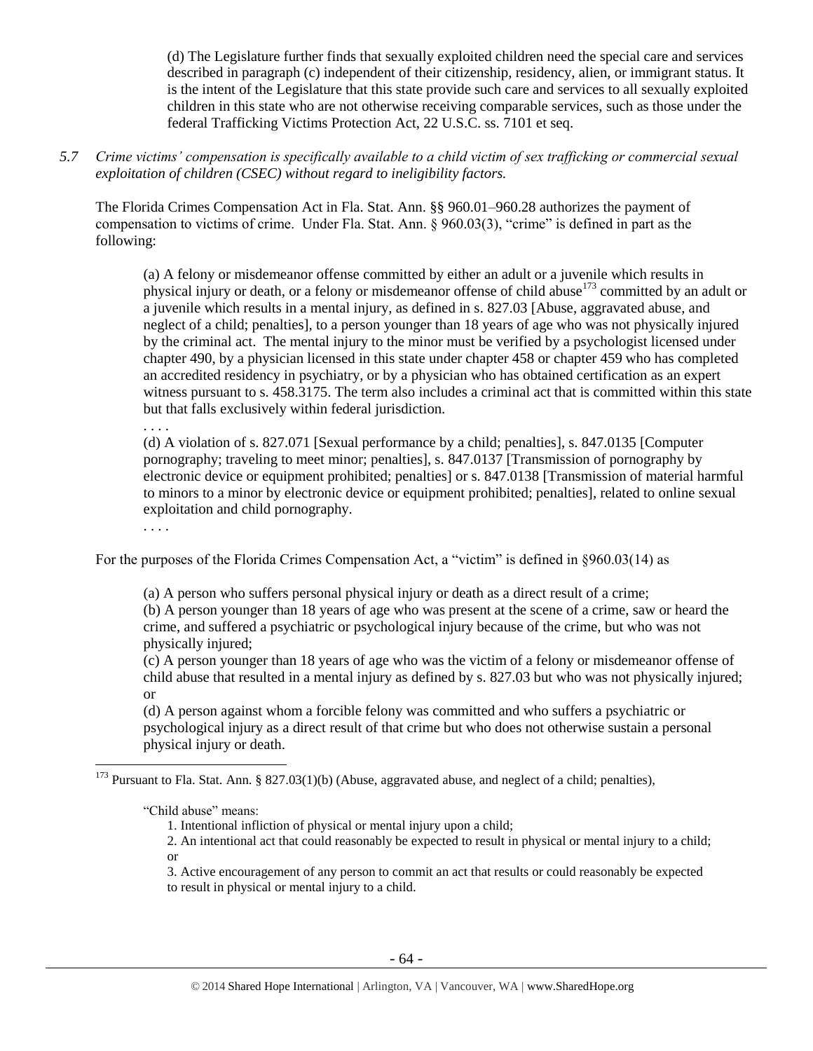(d) The Legislature further finds that sexually exploited children need the special care and services described in paragraph (c) independent of their citizenship, residency, alien, or immigrant status. It is the intent of the Legislature that this state provide such care and services to all sexually exploited children in this state who are not otherwise receiving comparable services, such as those under the federal Trafficking Victims Protection Act, 22 U.S.C. ss. 7101 et seq.

*5.7 Crime victims' compensation is specifically available to a child victim of sex trafficking or commercial sexual exploitation of children (CSEC) without regard to ineligibility factors.*

The Florida Crimes Compensation Act in Fla. Stat. Ann. §§ 960.01–960.28 authorizes the payment of compensation to victims of crime. Under Fla. Stat. Ann. § 960.03(3), "crime" is defined in part as the following:

> (a) A felony or misdemeanor offense committed by either an adult or a juvenile which results in physical injury or death, or a felony or misdemeanor offense of child abuse[173] committed by an adult or a juvenile which results in a mental injury, as defined in s. 827.03 [Abuse, aggravated abuse, and neglect of a child; penalties], to a person younger than 18 years of age who was not physically injured by the criminal act. The mental injury to the minor must be verified by a psychologist licensed under chapter 490, by a physician licensed in this state under chapter 458 or chapter 459 who has completed an accredited residency in psychiatry, or by a physician who has obtained certification as an expert witness pursuant to s. 458.3175. The term also includes a criminal act that is committed within this state but that falls exclusively within federal jurisdiction.
>
> . . . .
>
> (d) A violation of s. 827.071 [Sexual performance by a child; penalties], s. 847.0135 [Computer pornography; traveling to meet minor; penalties], s. 847.0137 [Transmission of pornography by electronic device or equipment prohibited; penalties] or s. 847.0138 [Transmission of material harmful to minors to a minor by electronic device or equipment prohibited; penalties], related to online sexual exploitation and child pornography.
>
> . . . .

For the purposes of the Florida Crimes Compensation Act, a "victim" is defined in §960.03(14) as

> (a) A person who suffers personal physical injury or death as a direct result of a crime;
>
> (b) A person younger than 18 years of age who was present at the scene of a crime, saw or heard the crime, and suffered a psychiatric or psychological injury because of the crime, but who was not physically injured;
>
> (c) A person younger than 18 years of age who was the victim of a felony or misdemeanor offense of child abuse that resulted in a mental injury as defined by s. 827.03 but who was not physically injured; or
>
> (d) A person against whom a forcible felony was committed and who suffers a psychiatric or psychological injury as a direct result of that crime but who does not otherwise sustain a personal physical injury or death.

---

[173] Pursuant to Fla. Stat. Ann. § 827.03(1)(b) (Abuse, aggravated abuse, and neglect of a child; penalties),

> "Child abuse" means:
>
> 1. Intentional infliction of physical or mental injury upon a child;
> 2. An intentional act that could reasonably be expected to result in physical or mental injury to a child; or
> 3. Active encouragement of any person to commit an act that results or could reasonably be expected to result in physical or mental injury to a child.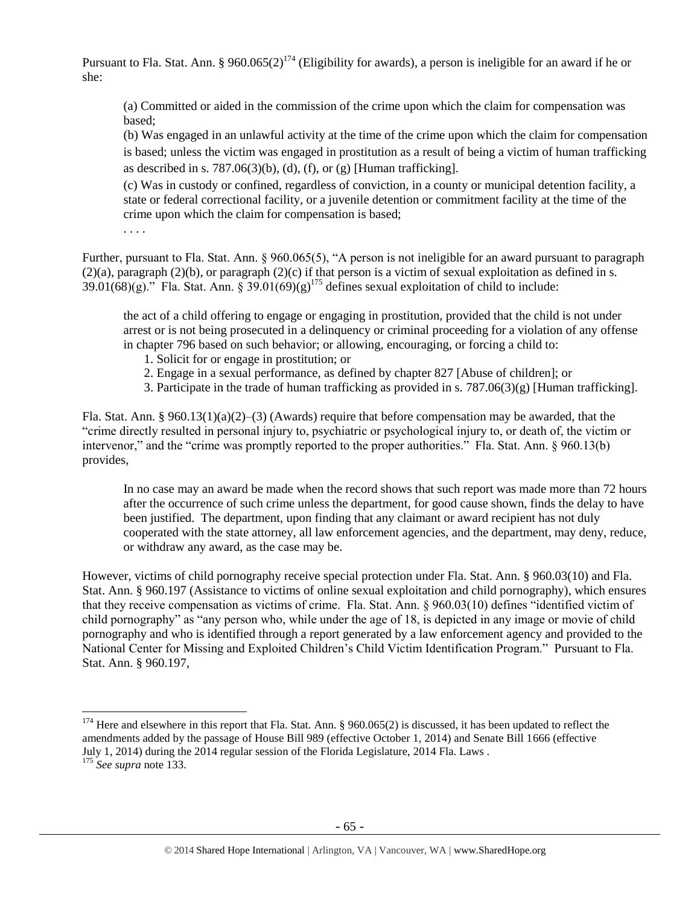Pursuant to Fla. Stat. Ann. § 960.065(2)[174] (Eligibility for awards), a person is ineligible for an award if he or she:

> (a) Committed or aided in the commission of the crime upon which the claim for compensation was based;
> (b) Was engaged in an unlawful activity at the time of the crime upon which the claim for compensation is based; unless the victim was engaged in prostitution as a result of being a victim of human trafficking as described in s. 787.06(3)(b), (d), (f), or (g) [Human trafficking].
> (c) Was in custody or confined, regardless of conviction, in a county or municipal detention facility, a state or federal correctional facility, or a juvenile detention or commitment facility at the time of the crime upon which the claim for compensation is based;
> . . . .

Further, pursuant to Fla. Stat. Ann. § 960.065(5), "A person is not ineligible for an award pursuant to paragraph (2)(a), paragraph (2)(b), or paragraph (2)(c) if that person is a victim of sexual exploitation as defined in s. 39.01(68)(g)." Fla. Stat. Ann. § 39.01(69)(g)[175] defines sexual exploitation of child to include:

> the act of a child offering to engage or engaging in prostitution, provided that the child is not under arrest or is not being prosecuted in a delinquency or criminal proceeding for a violation of any offense in chapter 796 based on such behavior; or allowing, encouraging, or forcing a child to:
> 1. Solicit for or engage in prostitution; or
> 2. Engage in a sexual performance, as defined by chapter 827 [Abuse of children]; or
> 3. Participate in the trade of human trafficking as provided in s. 787.06(3)(g) [Human trafficking].

Fla. Stat. Ann. § 960.13(1)(a)(2)–(3) (Awards) require that before compensation may be awarded, that the "crime directly resulted in personal injury to, psychiatric or psychological injury to, or death of, the victim or intervenor," and the "crime was promptly reported to the proper authorities." Fla. Stat. Ann. § 960.13(b) provides,

> In no case may an award be made when the record shows that such report was made more than 72 hours after the occurrence of such crime unless the department, for good cause shown, finds the delay to have been justified. The department, upon finding that any claimant or award recipient has not duly cooperated with the state attorney, all law enforcement agencies, and the department, may deny, reduce, or withdraw any award, as the case may be.

However, victims of child pornography receive special protection under Fla. Stat. Ann. § 960.03(10) and Fla. Stat. Ann. § 960.197 (Assistance to victims of online sexual exploitation and child pornography), which ensures that they receive compensation as victims of crime. Fla. Stat. Ann. § 960.03(10) defines "identified victim of child pornography" as "any person who, while under the age of 18, is depicted in any image or movie of child pornography and who is identified through a report generated by a law enforcement agency and provided to the National Center for Missing and Exploited Children's Child Victim Identification Program." Pursuant to Fla. Stat. Ann. § 960.197,

---

[174] Here and elsewhere in this report that Fla. Stat. Ann. § 960.065(2) is discussed, it has been updated to reflect the amendments added by the passage of House Bill 989 (effective October 1, 2014) and Senate Bill 1666 (effective July 1, 2014) during the 2014 regular session of the Florida Legislature, 2014 Fla. Laws .

[175] *See supra* note 133.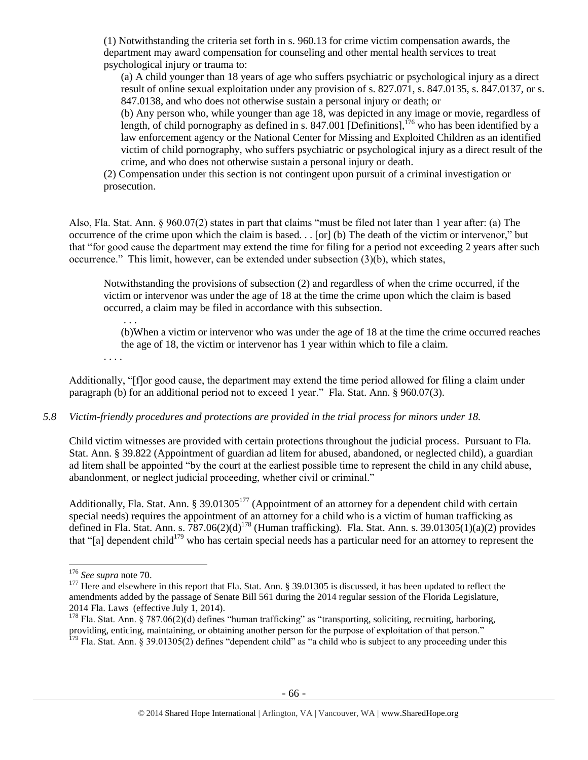(1) Notwithstanding the criteria set forth in s. 960.13 for crime victim compensation awards, the department may award compensation for counseling and other mental health services to treat psychological injury or trauma to:

> (a) A child younger than 18 years of age who suffers psychiatric or psychological injury as a direct result of online sexual exploitation under any provision of s. 827.071, s. 847.0135, s. 847.0137, or s. 847.0138, and who does not otherwise sustain a personal injury or death; or
>
> (b) Any person who, while younger than age 18, was depicted in any image or movie, regardless of length, of child pornography as defined in s. 847.001 [Definitions],[176] who has been identified by a law enforcement agency or the National Center for Missing and Exploited Children as an identified victim of child pornography, who suffers psychiatric or psychological injury as a direct result of the crime, and who does not otherwise sustain a personal injury or death.

(2) Compensation under this section is not contingent upon pursuit of a criminal investigation or prosecution.

Also, Fla. Stat. Ann. § 960.07(2) states in part that claims "must be filed not later than 1 year after: (a) The occurrence of the crime upon which the claim is based. . . [or] (b) The death of the victim or intervenor," but that "for good cause the department may extend the time for filing for a period not exceeding 2 years after such occurrence." This limit, however, can be extended under subsection (3)(b), which states,

> Notwithstanding the provisions of subsection (2) and regardless of when the crime occurred, if the victim or intervenor was under the age of 18 at the time the crime upon which the claim is based occurred, a claim may be filed in accordance with this subsection.
>
> . . .
>
> (b)When a victim or intervenor who was under the age of 18 at the time the crime occurred reaches the age of 18, the victim or intervenor has 1 year within which to file a claim.
>
> . . . .

Additionally, "[f]or good cause, the department may extend the time period allowed for filing a claim under paragraph (b) for an additional period not to exceed 1 year." Fla. Stat. Ann. § 960.07(3).

*5.8 Victim-friendly procedures and protections are provided in the trial process for minors under 18.*

Child victim witnesses are provided with certain protections throughout the judicial process. Pursuant to Fla. Stat. Ann. § 39.822 (Appointment of guardian ad litem for abused, abandoned, or neglected child), a guardian ad litem shall be appointed "by the court at the earliest possible time to represent the child in any child abuse, abandonment, or neglect judicial proceeding, whether civil or criminal."

Additionally, Fla. Stat. Ann. § 39.01305[177] (Appointment of an attorney for a dependent child with certain special needs) requires the appointment of an attorney for a child who is a victim of human trafficking as defined in Fla. Stat. Ann. s. 787.06(2)(d)[178] (Human trafficking). Fla. Stat. Ann. s. 39.01305(1)(a)(2) provides that "[a] dependent child[179] who has certain special needs has a particular need for an attorney to represent the

---

[176] *See supra* note 70.

[177] Here and elsewhere in this report that Fla. Stat. Ann. § 39.01305 is discussed, it has been updated to reflect the amendments added by the passage of Senate Bill 561 during the 2014 regular session of the Florida Legislature, 2014 Fla. Laws (effective July 1, 2014).

[178] Fla. Stat. Ann. § 787.06(2)(d) defines "human trafficking" as "transporting, soliciting, recruiting, harboring, providing, enticing, maintaining, or obtaining another person for the purpose of exploitation of that person."

[179] Fla. Stat. Ann. § 39.01305(2) defines "dependent child" as "a child who is subject to any proceeding under this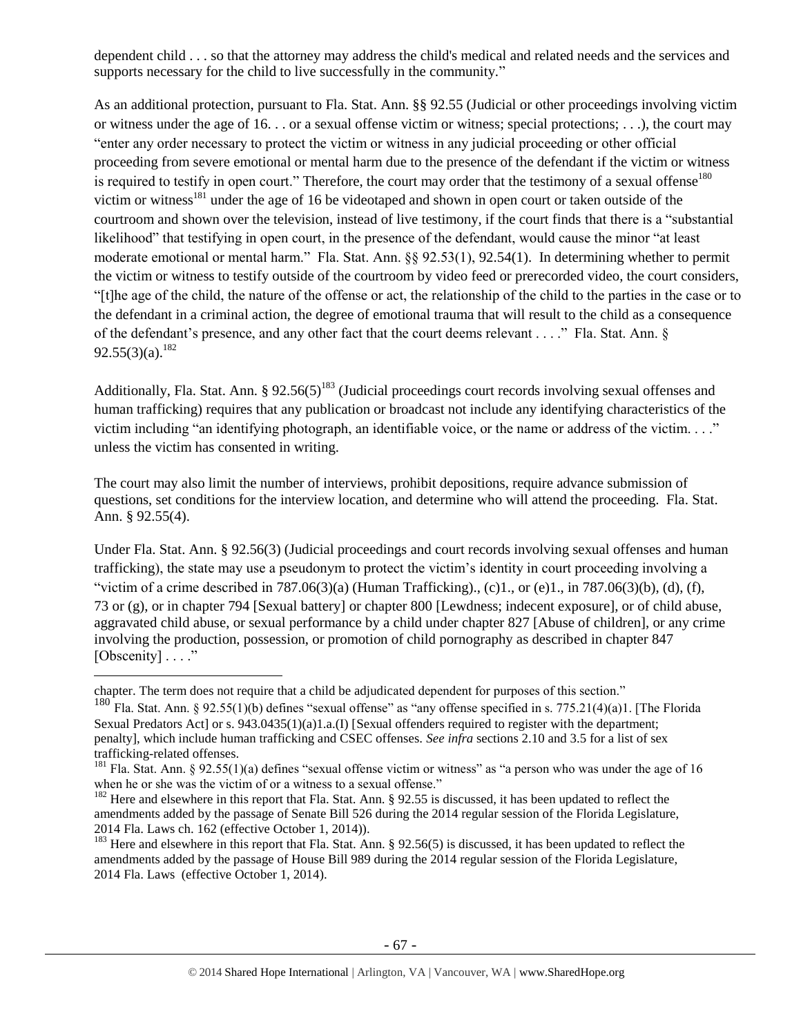dependent child . . . so that the attorney may address the child's medical and related needs and the services and supports necessary for the child to live successfully in the community."

As an additional protection, pursuant to Fla. Stat. Ann. §§ 92.55 (Judicial or other proceedings involving victim or witness under the age of 16. . . or a sexual offense victim or witness; special protections; . . .), the court may "enter any order necessary to protect the victim or witness in any judicial proceeding or other official proceeding from severe emotional or mental harm due to the presence of the defendant if the victim or witness is required to testify in open court." Therefore, the court may order that the testimony of a sexual offense[180] victim or witness[181] under the age of 16 be videotaped and shown in open court or taken outside of the courtroom and shown over the television, instead of live testimony, if the court finds that there is a "substantial likelihood" that testifying in open court, in the presence of the defendant, would cause the minor "at least moderate emotional or mental harm." Fla. Stat. Ann. §§ 92.53(1), 92.54(1). In determining whether to permit the victim or witness to testify outside of the courtroom by video feed or prerecorded video, the court considers, "[t]he age of the child, the nature of the offense or act, the relationship of the child to the parties in the case or to the defendant in a criminal action, the degree of emotional trauma that will result to the child as a consequence of the defendant's presence, and any other fact that the court deems relevant . . . ." Fla. Stat. Ann. § 92.55(3)(a).[182]

Additionally, Fla. Stat. Ann. § 92.56(5)[183] (Judicial proceedings court records involving sexual offenses and human trafficking) requires that any publication or broadcast not include any identifying characteristics of the victim including "an identifying photograph, an identifiable voice, or the name or address of the victim. . . ." unless the victim has consented in writing.

The court may also limit the number of interviews, prohibit depositions, require advance submission of questions, set conditions for the interview location, and determine who will attend the proceeding. Fla. Stat. Ann. § 92.55(4).

Under Fla. Stat. Ann. § 92.56(3) (Judicial proceedings and court records involving sexual offenses and human trafficking), the state may use a pseudonym to protect the victim's identity in court proceeding involving a "victim of a crime described in 787.06(3)(a) (Human Trafficking)., (c)1., or (e)1., in 787.06(3)(b), (d), (f), 73 or (g), or in chapter 794 [Sexual battery] or chapter 800 [Lewdness; indecent exposure], or of child abuse, aggravated child abuse, or sexual performance by a child under chapter 827 [Abuse of children], or any crime involving the production, possession, or promotion of child pornography as described in chapter 847 [Obscenity] . . . ."

---

chapter. The term does not require that a child be adjudicated dependent for purposes of this section."

[180] Fla. Stat. Ann. § 92.55(1)(b) defines "sexual offense" as "any offense specified in s. 775.21(4)(a)1. [The Florida Sexual Predators Act] or s. 943.0435(1)(a)1.a.(I) [Sexual offenders required to register with the department; penalty], which include human trafficking and CSEC offenses. *See infra* sections 2.10 and 3.5 for a list of sex trafficking-related offenses.

[181] Fla. Stat. Ann. § 92.55(1)(a) defines "sexual offense victim or witness" as "a person who was under the age of 16 when he or she was the victim of or a witness to a sexual offense."

[182] Here and elsewhere in this report that Fla. Stat. Ann. § 92.55 is discussed, it has been updated to reflect the amendments added by the passage of Senate Bill 526 during the 2014 regular session of the Florida Legislature, 2014 Fla. Laws ch. 162 (effective October 1, 2014)).

[183] Here and elsewhere in this report that Fla. Stat. Ann. § 92.56(5) is discussed, it has been updated to reflect the amendments added by the passage of House Bill 989 during the 2014 regular session of the Florida Legislature, 2014 Fla. Laws (effective October 1, 2014).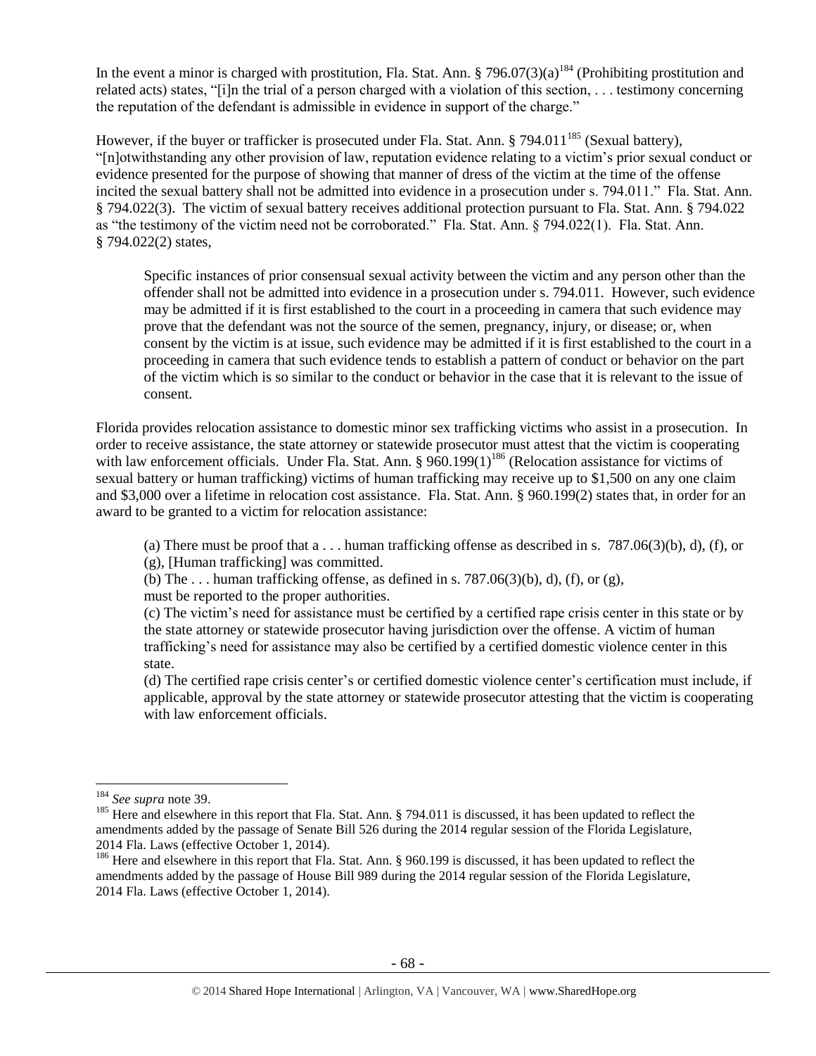In the event a minor is charged with prostitution, Fla. Stat. Ann. § 796.07(3)(a)[184] (Prohibiting prostitution and related acts) states, "[i]n the trial of a person charged with a violation of this section, . . . testimony concerning the reputation of the defendant is admissible in evidence in support of the charge."

However, if the buyer or trafficker is prosecuted under Fla. Stat. Ann. § 794.011[185] (Sexual battery), "[n]otwithstanding any other provision of law, reputation evidence relating to a victim's prior sexual conduct or evidence presented for the purpose of showing that manner of dress of the victim at the time of the offense incited the sexual battery shall not be admitted into evidence in a prosecution under s. 794.011." Fla. Stat. Ann. § 794.022(3). The victim of sexual battery receives additional protection pursuant to Fla. Stat. Ann. § 794.022 as "the testimony of the victim need not be corroborated." Fla. Stat. Ann. § 794.022(1). Fla. Stat. Ann. § 794.022(2) states,

> Specific instances of prior consensual sexual activity between the victim and any person other than the offender shall not be admitted into evidence in a prosecution under s. 794.011. However, such evidence may be admitted if it is first established to the court in a proceeding in camera that such evidence may prove that the defendant was not the source of the semen, pregnancy, injury, or disease; or, when consent by the victim is at issue, such evidence may be admitted if it is first established to the court in a proceeding in camera that such evidence tends to establish a pattern of conduct or behavior on the part of the victim which is so similar to the conduct or behavior in the case that it is relevant to the issue of consent.

Florida provides relocation assistance to domestic minor sex trafficking victims who assist in a prosecution. In order to receive assistance, the state attorney or statewide prosecutor must attest that the victim is cooperating with law enforcement officials. Under Fla. Stat. Ann. § 960.199(1)[186] (Relocation assistance for victims of sexual battery or human trafficking) victims of human trafficking may receive up to $1,500 on any one claim and $3,000 over a lifetime in relocation cost assistance. Fla. Stat. Ann. § 960.199(2) states that, in order for an award to be granted to a victim for relocation assistance:

> (a) There must be proof that a . . . human trafficking offense as described in s. 787.06(3)(b), d), (f), or (g), [Human trafficking] was committed.
>
> (b) The . . . human trafficking offense, as defined in s. 787.06(3)(b), d), (f), or (g), must be reported to the proper authorities.
>
> (c) The victim's need for assistance must be certified by a certified rape crisis center in this state or by the state attorney or statewide prosecutor having jurisdiction over the offense. A victim of human trafficking's need for assistance may also be certified by a certified domestic violence center in this state.
>
> (d) The certified rape crisis center's or certified domestic violence center's certification must include, if applicable, approval by the state attorney or statewide prosecutor attesting that the victim is cooperating with law enforcement officials.

---

[184] *See supra* note 39.

[185] Here and elsewhere in this report that Fla. Stat. Ann. § 794.011 is discussed, it has been updated to reflect the amendments added by the passage of Senate Bill 526 during the 2014 regular session of the Florida Legislature, 2014 Fla. Laws (effective October 1, 2014).

[186] Here and elsewhere in this report that Fla. Stat. Ann. § 960.199 is discussed, it has been updated to reflect the amendments added by the passage of House Bill 989 during the 2014 regular session of the Florida Legislature, 2014 Fla. Laws (effective October 1, 2014).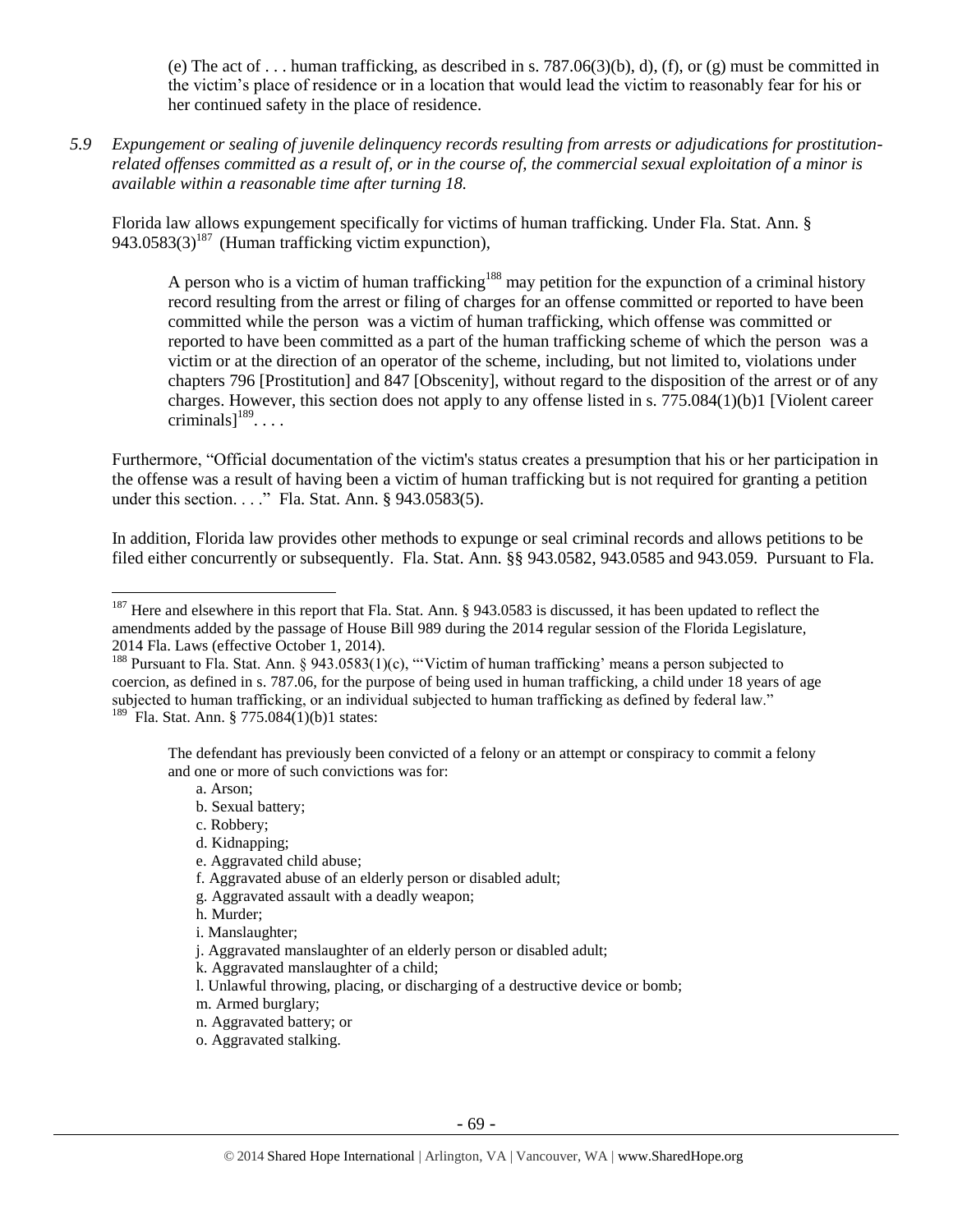(e) The act of . . . human trafficking, as described in s. 787.06(3)(b), d), (f), or (g) must be committed in the victim's place of residence or in a location that would lead the victim to reasonably fear for his or her continued safety in the place of residence.

*5.9 Expungement or sealing of juvenile delinquency records resulting from arrests or adjudications for prostitution-related offenses committed as a result of, or in the course of, the commercial sexual exploitation of a minor is available within a reasonable time after turning 18.*

Florida law allows expungement specifically for victims of human trafficking. Under Fla. Stat. Ann. § 943.0583(3)[187] (Human trafficking victim expunction),

> A person who is a victim of human trafficking[188] may petition for the expunction of a criminal history record resulting from the arrest or filing of charges for an offense committed or reported to have been committed while the person was a victim of human trafficking, which offense was committed or reported to have been committed as a part of the human trafficking scheme of which the person was a victim or at the direction of an operator of the scheme, including, but not limited to, violations under chapters 796 [Prostitution] and 847 [Obscenity], without regard to the disposition of the arrest or of any charges. However, this section does not apply to any offense listed in s. 775.084(1)(b)1 [Violent career criminals][189]. . . .

Furthermore, "Official documentation of the victim's status creates a presumption that his or her participation in the offense was a result of having been a victim of human trafficking but is not required for granting a petition under this section. . . ." Fla. Stat. Ann. § 943.0583(5).

In addition, Florida law provides other methods to expunge or seal criminal records and allows petitions to be filed either concurrently or subsequently. Fla. Stat. Ann. §§ 943.0582, 943.0585 and 943.059. Pursuant to Fla.

---

[187] Here and elsewhere in this report that Fla. Stat. Ann. § 943.0583 is discussed, it has been updated to reflect the amendments added by the passage of House Bill 989 during the 2014 regular session of the Florida Legislature, 2014 Fla. Laws (effective October 1, 2014).

[188] Pursuant to Fla. Stat. Ann. § 943.0583(1)(c), "'Victim of human trafficking' means a person subjected to coercion, as defined in s. 787.06, for the purpose of being used in human trafficking, a child under 18 years of age subjected to human trafficking, or an individual subjected to human trafficking as defined by federal law."

[189] Fla. Stat. Ann. § 775.084(1)(b)1 states:

> The defendant has previously been convicted of a felony or an attempt or conspiracy to commit a felony and one or more of such convictions was for:
>
> a. Arson;
> b. Sexual battery;
> c. Robbery;
> d. Kidnapping;
> e. Aggravated child abuse;
> f. Aggravated abuse of an elderly person or disabled adult;
> g. Aggravated assault with a deadly weapon;
> h. Murder;
> i. Manslaughter;
> j. Aggravated manslaughter of an elderly person or disabled adult;
> k. Aggravated manslaughter of a child;
> l. Unlawful throwing, placing, or discharging of a destructive device or bomb;
> m. Armed burglary;
> n. Aggravated battery; or
> o. Aggravated stalking.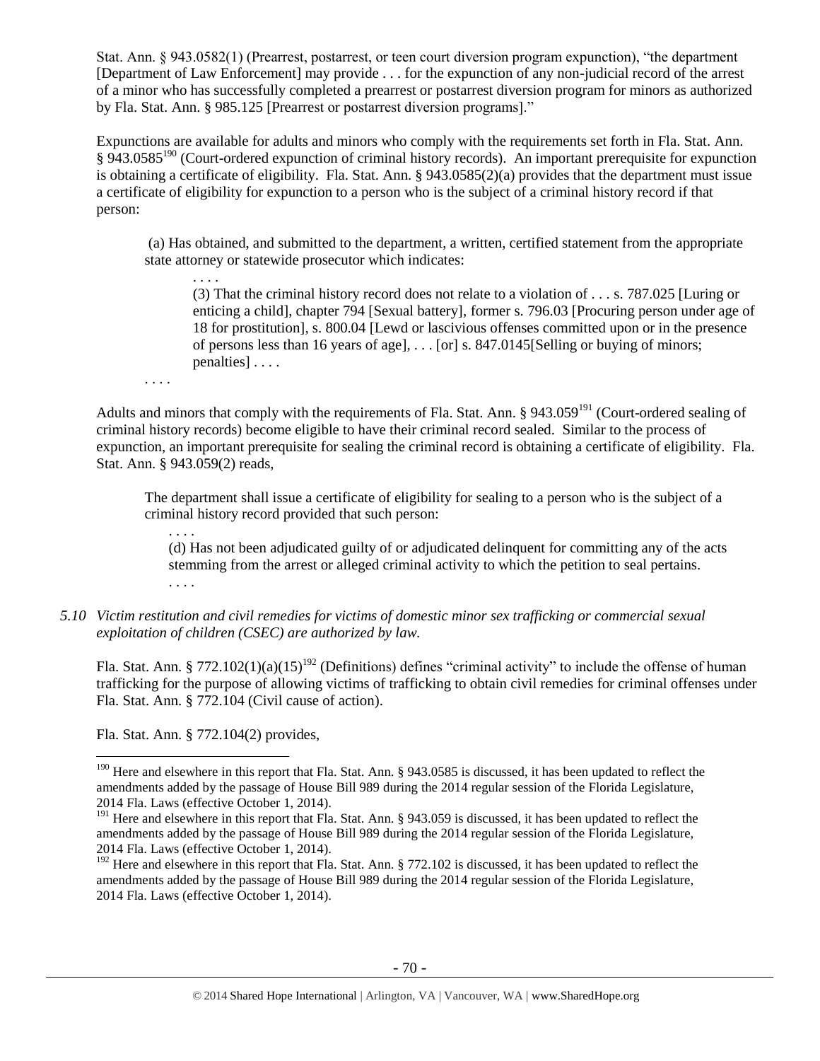Stat. Ann. § 943.0582(1) (Prearrest, postarrest, or teen court diversion program expunction), "the department [Department of Law Enforcement] may provide . . . for the expunction of any non-judicial record of the arrest of a minor who has successfully completed a prearrest or postarrest diversion program for minors as authorized by Fla. Stat. Ann. § 985.125 [Prearrest or postarrest diversion programs]."

Expunctions are available for adults and minors who comply with the requirements set forth in Fla. Stat. Ann. § 943.0585[190] (Court-ordered expunction of criminal history records). An important prerequisite for expunction is obtaining a certificate of eligibility. Fla. Stat. Ann. § 943.0585(2)(a) provides that the department must issue a certificate of eligibility for expunction to a person who is the subject of a criminal history record if that person:

> (a) Has obtained, and submitted to the department, a written, certified statement from the appropriate state attorney or statewide prosecutor which indicates:
>
> > . . . .
> >
> > (3) That the criminal history record does not relate to a violation of . . . s. 787.025 [Luring or enticing a child], chapter 794 [Sexual battery], former s. 796.03 [Procuring person under age of 18 for prostitution], s. 800.04 [Lewd or lascivious offenses committed upon or in the presence of persons less than 16 years of age], . . . [or] s. 847.0145[Selling or buying of minors; penalties] . . . .
>
> . . . .

Adults and minors that comply with the requirements of Fla. Stat. Ann. § 943.059[191] (Court-ordered sealing of criminal history records) become eligible to have their criminal record sealed. Similar to the process of expunction, an important prerequisite for sealing the criminal record is obtaining a certificate of eligibility. Fla. Stat. Ann. § 943.059(2) reads,

> The department shall issue a certificate of eligibility for sealing to a person who is the subject of a criminal history record provided that such person:
>
> > . . . .
> >
> > (d) Has not been adjudicated guilty of or adjudicated delinquent for committing any of the acts stemming from the arrest or alleged criminal activity to which the petition to seal pertains.
> >
> > . . . .

*5.10 Victim restitution and civil remedies for victims of domestic minor sex trafficking or commercial sexual exploitation of children (CSEC) are authorized by law.*

Fla. Stat. Ann. § 772.102(1)(a)(15)[192] (Definitions) defines "criminal activity" to include the offense of human trafficking for the purpose of allowing victims of trafficking to obtain civil remedies for criminal offenses under Fla. Stat. Ann. § 772.104 (Civil cause of action).

Fla. Stat. Ann. § 772.104(2) provides,

---

[190] Here and elsewhere in this report that Fla. Stat. Ann. § 943.0585 is discussed, it has been updated to reflect the amendments added by the passage of House Bill 989 during the 2014 regular session of the Florida Legislature, 2014 Fla. Laws (effective October 1, 2014).

[191] Here and elsewhere in this report that Fla. Stat. Ann. § 943.059 is discussed, it has been updated to reflect the amendments added by the passage of House Bill 989 during the 2014 regular session of the Florida Legislature, 2014 Fla. Laws (effective October 1, 2014).

[192] Here and elsewhere in this report that Fla. Stat. Ann. § 772.102 is discussed, it has been updated to reflect the amendments added by the passage of House Bill 989 during the 2014 regular session of the Florida Legislature, 2014 Fla. Laws (effective October 1, 2014).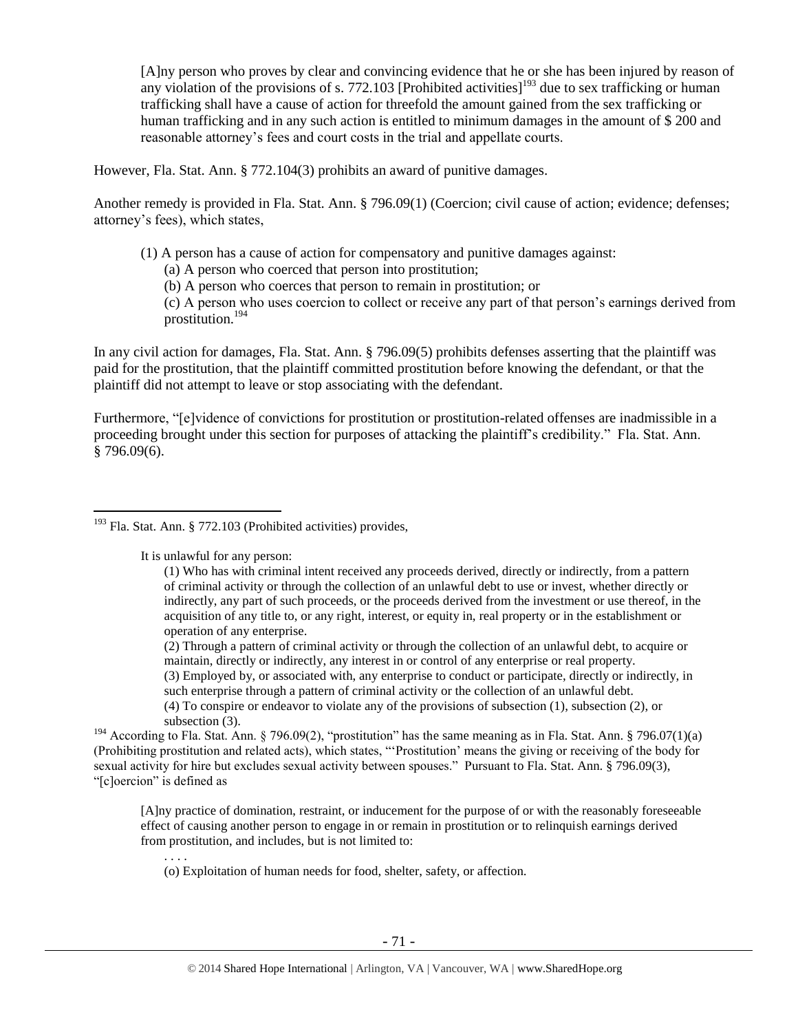> [A]ny person who proves by clear and convincing evidence that he or she has been injured by reason of any violation of the provisions of s. 772.103 [Prohibited activities][193] due to sex trafficking or human trafficking shall have a cause of action for threefold the amount gained from the sex trafficking or human trafficking and in any such action is entitled to minimum damages in the amount of $ 200 and reasonable attorney's fees and court costs in the trial and appellate courts.

However, Fla. Stat. Ann. § 772.104(3) prohibits an award of punitive damages.

Another remedy is provided in Fla. Stat. Ann. § 796.09(1) (Coercion; civil cause of action; evidence; defenses; attorney's fees), which states,

> (1) A person has a cause of action for compensatory and punitive damages against:
> (a) A person who coerced that person into prostitution;
> (b) A person who coerces that person to remain in prostitution; or
> (c) A person who uses coercion to collect or receive any part of that person's earnings derived from prostitution.[194]

In any civil action for damages, Fla. Stat. Ann. § 796.09(5) prohibits defenses asserting that the plaintiff was paid for the prostitution, that the plaintiff committed prostitution before knowing the defendant, or that the plaintiff did not attempt to leave or stop associating with the defendant.

Furthermore, "[e]vidence of convictions for prostitution or prostitution-related offenses are inadmissible in a proceeding brought under this section for purposes of attacking the plaintiff's credibility." Fla. Stat. Ann. § 796.09(6).

---

[193] Fla. Stat. Ann. § 772.103 (Prohibited activities) provides,

> It is unlawful for any person:
> (1) Who has with criminal intent received any proceeds derived, directly or indirectly, from a pattern of criminal activity or through the collection of an unlawful debt to use or invest, whether directly or indirectly, any part of such proceeds, or the proceeds derived from the investment or use thereof, in the acquisition of any title to, or any right, interest, or equity in, real property or in the establishment or operation of any enterprise.
> (2) Through a pattern of criminal activity or through the collection of an unlawful debt, to acquire or maintain, directly or indirectly, any interest in or control of any enterprise or real property.
> (3) Employed by, or associated with, any enterprise to conduct or participate, directly or indirectly, in such enterprise through a pattern of criminal activity or the collection of an unlawful debt.
> (4) To conspire or endeavor to violate any of the provisions of subsection (1), subsection (2), or subsection (3).

[194] According to Fla. Stat. Ann. § 796.09(2), "prostitution" has the same meaning as in Fla. Stat. Ann. § 796.07(1)(a) (Prohibiting prostitution and related acts), which states, "'Prostitution' means the giving or receiving of the body for sexual activity for hire but excludes sexual activity between spouses." Pursuant to Fla. Stat. Ann. § 796.09(3), "[c]oercion" is defined as

> [A]ny practice of domination, restraint, or inducement for the purpose of or with the reasonably foreseeable effect of causing another person to engage in or remain in prostitution or to relinquish earnings derived from prostitution, and includes, but is not limited to:
> . . . .
> (o) Exploitation of human needs for food, shelter, safety, or affection.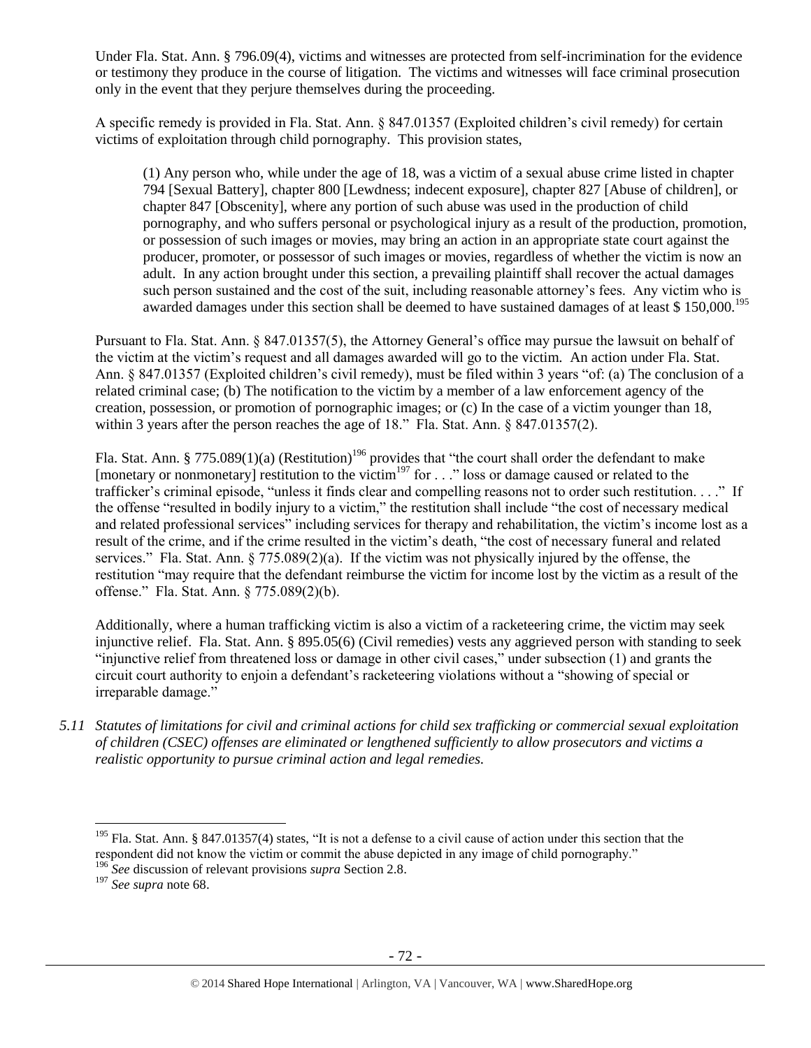Under Fla. Stat. Ann. § 796.09(4), victims and witnesses are protected from self-incrimination for the evidence or testimony they produce in the course of litigation. The victims and witnesses will face criminal prosecution only in the event that they perjure themselves during the proceeding.

A specific remedy is provided in Fla. Stat. Ann. § 847.01357 (Exploited children's civil remedy) for certain victims of exploitation through child pornography. This provision states,

> (1) Any person who, while under the age of 18, was a victim of a sexual abuse crime listed in chapter 794 [Sexual Battery], chapter 800 [Lewdness; indecent exposure], chapter 827 [Abuse of children], or chapter 847 [Obscenity], where any portion of such abuse was used in the production of child pornography, and who suffers personal or psychological injury as a result of the production, promotion, or possession of such images or movies, may bring an action in an appropriate state court against the producer, promoter, or possessor of such images or movies, regardless of whether the victim is now an adult. In any action brought under this section, a prevailing plaintiff shall recover the actual damages such person sustained and the cost of the suit, including reasonable attorney's fees. Any victim who is awarded damages under this section shall be deemed to have sustained damages of at least $ 150,000.[195]

Pursuant to Fla. Stat. Ann. § 847.01357(5), the Attorney General's office may pursue the lawsuit on behalf of the victim at the victim's request and all damages awarded will go to the victim. An action under Fla. Stat. Ann. § 847.01357 (Exploited children's civil remedy), must be filed within 3 years "of: (a) The conclusion of a related criminal case; (b) The notification to the victim by a member of a law enforcement agency of the creation, possession, or promotion of pornographic images; or (c) In the case of a victim younger than 18, within 3 years after the person reaches the age of 18." Fla. Stat. Ann. § 847.01357(2).

Fla. Stat. Ann. § 775.089(1)(a) (Restitution)[196] provides that "the court shall order the defendant to make [monetary or nonmonetary] restitution to the victim[197] for . . ." loss or damage caused or related to the trafficker's criminal episode, "unless it finds clear and compelling reasons not to order such restitution. . . ." If the offense "resulted in bodily injury to a victim," the restitution shall include "the cost of necessary medical and related professional services" including services for therapy and rehabilitation, the victim's income lost as a result of the crime, and if the crime resulted in the victim's death, "the cost of necessary funeral and related services." Fla. Stat. Ann. § 775.089(2)(a). If the victim was not physically injured by the offense, the restitution "may require that the defendant reimburse the victim for income lost by the victim as a result of the offense." Fla. Stat. Ann. § 775.089(2)(b).

Additionally, where a human trafficking victim is also a victim of a racketeering crime, the victim may seek injunctive relief. Fla. Stat. Ann. § 895.05(6) (Civil remedies) vests any aggrieved person with standing to seek "injunctive relief from threatened loss or damage in other civil cases," under subsection (1) and grants the circuit court authority to enjoin a defendant's racketeering violations without a "showing of special or irreparable damage."

*5.11 Statutes of limitations for civil and criminal actions for child sex trafficking or commercial sexual exploitation of children (CSEC) offenses are eliminated or lengthened sufficiently to allow prosecutors and victims a realistic opportunity to pursue criminal action and legal remedies.*

---

[195] Fla. Stat. Ann. § 847.01357(4) states, "It is not a defense to a civil cause of action under this section that the respondent did not know the victim or commit the abuse depicted in any image of child pornography."

[196] *See* discussion of relevant provisions *supra* Section 2.8.

[197] *See supra* note 68.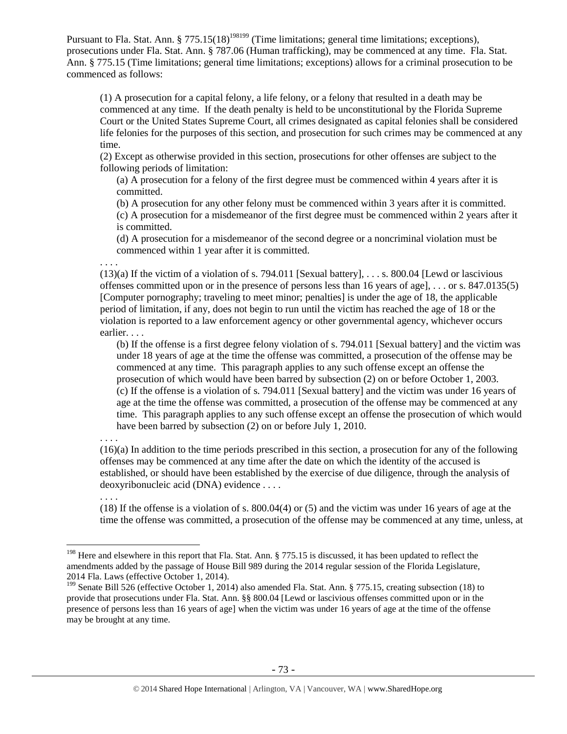Pursuant to Fla. Stat. Ann. § 775.15(18)[198199] (Time limitations; general time limitations; exceptions), prosecutions under Fla. Stat. Ann. § 787.06 (Human trafficking), may be commenced at any time. Fla. Stat. Ann. § 775.15 (Time limitations; general time limitations; exceptions) allows for a criminal prosecution to be commenced as follows:

> (1) A prosecution for a capital felony, a life felony, or a felony that resulted in a death may be commenced at any time. If the death penalty is held to be unconstitutional by the Florida Supreme Court or the United States Supreme Court, all crimes designated as capital felonies shall be considered life felonies for the purposes of this section, and prosecution for such crimes may be commenced at any time.
>
> (2) Except as otherwise provided in this section, prosecutions for other offenses are subject to the following periods of limitation:
>
> > (a) A prosecution for a felony of the first degree must be commenced within 4 years after it is committed.
> >
> > (b) A prosecution for any other felony must be commenced within 3 years after it is committed.
> >
> > (c) A prosecution for a misdemeanor of the first degree must be commenced within 2 years after it is committed.
> >
> > (d) A prosecution for a misdemeanor of the second degree or a noncriminal violation must be commenced within 1 year after it is committed.
>
> . . . .
>
> (13)(a) If the victim of a violation of s. 794.011 [Sexual battery], . . . s. 800.04 [Lewd or lascivious offenses committed upon or in the presence of persons less than 16 years of age], . . . or s. 847.0135(5) [Computer pornography; traveling to meet minor; penalties] is under the age of 18, the applicable period of limitation, if any, does not begin to run until the victim has reached the age of 18 or the violation is reported to a law enforcement agency or other governmental agency, whichever occurs earlier. . . .
>
> > (b) If the offense is a first degree felony violation of s. 794.011 [Sexual battery] and the victim was under 18 years of age at the time the offense was committed, a prosecution of the offense may be commenced at any time. This paragraph applies to any such offense except an offense the prosecution of which would have been barred by subsection (2) on or before October 1, 2003.
> >
> > (c) If the offense is a violation of s. 794.011 [Sexual battery] and the victim was under 16 years of age at the time the offense was committed, a prosecution of the offense may be commenced at any time. This paragraph applies to any such offense except an offense the prosecution of which would have been barred by subsection (2) on or before July 1, 2010.
>
> . . . .
>
> (16)(a) In addition to the time periods prescribed in this section, a prosecution for any of the following offenses may be commenced at any time after the date on which the identity of the accused is established, or should have been established by the exercise of due diligence, through the analysis of deoxyribonucleic acid (DNA) evidence . . . .
>
> . . . .
>
> (18) If the offense is a violation of s. 800.04(4) or (5) and the victim was under 16 years of age at the time the offense was committed, a prosecution of the offense may be commenced at any time, unless, at

---

[198] Here and elsewhere in this report that Fla. Stat. Ann. § 775.15 is discussed, it has been updated to reflect the amendments added by the passage of House Bill 989 during the 2014 regular session of the Florida Legislature, 2014 Fla. Laws (effective October 1, 2014).

[199] Senate Bill 526 (effective October 1, 2014) also amended Fla. Stat. Ann. § 775.15, creating subsection (18) to provide that prosecutions under Fla. Stat. Ann. §§ 800.04 [Lewd or lascivious offenses committed upon or in the presence of persons less than 16 years of age] when the victim was under 16 years of age at the time of the offense may be brought at any time.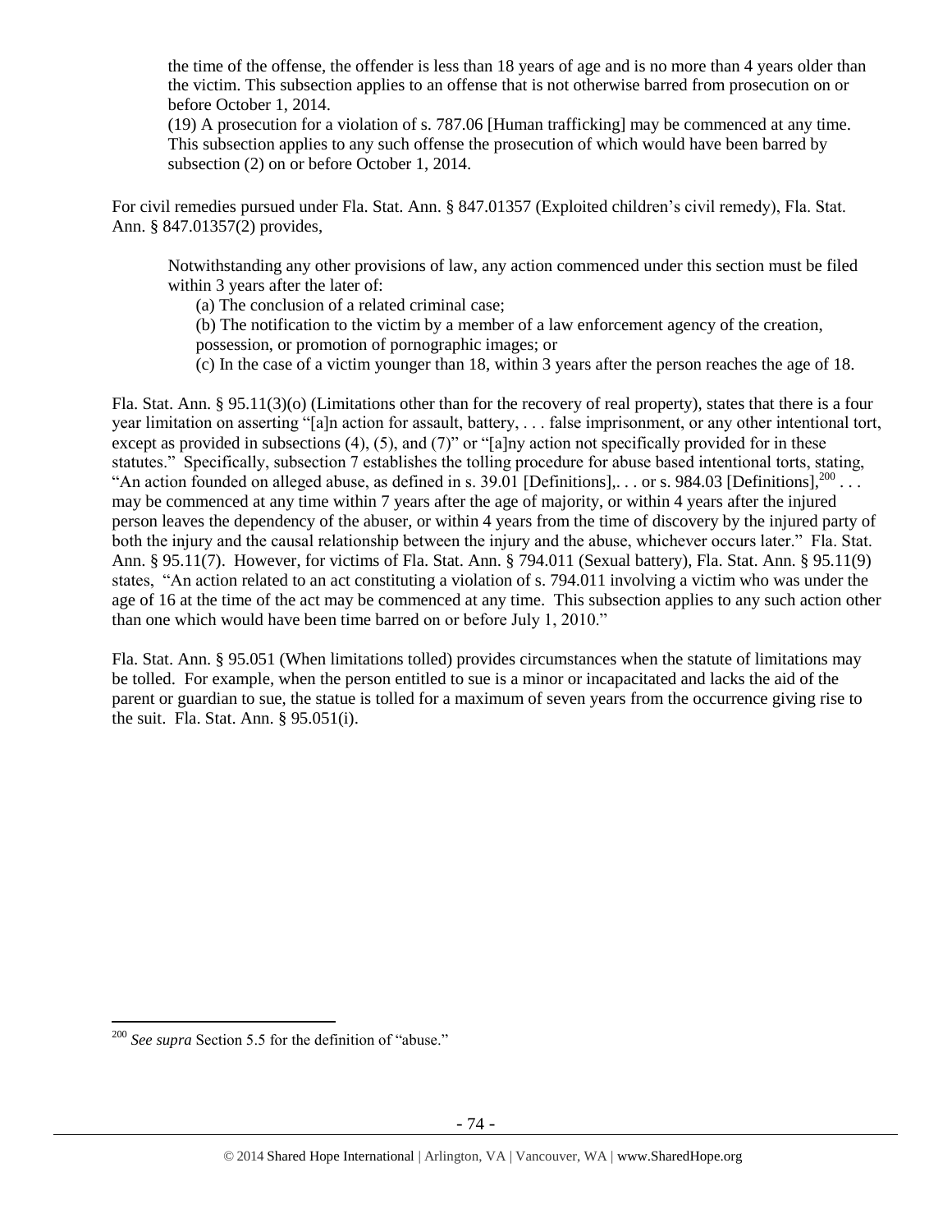> the time of the offense, the offender is less than 18 years of age and is no more than 4 years older than the victim. This subsection applies to an offense that is not otherwise barred from prosecution on or before October 1, 2014.
>
> (19) A prosecution for a violation of s. 787.06 [Human trafficking] may be commenced at any time. This subsection applies to any such offense the prosecution of which would have been barred by subsection (2) on or before October 1, 2014.

For civil remedies pursued under Fla. Stat. Ann. § 847.01357 (Exploited children's civil remedy), Fla. Stat. Ann. § 847.01357(2) provides,

> Notwithstanding any other provisions of law, any action commenced under this section must be filed within 3 years after the later of:
>
> (a) The conclusion of a related criminal case;
>
> (b) The notification to the victim by a member of a law enforcement agency of the creation, possession, or promotion of pornographic images; or
>
> (c) In the case of a victim younger than 18, within 3 years after the person reaches the age of 18.

Fla. Stat. Ann. § 95.11(3)(o) (Limitations other than for the recovery of real property), states that there is a four year limitation on asserting "[a]n action for assault, battery, . . . false imprisonment, or any other intentional tort, except as provided in subsections (4), (5), and (7)" or "[a]ny action not specifically provided for in these statutes." Specifically, subsection 7 establishes the tolling procedure for abuse based intentional torts, stating, "An action founded on alleged abuse, as defined in s. 39.01 [Definitions],. . . or s. 984.03 [Definitions],[200] . . . may be commenced at any time within 7 years after the age of majority, or within 4 years after the injured person leaves the dependency of the abuser, or within 4 years from the time of discovery by the injured party of both the injury and the causal relationship between the injury and the abuse, whichever occurs later." Fla. Stat. Ann. § 95.11(7). However, for victims of Fla. Stat. Ann. § 794.011 (Sexual battery), Fla. Stat. Ann. § 95.11(9) states, "An action related to an act constituting a violation of s. 794.011 involving a victim who was under the age of 16 at the time of the act may be commenced at any time. This subsection applies to any such action other than one which would have been time barred on or before July 1, 2010."

Fla. Stat. Ann. § 95.051 (When limitations tolled) provides circumstances when the statute of limitations may be tolled. For example, when the person entitled to sue is a minor or incapacitated and lacks the aid of the parent or guardian to sue, the statue is tolled for a maximum of seven years from the occurrence giving rise to the suit. Fla. Stat. Ann. § 95.051(i).

---

[200] *See supra* Section 5.5 for the definition of "abuse."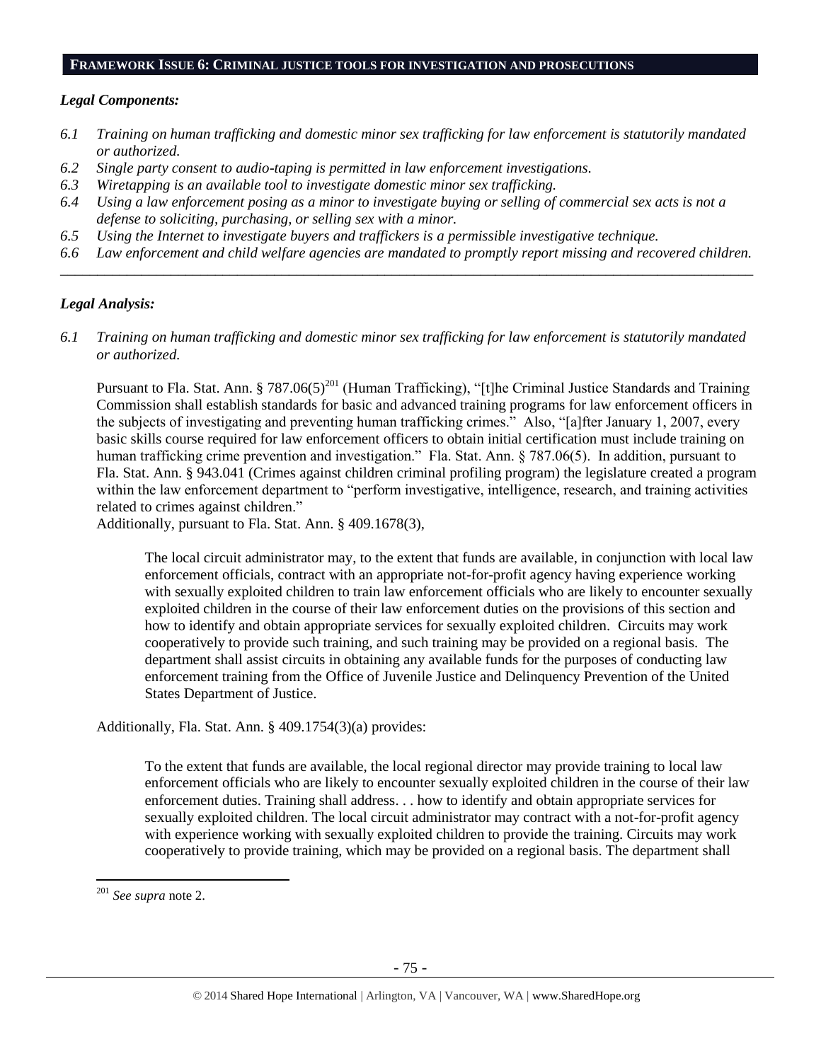## FRAMEWORK ISSUE 6: CRIMINAL JUSTICE TOOLS FOR INVESTIGATION AND PROSECUTIONS

### *Legal Components:*

*6.1 Training on human trafficking and domestic minor sex trafficking for law enforcement is statutorily mandated or authorized.*
*6.2 Single party consent to audio-taping is permitted in law enforcement investigations.*
*6.3 Wiretapping is an available tool to investigate domestic minor sex trafficking.*
*6.4 Using a law enforcement posing as a minor to investigate buying or selling of commercial sex acts is not a defense to soliciting, purchasing, or selling sex with a minor.*
*6.5 Using the Internet to investigate buyers and traffickers is a permissible investigative technique.*
*6.6 Law enforcement and child welfare agencies are mandated to promptly report missing and recovered children.*

---

### *Legal Analysis:*

*6.1 Training on human trafficking and domestic minor sex trafficking for law enforcement is statutorily mandated or authorized.*

Pursuant to Fla. Stat. Ann. § 787.06(5)[201] (Human Trafficking), "[t]he Criminal Justice Standards and Training Commission shall establish standards for basic and advanced training programs for law enforcement officers in the subjects of investigating and preventing human trafficking crimes." Also, "[a]fter January 1, 2007, every basic skills course required for law enforcement officers to obtain initial certification must include training on human trafficking crime prevention and investigation." Fla. Stat. Ann. § 787.06(5). In addition, pursuant to Fla. Stat. Ann. § 943.041 (Crimes against children criminal profiling program) the legislature created a program within the law enforcement department to "perform investigative, intelligence, research, and training activities related to crimes against children."

Additionally, pursuant to Fla. Stat. Ann. § 409.1678(3),

> The local circuit administrator may, to the extent that funds are available, in conjunction with local law enforcement officials, contract with an appropriate not-for-profit agency having experience working with sexually exploited children to train law enforcement officials who are likely to encounter sexually exploited children in the course of their law enforcement duties on the provisions of this section and how to identify and obtain appropriate services for sexually exploited children. Circuits may work cooperatively to provide such training, and such training may be provided on a regional basis. The department shall assist circuits in obtaining any available funds for the purposes of conducting law enforcement training from the Office of Juvenile Justice and Delinquency Prevention of the United States Department of Justice.

Additionally, Fla. Stat. Ann. § 409.1754(3)(a) provides:

> To the extent that funds are available, the local regional director may provide training to local law enforcement officials who are likely to encounter sexually exploited children in the course of their law enforcement duties. Training shall address. . . how to identify and obtain appropriate services for sexually exploited children. The local circuit administrator may contract with a not-for-profit agency with experience working with sexually exploited children to provide the training. Circuits may work cooperatively to provide training, which may be provided on a regional basis. The department shall

---

[201] *See supra* note 2.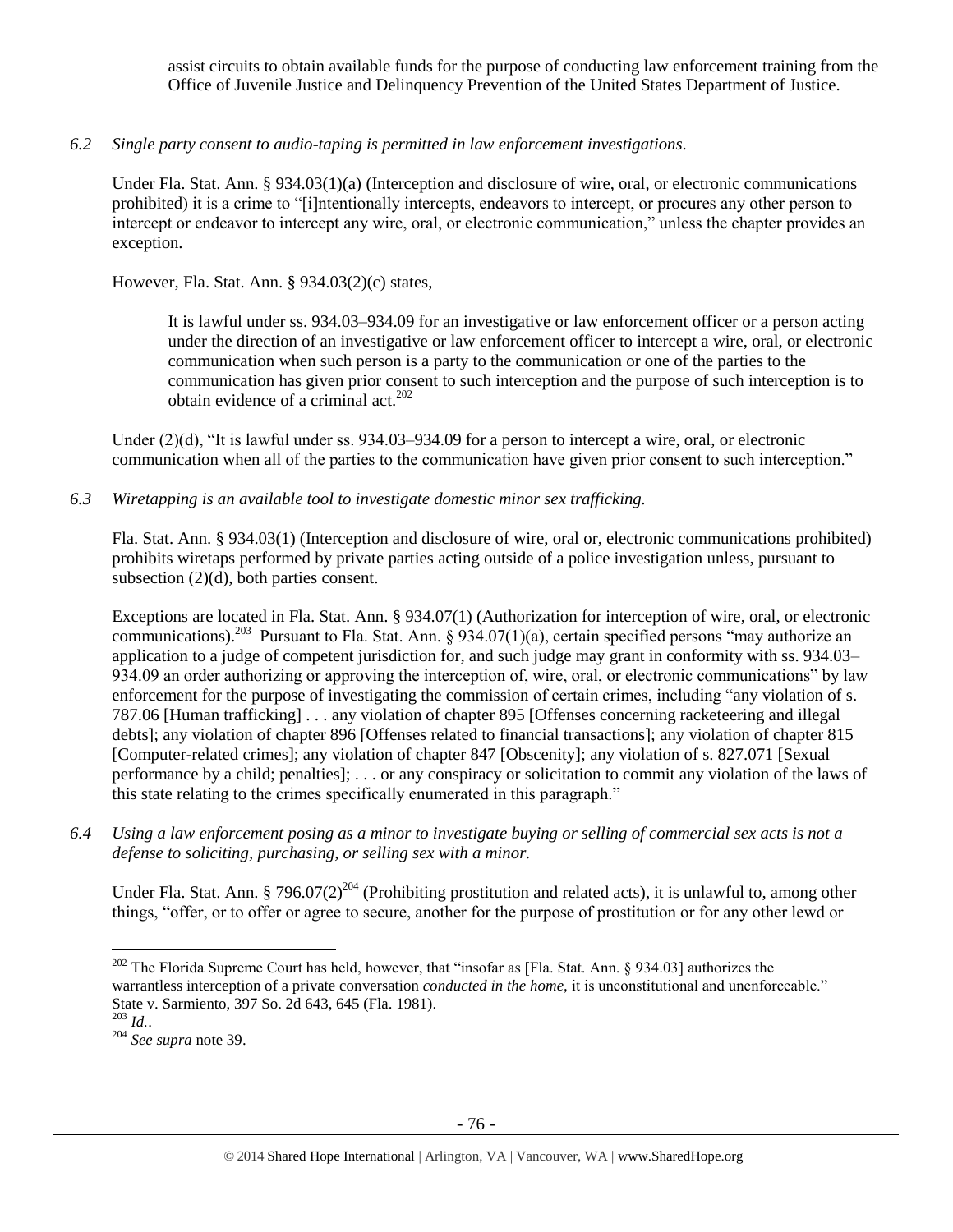assist circuits to obtain available funds for the purpose of conducting law enforcement training from the Office of Juvenile Justice and Delinquency Prevention of the United States Department of Justice.

*6.2 Single party consent to audio-taping is permitted in law enforcement investigations.*

Under Fla. Stat. Ann. § 934.03(1)(a) (Interception and disclosure of wire, oral, or electronic communications prohibited) it is a crime to "[i]ntentionally intercepts, endeavors to intercept, or procures any other person to intercept or endeavor to intercept any wire, oral, or electronic communication," unless the chapter provides an exception.

However, Fla. Stat. Ann. § 934.03(2)(c) states,

> It is lawful under ss. 934.03–934.09 for an investigative or law enforcement officer or a person acting under the direction of an investigative or law enforcement officer to intercept a wire, oral, or electronic communication when such person is a party to the communication or one of the parties to the communication has given prior consent to such interception and the purpose of such interception is to obtain evidence of a criminal act.[202]

Under (2)(d), "It is lawful under ss. 934.03–934.09 for a person to intercept a wire, oral, or electronic communication when all of the parties to the communication have given prior consent to such interception."

*6.3 Wiretapping is an available tool to investigate domestic minor sex trafficking.*

Fla. Stat. Ann. § 934.03(1) (Interception and disclosure of wire, oral or, electronic communications prohibited) prohibits wiretaps performed by private parties acting outside of a police investigation unless, pursuant to subsection (2)(d), both parties consent.

Exceptions are located in Fla. Stat. Ann. § 934.07(1) (Authorization for interception of wire, oral, or electronic communications).[203] Pursuant to Fla. Stat. Ann. § 934.07(1)(a), certain specified persons "may authorize an application to a judge of competent jurisdiction for, and such judge may grant in conformity with ss. 934.03–934.09 an order authorizing or approving the interception of, wire, oral, or electronic communications" by law enforcement for the purpose of investigating the commission of certain crimes, including "any violation of s. 787.06 [Human trafficking] . . . any violation of chapter 895 [Offenses concerning racketeering and illegal debts]; any violation of chapter 896 [Offenses related to financial transactions]; any violation of chapter 815 [Computer-related crimes]; any violation of chapter 847 [Obscenity]; any violation of s. 827.071 [Sexual performance by a child; penalties]; . . . or any conspiracy or solicitation to commit any violation of the laws of this state relating to the crimes specifically enumerated in this paragraph."

*6.4 Using a law enforcement posing as a minor to investigate buying or selling of commercial sex acts is not a defense to soliciting, purchasing, or selling sex with a minor.*

Under Fla. Stat. Ann. § 796.07(2)[204] (Prohibiting prostitution and related acts), it is unlawful to, among other things, "offer, or to offer or agree to secure, another for the purpose of prostitution or for any other lewd or

---

[202] The Florida Supreme Court has held, however, that "insofar as [Fla. Stat. Ann. § 934.03] authorizes the warrantless interception of a private conversation *conducted in the home*, it is unconstitutional and unenforceable." State v. Sarmiento, 397 So. 2d 643, 645 (Fla. 1981).

[203] *Id.*.

[204] *See supra* note 39.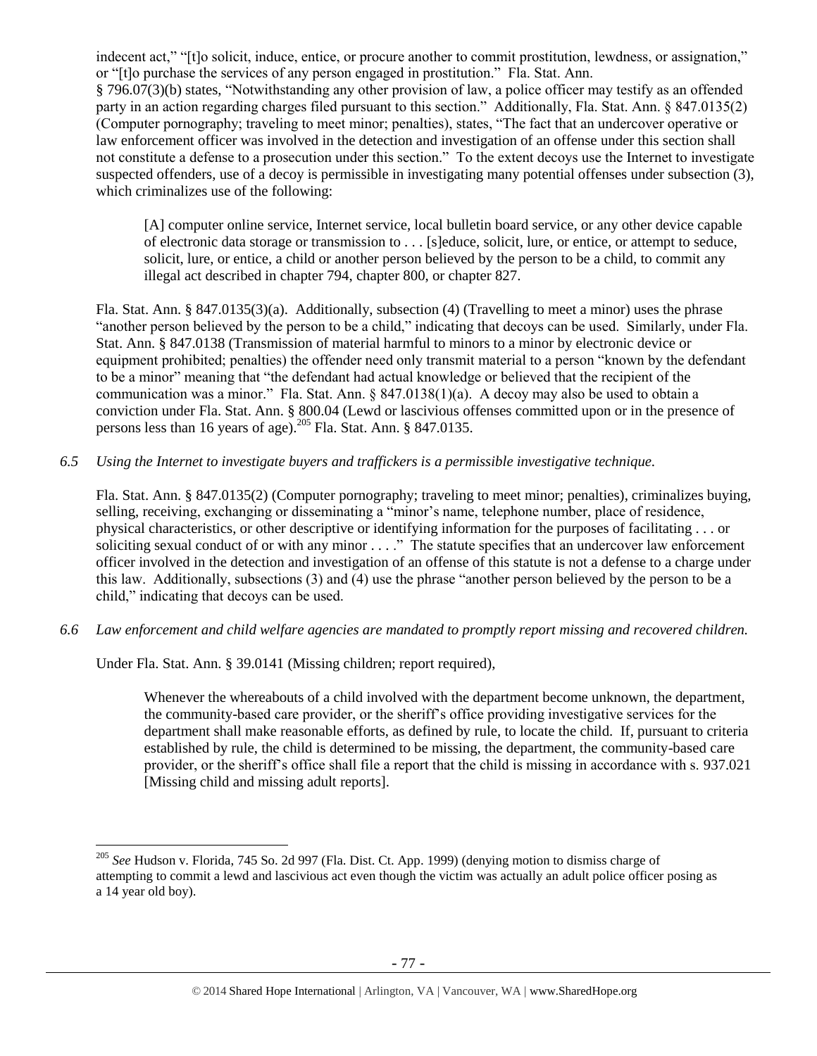indecent act," "[t]o solicit, induce, entice, or procure another to commit prostitution, lewdness, or assignation," or "[t]o purchase the services of any person engaged in prostitution." Fla. Stat. Ann. § 796.07(3)(b) states, "Notwithstanding any other provision of law, a police officer may testify as an offended party in an action regarding charges filed pursuant to this section." Additionally, Fla. Stat. Ann. § 847.0135(2) (Computer pornography; traveling to meet minor; penalties), states, "The fact that an undercover operative or law enforcement officer was involved in the detection and investigation of an offense under this section shall not constitute a defense to a prosecution under this section." To the extent decoys use the Internet to investigate suspected offenders, use of a decoy is permissible in investigating many potential offenses under subsection (3), which criminalizes use of the following:

> [A] computer online service, Internet service, local bulletin board service, or any other device capable of electronic data storage or transmission to . . . [s]educe, solicit, lure, or entice, or attempt to seduce, solicit, lure, or entice, a child or another person believed by the person to be a child, to commit any illegal act described in chapter 794, chapter 800, or chapter 827.

Fla. Stat. Ann. § 847.0135(3)(a). Additionally, subsection (4) (Travelling to meet a minor) uses the phrase "another person believed by the person to be a child," indicating that decoys can be used. Similarly, under Fla. Stat. Ann. § 847.0138 (Transmission of material harmful to minors to a minor by electronic device or equipment prohibited; penalties) the offender need only transmit material to a person "known by the defendant to be a minor" meaning that "the defendant had actual knowledge or believed that the recipient of the communication was a minor." Fla. Stat. Ann. § 847.0138(1)(a). A decoy may also be used to obtain a conviction under Fla. Stat. Ann. § 800.04 (Lewd or lascivious offenses committed upon or in the presence of persons less than 16 years of age).[205] Fla. Stat. Ann. § 847.0135.

*6.5 Using the Internet to investigate buyers and traffickers is a permissible investigative technique.*

Fla. Stat. Ann. § 847.0135(2) (Computer pornography; traveling to meet minor; penalties), criminalizes buying, selling, receiving, exchanging or disseminating a "minor's name, telephone number, place of residence, physical characteristics, or other descriptive or identifying information for the purposes of facilitating . . . or soliciting sexual conduct of or with any minor . . . ." The statute specifies that an undercover law enforcement officer involved in the detection and investigation of an offense of this statute is not a defense to a charge under this law. Additionally, subsections (3) and (4) use the phrase "another person believed by the person to be a child," indicating that decoys can be used.

*6.6 Law enforcement and child welfare agencies are mandated to promptly report missing and recovered children.*

Under Fla. Stat. Ann. § 39.0141 (Missing children; report required),

> Whenever the whereabouts of a child involved with the department become unknown, the department, the community-based care provider, or the sheriff's office providing investigative services for the department shall make reasonable efforts, as defined by rule, to locate the child. If, pursuant to criteria established by rule, the child is determined to be missing, the department, the community-based care provider, or the sheriff's office shall file a report that the child is missing in accordance with s. 937.021 [Missing child and missing adult reports].

---

[205] *See* Hudson v. Florida, 745 So. 2d 997 (Fla. Dist. Ct. App. 1999) (denying motion to dismiss charge of attempting to commit a lewd and lascivious act even though the victim was actually an adult police officer posing as a 14 year old boy).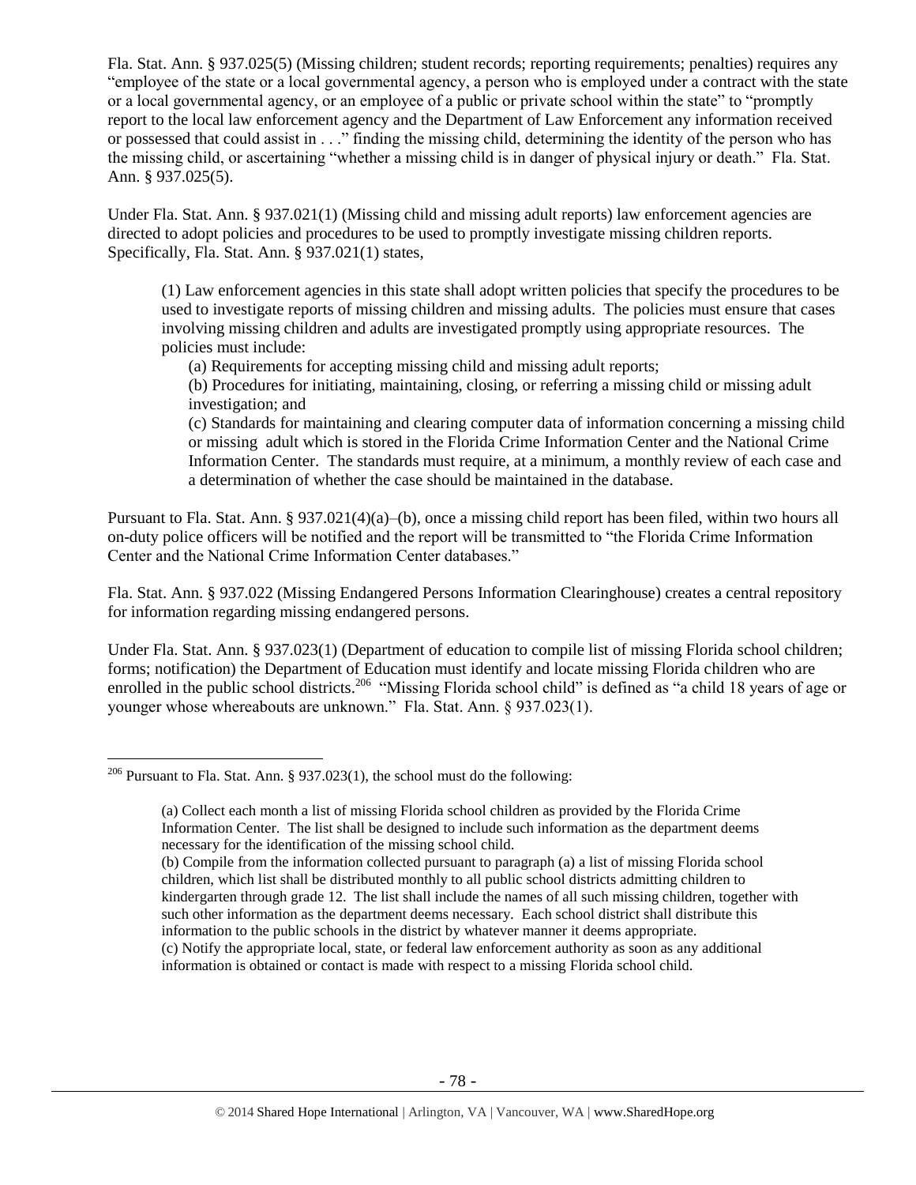Fla. Stat. Ann. § 937.025(5) (Missing children; student records; reporting requirements; penalties) requires any "employee of the state or a local governmental agency, a person who is employed under a contract with the state or a local governmental agency, or an employee of a public or private school within the state" to "promptly report to the local law enforcement agency and the Department of Law Enforcement any information received or possessed that could assist in . . ." finding the missing child, determining the identity of the person who has the missing child, or ascertaining "whether a missing child is in danger of physical injury or death." Fla. Stat. Ann. § 937.025(5).

Under Fla. Stat. Ann. § 937.021(1) (Missing child and missing adult reports) law enforcement agencies are directed to adopt policies and procedures to be used to promptly investigate missing children reports. Specifically, Fla. Stat. Ann. § 937.021(1) states,

> (1) Law enforcement agencies in this state shall adopt written policies that specify the procedures to be used to investigate reports of missing children and missing adults. The policies must ensure that cases involving missing children and adults are investigated promptly using appropriate resources. The policies must include:
>
> (a) Requirements for accepting missing child and missing adult reports;
>
> (b) Procedures for initiating, maintaining, closing, or referring a missing child or missing adult investigation; and
>
> (c) Standards for maintaining and clearing computer data of information concerning a missing child or missing adult which is stored in the Florida Crime Information Center and the National Crime Information Center. The standards must require, at a minimum, a monthly review of each case and a determination of whether the case should be maintained in the database.

Pursuant to Fla. Stat. Ann. § 937.021(4)(a)–(b), once a missing child report has been filed, within two hours all on-duty police officers will be notified and the report will be transmitted to "the Florida Crime Information Center and the National Crime Information Center databases."

Fla. Stat. Ann. § 937.022 (Missing Endangered Persons Information Clearinghouse) creates a central repository for information regarding missing endangered persons.

Under Fla. Stat. Ann. § 937.023(1) (Department of education to compile list of missing Florida school children; forms; notification) the Department of Education must identify and locate missing Florida children who are enrolled in the public school districts.[206] "Missing Florida school child" is defined as "a child 18 years of age or younger whose whereabouts are unknown." Fla. Stat. Ann. § 937.023(1).

---

[206] Pursuant to Fla. Stat. Ann. § 937.023(1), the school must do the following:

> (a) Collect each month a list of missing Florida school children as provided by the Florida Crime Information Center. The list shall be designed to include such information as the department deems necessary for the identification of the missing school child.
>
> (b) Compile from the information collected pursuant to paragraph (a) a list of missing Florida school children, which list shall be distributed monthly to all public school districts admitting children to kindergarten through grade 12. The list shall include the names of all such missing children, together with such other information as the department deems necessary. Each school district shall distribute this information to the public schools in the district by whatever manner it deems appropriate.
>
> (c) Notify the appropriate local, state, or federal law enforcement authority as soon as any additional information is obtained or contact is made with respect to a missing Florida school child.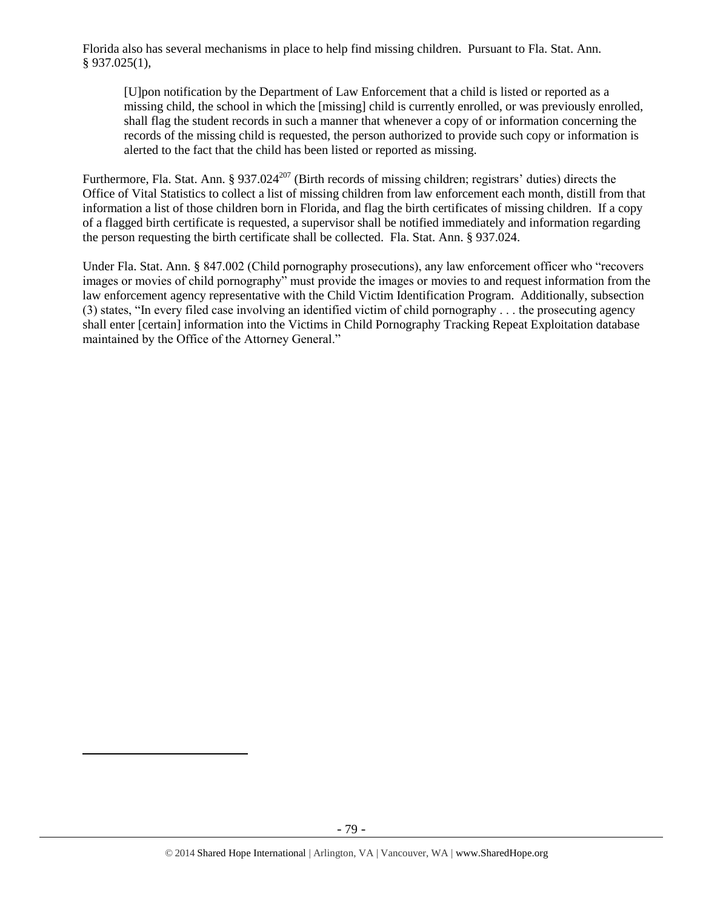Florida also has several mechanisms in place to help find missing children. Pursuant to Fla. Stat. Ann. § 937.025(1),

> [U]pon notification by the Department of Law Enforcement that a child is listed or reported as a missing child, the school in which the [missing] child is currently enrolled, or was previously enrolled, shall flag the student records in such a manner that whenever a copy of or information concerning the records of the missing child is requested, the person authorized to provide such copy or information is alerted to the fact that the child has been listed or reported as missing.

Furthermore, Fla. Stat. Ann. § 937.024[207] (Birth records of missing children; registrars' duties) directs the Office of Vital Statistics to collect a list of missing children from law enforcement each month, distill from that information a list of those children born in Florida, and flag the birth certificates of missing children. If a copy of a flagged birth certificate is requested, a supervisor shall be notified immediately and information regarding the person requesting the birth certificate shall be collected. Fla. Stat. Ann. § 937.024.

Under Fla. Stat. Ann. § 847.002 (Child pornography prosecutions), any law enforcement officer who "recovers images or movies of child pornography" must provide the images or movies to and request information from the law enforcement agency representative with the Child Victim Identification Program. Additionally, subsection (3) states, "In every filed case involving an identified victim of child pornography . . . the prosecuting agency shall enter [certain] information into the Victims in Child Pornography Tracking Repeat Exploitation database maintained by the Office of the Attorney General."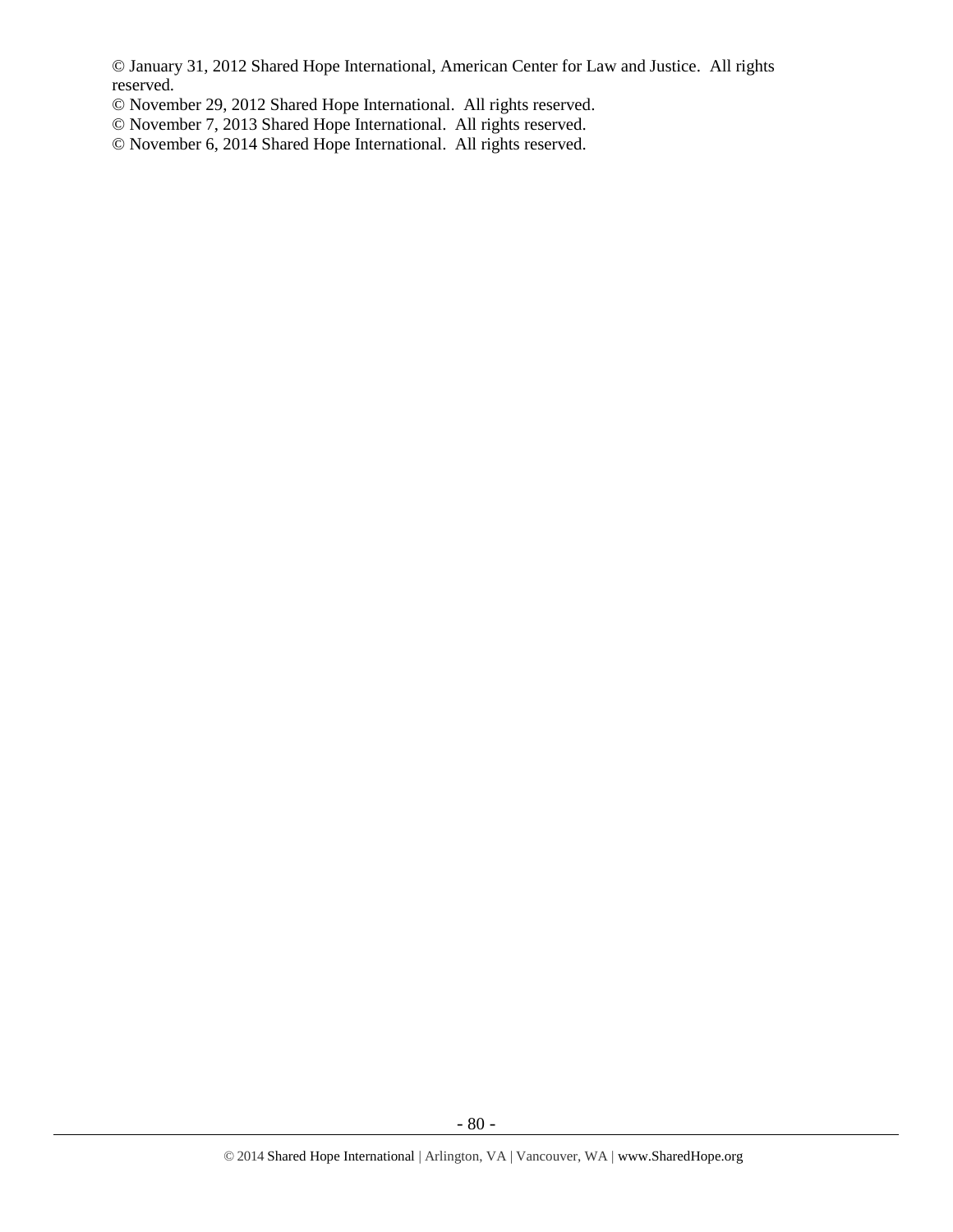© January 31, 2012 Shared Hope International, American Center for Law and Justice. All rights reserved.
© November 29, 2012 Shared Hope International. All rights reserved.
© November 7, 2013 Shared Hope International. All rights reserved.
© November 6, 2014 Shared Hope International. All rights reserved.